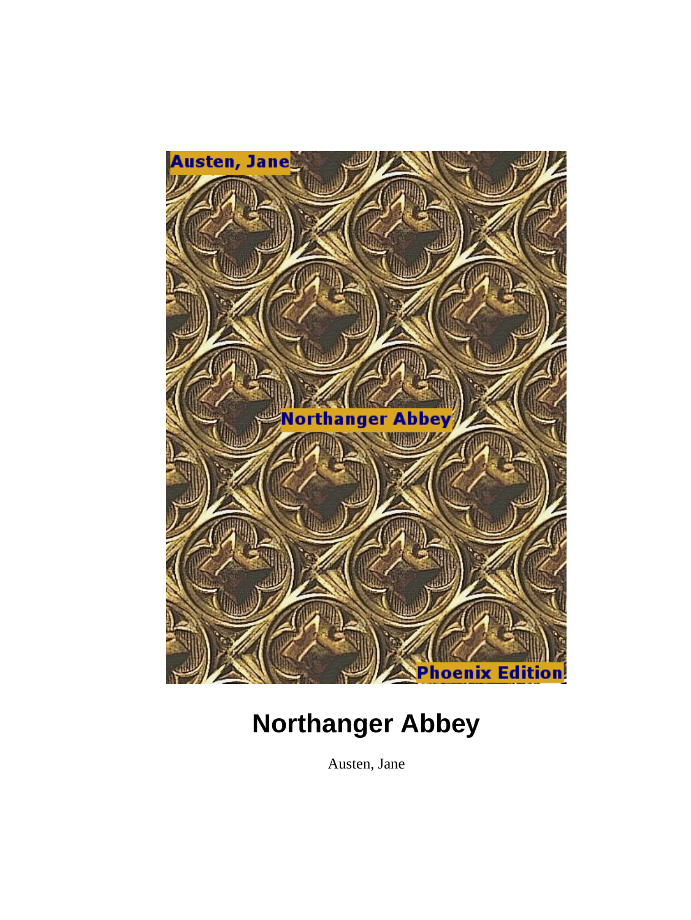# Northanger Abbey

Austen, Jane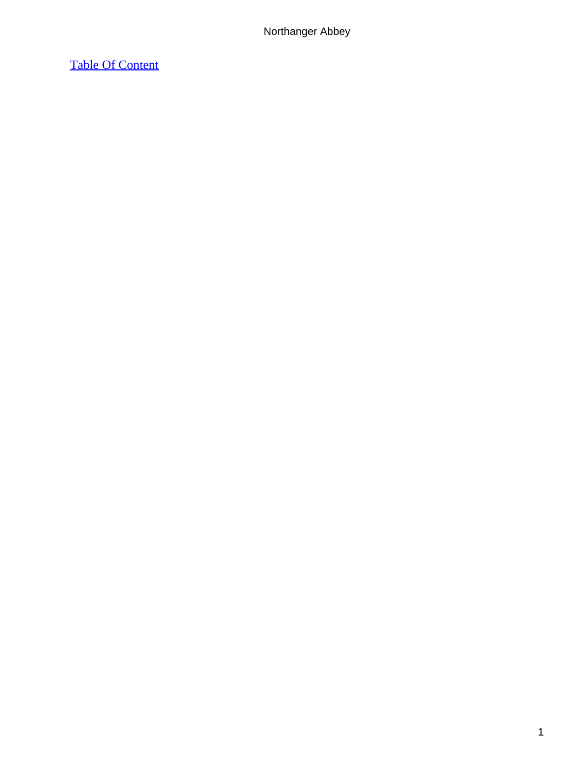[Table Of Content]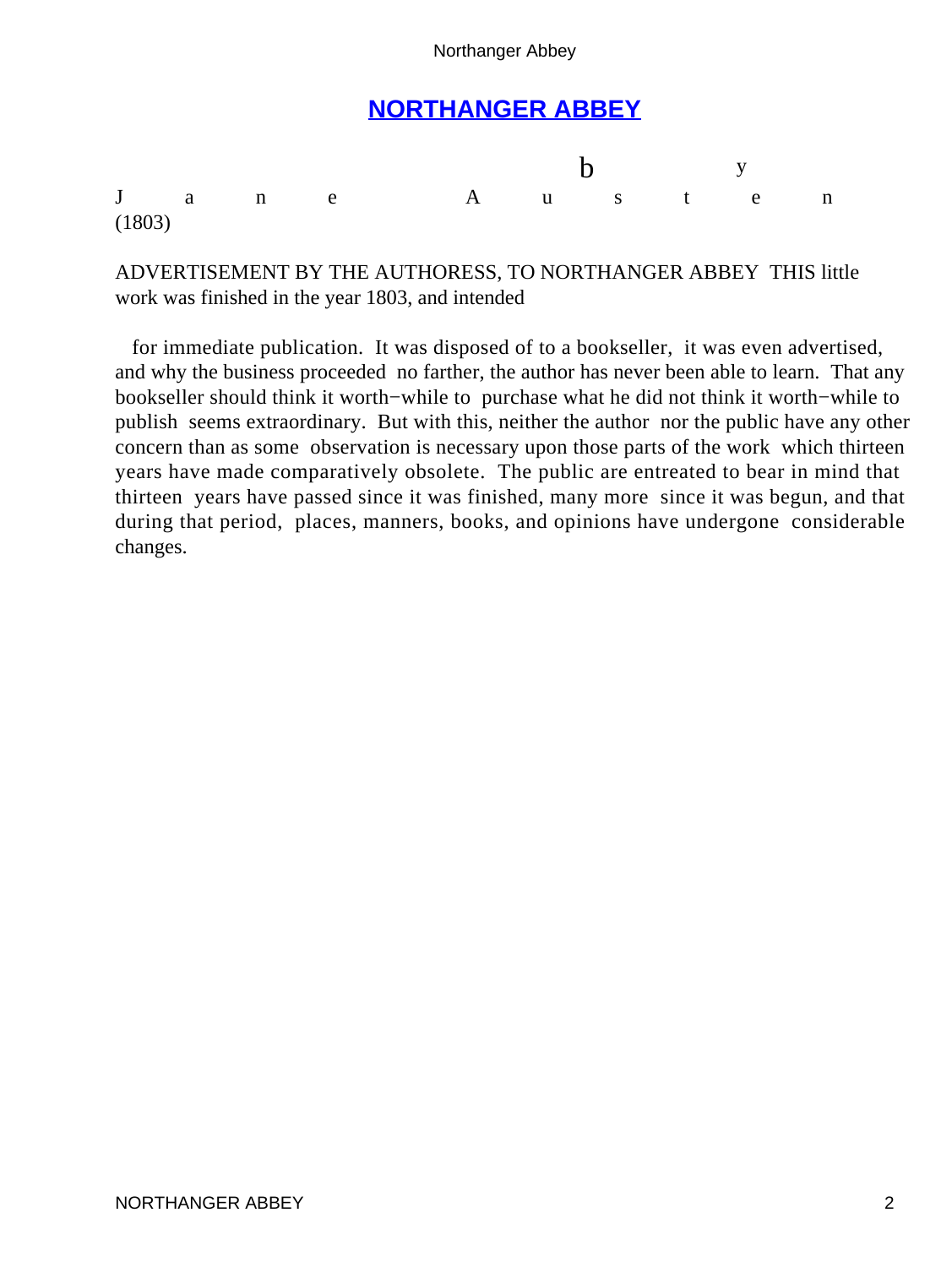# NORTHANGER ABBEY

by

Jane Austen

(1803)

ADVERTISEMENT BY THE AUTHORESS, TO NORTHANGER ABBEY THIS little work was finished in the year 1803, and intended

for immediate publication. It was disposed of to a bookseller, it was even advertised, and why the business proceeded no farther, the author has never been able to learn. That any bookseller should think it worth−while to purchase what he did not think it worth−while to publish seems extraordinary. But with this, neither the author nor the public have any other concern than as some observation is necessary upon those parts of the work which thirteen years have made comparatively obsolete. The public are entreated to bear in mind that thirteen years have passed since it was finished, many more since it was begun, and that during that period, places, manners, books, and opinions have undergone considerable changes.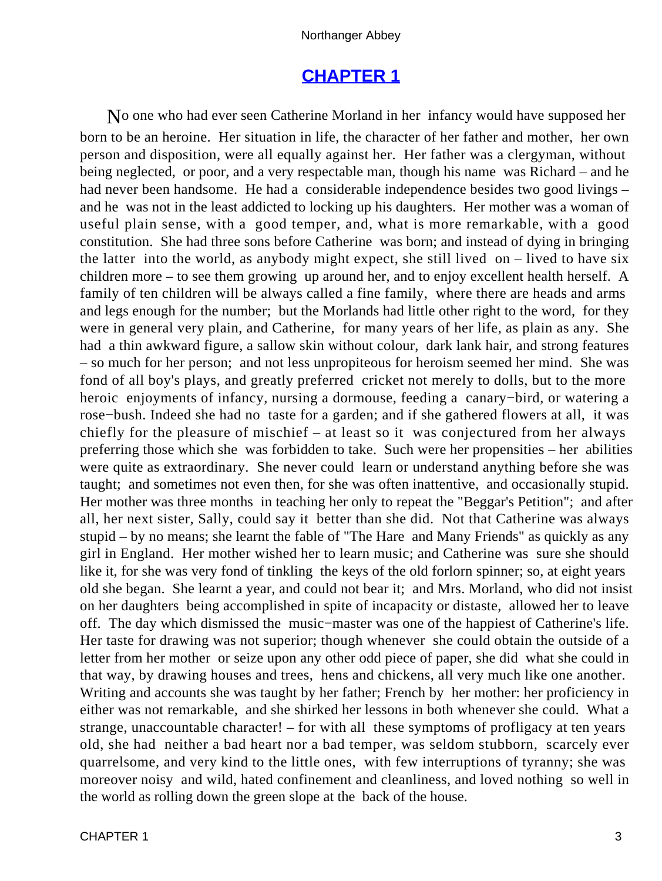## CHAPTER 1

No one who had ever seen Catherine Morland in her infancy would have supposed her born to be an heroine. Her situation in life, the character of her father and mother, her own person and disposition, were all equally against her. Her father was a clergyman, without being neglected, or poor, and a very respectable man, though his name was Richard – and he had never been handsome. He had a considerable independence besides two good livings – and he was not in the least addicted to locking up his daughters. Her mother was a woman of useful plain sense, with a good temper, and, what is more remarkable, with a good constitution. She had three sons before Catherine was born; and instead of dying in bringing the latter into the world, as anybody might expect, she still lived on – lived to have six children more – to see them growing up around her, and to enjoy excellent health herself. A family of ten children will be always called a fine family, where there are heads and arms and legs enough for the number; but the Morlands had little other right to the word, for they were in general very plain, and Catherine, for many years of her life, as plain as any. She had a thin awkward figure, a sallow skin without colour, dark lank hair, and strong features – so much for her person; and not less unpropiteous for heroism seemed her mind. She was fond of all boy's plays, and greatly preferred cricket not merely to dolls, but to the more heroic enjoyments of infancy, nursing a dormouse, feeding a canary−bird, or watering a rose−bush. Indeed she had no taste for a garden; and if she gathered flowers at all, it was chiefly for the pleasure of mischief – at least so it was conjectured from her always preferring those which she was forbidden to take. Such were her propensities – her abilities were quite as extraordinary. She never could learn or understand anything before she was taught; and sometimes not even then, for she was often inattentive, and occasionally stupid. Her mother was three months in teaching her only to repeat the "Beggar's Petition"; and after all, her next sister, Sally, could say it better than she did. Not that Catherine was always stupid – by no means; she learnt the fable of "The Hare and Many Friends" as quickly as any girl in England. Her mother wished her to learn music; and Catherine was sure she should like it, for she was very fond of tinkling the keys of the old forlorn spinner; so, at eight years old she began. She learnt a year, and could not bear it; and Mrs. Morland, who did not insist on her daughters being accomplished in spite of incapacity or distaste, allowed her to leave off. The day which dismissed the music−master was one of the happiest of Catherine's life. Her taste for drawing was not superior; though whenever she could obtain the outside of a letter from her mother or seize upon any other odd piece of paper, she did what she could in that way, by drawing houses and trees, hens and chickens, all very much like one another. Writing and accounts she was taught by her father; French by her mother: her proficiency in either was not remarkable, and she shirked her lessons in both whenever she could. What a strange, unaccountable character! – for with all these symptoms of profligacy at ten years old, she had neither a bad heart nor a bad temper, was seldom stubborn, scarcely ever quarrelsome, and very kind to the little ones, with few interruptions of tyranny; she was moreover noisy and wild, hated confinement and cleanliness, and loved nothing so well in the world as rolling down the green slope at the back of the house.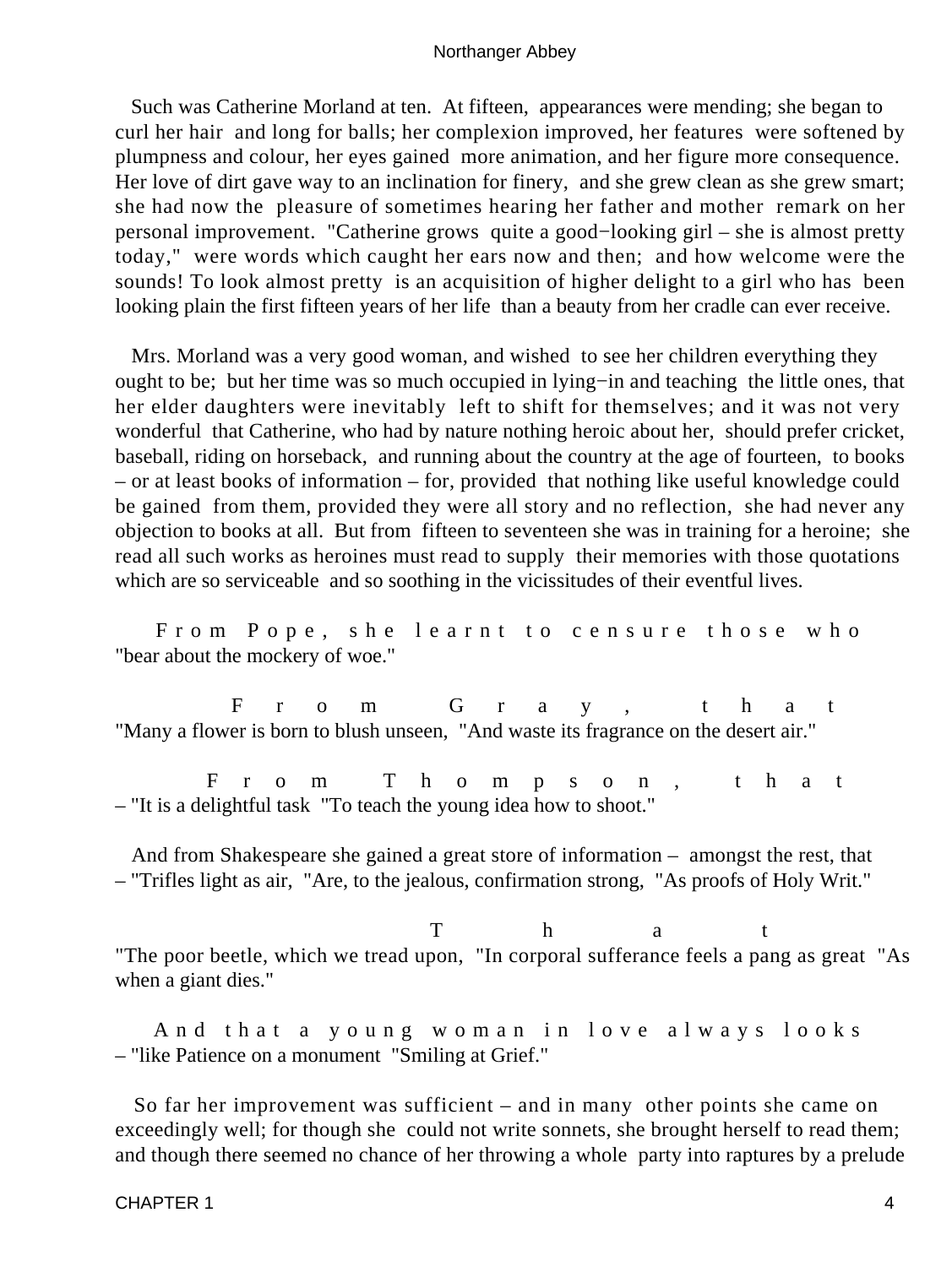Such was Catherine Morland at ten. At fifteen, appearances were mending; she began to curl her hair and long for balls; her complexion improved, her features were softened by plumpness and colour, her eyes gained more animation, and her figure more consequence. Her love of dirt gave way to an inclination for finery, and she grew clean as she grew smart; she had now the pleasure of sometimes hearing her father and mother remark on her personal improvement. "Catherine grows quite a good−looking girl – she is almost pretty today," were words which caught her ears now and then; and how welcome were the sounds! To look almost pretty is an acquisition of higher delight to a girl who has been looking plain the first fifteen years of her life than a beauty from her cradle can ever receive.

Mrs. Morland was a very good woman, and wished to see her children everything they ought to be; but her time was so much occupied in lying−in and teaching the little ones, that her elder daughters were inevitably left to shift for themselves; and it was not very wonderful that Catherine, who had by nature nothing heroic about her, should prefer cricket, baseball, riding on horseback, and running about the country at the age of fourteen, to books – or at least books of information – for, provided that nothing like useful knowledge could be gained from them, provided they were all story and no reflection, she had never any objection to books at all. But from fifteen to seventeen she was in training for a heroine; she read all such works as heroines must read to supply their memories with those quotations which are so serviceable and so soothing in the vicissitudes of their eventful lives.

From Pope, she learnt to censure those who "bear about the mockery of woe."

From Gray, that "Many a flower is born to blush unseen, "And waste its fragrance on the desert air."

From Thompson, that – "It is a delightful task "To teach the young idea how to shoot."

And from Shakespeare she gained a great store of information – amongst the rest, that – "Trifles light as air, "Are, to the jealous, confirmation strong, "As proofs of Holy Writ."

That "The poor beetle, which we tread upon, "In corporal sufferance feels a pang as great "As when a giant dies."

And that a young woman in love always looks – "like Patience on a monument "Smiling at Grief."

So far her improvement was sufficient – and in many other points she came on exceedingly well; for though she could not write sonnets, she brought herself to read them; and though there seemed no chance of her throwing a whole party into raptures by a prelude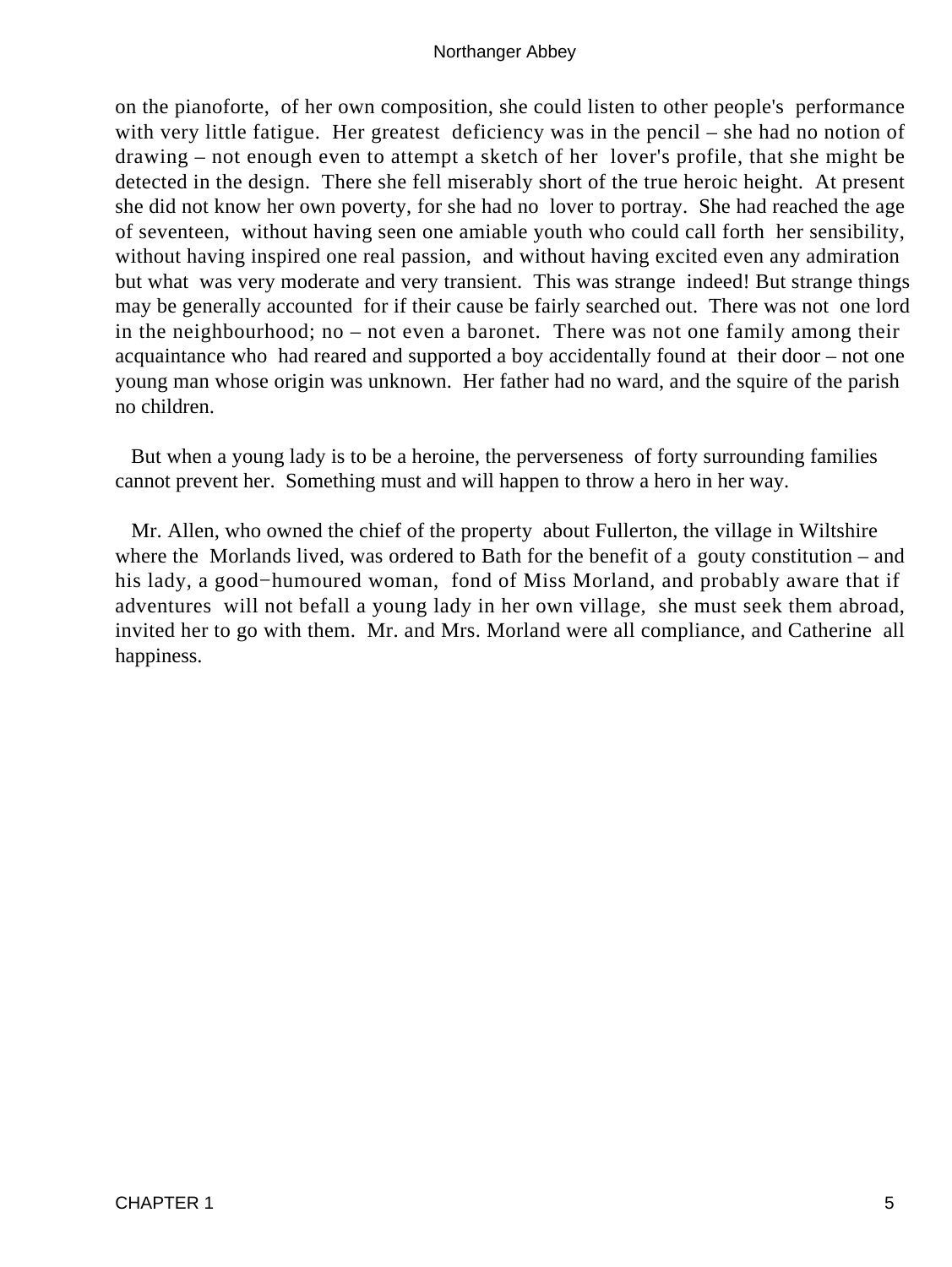on the pianoforte, of her own composition, she could listen to other people's performance with very little fatigue. Her greatest deficiency was in the pencil – she had no notion of drawing – not enough even to attempt a sketch of her lover's profile, that she might be detected in the design. There she fell miserably short of the true heroic height. At present she did not know her own poverty, for she had no lover to portray. She had reached the age of seventeen, without having seen one amiable youth who could call forth her sensibility, without having inspired one real passion, and without having excited even any admiration but what was very moderate and very transient. This was strange indeed! But strange things may be generally accounted for if their cause be fairly searched out. There was not one lord in the neighbourhood; no – not even a baronet. There was not one family among their acquaintance who had reared and supported a boy accidentally found at their door – not one young man whose origin was unknown. Her father had no ward, and the squire of the parish no children.

But when a young lady is to be a heroine, the perverseness of forty surrounding families cannot prevent her. Something must and will happen to throw a hero in her way.

Mr. Allen, who owned the chief of the property about Fullerton, the village in Wiltshire where the Morlands lived, was ordered to Bath for the benefit of a gouty constitution – and his lady, a good−humoured woman, fond of Miss Morland, and probably aware that if adventures will not befall a young lady in her own village, she must seek them abroad, invited her to go with them. Mr. and Mrs. Morland were all compliance, and Catherine all happiness.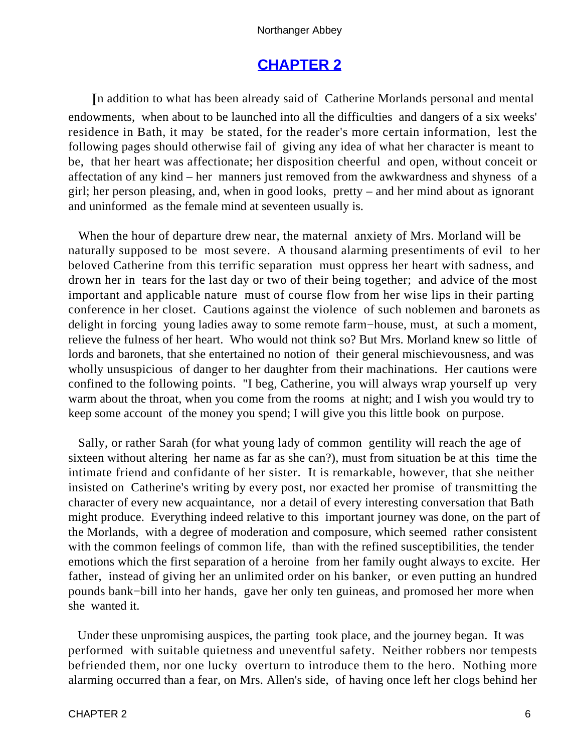# CHAPTER 2

In addition to what has been already said of Catherine Morlands personal and mental endowments, when about to be launched into all the difficulties and dangers of a six weeks' residence in Bath, it may be stated, for the reader's more certain information, lest the following pages should otherwise fail of giving any idea of what her character is meant to be, that her heart was affectionate; her disposition cheerful and open, without conceit or affectation of any kind – her manners just removed from the awkwardness and shyness of a girl; her person pleasing, and, when in good looks, pretty – and her mind about as ignorant and uninformed as the female mind at seventeen usually is.

When the hour of departure drew near, the maternal anxiety of Mrs. Morland will be naturally supposed to be most severe. A thousand alarming presentiments of evil to her beloved Catherine from this terrific separation must oppress her heart with sadness, and drown her in tears for the last day or two of their being together; and advice of the most important and applicable nature must of course flow from her wise lips in their parting conference in her closet. Cautions against the violence of such noblemen and baronets as delight in forcing young ladies away to some remote farm−house, must, at such a moment, relieve the fulness of her heart. Who would not think so? But Mrs. Morland knew so little of lords and baronets, that she entertained no notion of their general mischievousness, and was wholly unsuspicious of danger to her daughter from their machinations. Her cautions were confined to the following points. "I beg, Catherine, you will always wrap yourself up very warm about the throat, when you come from the rooms at night; and I wish you would try to keep some account of the money you spend; I will give you this little book on purpose.

Sally, or rather Sarah (for what young lady of common gentility will reach the age of sixteen without altering her name as far as she can?), must from situation be at this time the intimate friend and confidante of her sister. It is remarkable, however, that she neither insisted on Catherine's writing by every post, nor exacted her promise of transmitting the character of every new acquaintance, nor a detail of every interesting conversation that Bath might produce. Everything indeed relative to this important journey was done, on the part of the Morlands, with a degree of moderation and composure, which seemed rather consistent with the common feelings of common life, than with the refined susceptibilities, the tender emotions which the first separation of a heroine from her family ought always to excite. Her father, instead of giving her an unlimited order on his banker, or even putting an hundred pounds bank−bill into her hands, gave her only ten guineas, and promosed her more when she wanted it.

Under these unpromising auspices, the parting took place, and the journey began. It was performed with suitable quietness and uneventful safety. Neither robbers nor tempests befriended them, nor one lucky overturn to introduce them to the hero. Nothing more alarming occurred than a fear, on Mrs. Allen's side, of having once left her clogs behind her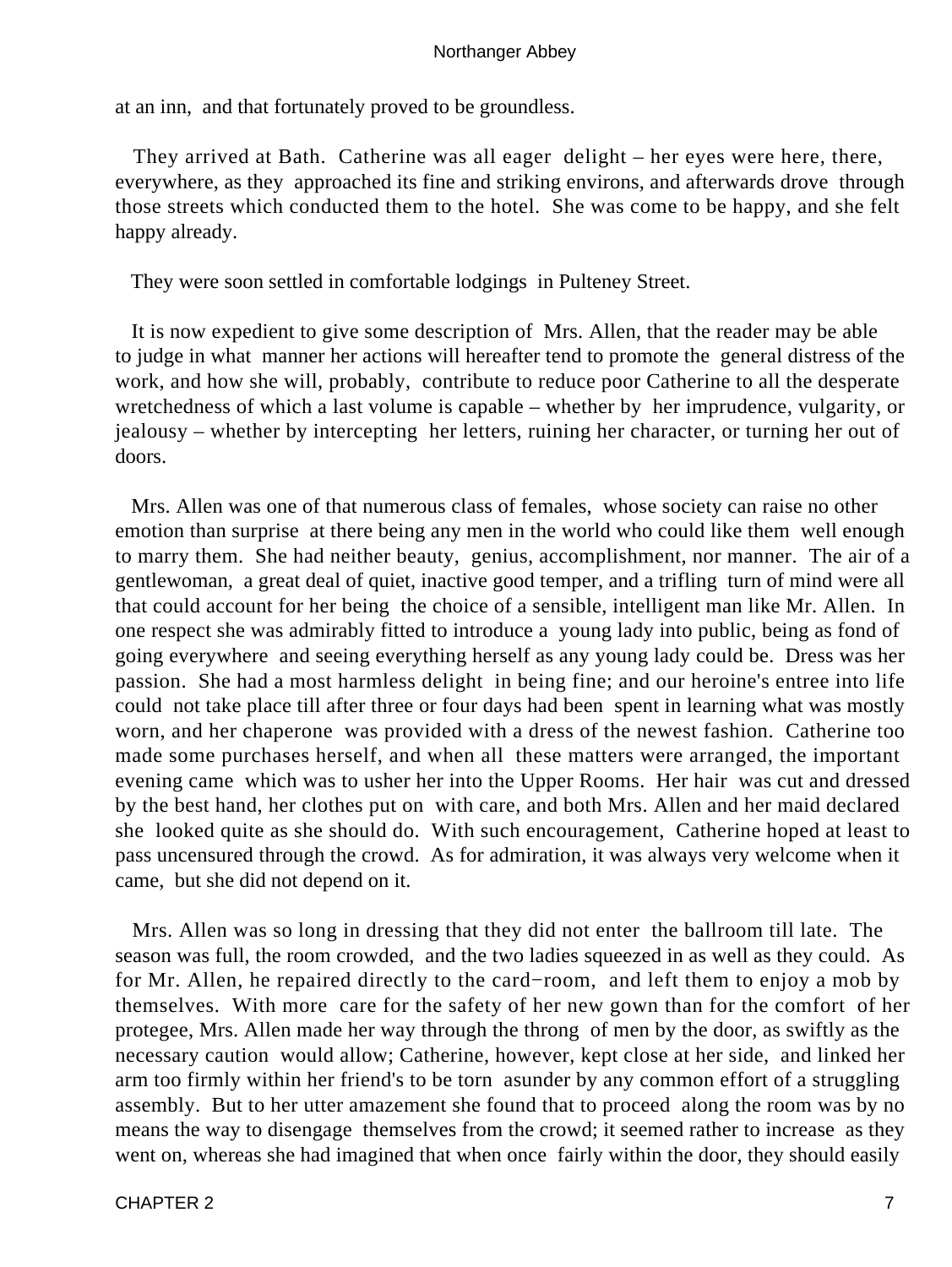at an inn, and that fortunately proved to be groundless.

They arrived at Bath. Catherine was all eager delight – her eyes were here, there, everywhere, as they approached its fine and striking environs, and afterwards drove through those streets which conducted them to the hotel. She was come to be happy, and she felt happy already.

They were soon settled in comfortable lodgings in Pulteney Street.

It is now expedient to give some description of Mrs. Allen, that the reader may be able to judge in what manner her actions will hereafter tend to promote the general distress of the work, and how she will, probably, contribute to reduce poor Catherine to all the desperate wretchedness of which a last volume is capable – whether by her imprudence, vulgarity, or jealousy – whether by intercepting her letters, ruining her character, or turning her out of doors.

Mrs. Allen was one of that numerous class of females, whose society can raise no other emotion than surprise at there being any men in the world who could like them well enough to marry them. She had neither beauty, genius, accomplishment, nor manner. The air of a gentlewoman, a great deal of quiet, inactive good temper, and a trifling turn of mind were all that could account for her being the choice of a sensible, intelligent man like Mr. Allen. In one respect she was admirably fitted to introduce a young lady into public, being as fond of going everywhere and seeing everything herself as any young lady could be. Dress was her passion. She had a most harmless delight in being fine; and our heroine's entree into life could not take place till after three or four days had been spent in learning what was mostly worn, and her chaperone was provided with a dress of the newest fashion. Catherine too made some purchases herself, and when all these matters were arranged, the important evening came which was to usher her into the Upper Rooms. Her hair was cut and dressed by the best hand, her clothes put on with care, and both Mrs. Allen and her maid declared she looked quite as she should do. With such encouragement, Catherine hoped at least to pass uncensured through the crowd. As for admiration, it was always very welcome when it came, but she did not depend on it.

Mrs. Allen was so long in dressing that they did not enter the ballroom till late. The season was full, the room crowded, and the two ladies squeezed in as well as they could. As for Mr. Allen, he repaired directly to the card−room, and left them to enjoy a mob by themselves. With more care for the safety of her new gown than for the comfort of her protegee, Mrs. Allen made her way through the throng of men by the door, as swiftly as the necessary caution would allow; Catherine, however, kept close at her side, and linked her arm too firmly within her friend's to be torn asunder by any common effort of a struggling assembly. But to her utter amazement she found that to proceed along the room was by no means the way to disengage themselves from the crowd; it seemed rather to increase as they went on, whereas she had imagined that when once fairly within the door, they should easily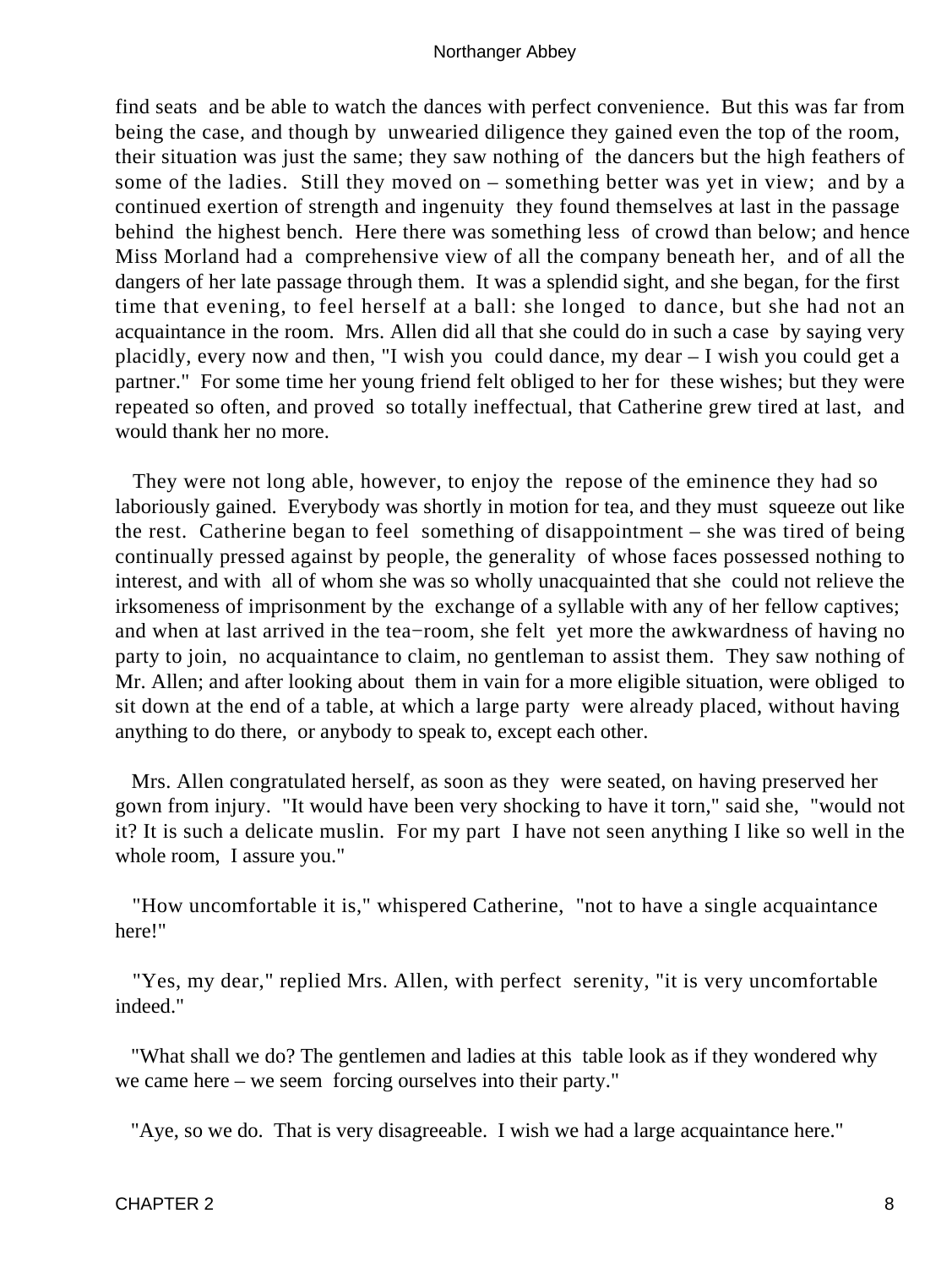find seats and be able to watch the dances with perfect convenience. But this was far from being the case, and though by unwearied diligence they gained even the top of the room, their situation was just the same; they saw nothing of the dancers but the high feathers of some of the ladies. Still they moved on – something better was yet in view; and by a continued exertion of strength and ingenuity they found themselves at last in the passage behind the highest bench. Here there was something less of crowd than below; and hence Miss Morland had a comprehensive view of all the company beneath her, and of all the dangers of her late passage through them. It was a splendid sight, and she began, for the first time that evening, to feel herself at a ball: she longed to dance, but she had not an acquaintance in the room. Mrs. Allen did all that she could do in such a case by saying very placidly, every now and then, "I wish you could dance, my dear – I wish you could get a partner." For some time her young friend felt obliged to her for these wishes; but they were repeated so often, and proved so totally ineffectual, that Catherine grew tired at last, and would thank her no more.

They were not long able, however, to enjoy the repose of the eminence they had so laboriously gained. Everybody was shortly in motion for tea, and they must squeeze out like the rest. Catherine began to feel something of disappointment – she was tired of being continually pressed against by people, the generality of whose faces possessed nothing to interest, and with all of whom she was so wholly unacquainted that she could not relieve the irksomeness of imprisonment by the exchange of a syllable with any of her fellow captives; and when at last arrived in the tea−room, she felt yet more the awkwardness of having no party to join, no acquaintance to claim, no gentleman to assist them. They saw nothing of Mr. Allen; and after looking about them in vain for a more eligible situation, were obliged to sit down at the end of a table, at which a large party were already placed, without having anything to do there, or anybody to speak to, except each other.

Mrs. Allen congratulated herself, as soon as they were seated, on having preserved her gown from injury. "It would have been very shocking to have it torn," said she, "would not it? It is such a delicate muslin. For my part I have not seen anything I like so well in the whole room, I assure you."

"How uncomfortable it is," whispered Catherine, "not to have a single acquaintance here!"

"Yes, my dear," replied Mrs. Allen, with perfect serenity, "it is very uncomfortable indeed."

"What shall we do? The gentlemen and ladies at this table look as if they wondered why we came here – we seem forcing ourselves into their party."

"Aye, so we do. That is very disagreeable. I wish we had a large acquaintance here."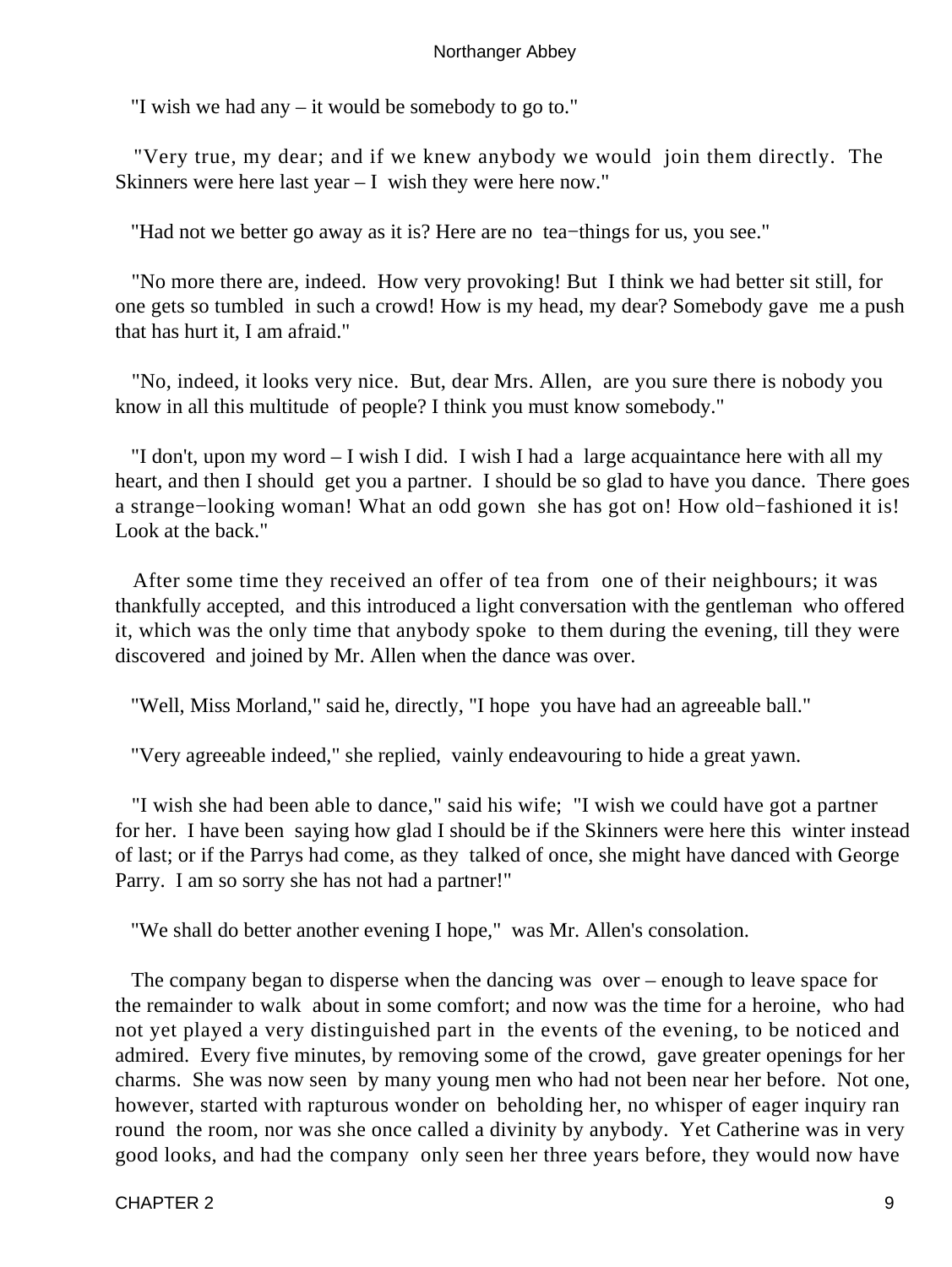"I wish we had any – it would be somebody to go to."

"Very true, my dear; and if we knew anybody we would join them directly. The Skinners were here last year – I wish they were here now."

"Had not we better go away as it is? Here are no tea−things for us, you see."

"No more there are, indeed. How very provoking! But I think we had better sit still, for one gets so tumbled in such a crowd! How is my head, my dear? Somebody gave me a push that has hurt it, I am afraid."

"No, indeed, it looks very nice. But, dear Mrs. Allen, are you sure there is nobody you know in all this multitude of people? I think you must know somebody."

"I don't, upon my word – I wish I did. I wish I had a large acquaintance here with all my heart, and then I should get you a partner. I should be so glad to have you dance. There goes a strange−looking woman! What an odd gown she has got on! How old−fashioned it is! Look at the back."

After some time they received an offer of tea from one of their neighbours; it was thankfully accepted, and this introduced a light conversation with the gentleman who offered it, which was the only time that anybody spoke to them during the evening, till they were discovered and joined by Mr. Allen when the dance was over.

"Well, Miss Morland," said he, directly, "I hope you have had an agreeable ball."

"Very agreeable indeed," she replied, vainly endeavouring to hide a great yawn.

"I wish she had been able to dance," said his wife; "I wish we could have got a partner for her. I have been saying how glad I should be if the Skinners were here this winter instead of last; or if the Parrys had come, as they talked of once, she might have danced with George Parry. I am so sorry she has not had a partner!"

"We shall do better another evening I hope," was Mr. Allen's consolation.

The company began to disperse when the dancing was over – enough to leave space for the remainder to walk about in some comfort; and now was the time for a heroine, who had not yet played a very distinguished part in the events of the evening, to be noticed and admired. Every five minutes, by removing some of the crowd, gave greater openings for her charms. She was now seen by many young men who had not been near her before. Not one, however, started with rapturous wonder on beholding her, no whisper of eager inquiry ran round the room, nor was she once called a divinity by anybody. Yet Catherine was in very good looks, and had the company only seen her three years before, they would now have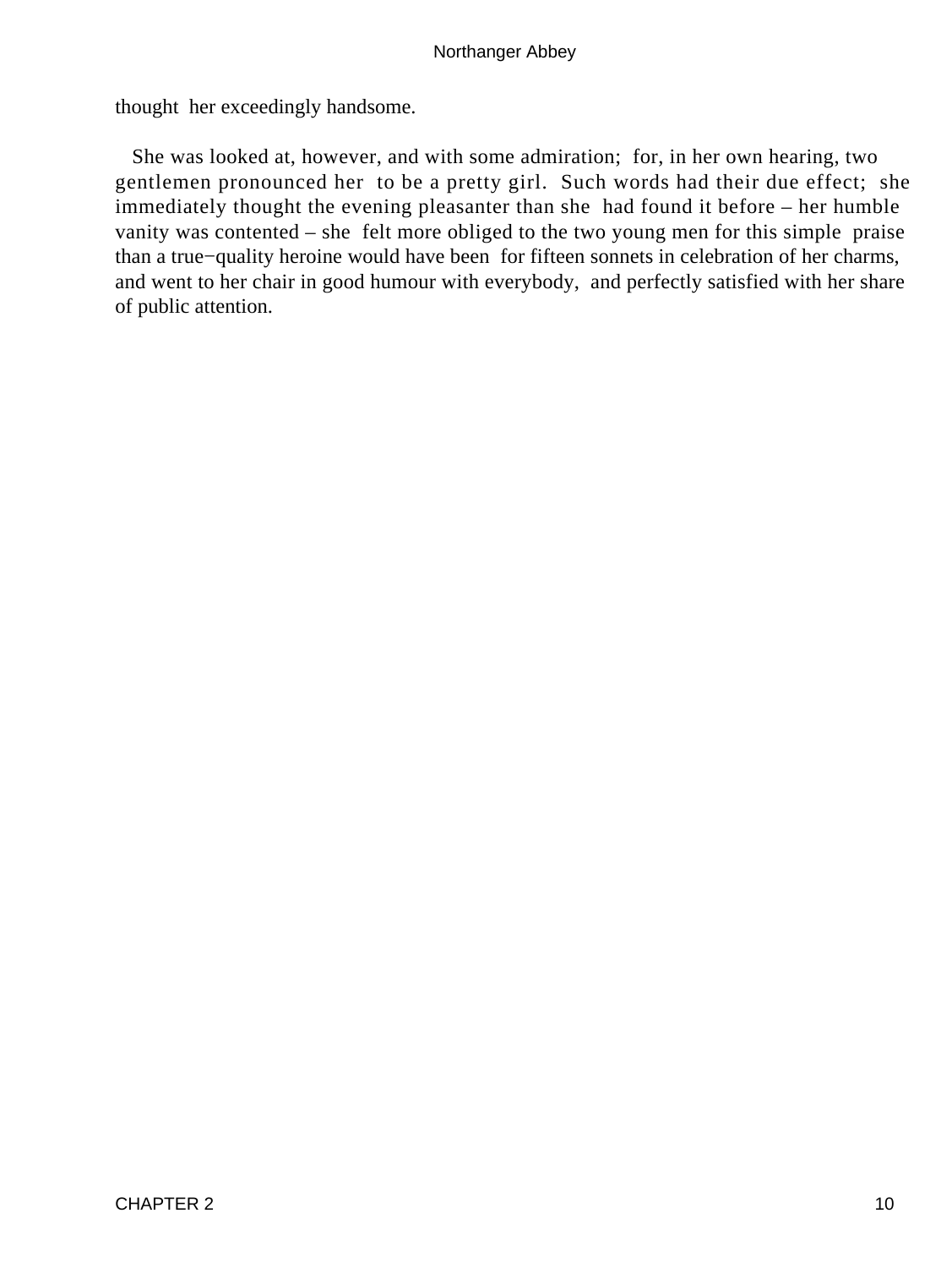thought her exceedingly handsome.

She was looked at, however, and with some admiration; for, in her own hearing, two gentlemen pronounced her to be a pretty girl. Such words had their due effect; she immediately thought the evening pleasanter than she had found it before – her humble vanity was contented – she felt more obliged to the two young men for this simple praise than a true−quality heroine would have been for fifteen sonnets in celebration of her charms, and went to her chair in good humour with everybody, and perfectly satisfied with her share of public attention.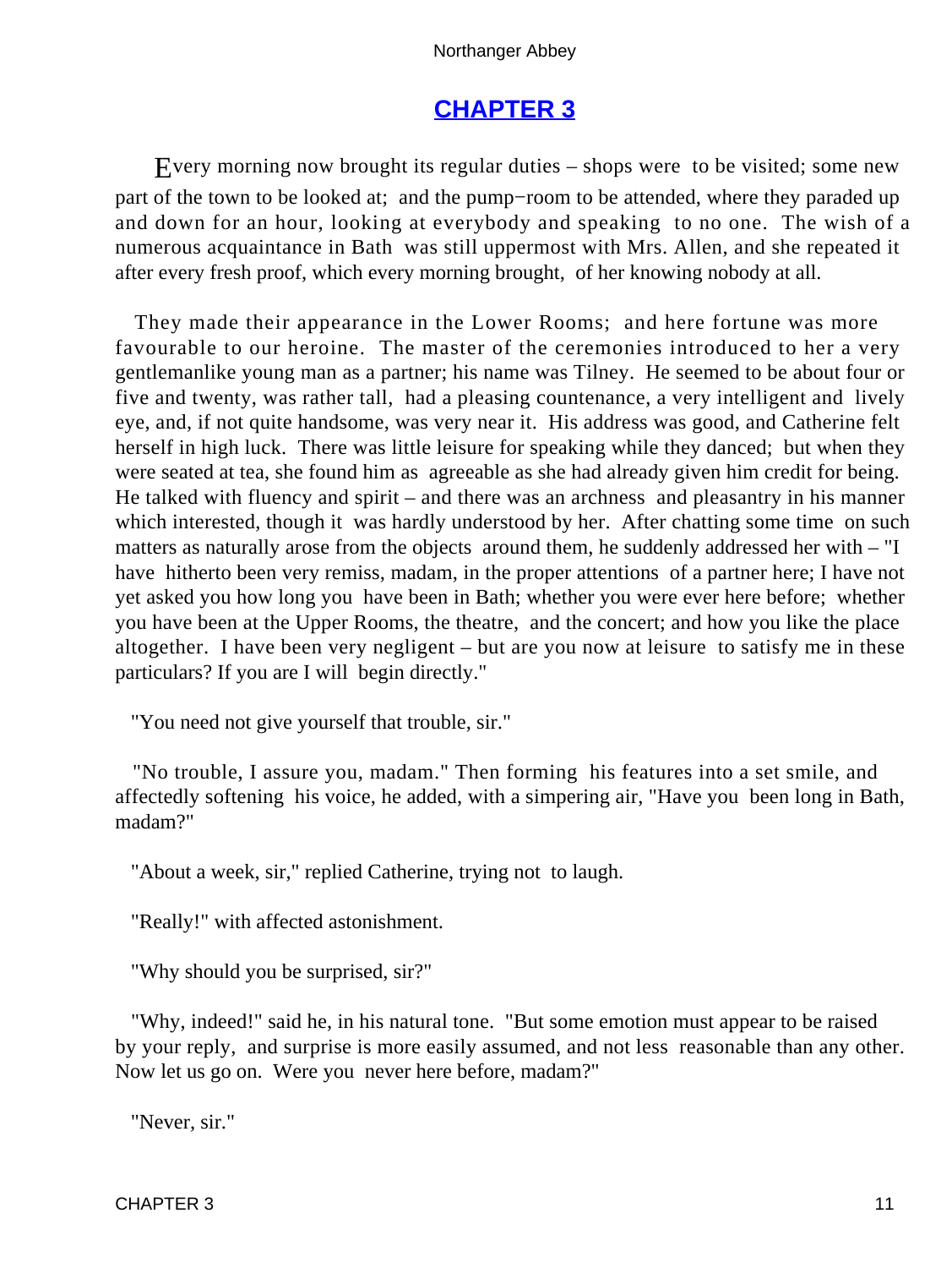## CHAPTER 3

Every morning now brought its regular duties – shops were to be visited; some new part of the town to be looked at; and the pump−room to be attended, where they paraded up and down for an hour, looking at everybody and speaking to no one. The wish of a numerous acquaintance in Bath was still uppermost with Mrs. Allen, and she repeated it after every fresh proof, which every morning brought, of her knowing nobody at all.

They made their appearance in the Lower Rooms; and here fortune was more favourable to our heroine. The master of the ceremonies introduced to her a very gentlemanlike young man as a partner; his name was Tilney. He seemed to be about four or five and twenty, was rather tall, had a pleasing countenance, a very intelligent and lively eye, and, if not quite handsome, was very near it. His address was good, and Catherine felt herself in high luck. There was little leisure for speaking while they danced; but when they were seated at tea, she found him as agreeable as she had already given him credit for being. He talked with fluency and spirit – and there was an archness and pleasantry in his manner which interested, though it was hardly understood by her. After chatting some time on such matters as naturally arose from the objects around them, he suddenly addressed her with – "I have hitherto been very remiss, madam, in the proper attentions of a partner here; I have not yet asked you how long you have been in Bath; whether you were ever here before; whether you have been at the Upper Rooms, the theatre, and the concert; and how you like the place altogether. I have been very negligent – but are you now at leisure to satisfy me in these particulars? If you are I will begin directly."

"You need not give yourself that trouble, sir."

"No trouble, I assure you, madam." Then forming his features into a set smile, and affectedly softening his voice, he added, with a simpering air, "Have you been long in Bath, madam?"

"About a week, sir," replied Catherine, trying not to laugh.

"Really!" with affected astonishment.

"Why should you be surprised, sir?"

"Why, indeed!" said he, in his natural tone. "But some emotion must appear to be raised by your reply, and surprise is more easily assumed, and not less reasonable than any other. Now let us go on. Were you never here before, madam?"

"Never, sir."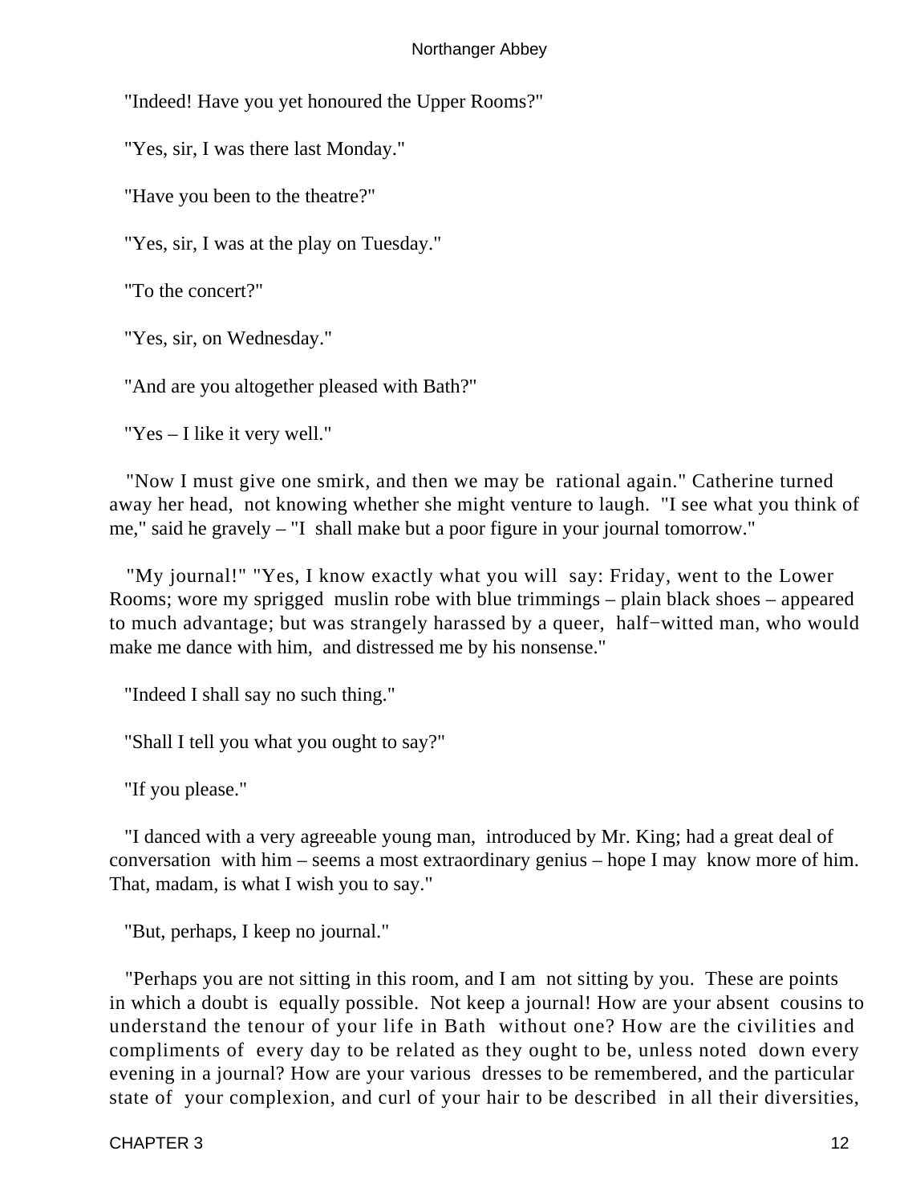"Indeed! Have you yet honoured the Upper Rooms?"

"Yes, sir, I was there last Monday."

"Have you been to the theatre?"

"Yes, sir, I was at the play on Tuesday."

"To the concert?"

"Yes, sir, on Wednesday."

"And are you altogether pleased with Bath?"

"Yes – I like it very well."

"Now I must give one smirk, and then we may be rational again." Catherine turned away her head, not knowing whether she might venture to laugh. "I see what you think of me," said he gravely – "I shall make but a poor figure in your journal tomorrow."

"My journal!" "Yes, I know exactly what you will say: Friday, went to the Lower Rooms; wore my sprigged muslin robe with blue trimmings – plain black shoes – appeared to much advantage; but was strangely harassed by a queer, half−witted man, who would make me dance with him, and distressed me by his nonsense."

"Indeed I shall say no such thing."

"Shall I tell you what you ought to say?"

"If you please."

"I danced with a very agreeable young man, introduced by Mr. King; had a great deal of conversation with him – seems a most extraordinary genius – hope I may know more of him. That, madam, is what I wish you to say."

"But, perhaps, I keep no journal."

"Perhaps you are not sitting in this room, and I am not sitting by you. These are points in which a doubt is equally possible. Not keep a journal! How are your absent cousins to understand the tenour of your life in Bath without one? How are the civilities and compliments of every day to be related as they ought to be, unless noted down every evening in a journal? How are your various dresses to be remembered, and the particular state of your complexion, and curl of your hair to be described in all their diversities,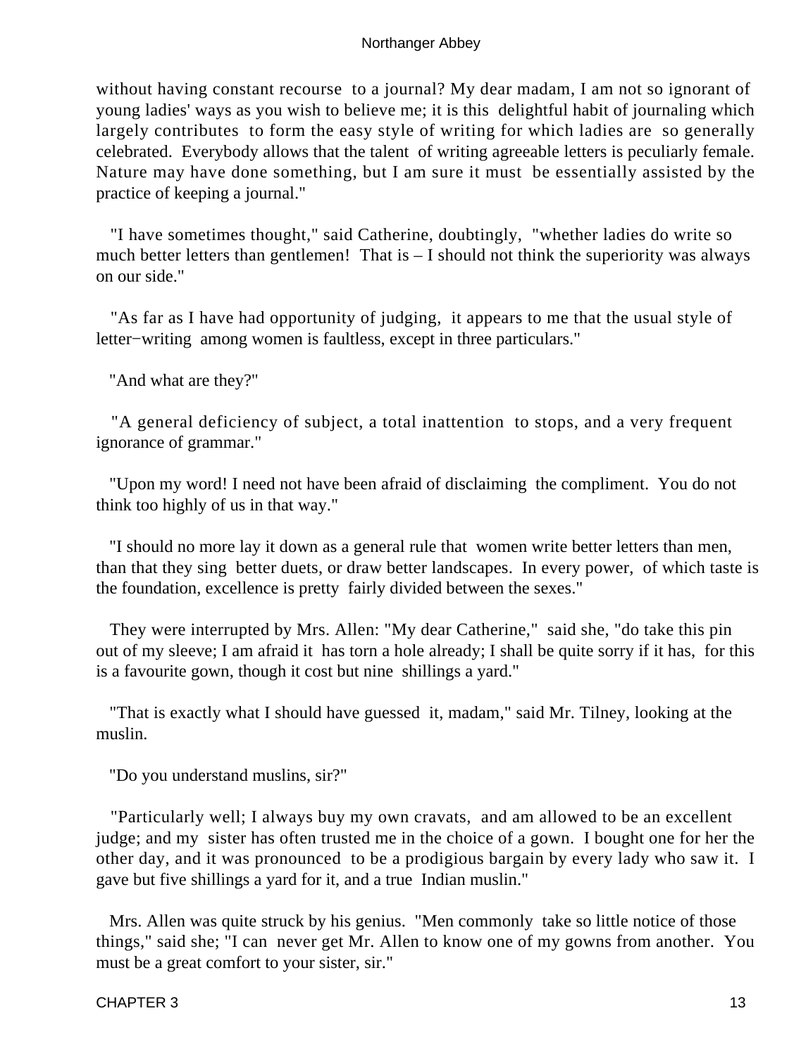without having constant recourse to a journal? My dear madam, I am not so ignorant of young ladies' ways as you wish to believe me; it is this delightful habit of journaling which largely contributes to form the easy style of writing for which ladies are so generally celebrated. Everybody allows that the talent of writing agreeable letters is peculiarly female. Nature may have done something, but I am sure it must be essentially assisted by the practice of keeping a journal."

"I have sometimes thought," said Catherine, doubtingly, "whether ladies do write so much better letters than gentlemen! That is – I should not think the superiority was always on our side."

"As far as I have had opportunity of judging, it appears to me that the usual style of letter−writing among women is faultless, except in three particulars."

"And what are they?"

"A general deficiency of subject, a total inattention to stops, and a very frequent ignorance of grammar."

"Upon my word! I need not have been afraid of disclaiming the compliment. You do not think too highly of us in that way."

"I should no more lay it down as a general rule that women write better letters than men, than that they sing better duets, or draw better landscapes. In every power, of which taste is the foundation, excellence is pretty fairly divided between the sexes."

They were interrupted by Mrs. Allen: "My dear Catherine," said she, "do take this pin out of my sleeve; I am afraid it has torn a hole already; I shall be quite sorry if it has, for this is a favourite gown, though it cost but nine shillings a yard."

"That is exactly what I should have guessed it, madam," said Mr. Tilney, looking at the muslin.

"Do you understand muslins, sir?"

"Particularly well; I always buy my own cravats, and am allowed to be an excellent judge; and my sister has often trusted me in the choice of a gown. I bought one for her the other day, and it was pronounced to be a prodigious bargain by every lady who saw it. I gave but five shillings a yard for it, and a true Indian muslin."

Mrs. Allen was quite struck by his genius. "Men commonly take so little notice of those things," said she; "I can never get Mr. Allen to know one of my gowns from another. You must be a great comfort to your sister, sir."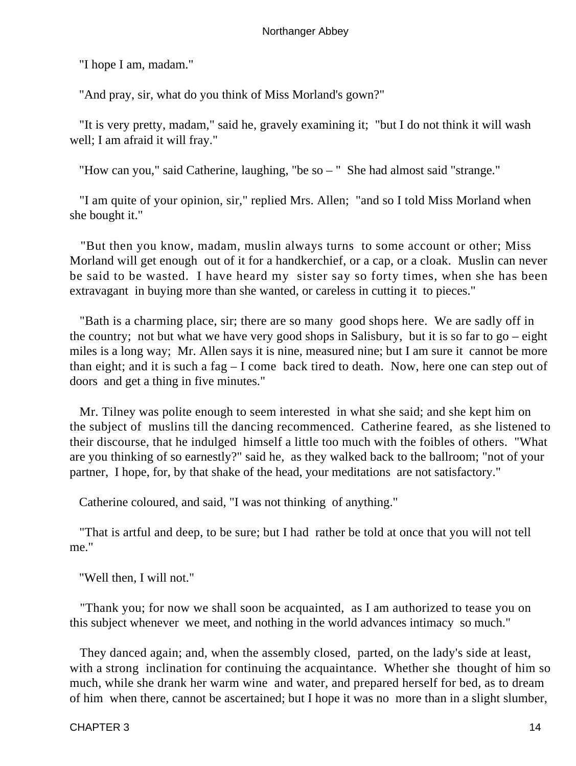"I hope I am, madam."

"And pray, sir, what do you think of Miss Morland's gown?"

"It is very pretty, madam," said he, gravely examining it; "but I do not think it will wash well; I am afraid it will fray."

"How can you," said Catherine, laughing, "be so – " She had almost said "strange."

"I am quite of your opinion, sir," replied Mrs. Allen; "and so I told Miss Morland when she bought it."

"But then you know, madam, muslin always turns to some account or other; Miss Morland will get enough out of it for a handkerchief, or a cap, or a cloak. Muslin can never be said to be wasted. I have heard my sister say so forty times, when she has been extravagant in buying more than she wanted, or careless in cutting it to pieces."

"Bath is a charming place, sir; there are so many good shops here. We are sadly off in the country; not but what we have very good shops in Salisbury, but it is so far to go – eight miles is a long way; Mr. Allen says it is nine, measured nine; but I am sure it cannot be more than eight; and it is such a fag – I come back tired to death. Now, here one can step out of doors and get a thing in five minutes."

Mr. Tilney was polite enough to seem interested in what she said; and she kept him on the subject of muslins till the dancing recommenced. Catherine feared, as she listened to their discourse, that he indulged himself a little too much with the foibles of others. "What are you thinking of so earnestly?" said he, as they walked back to the ballroom; "not of your partner, I hope, for, by that shake of the head, your meditations are not satisfactory."

Catherine coloured, and said, "I was not thinking of anything."

"That is artful and deep, to be sure; but I had rather be told at once that you will not tell me."

"Well then, I will not."

"Thank you; for now we shall soon be acquainted, as I am authorized to tease you on this subject whenever we meet, and nothing in the world advances intimacy so much."

They danced again; and, when the assembly closed, parted, on the lady's side at least, with a strong inclination for continuing the acquaintance. Whether she thought of him so much, while she drank her warm wine and water, and prepared herself for bed, as to dream of him when there, cannot be ascertained; but I hope it was no more than in a slight slumber,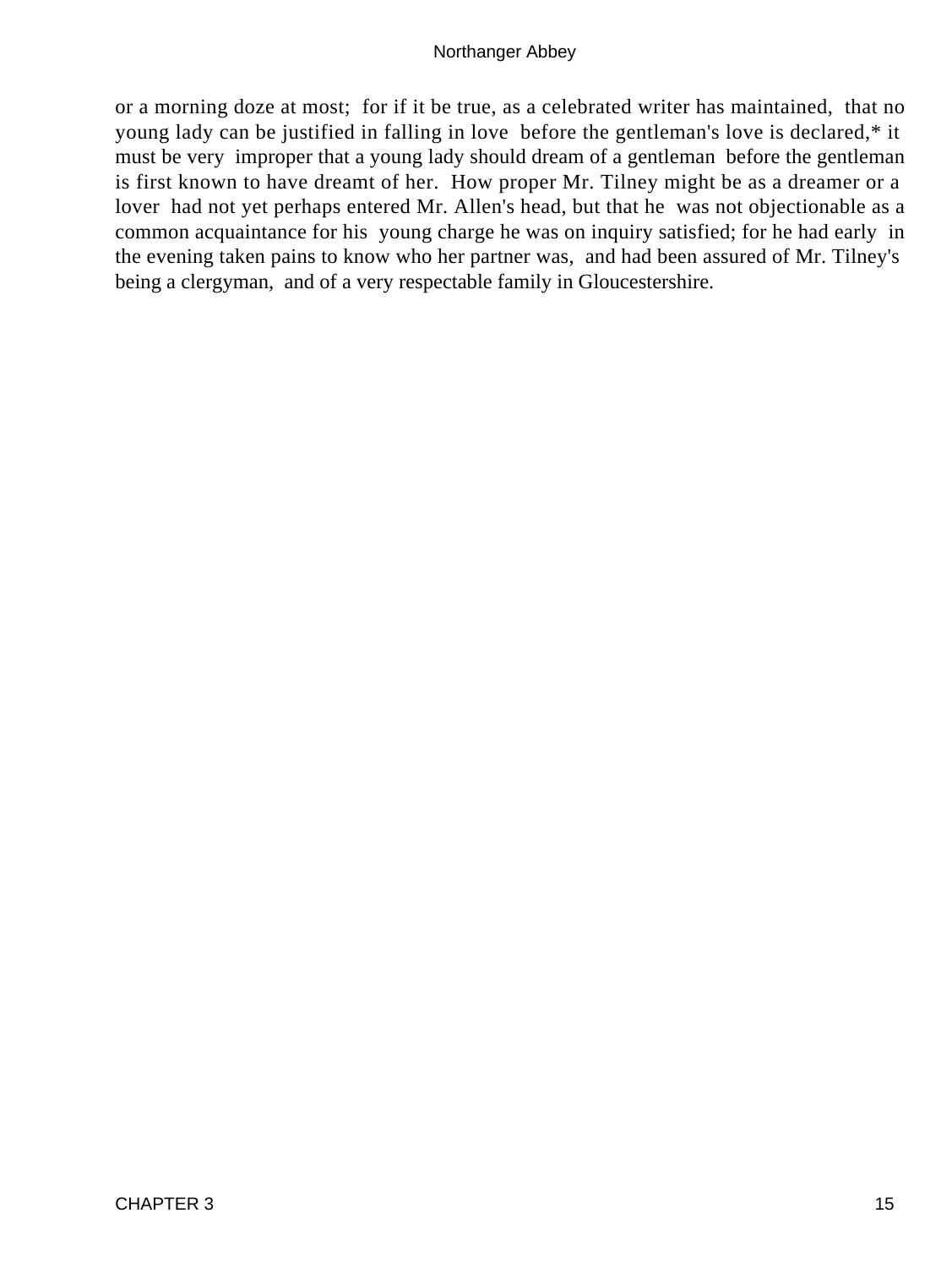or a morning doze at most; for if it be true, as a celebrated writer has maintained, that no young lady can be justified in falling in love before the gentleman's love is declared,* it must be very improper that a young lady should dream of a gentleman before the gentleman is first known to have dreamt of her. How proper Mr. Tilney might be as a dreamer or a lover had not yet perhaps entered Mr. Allen's head, but that he was not objectionable as a common acquaintance for his young charge he was on inquiry satisfied; for he had early in the evening taken pains to know who her partner was, and had been assured of Mr. Tilney's being a clergyman, and of a very respectable family in Gloucestershire.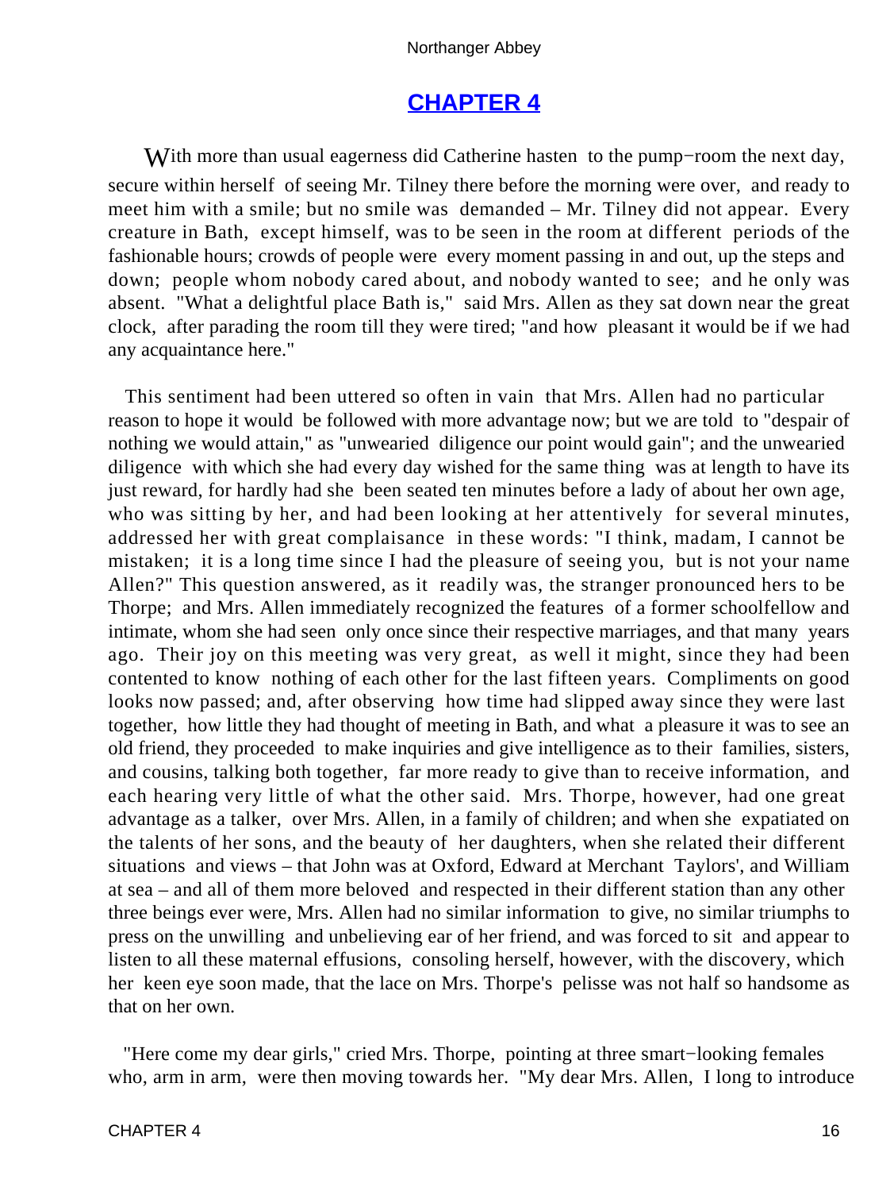## CHAPTER 4

With more than usual eagerness did Catherine hasten to the pump−room the next day, secure within herself of seeing Mr. Tilney there before the morning were over, and ready to meet him with a smile; but no smile was demanded – Mr. Tilney did not appear. Every creature in Bath, except himself, was to be seen in the room at different periods of the fashionable hours; crowds of people were every moment passing in and out, up the steps and down; people whom nobody cared about, and nobody wanted to see; and he only was absent. "What a delightful place Bath is," said Mrs. Allen as they sat down near the great clock, after parading the room till they were tired; "and how pleasant it would be if we had any acquaintance here."

This sentiment had been uttered so often in vain that Mrs. Allen had no particular reason to hope it would be followed with more advantage now; but we are told to "despair of nothing we would attain," as "unwearied diligence our point would gain"; and the unwearied diligence with which she had every day wished for the same thing was at length to have its just reward, for hardly had she been seated ten minutes before a lady of about her own age, who was sitting by her, and had been looking at her attentively for several minutes, addressed her with great complaisance in these words: "I think, madam, I cannot be mistaken; it is a long time since I had the pleasure of seeing you, but is not your name Allen?" This question answered, as it readily was, the stranger pronounced hers to be Thorpe; and Mrs. Allen immediately recognized the features of a former schoolfellow and intimate, whom she had seen only once since their respective marriages, and that many years ago. Their joy on this meeting was very great, as well it might, since they had been contented to know nothing of each other for the last fifteen years. Compliments on good looks now passed; and, after observing how time had slipped away since they were last together, how little they had thought of meeting in Bath, and what a pleasure it was to see an old friend, they proceeded to make inquiries and give intelligence as to their families, sisters, and cousins, talking both together, far more ready to give than to receive information, and each hearing very little of what the other said. Mrs. Thorpe, however, had one great advantage as a talker, over Mrs. Allen, in a family of children; and when she expatiated on the talents of her sons, and the beauty of her daughters, when she related their different situations and views – that John was at Oxford, Edward at Merchant Taylors', and William at sea – and all of them more beloved and respected in their different station than any other three beings ever were, Mrs. Allen had no similar information to give, no similar triumphs to press on the unwilling and unbelieving ear of her friend, and was forced to sit and appear to listen to all these maternal effusions, consoling herself, however, with the discovery, which her keen eye soon made, that the lace on Mrs. Thorpe's pelisse was not half so handsome as that on her own.

"Here come my dear girls," cried Mrs. Thorpe, pointing at three smart−looking females who, arm in arm, were then moving towards her. "My dear Mrs. Allen, I long to introduce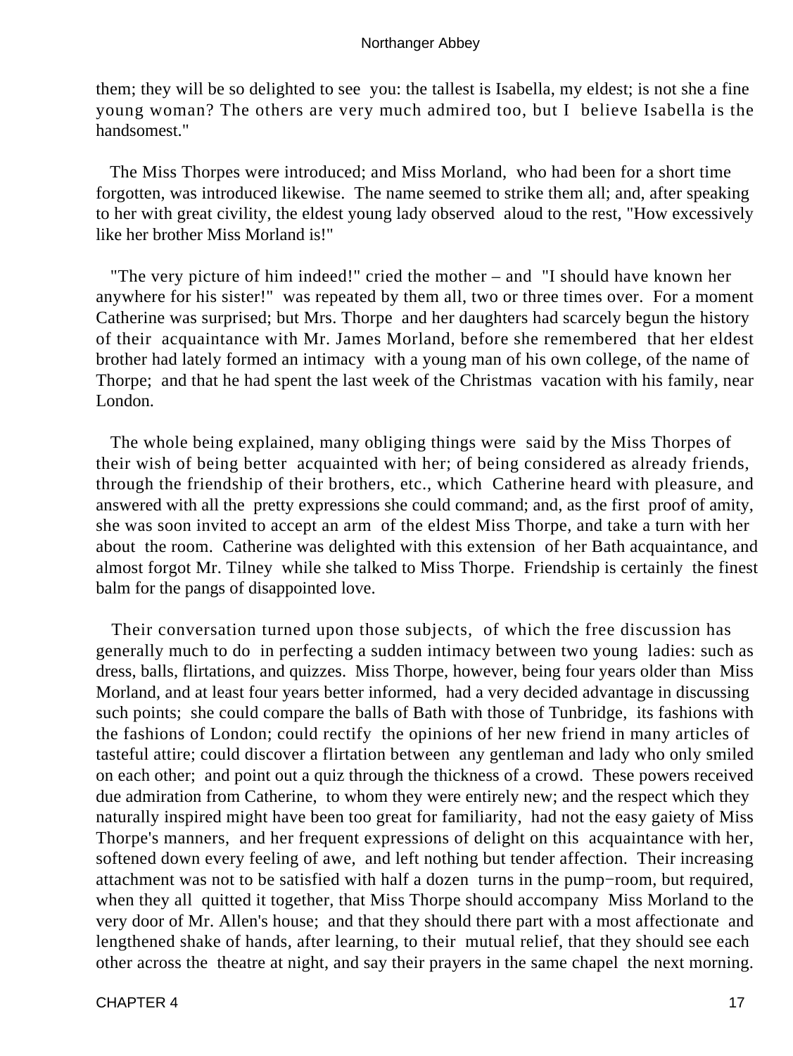them; they will be so delighted to see you: the tallest is Isabella, my eldest; is not she a fine young woman? The others are very much admired too, but I believe Isabella is the handsomest."

The Miss Thorpes were introduced; and Miss Morland, who had been for a short time forgotten, was introduced likewise. The name seemed to strike them all; and, after speaking to her with great civility, the eldest young lady observed aloud to the rest, "How excessively like her brother Miss Morland is!"

"The very picture of him indeed!" cried the mother – and "I should have known her anywhere for his sister!" was repeated by them all, two or three times over. For a moment Catherine was surprised; but Mrs. Thorpe and her daughters had scarcely begun the history of their acquaintance with Mr. James Morland, before she remembered that her eldest brother had lately formed an intimacy with a young man of his own college, of the name of Thorpe; and that he had spent the last week of the Christmas vacation with his family, near London.

The whole being explained, many obliging things were said by the Miss Thorpes of their wish of being better acquainted with her; of being considered as already friends, through the friendship of their brothers, etc., which Catherine heard with pleasure, and answered with all the pretty expressions she could command; and, as the first proof of amity, she was soon invited to accept an arm of the eldest Miss Thorpe, and take a turn with her about the room. Catherine was delighted with this extension of her Bath acquaintance, and almost forgot Mr. Tilney while she talked to Miss Thorpe. Friendship is certainly the finest balm for the pangs of disappointed love.

Their conversation turned upon those subjects, of which the free discussion has generally much to do in perfecting a sudden intimacy between two young ladies: such as dress, balls, flirtations, and quizzes. Miss Thorpe, however, being four years older than Miss Morland, and at least four years better informed, had a very decided advantage in discussing such points; she could compare the balls of Bath with those of Tunbridge, its fashions with the fashions of London; could rectify the opinions of her new friend in many articles of tasteful attire; could discover a flirtation between any gentleman and lady who only smiled on each other; and point out a quiz through the thickness of a crowd. These powers received due admiration from Catherine, to whom they were entirely new; and the respect which they naturally inspired might have been too great for familiarity, had not the easy gaiety of Miss Thorpe's manners, and her frequent expressions of delight on this acquaintance with her, softened down every feeling of awe, and left nothing but tender affection. Their increasing attachment was not to be satisfied with half a dozen turns in the pump−room, but required, when they all quitted it together, that Miss Thorpe should accompany Miss Morland to the very door of Mr. Allen's house; and that they should there part with a most affectionate and lengthened shake of hands, after learning, to their mutual relief, that they should see each other across the theatre at night, and say their prayers in the same chapel the next morning.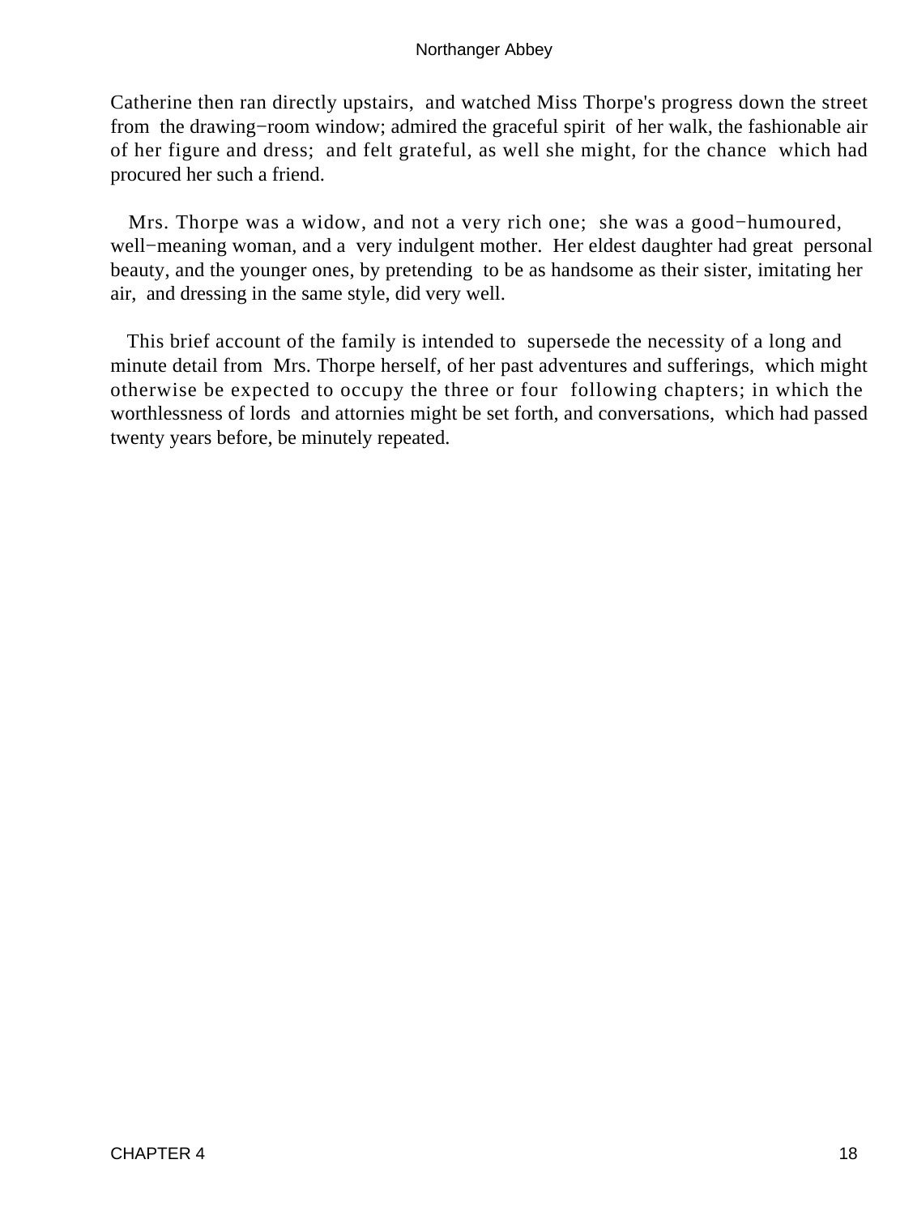Catherine then ran directly upstairs, and watched Miss Thorpe's progress down the street from the drawing−room window; admired the graceful spirit of her walk, the fashionable air of her figure and dress; and felt grateful, as well she might, for the chance which had procured her such a friend.

Mrs. Thorpe was a widow, and not a very rich one; she was a good−humoured, well−meaning woman, and a very indulgent mother. Her eldest daughter had great personal beauty, and the younger ones, by pretending to be as handsome as their sister, imitating her air, and dressing in the same style, did very well.

This brief account of the family is intended to supersede the necessity of a long and minute detail from Mrs. Thorpe herself, of her past adventures and sufferings, which might otherwise be expected to occupy the three or four following chapters; in which the worthlessness of lords and attornies might be set forth, and conversations, which had passed twenty years before, be minutely repeated.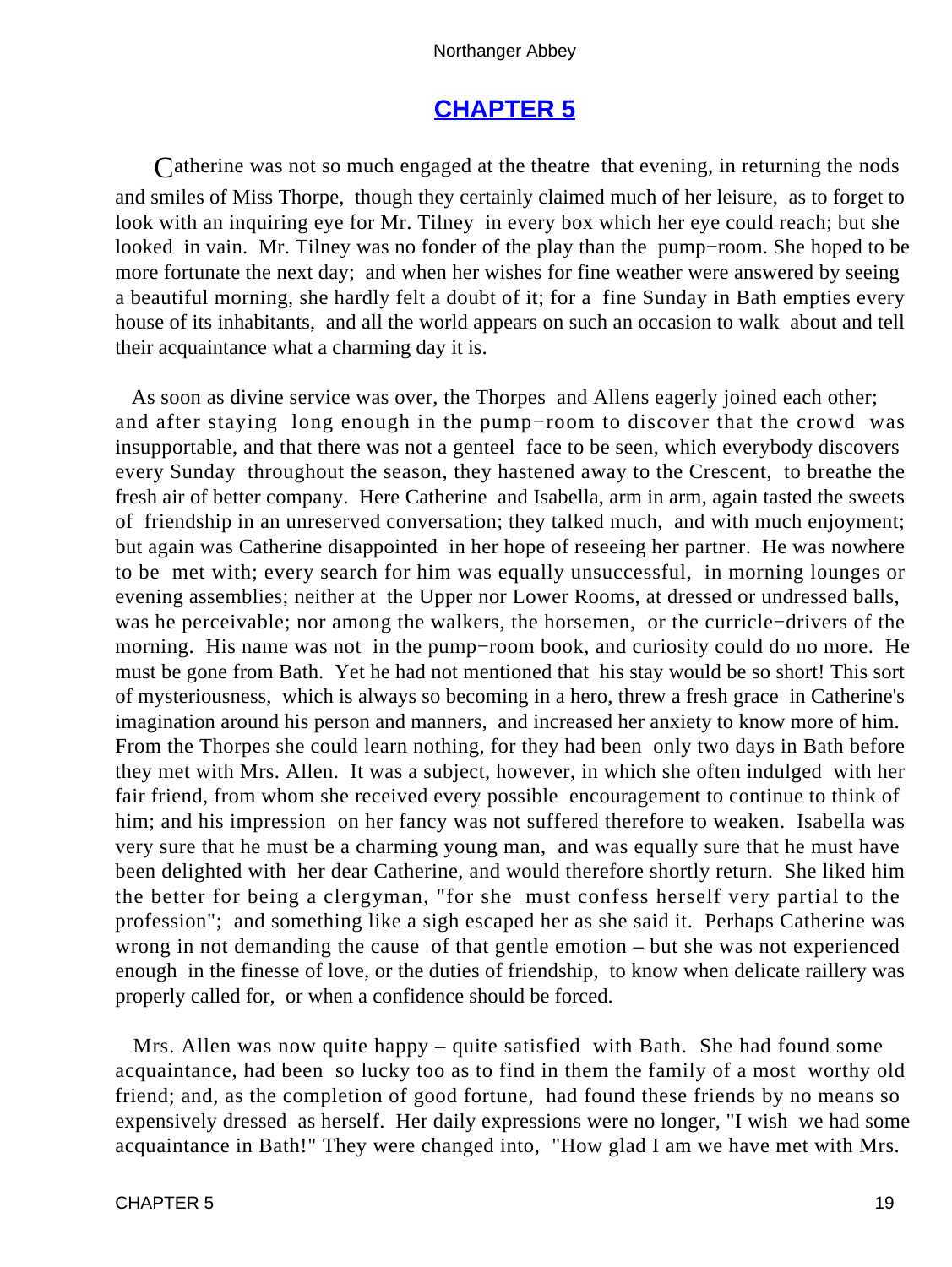## CHAPTER 5

Catherine was not so much engaged at the theatre that evening, in returning the nods and smiles of Miss Thorpe, though they certainly claimed much of her leisure, as to forget to look with an inquiring eye for Mr. Tilney in every box which her eye could reach; but she looked in vain. Mr. Tilney was no fonder of the play than the pump−room. She hoped to be more fortunate the next day; and when her wishes for fine weather were answered by seeing a beautiful morning, she hardly felt a doubt of it; for a fine Sunday in Bath empties every house of its inhabitants, and all the world appears on such an occasion to walk about and tell their acquaintance what a charming day it is.

As soon as divine service was over, the Thorpes and Allens eagerly joined each other; and after staying long enough in the pump−room to discover that the crowd was insupportable, and that there was not a genteel face to be seen, which everybody discovers every Sunday throughout the season, they hastened away to the Crescent, to breathe the fresh air of better company. Here Catherine and Isabella, arm in arm, again tasted the sweets of friendship in an unreserved conversation; they talked much, and with much enjoyment; but again was Catherine disappointed in her hope of reseeing her partner. He was nowhere to be met with; every search for him was equally unsuccessful, in morning lounges or evening assemblies; neither at the Upper nor Lower Rooms, at dressed or undressed balls, was he perceivable; nor among the walkers, the horsemen, or the curricle−drivers of the morning. His name was not in the pump−room book, and curiosity could do no more. He must be gone from Bath. Yet he had not mentioned that his stay would be so short! This sort of mysteriousness, which is always so becoming in a hero, threw a fresh grace in Catherine's imagination around his person and manners, and increased her anxiety to know more of him. From the Thorpes she could learn nothing, for they had been only two days in Bath before they met with Mrs. Allen. It was a subject, however, in which she often indulged with her fair friend, from whom she received every possible encouragement to continue to think of him; and his impression on her fancy was not suffered therefore to weaken. Isabella was very sure that he must be a charming young man, and was equally sure that he must have been delighted with her dear Catherine, and would therefore shortly return. She liked him the better for being a clergyman, "for she must confess herself very partial to the profession"; and something like a sigh escaped her as she said it. Perhaps Catherine was wrong in not demanding the cause of that gentle emotion – but she was not experienced enough in the finesse of love, or the duties of friendship, to know when delicate raillery was properly called for, or when a confidence should be forced.

Mrs. Allen was now quite happy – quite satisfied with Bath. She had found some acquaintance, had been so lucky too as to find in them the family of a most worthy old friend; and, as the completion of good fortune, had found these friends by no means so expensively dressed as herself. Her daily expressions were no longer, "I wish we had some acquaintance in Bath!" They were changed into, "How glad I am we have met with Mrs.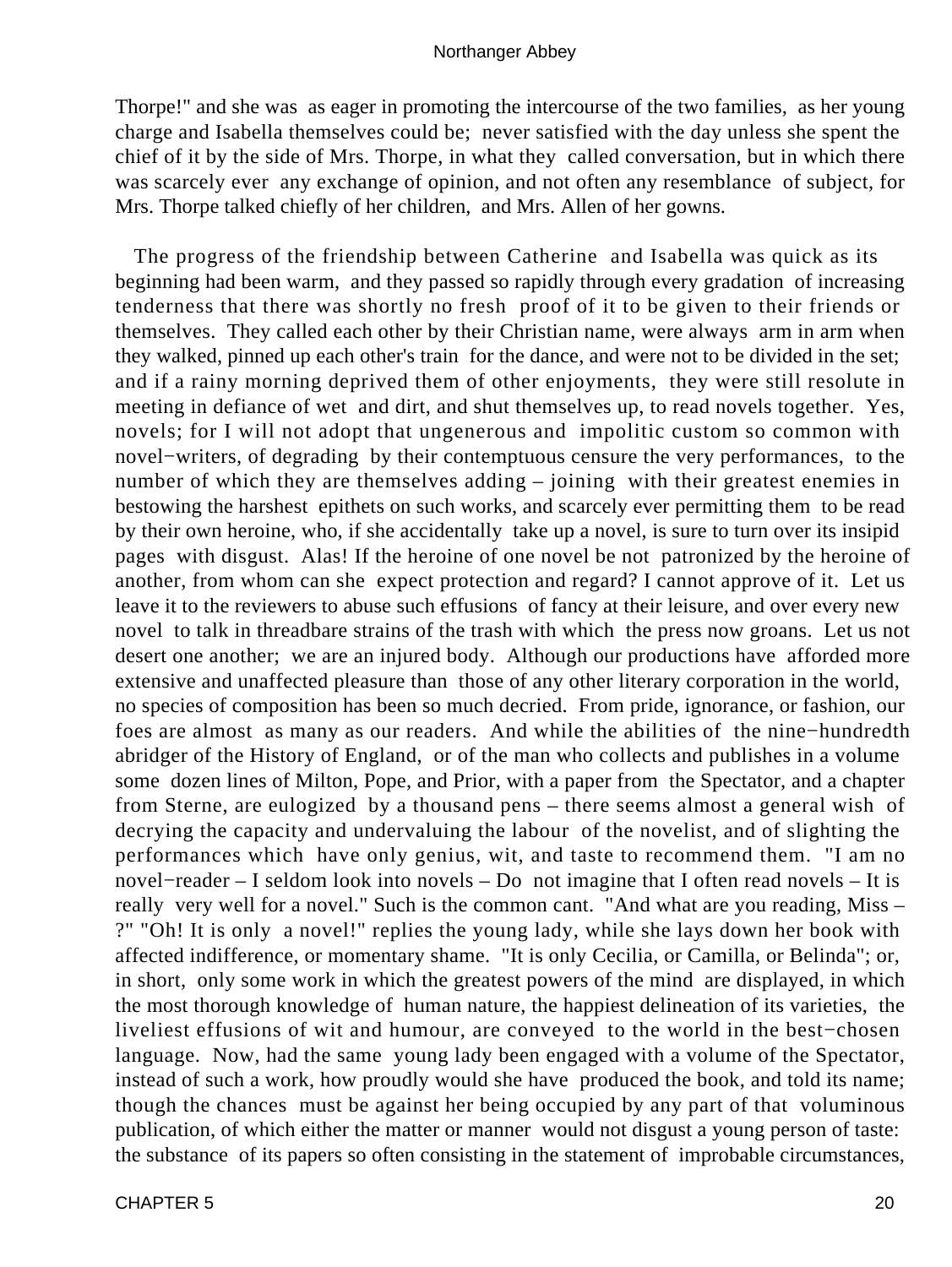Thorpe!" and she was as eager in promoting the intercourse of the two families, as her young charge and Isabella themselves could be; never satisfied with the day unless she spent the chief of it by the side of Mrs. Thorpe, in what they called conversation, but in which there was scarcely ever any exchange of opinion, and not often any resemblance of subject, for Mrs. Thorpe talked chiefly of her children, and Mrs. Allen of her gowns.

The progress of the friendship between Catherine and Isabella was quick as its beginning had been warm, and they passed so rapidly through every gradation of increasing tenderness that there was shortly no fresh proof of it to be given to their friends or themselves. They called each other by their Christian name, were always arm in arm when they walked, pinned up each other's train for the dance, and were not to be divided in the set; and if a rainy morning deprived them of other enjoyments, they were still resolute in meeting in defiance of wet and dirt, and shut themselves up, to read novels together. Yes, novels; for I will not adopt that ungenerous and impolitic custom so common with novel−writers, of degrading by their contemptuous censure the very performances, to the number of which they are themselves adding – joining with their greatest enemies in bestowing the harshest epithets on such works, and scarcely ever permitting them to be read by their own heroine, who, if she accidentally take up a novel, is sure to turn over its insipid pages with disgust. Alas! If the heroine of one novel be not patronized by the heroine of another, from whom can she expect protection and regard? I cannot approve of it. Let us leave it to the reviewers to abuse such effusions of fancy at their leisure, and over every new novel to talk in threadbare strains of the trash with which the press now groans. Let us not desert one another; we are an injured body. Although our productions have afforded more extensive and unaffected pleasure than those of any other literary corporation in the world, no species of composition has been so much decried. From pride, ignorance, or fashion, our foes are almost as many as our readers. And while the abilities of the nine−hundredth abridger of the History of England, or of the man who collects and publishes in a volume some dozen lines of Milton, Pope, and Prior, with a paper from the Spectator, and a chapter from Sterne, are eulogized by a thousand pens – there seems almost a general wish of decrying the capacity and undervaluing the labour of the novelist, and of slighting the performances which have only genius, wit, and taste to recommend them. "I am no novel−reader – I seldom look into novels – Do not imagine that I often read novels – It is really very well for a novel." Such is the common cant. "And what are you reading, Miss – ?" "Oh! It is only a novel!" replies the young lady, while she lays down her book with affected indifference, or momentary shame. "It is only Cecilia, or Camilla, or Belinda"; or, in short, only some work in which the greatest powers of the mind are displayed, in which the most thorough knowledge of human nature, the happiest delineation of its varieties, the liveliest effusions of wit and humour, are conveyed to the world in the best−chosen language. Now, had the same young lady been engaged with a volume of the Spectator, instead of such a work, how proudly would she have produced the book, and told its name; though the chances must be against her being occupied by any part of that voluminous publication, of which either the matter or manner would not disgust a young person of taste: the substance of its papers so often consisting in the statement of improbable circumstances,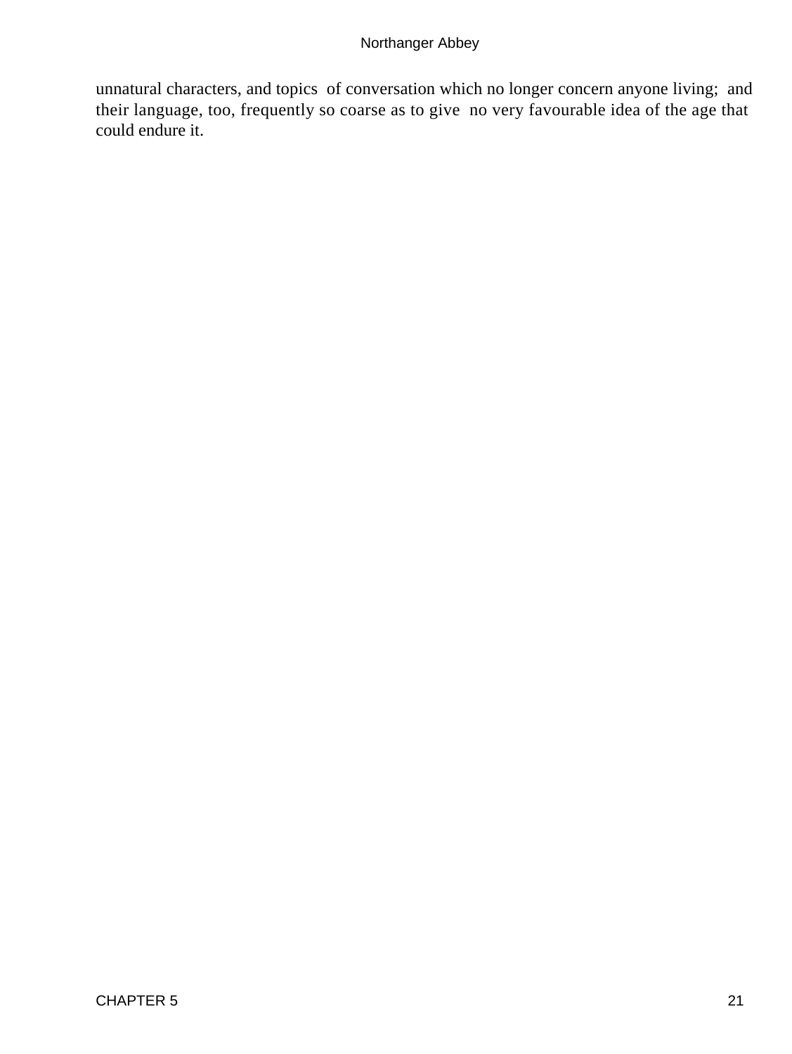unnatural characters, and topics of conversation which no longer concern anyone living; and their language, too, frequently so coarse as to give no very favourable idea of the age that could endure it.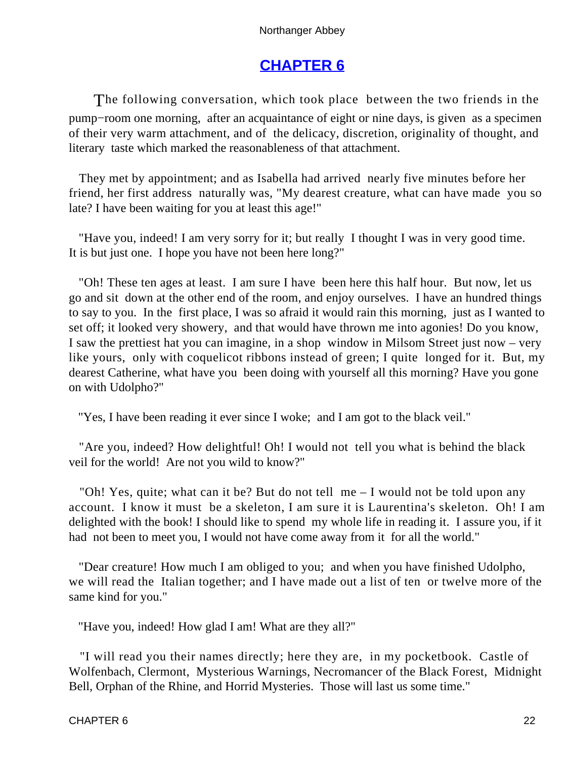## [CHAPTER 6]

The following conversation, which took place between the two friends in the pump−room one morning, after an acquaintance of eight or nine days, is given as a specimen of their very warm attachment, and of the delicacy, discretion, originality of thought, and literary taste which marked the reasonableness of that attachment.

They met by appointment; and as Isabella had arrived nearly five minutes before her friend, her first address naturally was, "My dearest creature, what can have made you so late? I have been waiting for you at least this age!"

"Have you, indeed! I am very sorry for it; but really I thought I was in very good time. It is but just one. I hope you have not been here long?"

"Oh! These ten ages at least. I am sure I have been here this half hour. But now, let us go and sit down at the other end of the room, and enjoy ourselves. I have an hundred things to say to you. In the first place, I was so afraid it would rain this morning, just as I wanted to set off; it looked very showery, and that would have thrown me into agonies! Do you know, I saw the prettiest hat you can imagine, in a shop window in Milsom Street just now – very like yours, only with coquelicot ribbons instead of green; I quite longed for it. But, my dearest Catherine, what have you been doing with yourself all this morning? Have you gone on with Udolpho?"

"Yes, I have been reading it ever since I woke; and I am got to the black veil."

"Are you, indeed? How delightful! Oh! I would not tell you what is behind the black veil for the world! Are not you wild to know?"

"Oh! Yes, quite; what can it be? But do not tell me – I would not be told upon any account. I know it must be a skeleton, I am sure it is Laurentina's skeleton. Oh! I am delighted with the book! I should like to spend my whole life in reading it. I assure you, if it had not been to meet you, I would not have come away from it for all the world."

"Dear creature! How much I am obliged to you; and when you have finished Udolpho, we will read the Italian together; and I have made out a list of ten or twelve more of the same kind for you."

"Have you, indeed! How glad I am! What are they all?"

"I will read you their names directly; here they are, in my pocketbook. Castle of Wolfenbach, Clermont, Mysterious Warnings, Necromancer of the Black Forest, Midnight Bell, Orphan of the Rhine, and Horrid Mysteries. Those will last us some time."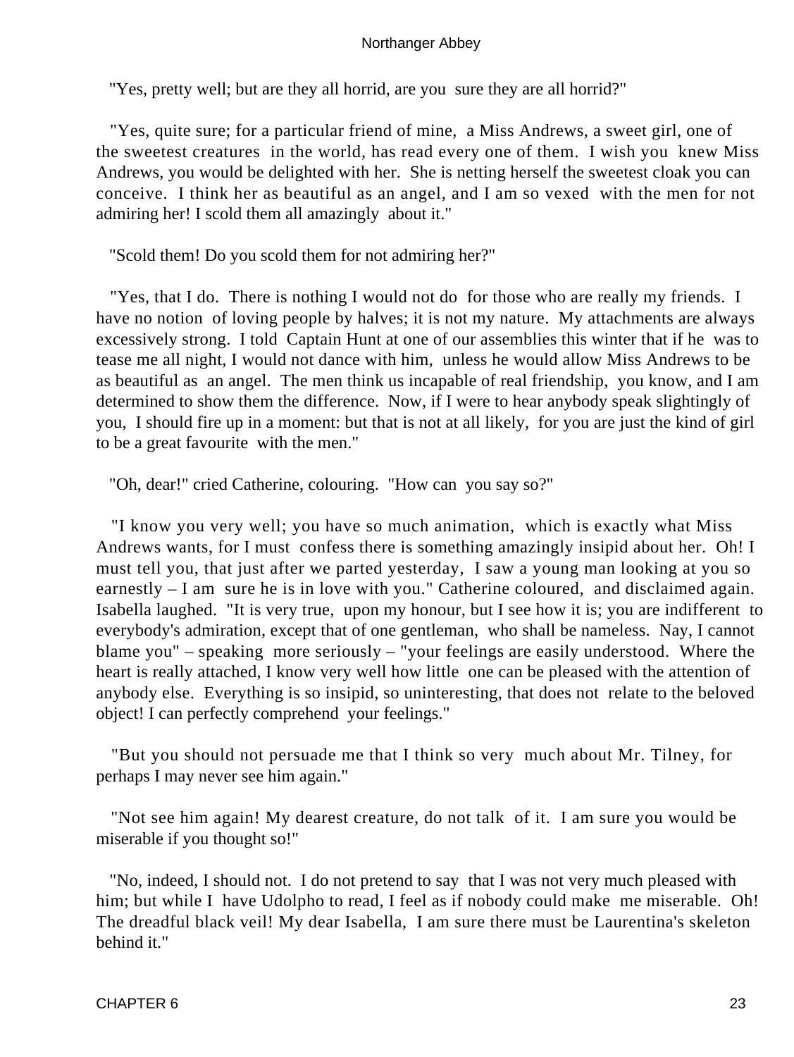"Yes, pretty well; but are they all horrid, are you sure they are all horrid?"

"Yes, quite sure; for a particular friend of mine, a Miss Andrews, a sweet girl, one of the sweetest creatures in the world, has read every one of them. I wish you knew Miss Andrews, you would be delighted with her. She is netting herself the sweetest cloak you can conceive. I think her as beautiful as an angel, and I am so vexed with the men for not admiring her! I scold them all amazingly about it."

"Scold them! Do you scold them for not admiring her?"

"Yes, that I do. There is nothing I would not do for those who are really my friends. I have no notion of loving people by halves; it is not my nature. My attachments are always excessively strong. I told Captain Hunt at one of our assemblies this winter that if he was to tease me all night, I would not dance with him, unless he would allow Miss Andrews to be as beautiful as an angel. The men think us incapable of real friendship, you know, and I am determined to show them the difference. Now, if I were to hear anybody speak slightingly of you, I should fire up in a moment: but that is not at all likely, for you are just the kind of girl to be a great favourite with the men."

"Oh, dear!" cried Catherine, colouring. "How can you say so?"

"I know you very well; you have so much animation, which is exactly what Miss Andrews wants, for I must confess there is something amazingly insipid about her. Oh! I must tell you, that just after we parted yesterday, I saw a young man looking at you so earnestly – I am sure he is in love with you." Catherine coloured, and disclaimed again. Isabella laughed. "It is very true, upon my honour, but I see how it is; you are indifferent to everybody's admiration, except that of one gentleman, who shall be nameless. Nay, I cannot blame you" – speaking more seriously – "your feelings are easily understood. Where the heart is really attached, I know very well how little one can be pleased with the attention of anybody else. Everything is so insipid, so uninteresting, that does not relate to the beloved object! I can perfectly comprehend your feelings."

"But you should not persuade me that I think so very much about Mr. Tilney, for perhaps I may never see him again."

"Not see him again! My dearest creature, do not talk of it. I am sure you would be miserable if you thought so!"

"No, indeed, I should not. I do not pretend to say that I was not very much pleased with him; but while I have Udolpho to read, I feel as if nobody could make me miserable. Oh! The dreadful black veil! My dear Isabella, I am sure there must be Laurentina's skeleton behind it."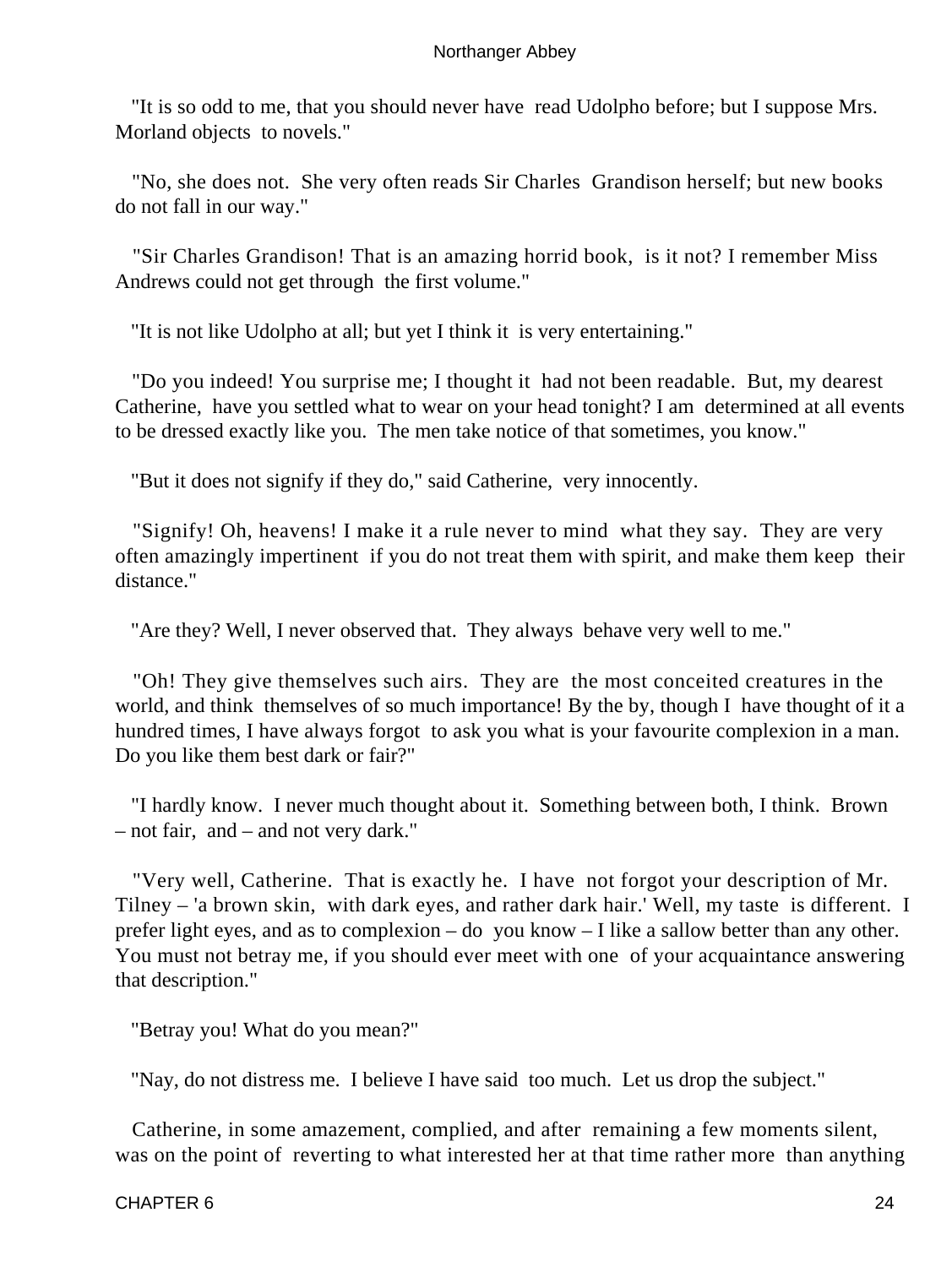"It is so odd to me, that you should never have read Udolpho before; but I suppose Mrs. Morland objects to novels."

"No, she does not. She very often reads Sir Charles Grandison herself; but new books do not fall in our way."

"Sir Charles Grandison! That is an amazing horrid book, is it not? I remember Miss Andrews could not get through the first volume."

"It is not like Udolpho at all; but yet I think it is very entertaining."

"Do you indeed! You surprise me; I thought it had not been readable. But, my dearest Catherine, have you settled what to wear on your head tonight? I am determined at all events to be dressed exactly like you. The men take notice of that sometimes, you know."

"But it does not signify if they do," said Catherine, very innocently.

"Signify! Oh, heavens! I make it a rule never to mind what they say. They are very often amazingly impertinent if you do not treat them with spirit, and make them keep their distance."

"Are they? Well, I never observed that. They always behave very well to me."

"Oh! They give themselves such airs. They are the most conceited creatures in the world, and think themselves of so much importance! By the by, though I have thought of it a hundred times, I have always forgot to ask you what is your favourite complexion in a man. Do you like them best dark or fair?"

"I hardly know. I never much thought about it. Something between both, I think. Brown – not fair, and – and not very dark."

"Very well, Catherine. That is exactly he. I have not forgot your description of Mr. Tilney – 'a brown skin, with dark eyes, and rather dark hair.' Well, my taste is different. I prefer light eyes, and as to complexion – do you know – I like a sallow better than any other. You must not betray me, if you should ever meet with one of your acquaintance answering that description."

"Betray you! What do you mean?"

"Nay, do not distress me. I believe I have said too much. Let us drop the subject."

Catherine, in some amazement, complied, and after remaining a few moments silent, was on the point of reverting to what interested her at that time rather more than anything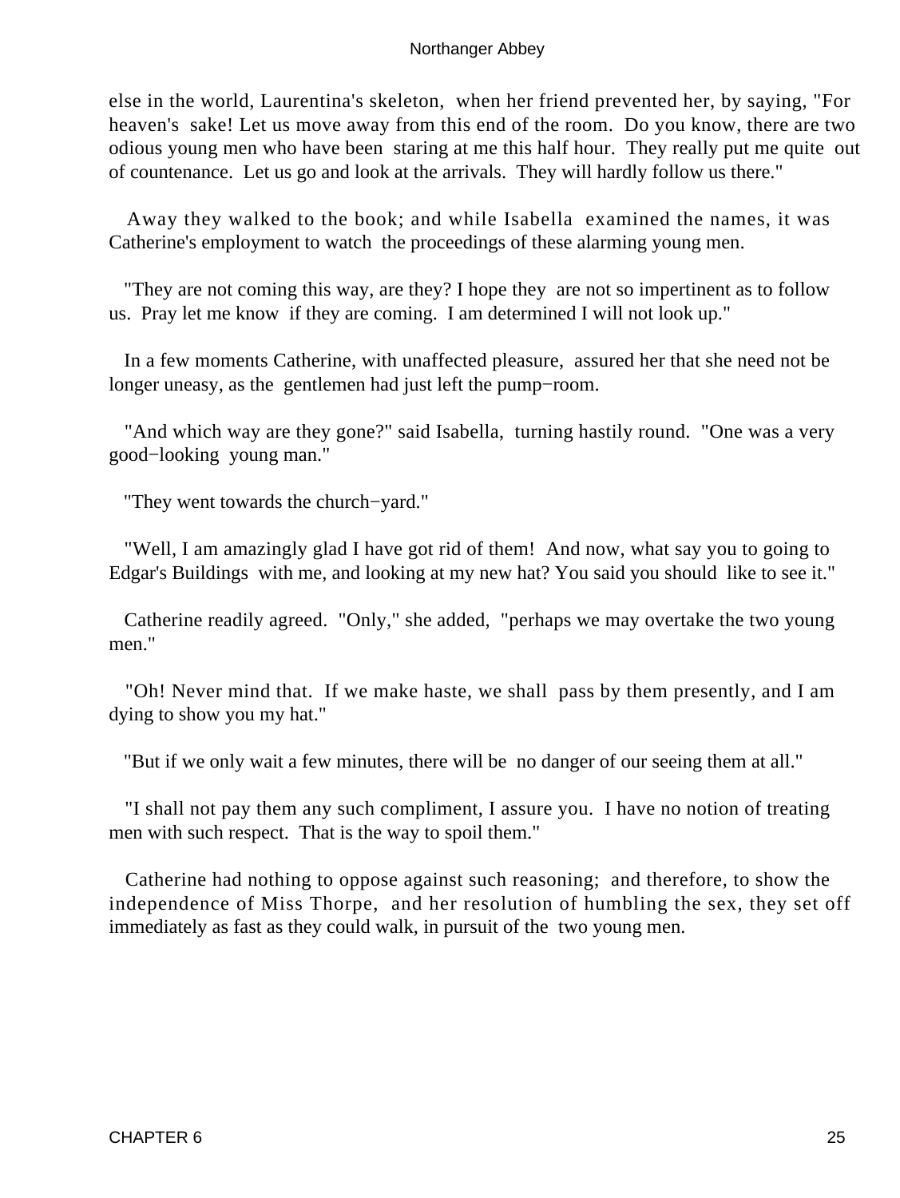else in the world, Laurentina's skeleton, when her friend prevented her, by saying, "For heaven's sake! Let us move away from this end of the room. Do you know, there are two odious young men who have been staring at me this half hour. They really put me quite out of countenance. Let us go and look at the arrivals. They will hardly follow us there."

Away they walked to the book; and while Isabella examined the names, it was Catherine's employment to watch the proceedings of these alarming young men.

"They are not coming this way, are they? I hope they are not so impertinent as to follow us. Pray let me know if they are coming. I am determined I will not look up."

In a few moments Catherine, with unaffected pleasure, assured her that she need not be longer uneasy, as the gentlemen had just left the pump−room.

"And which way are they gone?" said Isabella, turning hastily round. "One was a very good−looking young man."

"They went towards the church−yard."

"Well, I am amazingly glad I have got rid of them! And now, what say you to going to Edgar's Buildings with me, and looking at my new hat? You said you should like to see it."

Catherine readily agreed. "Only," she added, "perhaps we may overtake the two young men."

"Oh! Never mind that. If we make haste, we shall pass by them presently, and I am dying to show you my hat."

"But if we only wait a few minutes, there will be no danger of our seeing them at all."

"I shall not pay them any such compliment, I assure you. I have no notion of treating men with such respect. That is the way to spoil them."

Catherine had nothing to oppose against such reasoning; and therefore, to show the independence of Miss Thorpe, and her resolution of humbling the sex, they set off immediately as fast as they could walk, in pursuit of the two young men.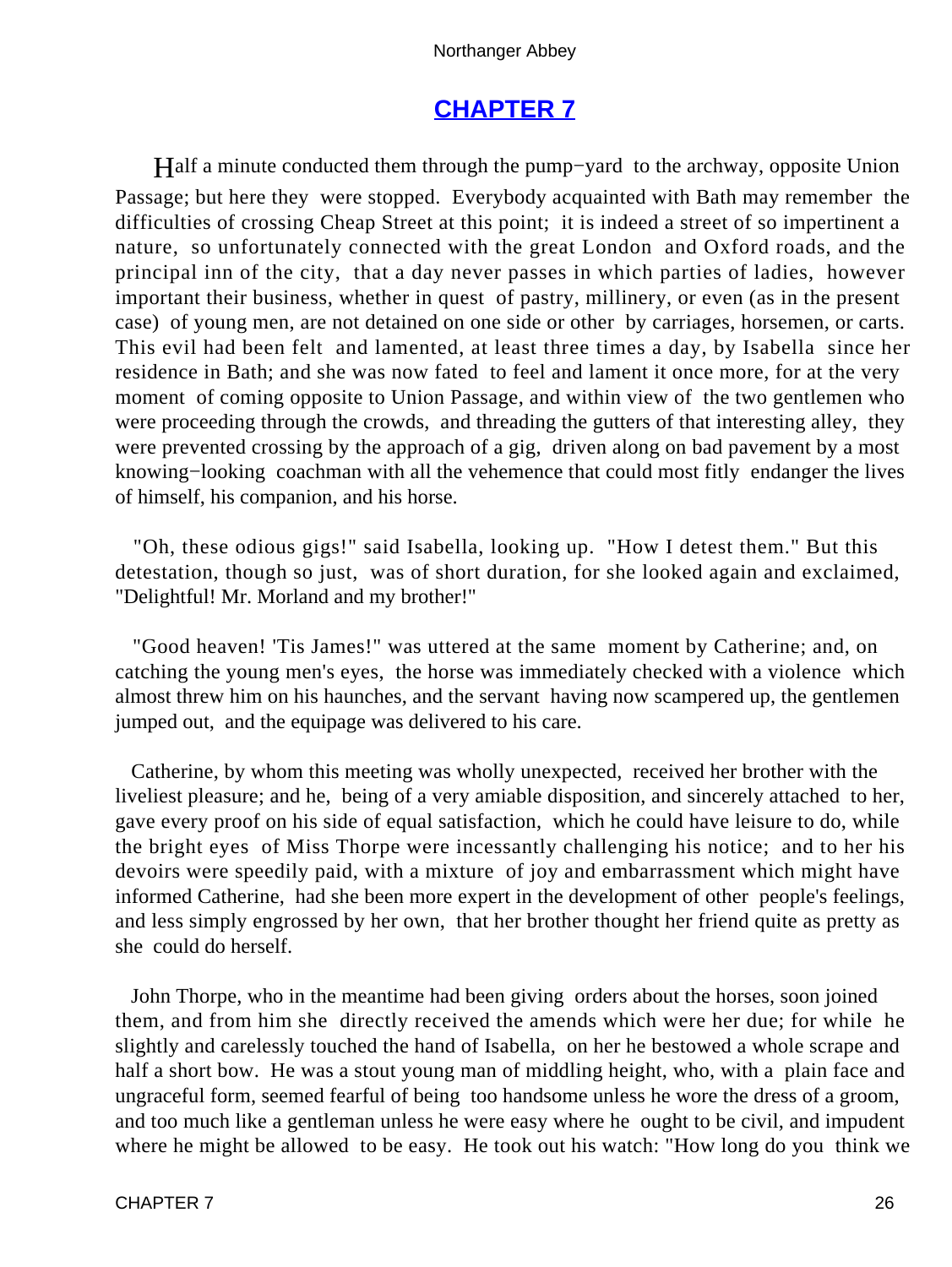# [CHAPTER 7](#)

Half a minute conducted them through the pump−yard to the archway, opposite Union Passage; but here they were stopped. Everybody acquainted with Bath may remember the difficulties of crossing Cheap Street at this point; it is indeed a street of so impertinent a nature, so unfortunately connected with the great London and Oxford roads, and the principal inn of the city, that a day never passes in which parties of ladies, however important their business, whether in quest of pastry, millinery, or even (as in the present case) of young men, are not detained on one side or other by carriages, horsemen, or carts. This evil had been felt and lamented, at least three times a day, by Isabella since her residence in Bath; and she was now fated to feel and lament it once more, for at the very moment of coming opposite to Union Passage, and within view of the two gentlemen who were proceeding through the crowds, and threading the gutters of that interesting alley, they were prevented crossing by the approach of a gig, driven along on bad pavement by a most knowing−looking coachman with all the vehemence that could most fitly endanger the lives of himself, his companion, and his horse.

"Oh, these odious gigs!" said Isabella, looking up. "How I detest them." But this detestation, though so just, was of short duration, for she looked again and exclaimed, "Delightful! Mr. Morland and my brother!"

"Good heaven! 'Tis James!" was uttered at the same moment by Catherine; and, on catching the young men's eyes, the horse was immediately checked with a violence which almost threw him on his haunches, and the servant having now scampered up, the gentlemen jumped out, and the equipage was delivered to his care.

Catherine, by whom this meeting was wholly unexpected, received her brother with the liveliest pleasure; and he, being of a very amiable disposition, and sincerely attached to her, gave every proof on his side of equal satisfaction, which he could have leisure to do, while the bright eyes of Miss Thorpe were incessantly challenging his notice; and to her his devoirs were speedily paid, with a mixture of joy and embarrassment which might have informed Catherine, had she been more expert in the development of other people's feelings, and less simply engrossed by her own, that her brother thought her friend quite as pretty as she could do herself.

John Thorpe, who in the meantime had been giving orders about the horses, soon joined them, and from him she directly received the amends which were her due; for while he slightly and carelessly touched the hand of Isabella, on her he bestowed a whole scrape and half a short bow. He was a stout young man of middling height, who, with a plain face and ungraceful form, seemed fearful of being too handsome unless he wore the dress of a groom, and too much like a gentleman unless he were easy where he ought to be civil, and impudent where he might be allowed to be easy. He took out his watch: "How long do you think we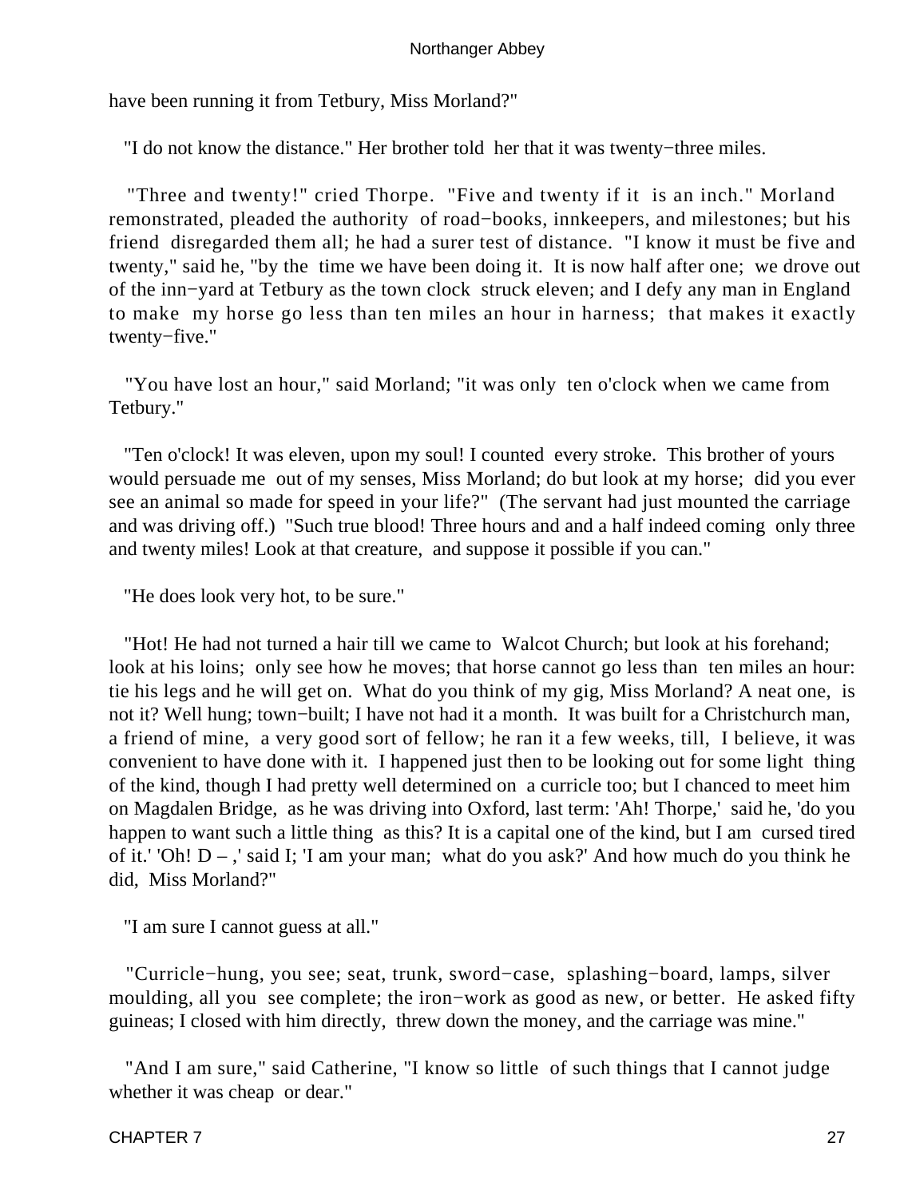have been running it from Tetbury, Miss Morland?"

"I do not know the distance." Her brother told her that it was twenty−three miles.

"Three and twenty!" cried Thorpe. "Five and twenty if it is an inch." Morland remonstrated, pleaded the authority of road−books, innkeepers, and milestones; but his friend disregarded them all; he had a surer test of distance. "I know it must be five and twenty," said he, "by the time we have been doing it. It is now half after one; we drove out of the inn−yard at Tetbury as the town clock struck eleven; and I defy any man in England to make my horse go less than ten miles an hour in harness; that makes it exactly twenty−five."

"You have lost an hour," said Morland; "it was only ten o'clock when we came from Tetbury."

"Ten o'clock! It was eleven, upon my soul! I counted every stroke. This brother of yours would persuade me out of my senses, Miss Morland; do but look at my horse; did you ever see an animal so made for speed in your life?" (The servant had just mounted the carriage and was driving off.) "Such true blood! Three hours and and a half indeed coming only three and twenty miles! Look at that creature, and suppose it possible if you can."

"He does look very hot, to be sure."

"Hot! He had not turned a hair till we came to Walcot Church; but look at his forehand; look at his loins; only see how he moves; that horse cannot go less than ten miles an hour: tie his legs and he will get on. What do you think of my gig, Miss Morland? A neat one, is not it? Well hung; town−built; I have not had it a month. It was built for a Christchurch man, a friend of mine, a very good sort of fellow; he ran it a few weeks, till, I believe, it was convenient to have done with it. I happened just then to be looking out for some light thing of the kind, though I had pretty well determined on a curricle too; but I chanced to meet him on Magdalen Bridge, as he was driving into Oxford, last term: 'Ah! Thorpe,' said he, 'do you happen to want such a little thing as this? It is a capital one of the kind, but I am cursed tired of it.' 'Oh! D – ,' said I; 'I am your man; what do you ask?' And how much do you think he did, Miss Morland?"

"I am sure I cannot guess at all."

"Curricle−hung, you see; seat, trunk, sword−case, splashing−board, lamps, silver moulding, all you see complete; the iron−work as good as new, or better. He asked fifty guineas; I closed with him directly, threw down the money, and the carriage was mine."

"And I am sure," said Catherine, "I know so little of such things that I cannot judge whether it was cheap or dear."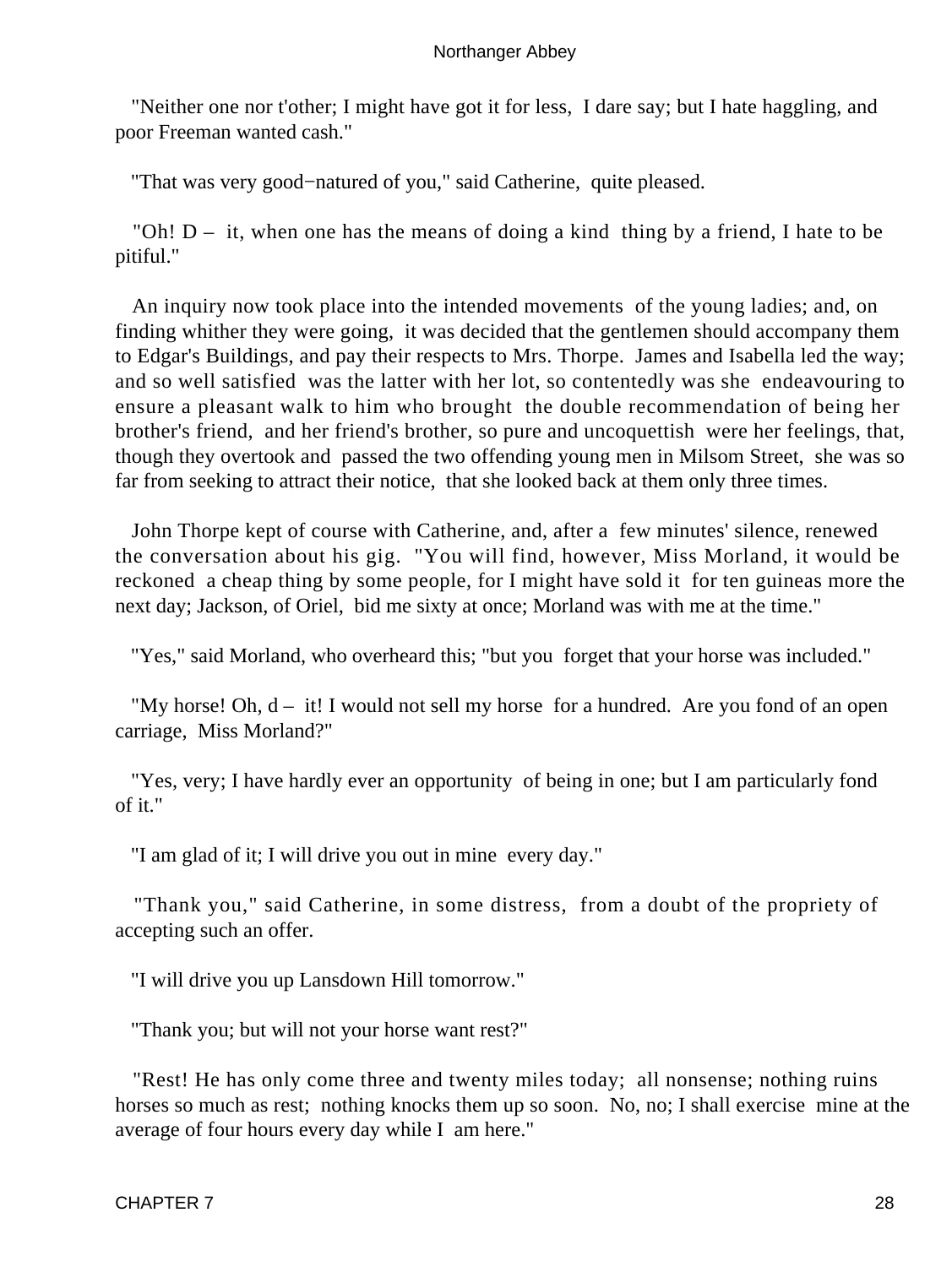"Neither one nor t'other; I might have got it for less, I dare say; but I hate haggling, and poor Freeman wanted cash."

"That was very good−natured of you," said Catherine, quite pleased.

"Oh! D – it, when one has the means of doing a kind thing by a friend, I hate to be pitiful."

An inquiry now took place into the intended movements of the young ladies; and, on finding whither they were going, it was decided that the gentlemen should accompany them to Edgar's Buildings, and pay their respects to Mrs. Thorpe. James and Isabella led the way; and so well satisfied was the latter with her lot, so contentedly was she endeavouring to ensure a pleasant walk to him who brought the double recommendation of being her brother's friend, and her friend's brother, so pure and uncoquettish were her feelings, that, though they overtook and passed the two offending young men in Milsom Street, she was so far from seeking to attract their notice, that she looked back at them only three times.

John Thorpe kept of course with Catherine, and, after a few minutes' silence, renewed the conversation about his gig. "You will find, however, Miss Morland, it would be reckoned a cheap thing by some people, for I might have sold it for ten guineas more the next day; Jackson, of Oriel, bid me sixty at once; Morland was with me at the time."

"Yes," said Morland, who overheard this; "but you forget that your horse was included."

"My horse! Oh, d – it! I would not sell my horse for a hundred. Are you fond of an open carriage, Miss Morland?"

"Yes, very; I have hardly ever an opportunity of being in one; but I am particularly fond of it."

"I am glad of it; I will drive you out in mine every day."

"Thank you," said Catherine, in some distress, from a doubt of the propriety of accepting such an offer.

"I will drive you up Lansdown Hill tomorrow."

"Thank you; but will not your horse want rest?"

"Rest! He has only come three and twenty miles today; all nonsense; nothing ruins horses so much as rest; nothing knocks them up so soon. No, no; I shall exercise mine at the average of four hours every day while I am here."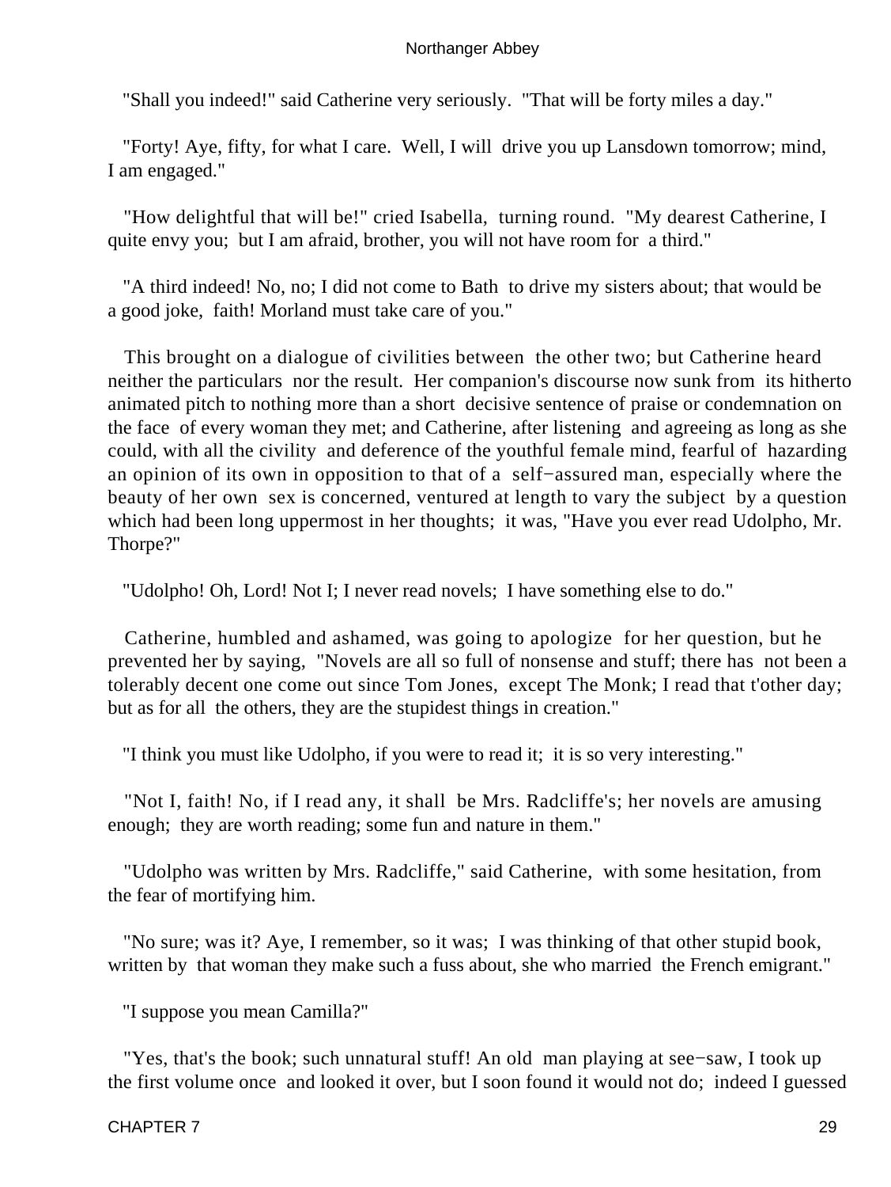"Shall you indeed!" said Catherine very seriously. "That will be forty miles a day."

"Forty! Aye, fifty, for what I care. Well, I will drive you up Lansdown tomorrow; mind, I am engaged."

"How delightful that will be!" cried Isabella, turning round. "My dearest Catherine, I quite envy you; but I am afraid, brother, you will not have room for a third."

"A third indeed! No, no; I did not come to Bath to drive my sisters about; that would be a good joke, faith! Morland must take care of you."

This brought on a dialogue of civilities between the other two; but Catherine heard neither the particulars nor the result. Her companion's discourse now sunk from its hitherto animated pitch to nothing more than a short decisive sentence of praise or condemnation on the face of every woman they met; and Catherine, after listening and agreeing as long as she could, with all the civility and deference of the youthful female mind, fearful of hazarding an opinion of its own in opposition to that of a self−assured man, especially where the beauty of her own sex is concerned, ventured at length to vary the subject by a question which had been long uppermost in her thoughts; it was, "Have you ever read Udolpho, Mr. Thorpe?"

"Udolpho! Oh, Lord! Not I; I never read novels; I have something else to do."

Catherine, humbled and ashamed, was going to apologize for her question, but he prevented her by saying, "Novels are all so full of nonsense and stuff; there has not been a tolerably decent one come out since Tom Jones, except The Monk; I read that t'other day; but as for all the others, they are the stupidest things in creation."

"I think you must like Udolpho, if you were to read it; it is so very interesting."

"Not I, faith! No, if I read any, it shall be Mrs. Radcliffe's; her novels are amusing enough; they are worth reading; some fun and nature in them."

"Udolpho was written by Mrs. Radcliffe," said Catherine, with some hesitation, from the fear of mortifying him.

"No sure; was it? Aye, I remember, so it was; I was thinking of that other stupid book, written by that woman they make such a fuss about, she who married the French emigrant."

"I suppose you mean Camilla?"

"Yes, that's the book; such unnatural stuff! An old man playing at see−saw, I took up the first volume once and looked it over, but I soon found it would not do; indeed I guessed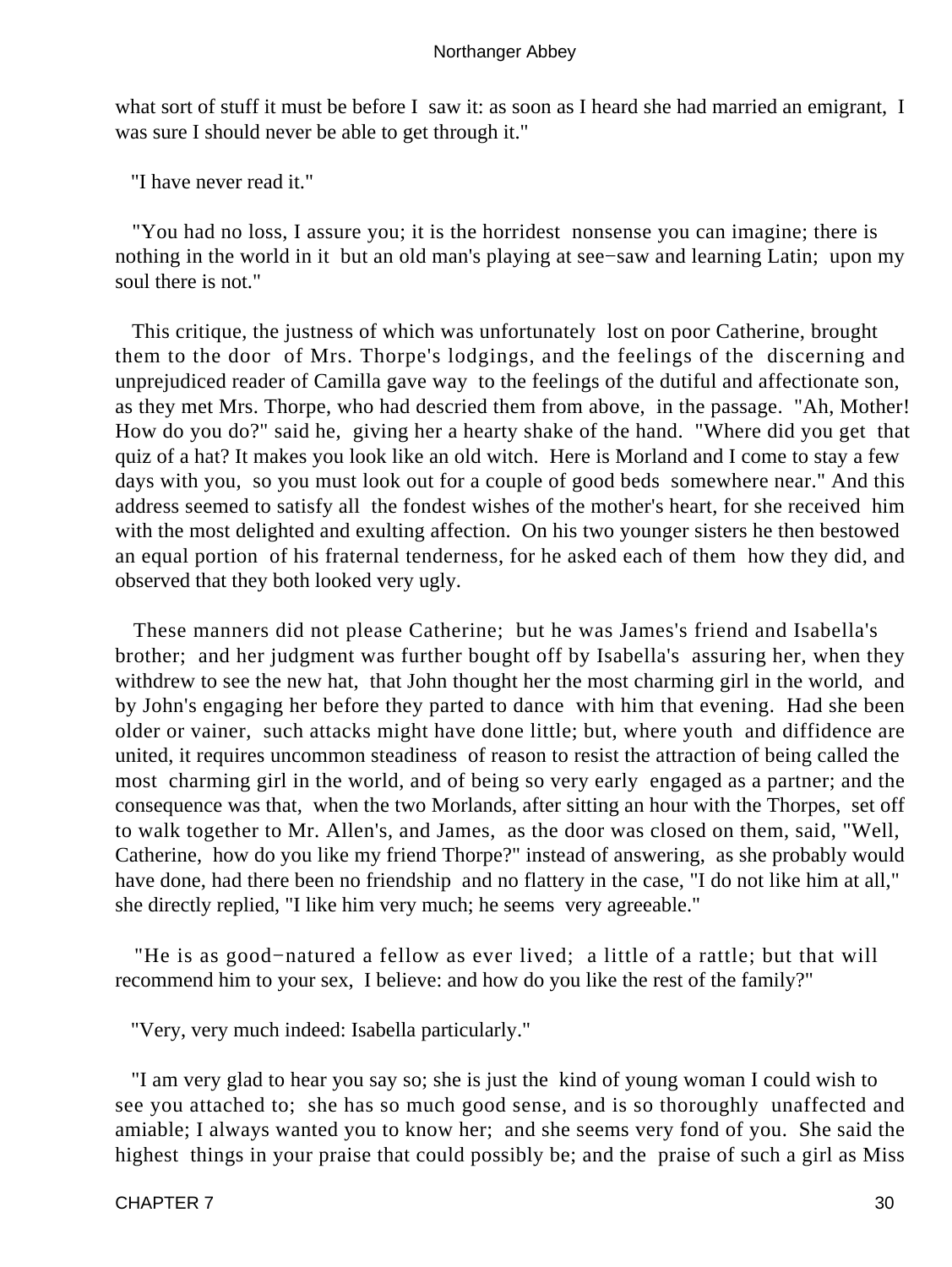what sort of stuff it must be before I saw it: as soon as I heard she had married an emigrant, I was sure I should never be able to get through it."

"I have never read it."

"You had no loss, I assure you; it is the horridest nonsense you can imagine; there is nothing in the world in it but an old man's playing at see−saw and learning Latin; upon my soul there is not."

This critique, the justness of which was unfortunately lost on poor Catherine, brought them to the door of Mrs. Thorpe's lodgings, and the feelings of the discerning and unprejudiced reader of Camilla gave way to the feelings of the dutiful and affectionate son, as they met Mrs. Thorpe, who had descried them from above, in the passage. "Ah, Mother! How do you do?" said he, giving her a hearty shake of the hand. "Where did you get that quiz of a hat? It makes you look like an old witch. Here is Morland and I come to stay a few days with you, so you must look out for a couple of good beds somewhere near." And this address seemed to satisfy all the fondest wishes of the mother's heart, for she received him with the most delighted and exulting affection. On his two younger sisters he then bestowed an equal portion of his fraternal tenderness, for he asked each of them how they did, and observed that they both looked very ugly.

These manners did not please Catherine; but he was James's friend and Isabella's brother; and her judgment was further bought off by Isabella's assuring her, when they withdrew to see the new hat, that John thought her the most charming girl in the world, and by John's engaging her before they parted to dance with him that evening. Had she been older or vainer, such attacks might have done little; but, where youth and diffidence are united, it requires uncommon steadiness of reason to resist the attraction of being called the most charming girl in the world, and of being so very early engaged as a partner; and the consequence was that, when the two Morlands, after sitting an hour with the Thorpes, set off to walk together to Mr. Allen's, and James, as the door was closed on them, said, "Well, Catherine, how do you like my friend Thorpe?" instead of answering, as she probably would have done, had there been no friendship and no flattery in the case, "I do not like him at all," she directly replied, "I like him very much; he seems very agreeable."

"He is as good−natured a fellow as ever lived; a little of a rattle; but that will recommend him to your sex, I believe: and how do you like the rest of the family?"

"Very, very much indeed: Isabella particularly."

"I am very glad to hear you say so; she is just the kind of young woman I could wish to see you attached to; she has so much good sense, and is so thoroughly unaffected and amiable; I always wanted you to know her; and she seems very fond of you. She said the highest things in your praise that could possibly be; and the praise of such a girl as Miss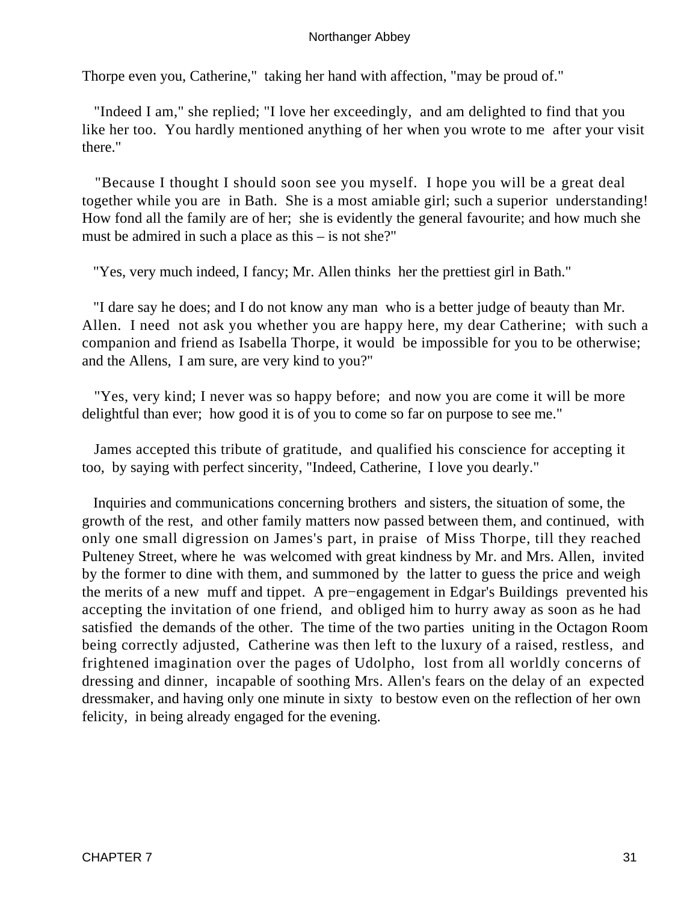Thorpe even you, Catherine," taking her hand with affection, "may be proud of."

"Indeed I am," she replied; "I love her exceedingly, and am delighted to find that you like her too. You hardly mentioned anything of her when you wrote to me after your visit there."

"Because I thought I should soon see you myself. I hope you will be a great deal together while you are in Bath. She is a most amiable girl; such a superior understanding! How fond all the family are of her; she is evidently the general favourite; and how much she must be admired in such a place as this – is not she?"

"Yes, very much indeed, I fancy; Mr. Allen thinks her the prettiest girl in Bath."

"I dare say he does; and I do not know any man who is a better judge of beauty than Mr. Allen. I need not ask you whether you are happy here, my dear Catherine; with such a companion and friend as Isabella Thorpe, it would be impossible for you to be otherwise; and the Allens, I am sure, are very kind to you?"

"Yes, very kind; I never was so happy before; and now you are come it will be more delightful than ever; how good it is of you to come so far on purpose to see me."

James accepted this tribute of gratitude, and qualified his conscience for accepting it too, by saying with perfect sincerity, "Indeed, Catherine, I love you dearly."

Inquiries and communications concerning brothers and sisters, the situation of some, the growth of the rest, and other family matters now passed between them, and continued, with only one small digression on James's part, in praise of Miss Thorpe, till they reached Pulteney Street, where he was welcomed with great kindness by Mr. and Mrs. Allen, invited by the former to dine with them, and summoned by the latter to guess the price and weigh the merits of a new muff and tippet. A pre−engagement in Edgar's Buildings prevented his accepting the invitation of one friend, and obliged him to hurry away as soon as he had satisfied the demands of the other. The time of the two parties uniting in the Octagon Room being correctly adjusted, Catherine was then left to the luxury of a raised, restless, and frightened imagination over the pages of Udolpho, lost from all worldly concerns of dressing and dinner, incapable of soothing Mrs. Allen's fears on the delay of an expected dressmaker, and having only one minute in sixty to bestow even on the reflection of her own felicity, in being already engaged for the evening.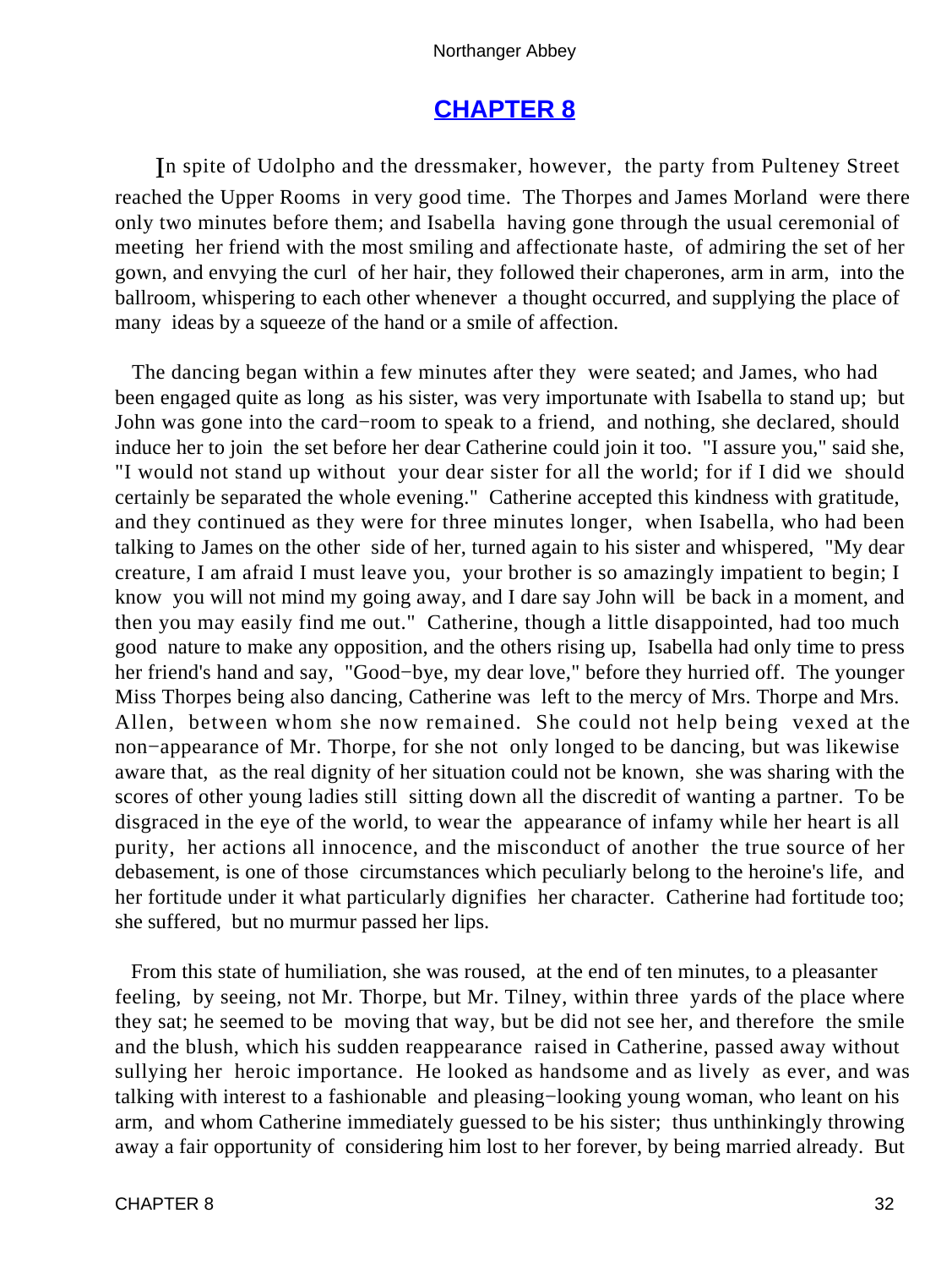## CHAPTER 8

In spite of Udolpho and the dressmaker, however, the party from Pulteney Street reached the Upper Rooms in very good time. The Thorpes and James Morland were there only two minutes before them; and Isabella having gone through the usual ceremonial of meeting her friend with the most smiling and affectionate haste, of admiring the set of her gown, and envying the curl of her hair, they followed their chaperones, arm in arm, into the ballroom, whispering to each other whenever a thought occurred, and supplying the place of many ideas by a squeeze of the hand or a smile of affection.

The dancing began within a few minutes after they were seated; and James, who had been engaged quite as long as his sister, was very importunate with Isabella to stand up; but John was gone into the card−room to speak to a friend, and nothing, she declared, should induce her to join the set before her dear Catherine could join it too. "I assure you," said she, "I would not stand up without your dear sister for all the world; for if I did we should certainly be separated the whole evening." Catherine accepted this kindness with gratitude, and they continued as they were for three minutes longer, when Isabella, who had been talking to James on the other side of her, turned again to his sister and whispered, "My dear creature, I am afraid I must leave you, your brother is so amazingly impatient to begin; I know you will not mind my going away, and I dare say John will be back in a moment, and then you may easily find me out." Catherine, though a little disappointed, had too much good nature to make any opposition, and the others rising up, Isabella had only time to press her friend's hand and say, "Good−bye, my dear love," before they hurried off. The younger Miss Thorpes being also dancing, Catherine was left to the mercy of Mrs. Thorpe and Mrs. Allen, between whom she now remained. She could not help being vexed at the non−appearance of Mr. Thorpe, for she not only longed to be dancing, but was likewise aware that, as the real dignity of her situation could not be known, she was sharing with the scores of other young ladies still sitting down all the discredit of wanting a partner. To be disgraced in the eye of the world, to wear the appearance of infamy while her heart is all purity, her actions all innocence, and the misconduct of another the true source of her debasement, is one of those circumstances which peculiarly belong to the heroine's life, and her fortitude under it what particularly dignifies her character. Catherine had fortitude too; she suffered, but no murmur passed her lips.

From this state of humiliation, she was roused, at the end of ten minutes, to a pleasanter feeling, by seeing, not Mr. Thorpe, but Mr. Tilney, within three yards of the place where they sat; he seemed to be moving that way, but be did not see her, and therefore the smile and the blush, which his sudden reappearance raised in Catherine, passed away without sullying her heroic importance. He looked as handsome and as lively as ever, and was talking with interest to a fashionable and pleasing−looking young woman, who leant on his arm, and whom Catherine immediately guessed to be his sister; thus unthinkingly throwing away a fair opportunity of considering him lost to her forever, by being married already. But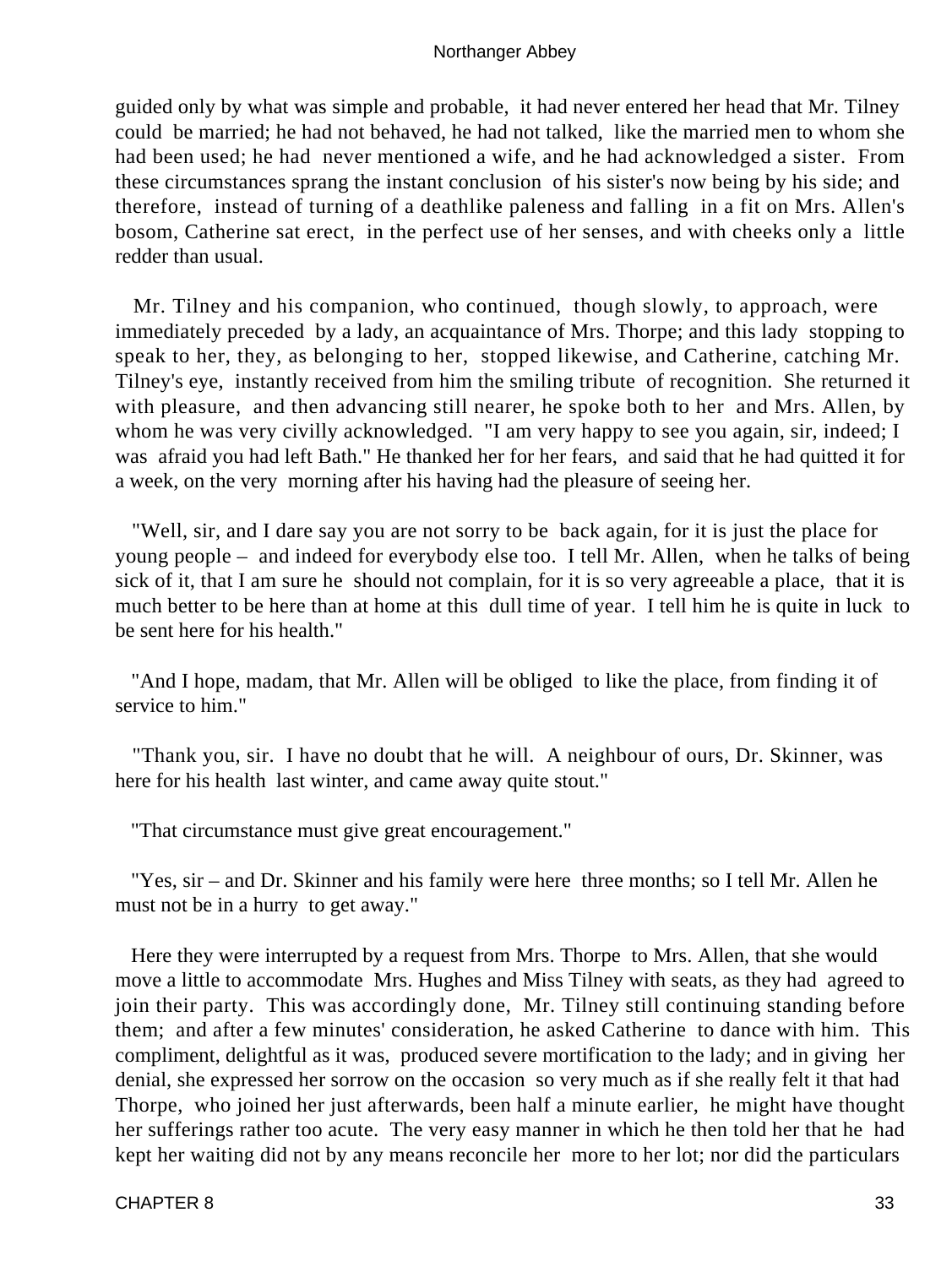guided only by what was simple and probable, it had never entered her head that Mr. Tilney could be married; he had not behaved, he had not talked, like the married men to whom she had been used; he had never mentioned a wife, and he had acknowledged a sister. From these circumstances sprang the instant conclusion of his sister's now being by his side; and therefore, instead of turning of a deathlike paleness and falling in a fit on Mrs. Allen's bosom, Catherine sat erect, in the perfect use of her senses, and with cheeks only a little redder than usual.

Mr. Tilney and his companion, who continued, though slowly, to approach, were immediately preceded by a lady, an acquaintance of Mrs. Thorpe; and this lady stopping to speak to her, they, as belonging to her, stopped likewise, and Catherine, catching Mr. Tilney's eye, instantly received from him the smiling tribute of recognition. She returned it with pleasure, and then advancing still nearer, he spoke both to her and Mrs. Allen, by whom he was very civilly acknowledged. "I am very happy to see you again, sir, indeed; I was afraid you had left Bath." He thanked her for her fears, and said that he had quitted it for a week, on the very morning after his having had the pleasure of seeing her.

"Well, sir, and I dare say you are not sorry to be back again, for it is just the place for young people – and indeed for everybody else too. I tell Mr. Allen, when he talks of being sick of it, that I am sure he should not complain, for it is so very agreeable a place, that it is much better to be here than at home at this dull time of year. I tell him he is quite in luck to be sent here for his health."

"And I hope, madam, that Mr. Allen will be obliged to like the place, from finding it of service to him."

"Thank you, sir. I have no doubt that he will. A neighbour of ours, Dr. Skinner, was here for his health last winter, and came away quite stout."

"That circumstance must give great encouragement."

"Yes, sir – and Dr. Skinner and his family were here three months; so I tell Mr. Allen he must not be in a hurry to get away."

Here they were interrupted by a request from Mrs. Thorpe to Mrs. Allen, that she would move a little to accommodate Mrs. Hughes and Miss Tilney with seats, as they had agreed to join their party. This was accordingly done, Mr. Tilney still continuing standing before them; and after a few minutes' consideration, he asked Catherine to dance with him. This compliment, delightful as it was, produced severe mortification to the lady; and in giving her denial, she expressed her sorrow on the occasion so very much as if she really felt it that had Thorpe, who joined her just afterwards, been half a minute earlier, he might have thought her sufferings rather too acute. The very easy manner in which he then told her that he had kept her waiting did not by any means reconcile her more to her lot; nor did the particulars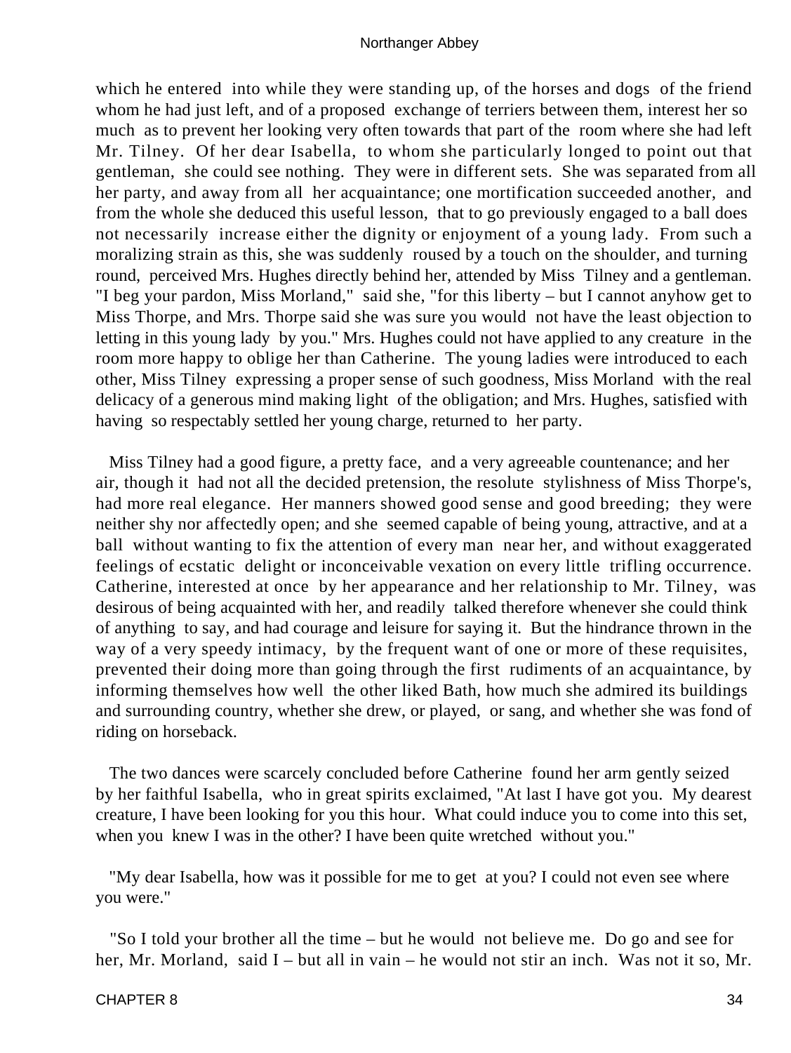which he entered into while they were standing up, of the horses and dogs of the friend whom he had just left, and of a proposed exchange of terriers between them, interest her so much as to prevent her looking very often towards that part of the room where she had left Mr. Tilney. Of her dear Isabella, to whom she particularly longed to point out that gentleman, she could see nothing. They were in different sets. She was separated from all her party, and away from all her acquaintance; one mortification succeeded another, and from the whole she deduced this useful lesson, that to go previously engaged to a ball does not necessarily increase either the dignity or enjoyment of a young lady. From such a moralizing strain as this, she was suddenly roused by a touch on the shoulder, and turning round, perceived Mrs. Hughes directly behind her, attended by Miss Tilney and a gentleman. "I beg your pardon, Miss Morland," said she, "for this liberty – but I cannot anyhow get to Miss Thorpe, and Mrs. Thorpe said she was sure you would not have the least objection to letting in this young lady by you." Mrs. Hughes could not have applied to any creature in the room more happy to oblige her than Catherine. The young ladies were introduced to each other, Miss Tilney expressing a proper sense of such goodness, Miss Morland with the real delicacy of a generous mind making light of the obligation; and Mrs. Hughes, satisfied with having so respectably settled her young charge, returned to her party.

Miss Tilney had a good figure, a pretty face, and a very agreeable countenance; and her air, though it had not all the decided pretension, the resolute stylishness of Miss Thorpe's, had more real elegance. Her manners showed good sense and good breeding; they were neither shy nor affectedly open; and she seemed capable of being young, attractive, and at a ball without wanting to fix the attention of every man near her, and without exaggerated feelings of ecstatic delight or inconceivable vexation on every little trifling occurrence. Catherine, interested at once by her appearance and her relationship to Mr. Tilney, was desirous of being acquainted with her, and readily talked therefore whenever she could think of anything to say, and had courage and leisure for saying it. But the hindrance thrown in the way of a very speedy intimacy, by the frequent want of one or more of these requisites, prevented their doing more than going through the first rudiments of an acquaintance, by informing themselves how well the other liked Bath, how much she admired its buildings and surrounding country, whether she drew, or played, or sang, and whether she was fond of riding on horseback.

The two dances were scarcely concluded before Catherine found her arm gently seized by her faithful Isabella, who in great spirits exclaimed, "At last I have got you. My dearest creature, I have been looking for you this hour. What could induce you to come into this set, when you knew I was in the other? I have been quite wretched without you."

"My dear Isabella, how was it possible for me to get at you? I could not even see where you were."

"So I told your brother all the time – but he would not believe me. Do go and see for her, Mr. Morland, said I – but all in vain – he would not stir an inch. Was not it so, Mr.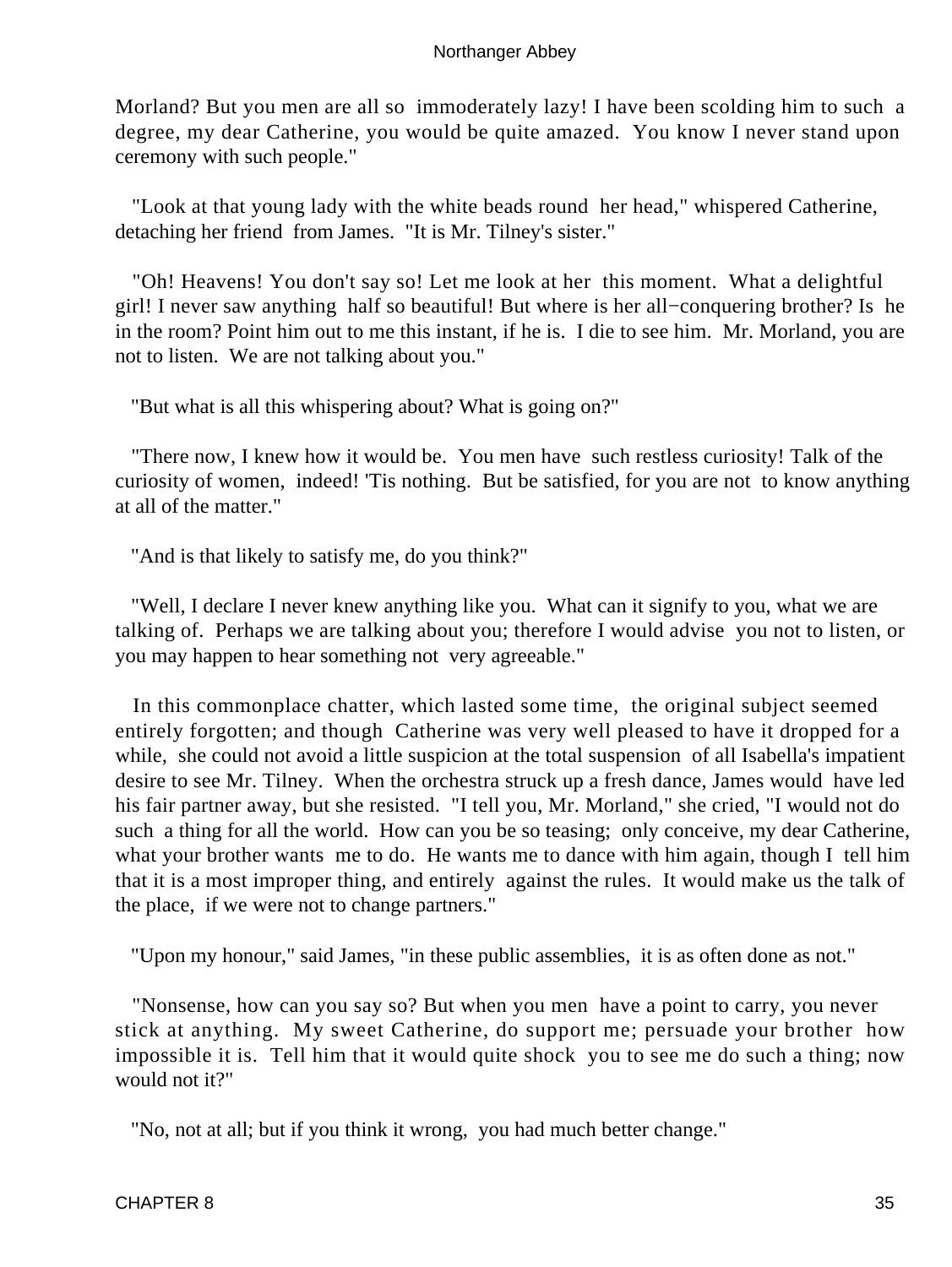Morland? But you men are all so immoderately lazy! I have been scolding him to such a degree, my dear Catherine, you would be quite amazed. You know I never stand upon ceremony with such people."

"Look at that young lady with the white beads round her head," whispered Catherine, detaching her friend from James. "It is Mr. Tilney's sister."

"Oh! Heavens! You don't say so! Let me look at her this moment. What a delightful girl! I never saw anything half so beautiful! But where is her all−conquering brother? Is he in the room? Point him out to me this instant, if he is. I die to see him. Mr. Morland, you are not to listen. We are not talking about you."

"But what is all this whispering about? What is going on?"

"There now, I knew how it would be. You men have such restless curiosity! Talk of the curiosity of women, indeed! 'Tis nothing. But be satisfied, for you are not to know anything at all of the matter."

"And is that likely to satisfy me, do you think?"

"Well, I declare I never knew anything like you. What can it signify to you, what we are talking of. Perhaps we are talking about you; therefore I would advise you not to listen, or you may happen to hear something not very agreeable."

In this commonplace chatter, which lasted some time, the original subject seemed entirely forgotten; and though Catherine was very well pleased to have it dropped for a while, she could not avoid a little suspicion at the total suspension of all Isabella's impatient desire to see Mr. Tilney. When the orchestra struck up a fresh dance, James would have led his fair partner away, but she resisted. "I tell you, Mr. Morland," she cried, "I would not do such a thing for all the world. How can you be so teasing; only conceive, my dear Catherine, what your brother wants me to do. He wants me to dance with him again, though I tell him that it is a most improper thing, and entirely against the rules. It would make us the talk of the place, if we were not to change partners."

"Upon my honour," said James, "in these public assemblies, it is as often done as not."

"Nonsense, how can you say so? But when you men have a point to carry, you never stick at anything. My sweet Catherine, do support me; persuade your brother how impossible it is. Tell him that it would quite shock you to see me do such a thing; now would not it?"

"No, not at all; but if you think it wrong, you had much better change."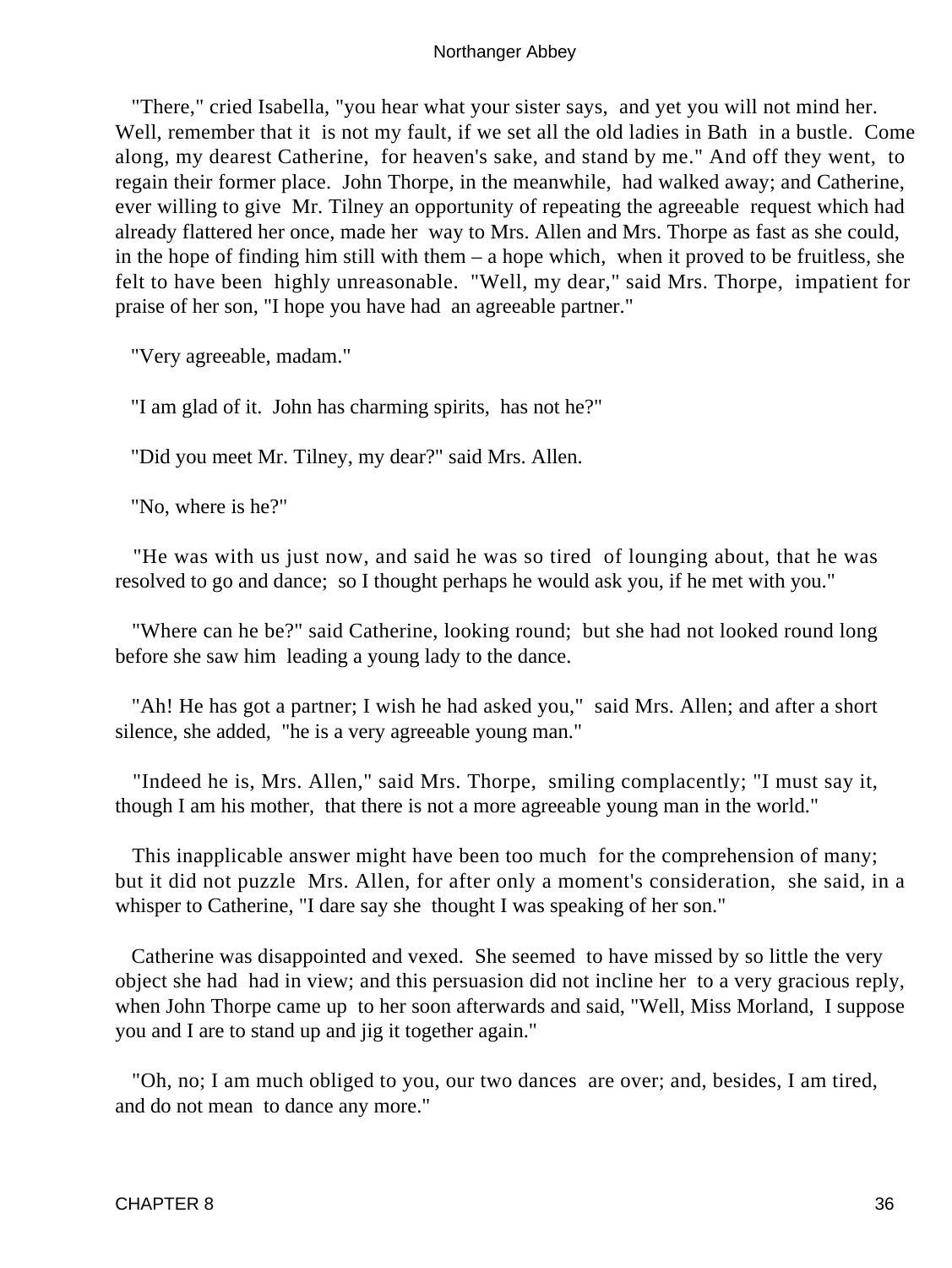"There," cried Isabella, "you hear what your sister says, and yet you will not mind her. Well, remember that it is not my fault, if we set all the old ladies in Bath in a bustle. Come along, my dearest Catherine, for heaven's sake, and stand by me." And off they went, to regain their former place. John Thorpe, in the meanwhile, had walked away; and Catherine, ever willing to give Mr. Tilney an opportunity of repeating the agreeable request which had already flattered her once, made her way to Mrs. Allen and Mrs. Thorpe as fast as she could, in the hope of finding him still with them – a hope which, when it proved to be fruitless, she felt to have been highly unreasonable. "Well, my dear," said Mrs. Thorpe, impatient for praise of her son, "I hope you have had an agreeable partner."

"Very agreeable, madam."

"I am glad of it. John has charming spirits, has not he?"

"Did you meet Mr. Tilney, my dear?" said Mrs. Allen.

"No, where is he?"

"He was with us just now, and said he was so tired of lounging about, that he was resolved to go and dance; so I thought perhaps he would ask you, if he met with you."

"Where can he be?" said Catherine, looking round; but she had not looked round long before she saw him leading a young lady to the dance.

"Ah! He has got a partner; I wish he had asked you," said Mrs. Allen; and after a short silence, she added, "he is a very agreeable young man."

"Indeed he is, Mrs. Allen," said Mrs. Thorpe, smiling complacently; "I must say it, though I am his mother, that there is not a more agreeable young man in the world."

This inapplicable answer might have been too much for the comprehension of many; but it did not puzzle Mrs. Allen, for after only a moment's consideration, she said, in a whisper to Catherine, "I dare say she thought I was speaking of her son."

Catherine was disappointed and vexed. She seemed to have missed by so little the very object she had had in view; and this persuasion did not incline her to a very gracious reply, when John Thorpe came up to her soon afterwards and said, "Well, Miss Morland, I suppose you and I are to stand up and jig it together again."

"Oh, no; I am much obliged to you, our two dances are over; and, besides, I am tired, and do not mean to dance any more."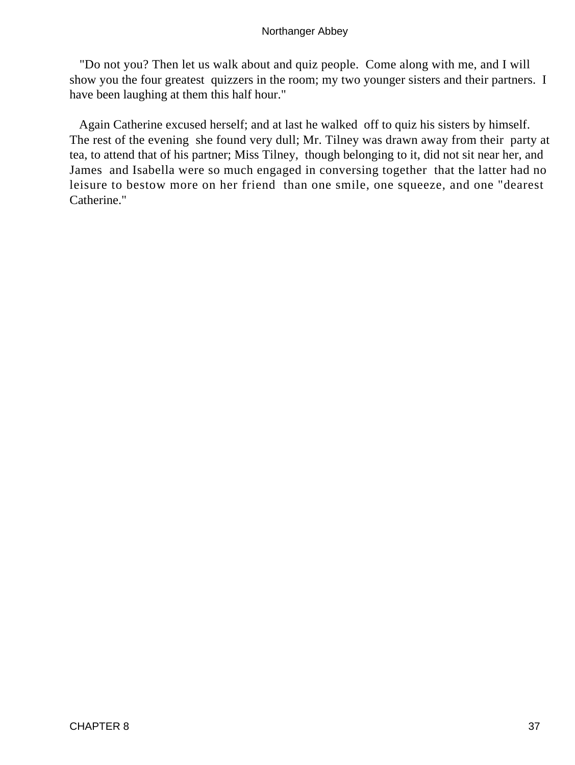"Do not you? Then let us walk about and quiz people. Come along with me, and I will show you the four greatest quizzers in the room; my two younger sisters and their partners. I have been laughing at them this half hour."

Again Catherine excused herself; and at last he walked off to quiz his sisters by himself. The rest of the evening she found very dull; Mr. Tilney was drawn away from their party at tea, to attend that of his partner; Miss Tilney, though belonging to it, did not sit near her, and James and Isabella were so much engaged in conversing together that the latter had no leisure to bestow more on her friend than one smile, one squeeze, and one "dearest Catherine."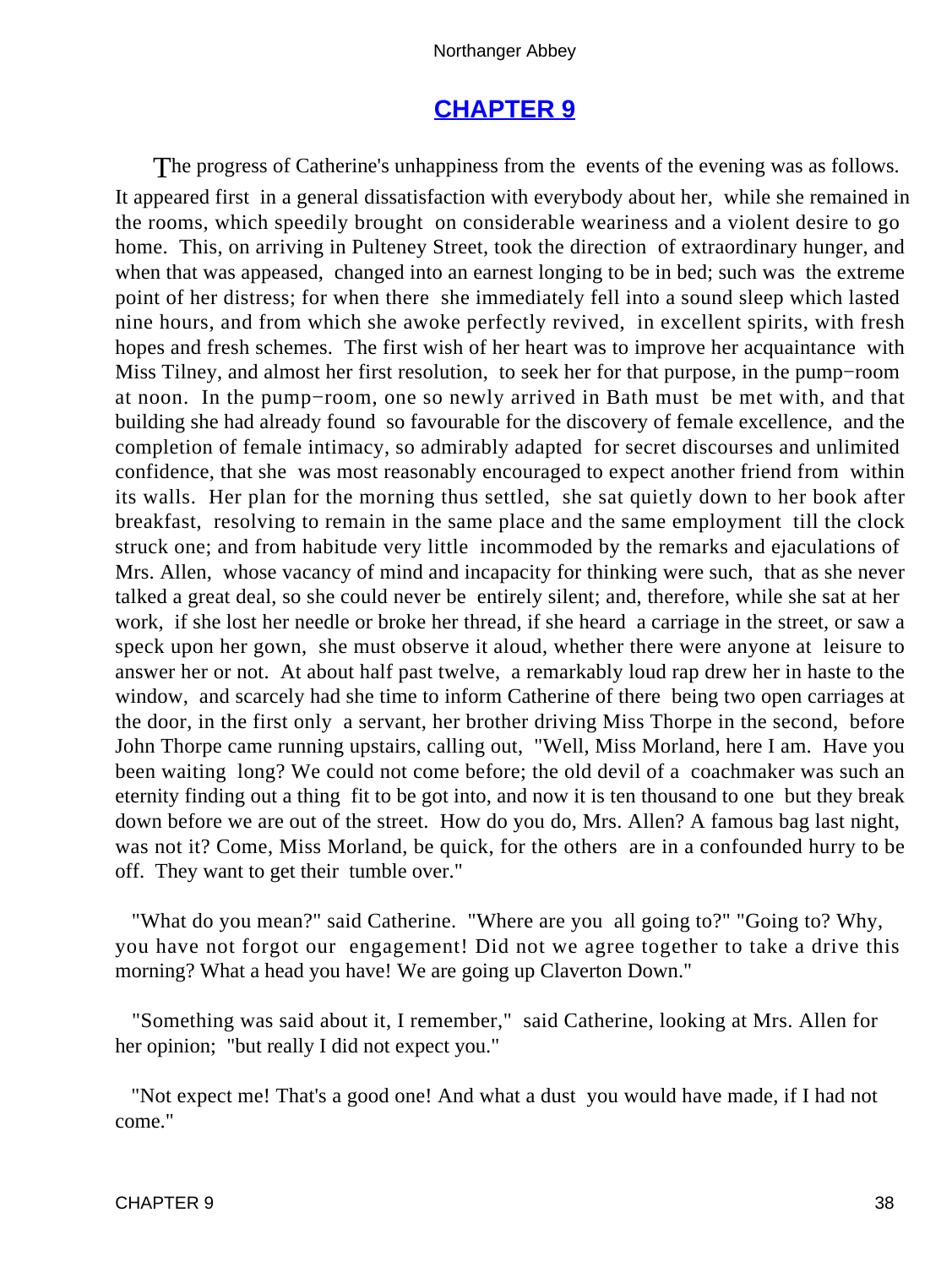# CHAPTER 9

The progress of Catherine's unhappiness from the events of the evening was as follows. It appeared first in a general dissatisfaction with everybody about her, while she remained in the rooms, which speedily brought on considerable weariness and a violent desire to go home. This, on arriving in Pulteney Street, took the direction of extraordinary hunger, and when that was appeased, changed into an earnest longing to be in bed; such was the extreme point of her distress; for when there she immediately fell into a sound sleep which lasted nine hours, and from which she awoke perfectly revived, in excellent spirits, with fresh hopes and fresh schemes. The first wish of her heart was to improve her acquaintance with Miss Tilney, and almost her first resolution, to seek her for that purpose, in the pump−room at noon. In the pump−room, one so newly arrived in Bath must be met with, and that building she had already found so favourable for the discovery of female excellence, and the completion of female intimacy, so admirably adapted for secret discourses and unlimited confidence, that she was most reasonably encouraged to expect another friend from within its walls. Her plan for the morning thus settled, she sat quietly down to her book after breakfast, resolving to remain in the same place and the same employment till the clock struck one; and from habitude very little incommoded by the remarks and ejaculations of Mrs. Allen, whose vacancy of mind and incapacity for thinking were such, that as she never talked a great deal, so she could never be entirely silent; and, therefore, while she sat at her work, if she lost her needle or broke her thread, if she heard a carriage in the street, or saw a speck upon her gown, she must observe it aloud, whether there were anyone at leisure to answer her or not. At about half past twelve, a remarkably loud rap drew her in haste to the window, and scarcely had she time to inform Catherine of there being two open carriages at the door, in the first only a servant, her brother driving Miss Thorpe in the second, before John Thorpe came running upstairs, calling out, "Well, Miss Morland, here I am. Have you been waiting long? We could not come before; the old devil of a coachmaker was such an eternity finding out a thing fit to be got into, and now it is ten thousand to one but they break down before we are out of the street. How do you do, Mrs. Allen? A famous bag last night, was not it? Come, Miss Morland, be quick, for the others are in a confounded hurry to be off. They want to get their tumble over."

"What do you mean?" said Catherine. "Where are you all going to?" "Going to? Why, you have not forgot our engagement! Did not we agree together to take a drive this morning? What a head you have! We are going up Claverton Down."

"Something was said about it, I remember," said Catherine, looking at Mrs. Allen for her opinion; "but really I did not expect you."

"Not expect me! That's a good one! And what a dust you would have made, if I had not come."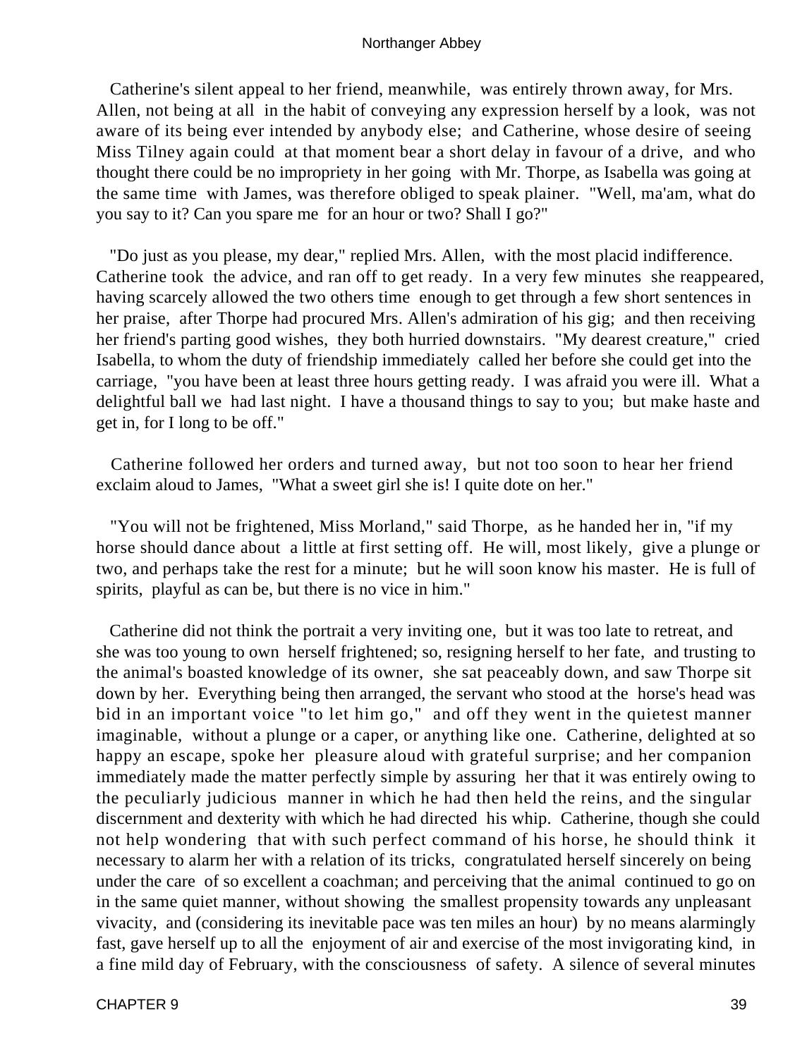Catherine's silent appeal to her friend, meanwhile, was entirely thrown away, for Mrs. Allen, not being at all in the habit of conveying any expression herself by a look, was not aware of its being ever intended by anybody else; and Catherine, whose desire of seeing Miss Tilney again could at that moment bear a short delay in favour of a drive, and who thought there could be no impropriety in her going with Mr. Thorpe, as Isabella was going at the same time with James, was therefore obliged to speak plainer. "Well, ma'am, what do you say to it? Can you spare me for an hour or two? Shall I go?"

"Do just as you please, my dear," replied Mrs. Allen, with the most placid indifference. Catherine took the advice, and ran off to get ready. In a very few minutes she reappeared, having scarcely allowed the two others time enough to get through a few short sentences in her praise, after Thorpe had procured Mrs. Allen's admiration of his gig; and then receiving her friend's parting good wishes, they both hurried downstairs. "My dearest creature," cried Isabella, to whom the duty of friendship immediately called her before she could get into the carriage, "you have been at least three hours getting ready. I was afraid you were ill. What a delightful ball we had last night. I have a thousand things to say to you; but make haste and get in, for I long to be off."

Catherine followed her orders and turned away, but not too soon to hear her friend exclaim aloud to James, "What a sweet girl she is! I quite dote on her."

"You will not be frightened, Miss Morland," said Thorpe, as he handed her in, "if my horse should dance about a little at first setting off. He will, most likely, give a plunge or two, and perhaps take the rest for a minute; but he will soon know his master. He is full of spirits, playful as can be, but there is no vice in him."

Catherine did not think the portrait a very inviting one, but it was too late to retreat, and she was too young to own herself frightened; so, resigning herself to her fate, and trusting to the animal's boasted knowledge of its owner, she sat peaceably down, and saw Thorpe sit down by her. Everything being then arranged, the servant who stood at the horse's head was bid in an important voice "to let him go," and off they went in the quietest manner imaginable, without a plunge or a caper, or anything like one. Catherine, delighted at so happy an escape, spoke her pleasure aloud with grateful surprise; and her companion immediately made the matter perfectly simple by assuring her that it was entirely owing to the peculiarly judicious manner in which he had then held the reins, and the singular discernment and dexterity with which he had directed his whip. Catherine, though she could not help wondering that with such perfect command of his horse, he should think it necessary to alarm her with a relation of its tricks, congratulated herself sincerely on being under the care of so excellent a coachman; and perceiving that the animal continued to go on in the same quiet manner, without showing the smallest propensity towards any unpleasant vivacity, and (considering its inevitable pace was ten miles an hour) by no means alarmingly fast, gave herself up to all the enjoyment of air and exercise of the most invigorating kind, in a fine mild day of February, with the consciousness of safety. A silence of several minutes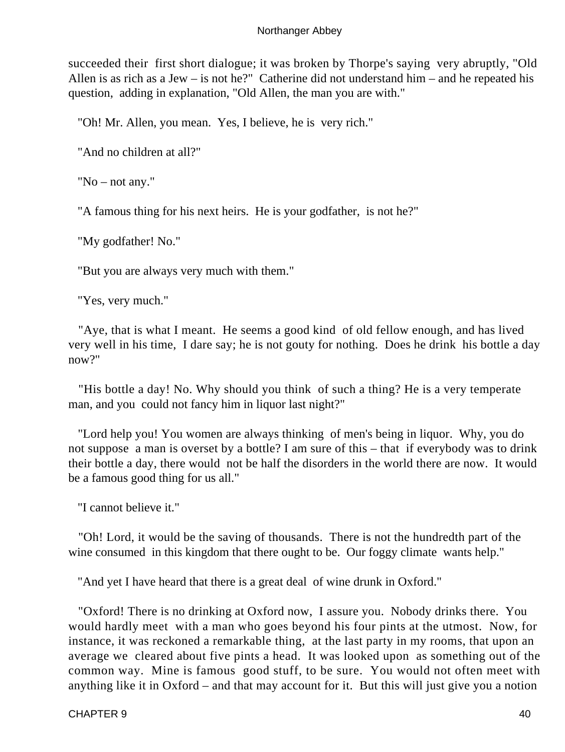succeeded their first short dialogue; it was broken by Thorpe's saying very abruptly, "Old Allen is as rich as a Jew – is not he?" Catherine did not understand him – and he repeated his question, adding in explanation, "Old Allen, the man you are with."

"Oh! Mr. Allen, you mean. Yes, I believe, he is very rich."

"And no children at all?"

"No – not any."

"A famous thing for his next heirs. He is your godfather, is not he?"

"My godfather! No."

"But you are always very much with them."

"Yes, very much."

"Aye, that is what I meant. He seems a good kind of old fellow enough, and has lived very well in his time, I dare say; he is not gouty for nothing. Does he drink his bottle a day now?"

"His bottle a day! No. Why should you think of such a thing? He is a very temperate man, and you could not fancy him in liquor last night?"

"Lord help you! You women are always thinking of men's being in liquor. Why, you do not suppose a man is overset by a bottle? I am sure of this – that if everybody was to drink their bottle a day, there would not be half the disorders in the world there are now. It would be a famous good thing for us all."

"I cannot believe it."

"Oh! Lord, it would be the saving of thousands. There is not the hundredth part of the wine consumed in this kingdom that there ought to be. Our foggy climate wants help."

"And yet I have heard that there is a great deal of wine drunk in Oxford."

"Oxford! There is no drinking at Oxford now, I assure you. Nobody drinks there. You would hardly meet with a man who goes beyond his four pints at the utmost. Now, for instance, it was reckoned a remarkable thing, at the last party in my rooms, that upon an average we cleared about five pints a head. It was looked upon as something out of the common way. Mine is famous good stuff, to be sure. You would not often meet with anything like it in Oxford – and that may account for it. But this will just give you a notion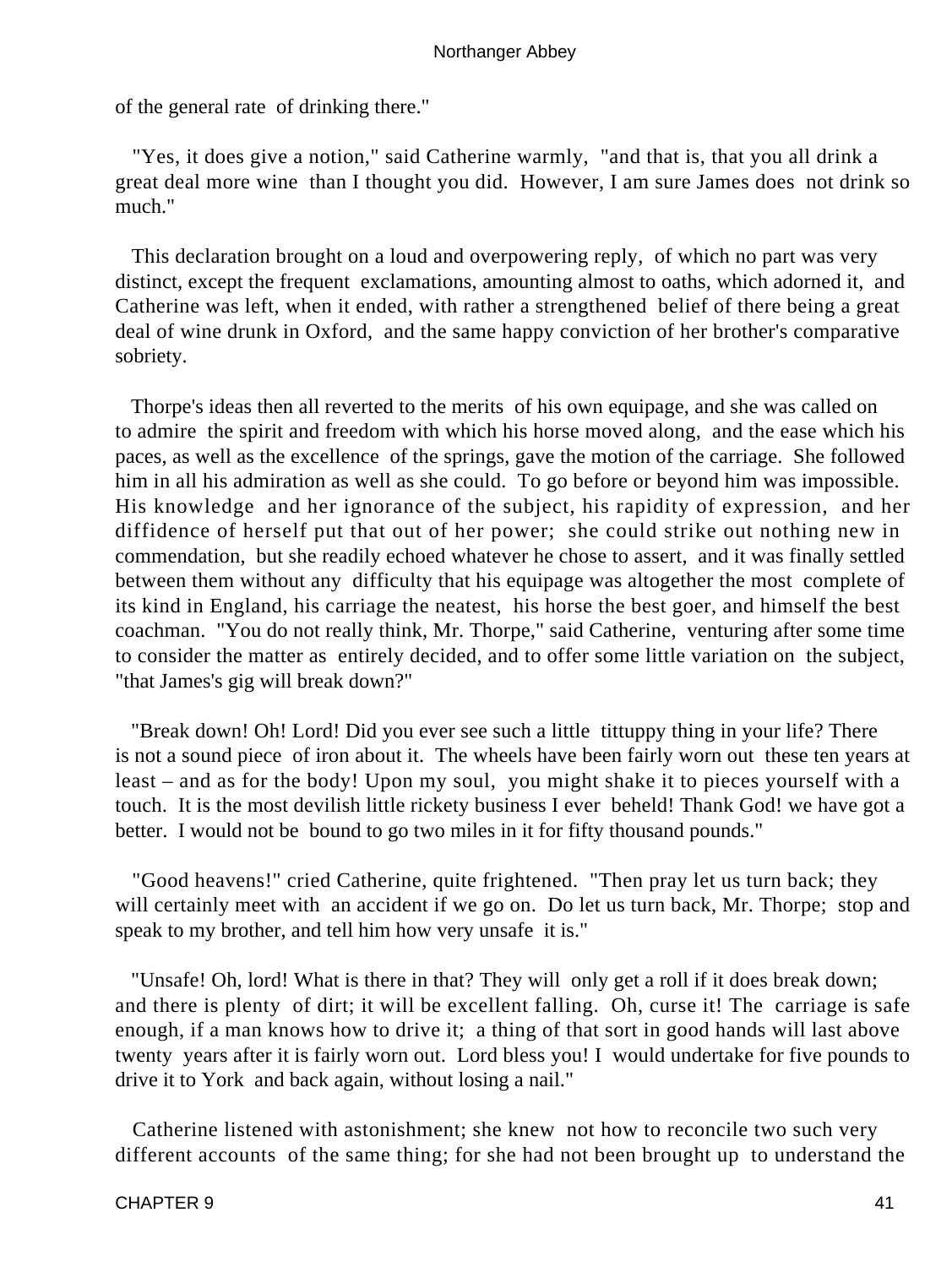of the general rate of drinking there."

"Yes, it does give a notion," said Catherine warmly, "and that is, that you all drink a great deal more wine than I thought you did. However, I am sure James does not drink so much."

This declaration brought on a loud and overpowering reply, of which no part was very distinct, except the frequent exclamations, amounting almost to oaths, which adorned it, and Catherine was left, when it ended, with rather a strengthened belief of there being a great deal of wine drunk in Oxford, and the same happy conviction of her brother's comparative sobriety.

Thorpe's ideas then all reverted to the merits of his own equipage, and she was called on to admire the spirit and freedom with which his horse moved along, and the ease which his paces, as well as the excellence of the springs, gave the motion of the carriage. She followed him in all his admiration as well as she could. To go before or beyond him was impossible. His knowledge and her ignorance of the subject, his rapidity of expression, and her diffidence of herself put that out of her power; she could strike out nothing new in commendation, but she readily echoed whatever he chose to assert, and it was finally settled between them without any difficulty that his equipage was altogether the most complete of its kind in England, his carriage the neatest, his horse the best goer, and himself the best coachman. "You do not really think, Mr. Thorpe," said Catherine, venturing after some time to consider the matter as entirely decided, and to offer some little variation on the subject, "that James's gig will break down?"

"Break down! Oh! Lord! Did you ever see such a little tittuppy thing in your life? There is not a sound piece of iron about it. The wheels have been fairly worn out these ten years at least – and as for the body! Upon my soul, you might shake it to pieces yourself with a touch. It is the most devilish little rickety business I ever beheld! Thank God! we have got a better. I would not be bound to go two miles in it for fifty thousand pounds."

"Good heavens!" cried Catherine, quite frightened. "Then pray let us turn back; they will certainly meet with an accident if we go on. Do let us turn back, Mr. Thorpe; stop and speak to my brother, and tell him how very unsafe it is."

"Unsafe! Oh, lord! What is there in that? They will only get a roll if it does break down; and there is plenty of dirt; it will be excellent falling. Oh, curse it! The carriage is safe enough, if a man knows how to drive it; a thing of that sort in good hands will last above twenty years after it is fairly worn out. Lord bless you! I would undertake for five pounds to drive it to York and back again, without losing a nail."

Catherine listened with astonishment; she knew not how to reconcile two such very different accounts of the same thing; for she had not been brought up to understand the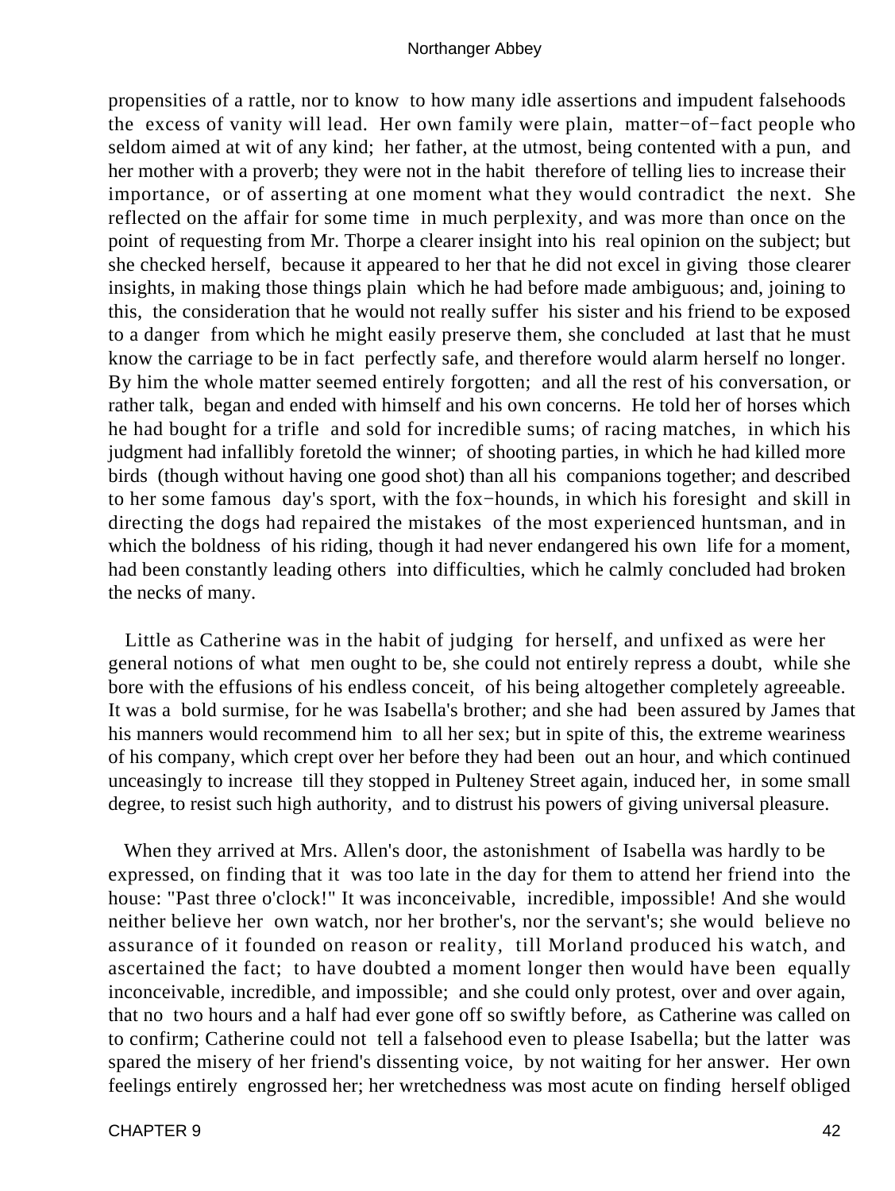propensities of a rattle, nor to know to how many idle assertions and impudent falsehoods the excess of vanity will lead. Her own family were plain, matter−of−fact people who seldom aimed at wit of any kind; her father, at the utmost, being contented with a pun, and her mother with a proverb; they were not in the habit therefore of telling lies to increase their importance, or of asserting at one moment what they would contradict the next. She reflected on the affair for some time in much perplexity, and was more than once on the point of requesting from Mr. Thorpe a clearer insight into his real opinion on the subject; but she checked herself, because it appeared to her that he did not excel in giving those clearer insights, in making those things plain which he had before made ambiguous; and, joining to this, the consideration that he would not really suffer his sister and his friend to be exposed to a danger from which he might easily preserve them, she concluded at last that he must know the carriage to be in fact perfectly safe, and therefore would alarm herself no longer. By him the whole matter seemed entirely forgotten; and all the rest of his conversation, or rather talk, began and ended with himself and his own concerns. He told her of horses which he had bought for a trifle and sold for incredible sums; of racing matches, in which his judgment had infallibly foretold the winner; of shooting parties, in which he had killed more birds (though without having one good shot) than all his companions together; and described to her some famous day's sport, with the fox−hounds, in which his foresight and skill in directing the dogs had repaired the mistakes of the most experienced huntsman, and in which the boldness of his riding, though it had never endangered his own life for a moment, had been constantly leading others into difficulties, which he calmly concluded had broken the necks of many.

Little as Catherine was in the habit of judging for herself, and unfixed as were her general notions of what men ought to be, she could not entirely repress a doubt, while she bore with the effusions of his endless conceit, of his being altogether completely agreeable. It was a bold surmise, for he was Isabella's brother; and she had been assured by James that his manners would recommend him to all her sex; but in spite of this, the extreme weariness of his company, which crept over her before they had been out an hour, and which continued unceasingly to increase till they stopped in Pulteney Street again, induced her, in some small degree, to resist such high authority, and to distrust his powers of giving universal pleasure.

When they arrived at Mrs. Allen's door, the astonishment of Isabella was hardly to be expressed, on finding that it was too late in the day for them to attend her friend into the house: "Past three o'clock!" It was inconceivable, incredible, impossible! And she would neither believe her own watch, nor her brother's, nor the servant's; she would believe no assurance of it founded on reason or reality, till Morland produced his watch, and ascertained the fact; to have doubted a moment longer then would have been equally inconceivable, incredible, and impossible; and she could only protest, over and over again, that no two hours and a half had ever gone off so swiftly before, as Catherine was called on to confirm; Catherine could not tell a falsehood even to please Isabella; but the latter was spared the misery of her friend's dissenting voice, by not waiting for her answer. Her own feelings entirely engrossed her; her wretchedness was most acute on finding herself obliged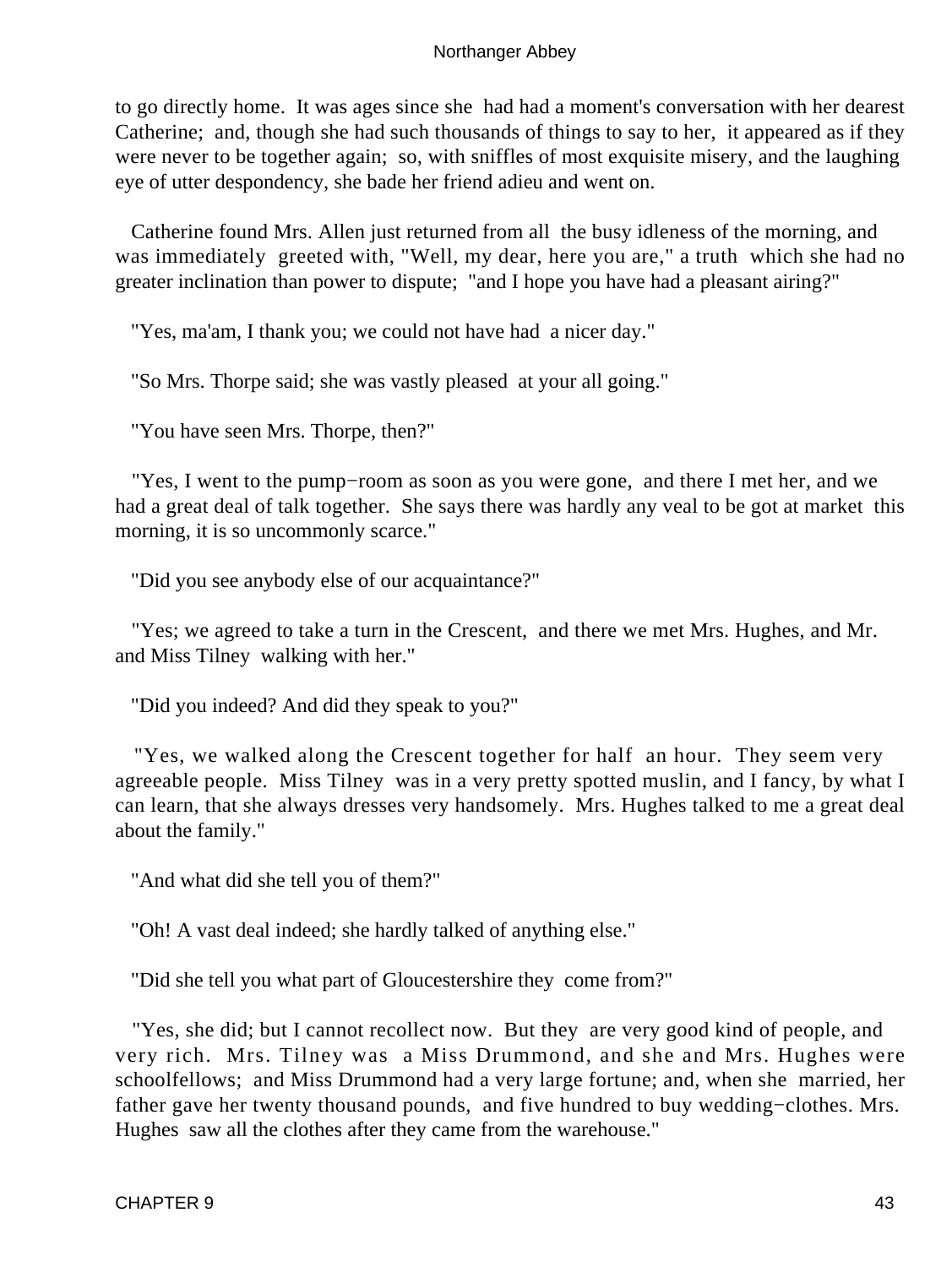to go directly home. It was ages since she had had a moment's conversation with her dearest Catherine; and, though she had such thousands of things to say to her, it appeared as if they were never to be together again; so, with sniffles of most exquisite misery, and the laughing eye of utter despondency, she bade her friend adieu and went on.

Catherine found Mrs. Allen just returned from all the busy idleness of the morning, and was immediately greeted with, "Well, my dear, here you are," a truth which she had no greater inclination than power to dispute; "and I hope you have had a pleasant airing?"

"Yes, ma'am, I thank you; we could not have had a nicer day."

"So Mrs. Thorpe said; she was vastly pleased at your all going."

"You have seen Mrs. Thorpe, then?"

"Yes, I went to the pump−room as soon as you were gone, and there I met her, and we had a great deal of talk together. She says there was hardly any veal to be got at market this morning, it is so uncommonly scarce."

"Did you see anybody else of our acquaintance?"

"Yes; we agreed to take a turn in the Crescent, and there we met Mrs. Hughes, and Mr. and Miss Tilney walking with her."

"Did you indeed? And did they speak to you?"

"Yes, we walked along the Crescent together for half an hour. They seem very agreeable people. Miss Tilney was in a very pretty spotted muslin, and I fancy, by what I can learn, that she always dresses very handsomely. Mrs. Hughes talked to me a great deal about the family."

"And what did she tell you of them?"

"Oh! A vast deal indeed; she hardly talked of anything else."

"Did she tell you what part of Gloucestershire they come from?"

"Yes, she did; but I cannot recollect now. But they are very good kind of people, and very rich. Mrs. Tilney was a Miss Drummond, and she and Mrs. Hughes were schoolfellows; and Miss Drummond had a very large fortune; and, when she married, her father gave her twenty thousand pounds, and five hundred to buy wedding−clothes. Mrs. Hughes saw all the clothes after they came from the warehouse."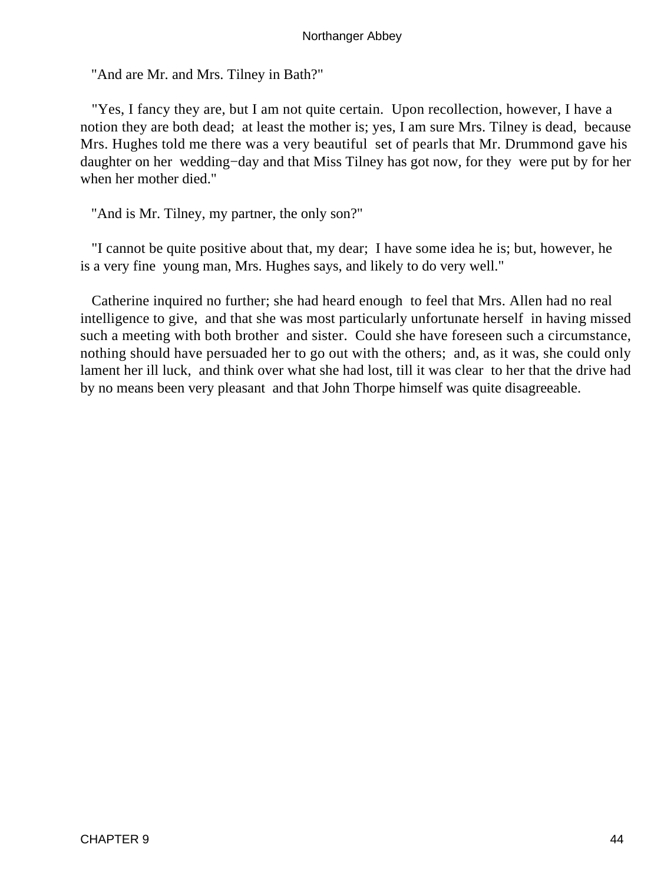"And are Mr. and Mrs. Tilney in Bath?"

"Yes, I fancy they are, but I am not quite certain. Upon recollection, however, I have a notion they are both dead; at least the mother is; yes, I am sure Mrs. Tilney is dead, because Mrs. Hughes told me there was a very beautiful set of pearls that Mr. Drummond gave his daughter on her wedding−day and that Miss Tilney has got now, for they were put by for her when her mother died."

"And is Mr. Tilney, my partner, the only son?"

"I cannot be quite positive about that, my dear; I have some idea he is; but, however, he is a very fine young man, Mrs. Hughes says, and likely to do very well."

Catherine inquired no further; she had heard enough to feel that Mrs. Allen had no real intelligence to give, and that she was most particularly unfortunate herself in having missed such a meeting with both brother and sister. Could she have foreseen such a circumstance, nothing should have persuaded her to go out with the others; and, as it was, she could only lament her ill luck, and think over what she had lost, till it was clear to her that the drive had by no means been very pleasant and that John Thorpe himself was quite disagreeable.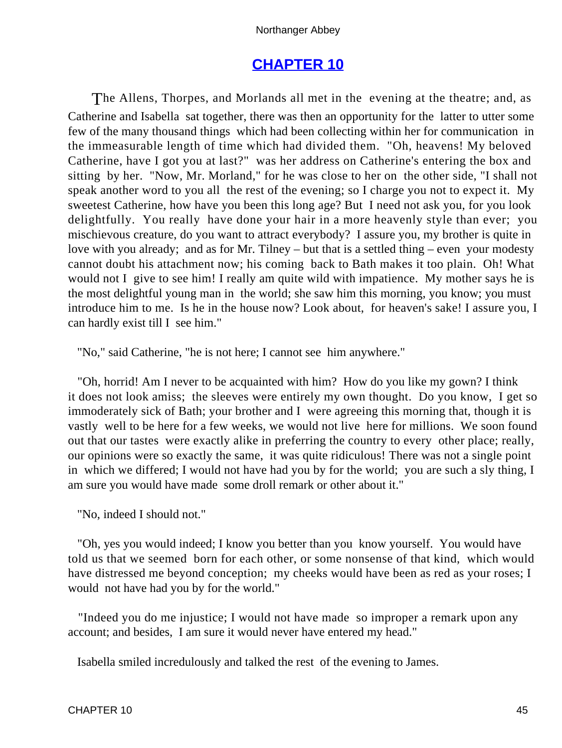## CHAPTER 10

The Allens, Thorpes, and Morlands all met in the evening at the theatre; and, as Catherine and Isabella sat together, there was then an opportunity for the latter to utter some few of the many thousand things which had been collecting within her for communication in the immeasurable length of time which had divided them. "Oh, heavens! My beloved Catherine, have I got you at last?" was her address on Catherine's entering the box and sitting by her. "Now, Mr. Morland," for he was close to her on the other side, "I shall not speak another word to you all the rest of the evening; so I charge you not to expect it. My sweetest Catherine, how have you been this long age? But I need not ask you, for you look delightfully. You really have done your hair in a more heavenly style than ever; you mischievous creature, do you want to attract everybody? I assure you, my brother is quite in love with you already; and as for Mr. Tilney – but that is a settled thing – even your modesty cannot doubt his attachment now; his coming back to Bath makes it too plain. Oh! What would not I give to see him! I really am quite wild with impatience. My mother says he is the most delightful young man in the world; she saw him this morning, you know; you must introduce him to me. Is he in the house now? Look about, for heaven's sake! I assure you, I can hardly exist till I see him."

"No," said Catherine, "he is not here; I cannot see him anywhere."

"Oh, horrid! Am I never to be acquainted with him? How do you like my gown? I think it does not look amiss; the sleeves were entirely my own thought. Do you know, I get so immoderately sick of Bath; your brother and I were agreeing this morning that, though it is vastly well to be here for a few weeks, we would not live here for millions. We soon found out that our tastes were exactly alike in preferring the country to every other place; really, our opinions were so exactly the same, it was quite ridiculous! There was not a single point in which we differed; I would not have had you by for the world; you are such a sly thing, I am sure you would have made some droll remark or other about it."

"No, indeed I should not."

"Oh, yes you would indeed; I know you better than you know yourself. You would have told us that we seemed born for each other, or some nonsense of that kind, which would have distressed me beyond conception; my cheeks would have been as red as your roses; I would not have had you by for the world."

"Indeed you do me injustice; I would not have made so improper a remark upon any account; and besides, I am sure it would never have entered my head."

Isabella smiled incredulously and talked the rest of the evening to James.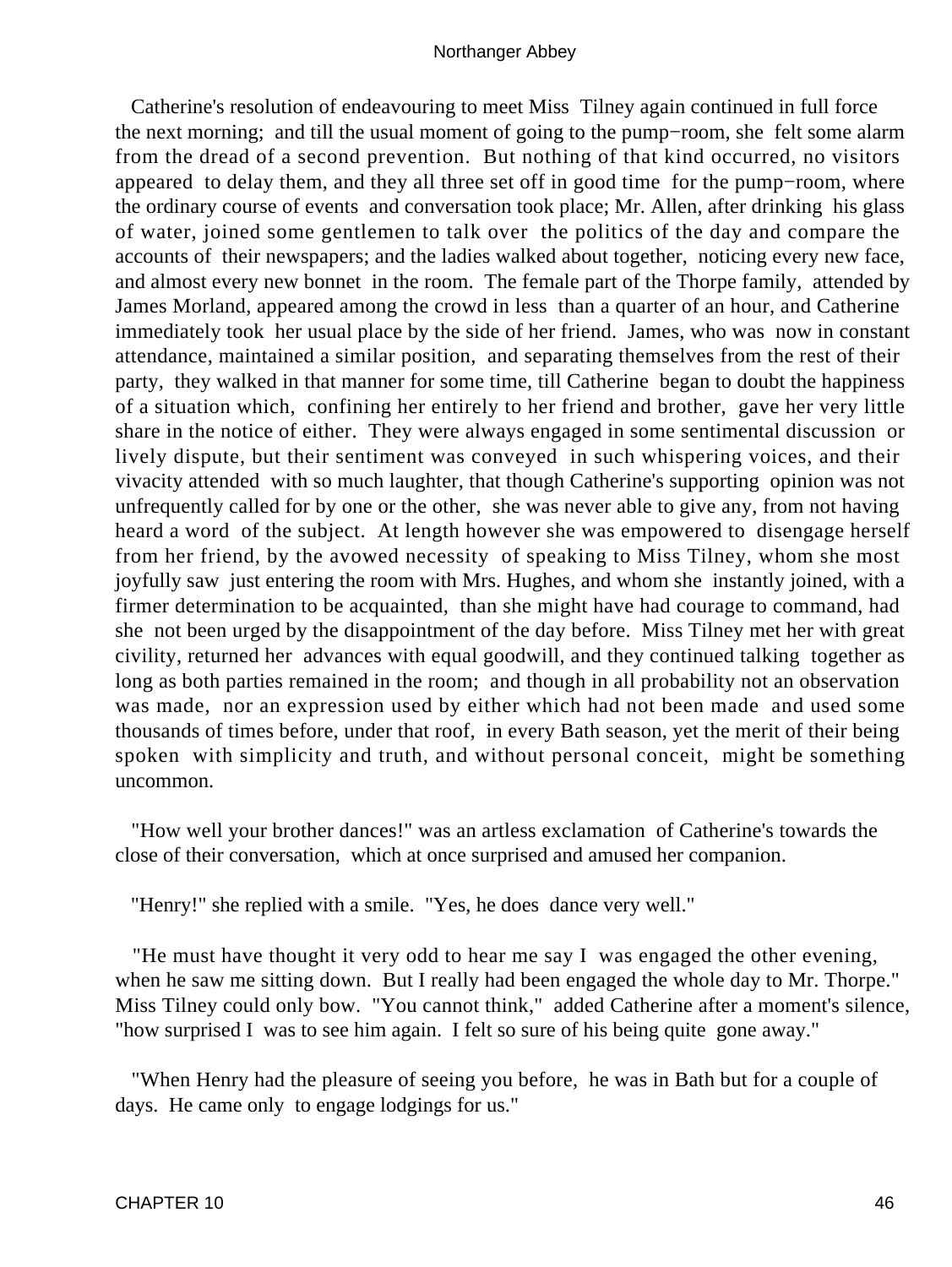Catherine's resolution of endeavouring to meet Miss Tilney again continued in full force the next morning; and till the usual moment of going to the pump−room, she felt some alarm from the dread of a second prevention. But nothing of that kind occurred, no visitors appeared to delay them, and they all three set off in good time for the pump−room, where the ordinary course of events and conversation took place; Mr. Allen, after drinking his glass of water, joined some gentlemen to talk over the politics of the day and compare the accounts of their newspapers; and the ladies walked about together, noticing every new face, and almost every new bonnet in the room. The female part of the Thorpe family, attended by James Morland, appeared among the crowd in less than a quarter of an hour, and Catherine immediately took her usual place by the side of her friend. James, who was now in constant attendance, maintained a similar position, and separating themselves from the rest of their party, they walked in that manner for some time, till Catherine began to doubt the happiness of a situation which, confining her entirely to her friend and brother, gave her very little share in the notice of either. They were always engaged in some sentimental discussion or lively dispute, but their sentiment was conveyed in such whispering voices, and their vivacity attended with so much laughter, that though Catherine's supporting opinion was not unfrequently called for by one or the other, she was never able to give any, from not having heard a word of the subject. At length however she was empowered to disengage herself from her friend, by the avowed necessity of speaking to Miss Tilney, whom she most joyfully saw just entering the room with Mrs. Hughes, and whom she instantly joined, with a firmer determination to be acquainted, than she might have had courage to command, had she not been urged by the disappointment of the day before. Miss Tilney met her with great civility, returned her advances with equal goodwill, and they continued talking together as long as both parties remained in the room; and though in all probability not an observation was made, nor an expression used by either which had not been made and used some thousands of times before, under that roof, in every Bath season, yet the merit of their being spoken with simplicity and truth, and without personal conceit, might be something uncommon.

"How well your brother dances!" was an artless exclamation of Catherine's towards the close of their conversation, which at once surprised and amused her companion.

"Henry!" she replied with a smile. "Yes, he does dance very well."

"He must have thought it very odd to hear me say I was engaged the other evening, when he saw me sitting down. But I really had been engaged the whole day to Mr. Thorpe." Miss Tilney could only bow. "You cannot think," added Catherine after a moment's silence, "how surprised I was to see him again. I felt so sure of his being quite gone away."

"When Henry had the pleasure of seeing you before, he was in Bath but for a couple of days. He came only to engage lodgings for us."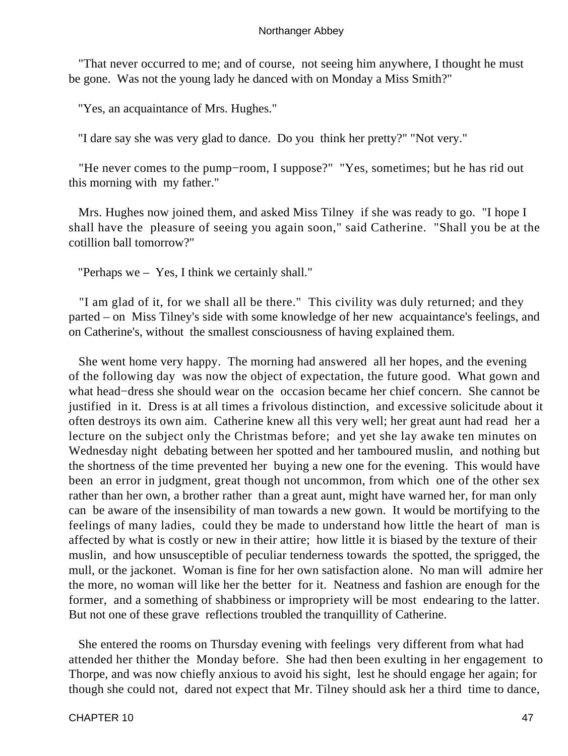"That never occurred to me; and of course, not seeing him anywhere, I thought he must be gone. Was not the young lady he danced with on Monday a Miss Smith?"

"Yes, an acquaintance of Mrs. Hughes."

"I dare say she was very glad to dance. Do you think her pretty?" "Not very."

"He never comes to the pump−room, I suppose?" "Yes, sometimes; but he has rid out this morning with my father."

Mrs. Hughes now joined them, and asked Miss Tilney if she was ready to go. "I hope I shall have the pleasure of seeing you again soon," said Catherine. "Shall you be at the cotillion ball tomorrow?"

"Perhaps we – Yes, I think we certainly shall."

"I am glad of it, for we shall all be there." This civility was duly returned; and they parted – on Miss Tilney's side with some knowledge of her new acquaintance's feelings, and on Catherine's, without the smallest consciousness of having explained them.

She went home very happy. The morning had answered all her hopes, and the evening of the following day was now the object of expectation, the future good. What gown and what head−dress she should wear on the occasion became her chief concern. She cannot be justified in it. Dress is at all times a frivolous distinction, and excessive solicitude about it often destroys its own aim. Catherine knew all this very well; her great aunt had read her a lecture on the subject only the Christmas before; and yet she lay awake ten minutes on Wednesday night debating between her spotted and her tamboured muslin, and nothing but the shortness of the time prevented her buying a new one for the evening. This would have been an error in judgment, great though not uncommon, from which one of the other sex rather than her own, a brother rather than a great aunt, might have warned her, for man only can be aware of the insensibility of man towards a new gown. It would be mortifying to the feelings of many ladies, could they be made to understand how little the heart of man is affected by what is costly or new in their attire; how little it is biased by the texture of their muslin, and how unsusceptible of peculiar tenderness towards the spotted, the sprigged, the mull, or the jackonet. Woman is fine for her own satisfaction alone. No man will admire her the more, no woman will like her the better for it. Neatness and fashion are enough for the former, and a something of shabbiness or impropriety will be most endearing to the latter. But not one of these grave reflections troubled the tranquillity of Catherine.

She entered the rooms on Thursday evening with feelings very different from what had attended her thither the Monday before. She had then been exulting in her engagement to Thorpe, and was now chiefly anxious to avoid his sight, lest he should engage her again; for though she could not, dared not expect that Mr. Tilney should ask her a third time to dance,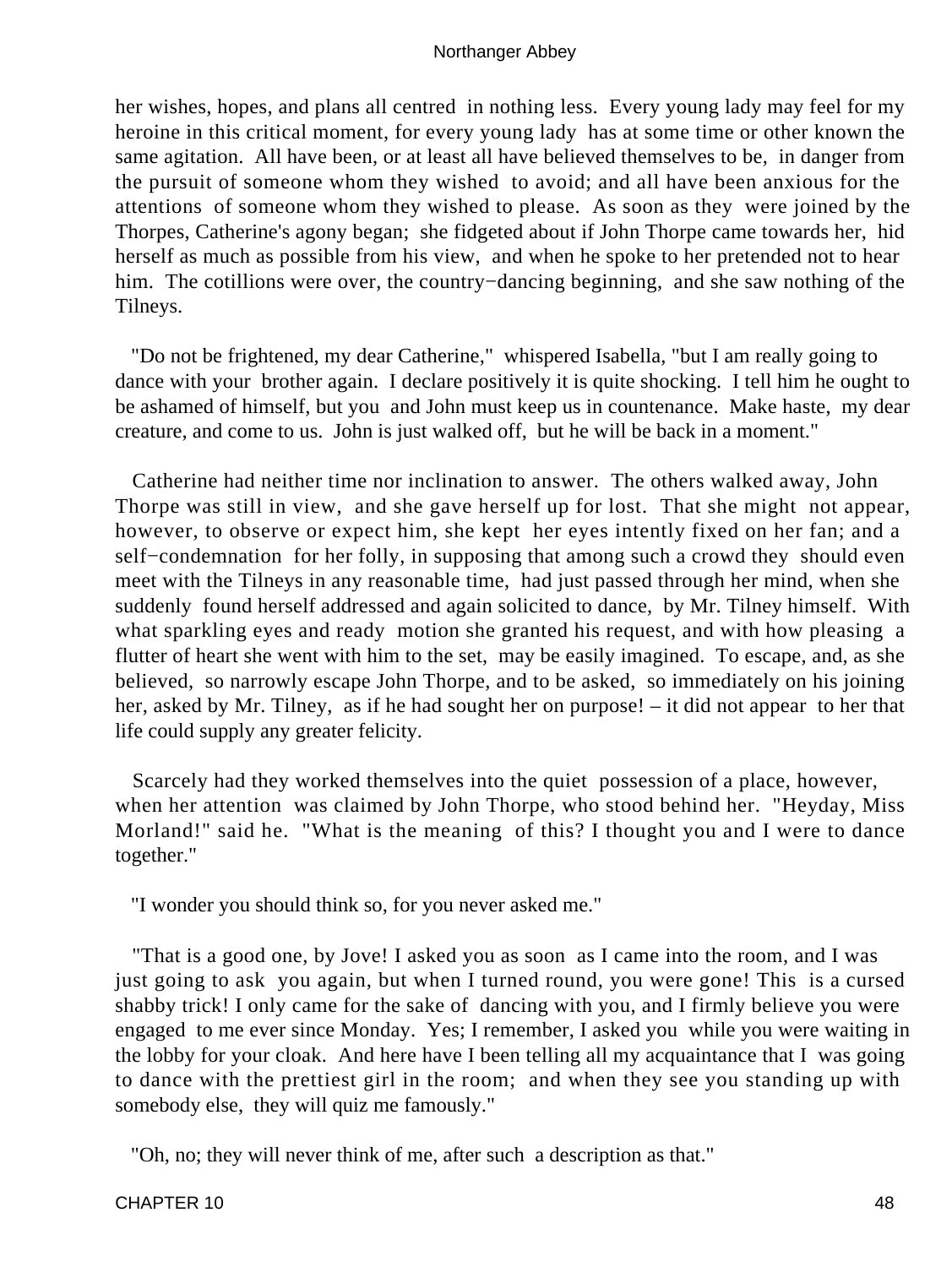her wishes, hopes, and plans all centred in nothing less. Every young lady may feel for my heroine in this critical moment, for every young lady has at some time or other known the same agitation. All have been, or at least all have believed themselves to be, in danger from the pursuit of someone whom they wished to avoid; and all have been anxious for the attentions of someone whom they wished to please. As soon as they were joined by the Thorpes, Catherine's agony began; she fidgeted about if John Thorpe came towards her, hid herself as much as possible from his view, and when he spoke to her pretended not to hear him. The cotillions were over, the country−dancing beginning, and she saw nothing of the Tilneys.

"Do not be frightened, my dear Catherine," whispered Isabella, "but I am really going to dance with your brother again. I declare positively it is quite shocking. I tell him he ought to be ashamed of himself, but you and John must keep us in countenance. Make haste, my dear creature, and come to us. John is just walked off, but he will be back in a moment."

Catherine had neither time nor inclination to answer. The others walked away, John Thorpe was still in view, and she gave herself up for lost. That she might not appear, however, to observe or expect him, she kept her eyes intently fixed on her fan; and a self−condemnation for her folly, in supposing that among such a crowd they should even meet with the Tilneys in any reasonable time, had just passed through her mind, when she suddenly found herself addressed and again solicited to dance, by Mr. Tilney himself. With what sparkling eyes and ready motion she granted his request, and with how pleasing a flutter of heart she went with him to the set, may be easily imagined. To escape, and, as she believed, so narrowly escape John Thorpe, and to be asked, so immediately on his joining her, asked by Mr. Tilney, as if he had sought her on purpose! – it did not appear to her that life could supply any greater felicity.

Scarcely had they worked themselves into the quiet possession of a place, however, when her attention was claimed by John Thorpe, who stood behind her. "Heyday, Miss Morland!" said he. "What is the meaning of this? I thought you and I were to dance together."

"I wonder you should think so, for you never asked me."

"That is a good one, by Jove! I asked you as soon as I came into the room, and I was just going to ask you again, but when I turned round, you were gone! This is a cursed shabby trick! I only came for the sake of dancing with you, and I firmly believe you were engaged to me ever since Monday. Yes; I remember, I asked you while you were waiting in the lobby for your cloak. And here have I been telling all my acquaintance that I was going to dance with the prettiest girl in the room; and when they see you standing up with somebody else, they will quiz me famously."

"Oh, no; they will never think of me, after such a description as that."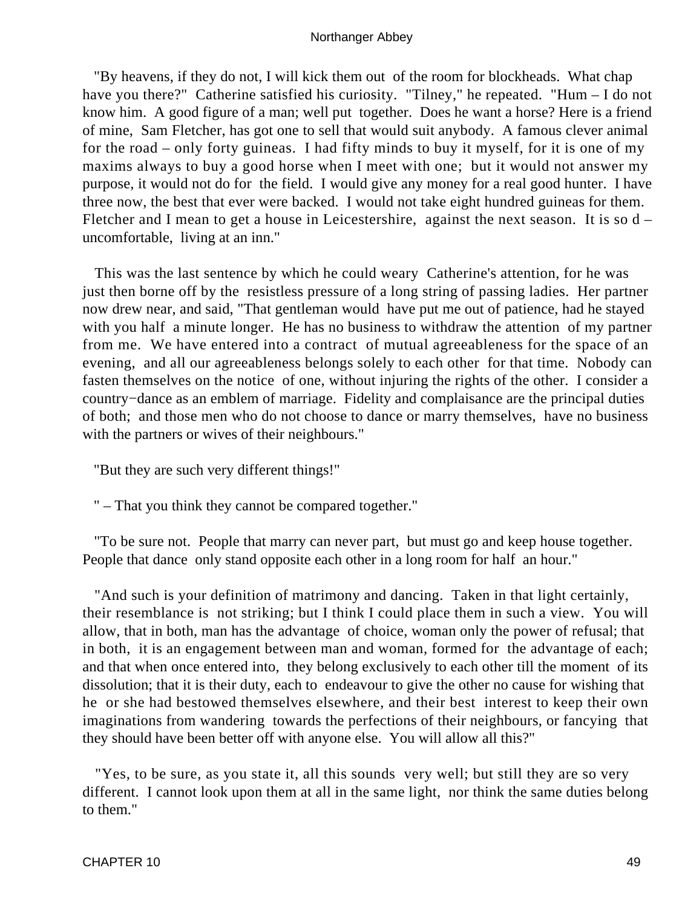"By heavens, if they do not, I will kick them out of the room for blockheads. What chap have you there?" Catherine satisfied his curiosity. "Tilney," he repeated. "Hum – I do not know him. A good figure of a man; well put together. Does he want a horse? Here is a friend of mine, Sam Fletcher, has got one to sell that would suit anybody. A famous clever animal for the road – only forty guineas. I had fifty minds to buy it myself, for it is one of my maxims always to buy a good horse when I meet with one; but it would not answer my purpose, it would not do for the field. I would give any money for a real good hunter. I have three now, the best that ever were backed. I would not take eight hundred guineas for them. Fletcher and I mean to get a house in Leicestershire, against the next season. It is so d – uncomfortable, living at an inn."

This was the last sentence by which he could weary Catherine's attention, for he was just then borne off by the resistless pressure of a long string of passing ladies. Her partner now drew near, and said, "That gentleman would have put me out of patience, had he stayed with you half a minute longer. He has no business to withdraw the attention of my partner from me. We have entered into a contract of mutual agreeableness for the space of an evening, and all our agreeableness belongs solely to each other for that time. Nobody can fasten themselves on the notice of one, without injuring the rights of the other. I consider a country−dance as an emblem of marriage. Fidelity and complaisance are the principal duties of both; and those men who do not choose to dance or marry themselves, have no business with the partners or wives of their neighbours."

"But they are such very different things!"

" – That you think they cannot be compared together."

"To be sure not. People that marry can never part, but must go and keep house together. People that dance only stand opposite each other in a long room for half an hour."

"And such is your definition of matrimony and dancing. Taken in that light certainly, their resemblance is not striking; but I think I could place them in such a view. You will allow, that in both, man has the advantage of choice, woman only the power of refusal; that in both, it is an engagement between man and woman, formed for the advantage of each; and that when once entered into, they belong exclusively to each other till the moment of its dissolution; that it is their duty, each to endeavour to give the other no cause for wishing that he or she had bestowed themselves elsewhere, and their best interest to keep their own imaginations from wandering towards the perfections of their neighbours, or fancying that they should have been better off with anyone else. You will allow all this?"

"Yes, to be sure, as you state it, all this sounds very well; but still they are so very different. I cannot look upon them at all in the same light, nor think the same duties belong to them."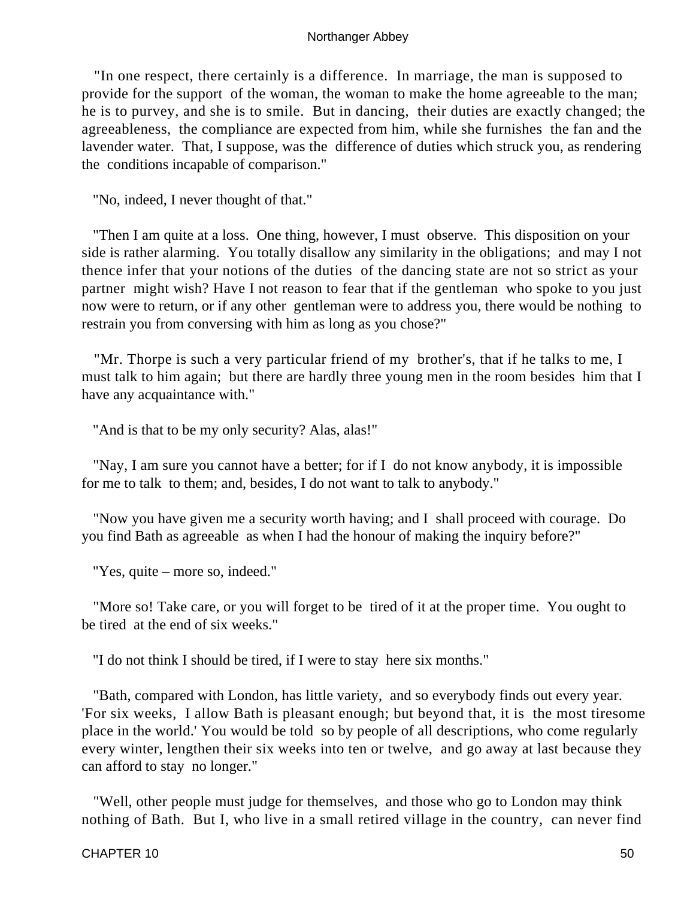"In one respect, there certainly is a difference. In marriage, the man is supposed to provide for the support of the woman, the woman to make the home agreeable to the man; he is to purvey, and she is to smile. But in dancing, their duties are exactly changed; the agreeableness, the compliance are expected from him, while she furnishes the fan and the lavender water. That, I suppose, was the difference of duties which struck you, as rendering the conditions incapable of comparison."

"No, indeed, I never thought of that."

"Then I am quite at a loss. One thing, however, I must observe. This disposition on your side is rather alarming. You totally disallow any similarity in the obligations; and may I not thence infer that your notions of the duties of the dancing state are not so strict as your partner might wish? Have I not reason to fear that if the gentleman who spoke to you just now were to return, or if any other gentleman were to address you, there would be nothing to restrain you from conversing with him as long as you chose?"

"Mr. Thorpe is such a very particular friend of my brother's, that if he talks to me, I must talk to him again; but there are hardly three young men in the room besides him that I have any acquaintance with."

"And is that to be my only security? Alas, alas!"

"Nay, I am sure you cannot have a better; for if I do not know anybody, it is impossible for me to talk to them; and, besides, I do not want to talk to anybody."

"Now you have given me a security worth having; and I shall proceed with courage. Do you find Bath as agreeable as when I had the honour of making the inquiry before?"

"Yes, quite – more so, indeed."

"More so! Take care, or you will forget to be tired of it at the proper time. You ought to be tired at the end of six weeks."

"I do not think I should be tired, if I were to stay here six months."

"Bath, compared with London, has little variety, and so everybody finds out every year. 'For six weeks, I allow Bath is pleasant enough; but beyond that, it is the most tiresome place in the world.' You would be told so by people of all descriptions, who come regularly every winter, lengthen their six weeks into ten or twelve, and go away at last because they can afford to stay no longer."

"Well, other people must judge for themselves, and those who go to London may think nothing of Bath. But I, who live in a small retired village in the country, can never find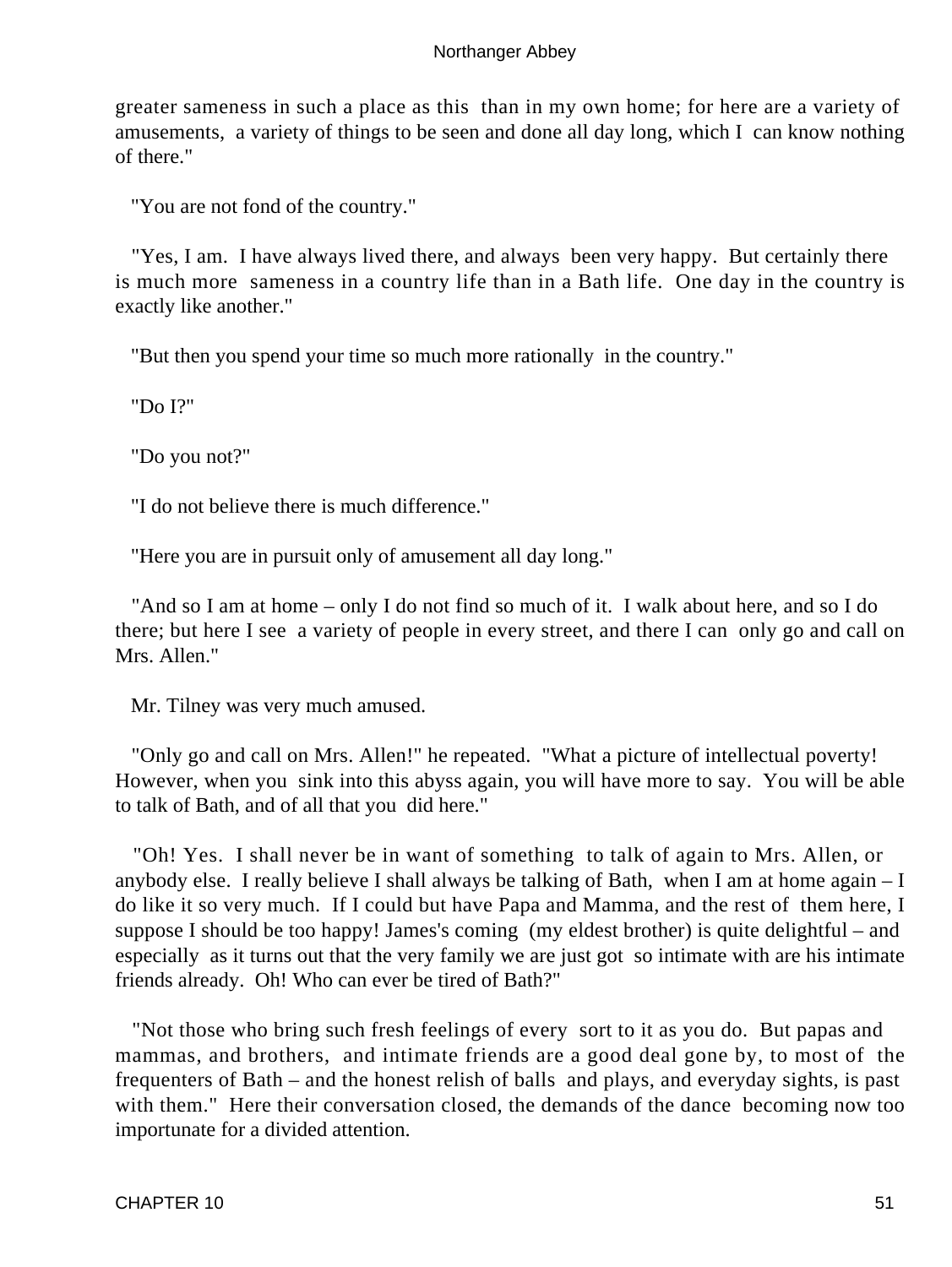greater sameness in such a place as this than in my own home; for here are a variety of amusements, a variety of things to be seen and done all day long, which I can know nothing of there."

"You are not fond of the country."

"Yes, I am. I have always lived there, and always been very happy. But certainly there is much more sameness in a country life than in a Bath life. One day in the country is exactly like another."

"But then you spend your time so much more rationally in the country."

"Do I?"

"Do you not?"

"I do not believe there is much difference."

"Here you are in pursuit only of amusement all day long."

"And so I am at home – only I do not find so much of it. I walk about here, and so I do there; but here I see a variety of people in every street, and there I can only go and call on Mrs. Allen."

Mr. Tilney was very much amused.

"Only go and call on Mrs. Allen!" he repeated. "What a picture of intellectual poverty! However, when you sink into this abyss again, you will have more to say. You will be able to talk of Bath, and of all that you did here."

"Oh! Yes. I shall never be in want of something to talk of again to Mrs. Allen, or anybody else. I really believe I shall always be talking of Bath, when I am at home again – I do like it so very much. If I could but have Papa and Mamma, and the rest of them here, I suppose I should be too happy! James's coming (my eldest brother) is quite delightful – and especially as it turns out that the very family we are just got so intimate with are his intimate friends already. Oh! Who can ever be tired of Bath?"

"Not those who bring such fresh feelings of every sort to it as you do. But papas and mammas, and brothers, and intimate friends are a good deal gone by, to most of the frequenters of Bath – and the honest relish of balls and plays, and everyday sights, is past with them." Here their conversation closed, the demands of the dance becoming now too importunate for a divided attention.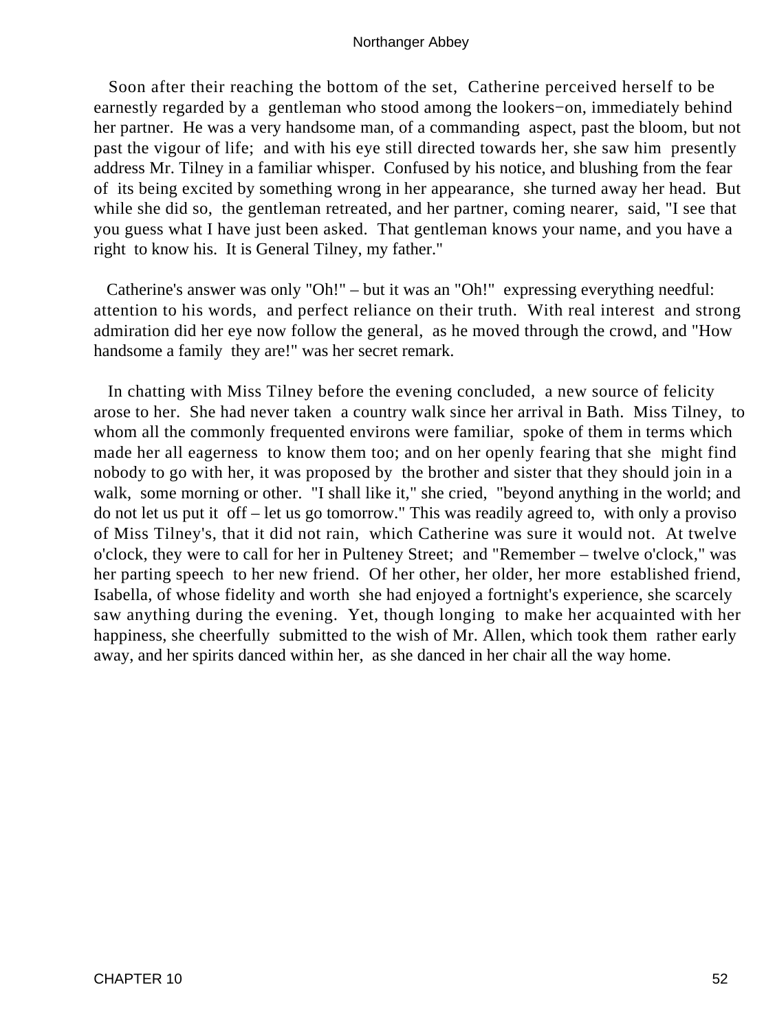Soon after their reaching the bottom of the set, Catherine perceived herself to be earnestly regarded by a gentleman who stood among the lookers−on, immediately behind her partner. He was a very handsome man, of a commanding aspect, past the bloom, but not past the vigour of life; and with his eye still directed towards her, she saw him presently address Mr. Tilney in a familiar whisper. Confused by his notice, and blushing from the fear of its being excited by something wrong in her appearance, she turned away her head. But while she did so, the gentleman retreated, and her partner, coming nearer, said, "I see that you guess what I have just been asked. That gentleman knows your name, and you have a right to know his. It is General Tilney, my father."

Catherine's answer was only "Oh!" – but it was an "Oh!" expressing everything needful: attention to his words, and perfect reliance on their truth. With real interest and strong admiration did her eye now follow the general, as he moved through the crowd, and "How handsome a family they are!" was her secret remark.

In chatting with Miss Tilney before the evening concluded, a new source of felicity arose to her. She had never taken a country walk since her arrival in Bath. Miss Tilney, to whom all the commonly frequented environs were familiar, spoke of them in terms which made her all eagerness to know them too; and on her openly fearing that she might find nobody to go with her, it was proposed by the brother and sister that they should join in a walk, some morning or other. "I shall like it," she cried, "beyond anything in the world; and do not let us put it off – let us go tomorrow." This was readily agreed to, with only a proviso of Miss Tilney's, that it did not rain, which Catherine was sure it would not. At twelve o'clock, they were to call for her in Pulteney Street; and "Remember – twelve o'clock," was her parting speech to her new friend. Of her other, her older, her more established friend, Isabella, of whose fidelity and worth she had enjoyed a fortnight's experience, she scarcely saw anything during the evening. Yet, though longing to make her acquainted with her happiness, she cheerfully submitted to the wish of Mr. Allen, which took them rather early away, and her spirits danced within her, as she danced in her chair all the way home.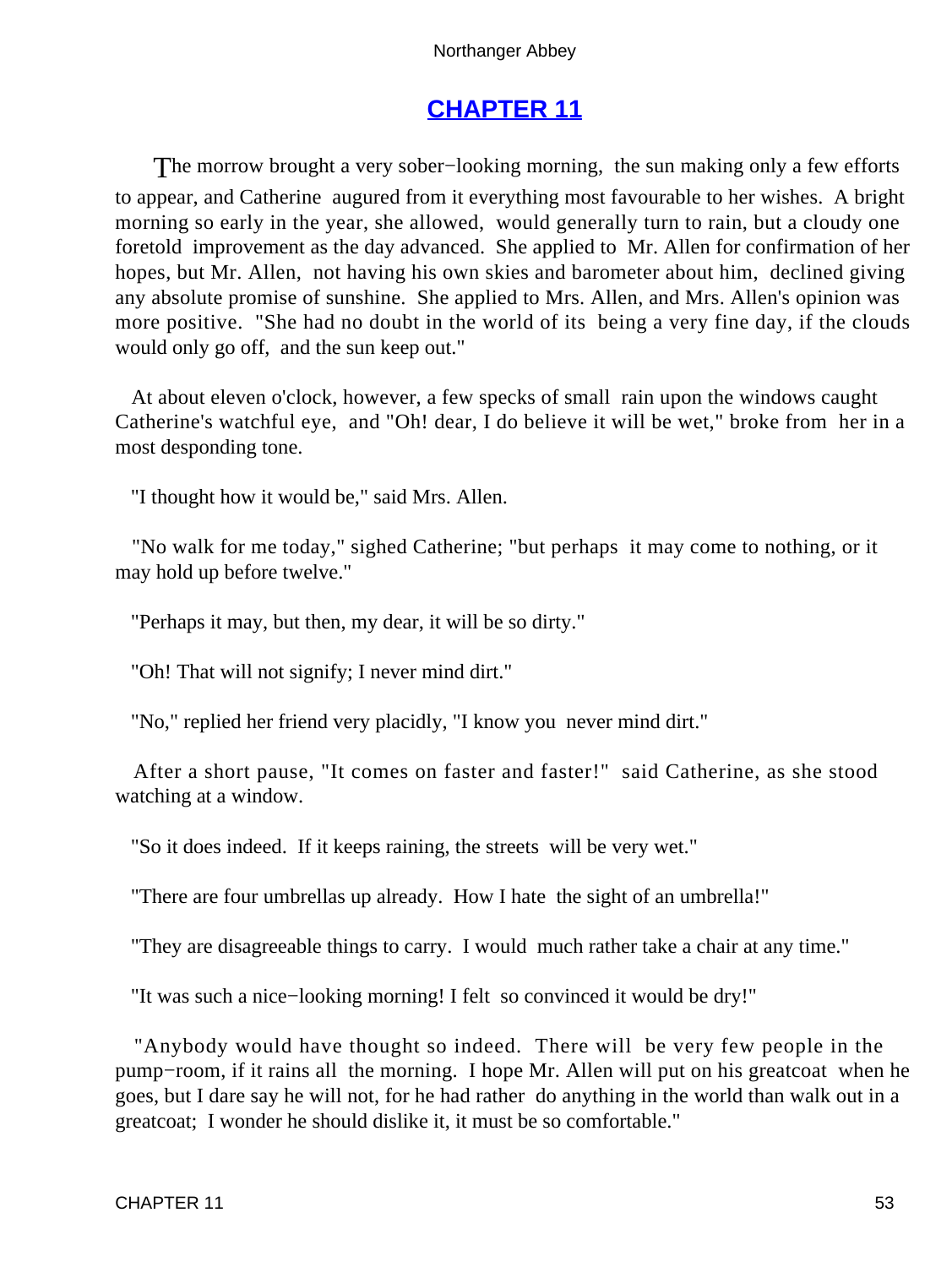# CHAPTER 11

The morrow brought a very sober−looking morning, the sun making only a few efforts to appear, and Catherine augured from it everything most favourable to her wishes. A bright morning so early in the year, she allowed, would generally turn to rain, but a cloudy one foretold improvement as the day advanced. She applied to Mr. Allen for confirmation of her hopes, but Mr. Allen, not having his own skies and barometer about him, declined giving any absolute promise of sunshine. She applied to Mrs. Allen, and Mrs. Allen's opinion was more positive. "She had no doubt in the world of its being a very fine day, if the clouds would only go off, and the sun keep out."

At about eleven o'clock, however, a few specks of small rain upon the windows caught Catherine's watchful eye, and "Oh! dear, I do believe it will be wet," broke from her in a most desponding tone.

"I thought how it would be," said Mrs. Allen.

"No walk for me today," sighed Catherine; "but perhaps it may come to nothing, or it may hold up before twelve."

"Perhaps it may, but then, my dear, it will be so dirty."

"Oh! That will not signify; I never mind dirt."

"No," replied her friend very placidly, "I know you never mind dirt."

After a short pause, "It comes on faster and faster!" said Catherine, as she stood watching at a window.

"So it does indeed. If it keeps raining, the streets will be very wet."

"There are four umbrellas up already. How I hate the sight of an umbrella!"

"They are disagreeable things to carry. I would much rather take a chair at any time."

"It was such a nice−looking morning! I felt so convinced it would be dry!"

"Anybody would have thought so indeed. There will be very few people in the pump−room, if it rains all the morning. I hope Mr. Allen will put on his greatcoat when he goes, but I dare say he will not, for he had rather do anything in the world than walk out in a greatcoat; I wonder he should dislike it, it must be so comfortable."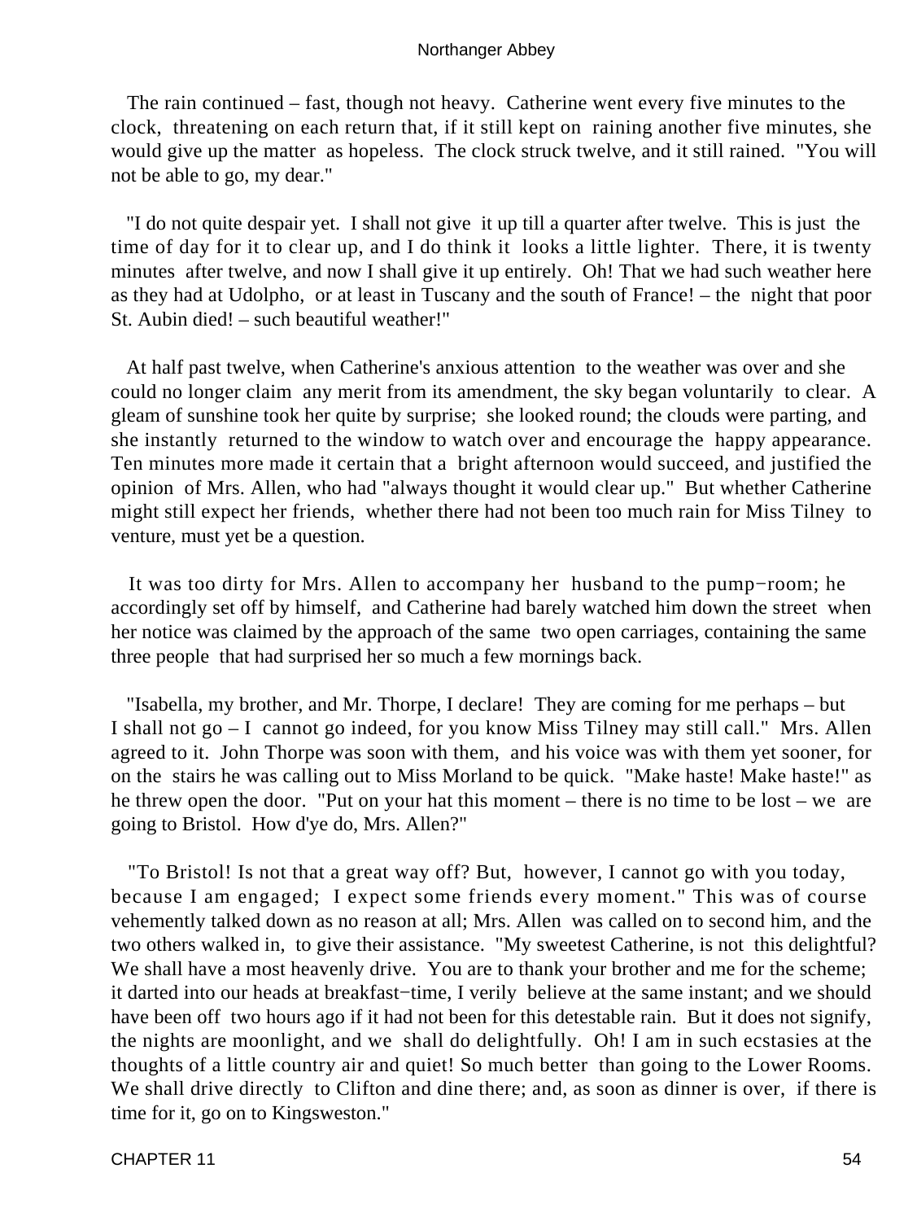The rain continued – fast, though not heavy. Catherine went every five minutes to the clock, threatening on each return that, if it still kept on raining another five minutes, she would give up the matter as hopeless. The clock struck twelve, and it still rained. "You will not be able to go, my dear."

"I do not quite despair yet. I shall not give it up till a quarter after twelve. This is just the time of day for it to clear up, and I do think it looks a little lighter. There, it is twenty minutes after twelve, and now I shall give it up entirely. Oh! That we had such weather here as they had at Udolpho, or at least in Tuscany and the south of France! – the night that poor St. Aubin died! – such beautiful weather!"

At half past twelve, when Catherine's anxious attention to the weather was over and she could no longer claim any merit from its amendment, the sky began voluntarily to clear. A gleam of sunshine took her quite by surprise; she looked round; the clouds were parting, and she instantly returned to the window to watch over and encourage the happy appearance. Ten minutes more made it certain that a bright afternoon would succeed, and justified the opinion of Mrs. Allen, who had "always thought it would clear up." But whether Catherine might still expect her friends, whether there had not been too much rain for Miss Tilney to venture, must yet be a question.

It was too dirty for Mrs. Allen to accompany her husband to the pump−room; he accordingly set off by himself, and Catherine had barely watched him down the street when her notice was claimed by the approach of the same two open carriages, containing the same three people that had surprised her so much a few mornings back.

"Isabella, my brother, and Mr. Thorpe, I declare! They are coming for me perhaps – but I shall not go – I cannot go indeed, for you know Miss Tilney may still call." Mrs. Allen agreed to it. John Thorpe was soon with them, and his voice was with them yet sooner, for on the stairs he was calling out to Miss Morland to be quick. "Make haste! Make haste!" as he threw open the door. "Put on your hat this moment – there is no time to be lost – we are going to Bristol. How d'ye do, Mrs. Allen?"

"To Bristol! Is not that a great way off? But, however, I cannot go with you today, because I am engaged; I expect some friends every moment." This was of course vehemently talked down as no reason at all; Mrs. Allen was called on to second him, and the two others walked in, to give their assistance. "My sweetest Catherine, is not this delightful? We shall have a most heavenly drive. You are to thank your brother and me for the scheme; it darted into our heads at breakfast−time, I verily believe at the same instant; and we should have been off two hours ago if it had not been for this detestable rain. But it does not signify, the nights are moonlight, and we shall do delightfully. Oh! I am in such ecstasies at the thoughts of a little country air and quiet! So much better than going to the Lower Rooms. We shall drive directly to Clifton and dine there; and, as soon as dinner is over, if there is time for it, go on to Kingsweston."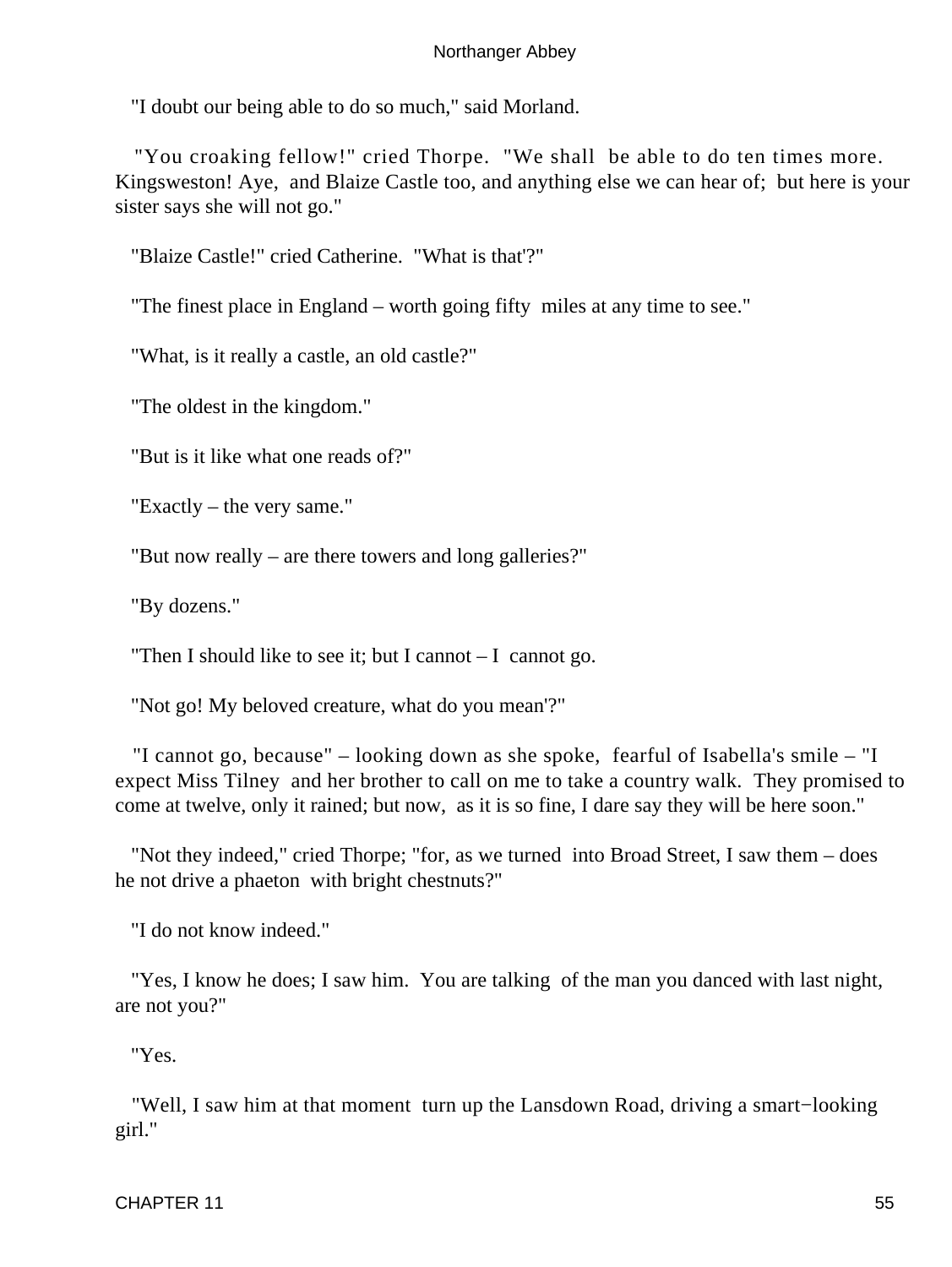"I doubt our being able to do so much," said Morland.

"You croaking fellow!" cried Thorpe. "We shall be able to do ten times more. Kingsweston! Aye, and Blaize Castle too, and anything else we can hear of; but here is your sister says she will not go."

"Blaize Castle!" cried Catherine. "What is that'?"

"The finest place in England – worth going fifty miles at any time to see."

"What, is it really a castle, an old castle?"

"The oldest in the kingdom."

"But is it like what one reads of?"

"Exactly – the very same."

"But now really – are there towers and long galleries?"

"By dozens."

"Then I should like to see it; but I cannot – I cannot go.

"Not go! My beloved creature, what do you mean'?"

"I cannot go, because" – looking down as she spoke, fearful of Isabella's smile – "I expect Miss Tilney and her brother to call on me to take a country walk. They promised to come at twelve, only it rained; but now, as it is so fine, I dare say they will be here soon."

"Not they indeed," cried Thorpe; "for, as we turned into Broad Street, I saw them – does he not drive a phaeton with bright chestnuts?"

"I do not know indeed."

"Yes, I know he does; I saw him. You are talking of the man you danced with last night, are not you?"

"Yes.

"Well, I saw him at that moment turn up the Lansdown Road, driving a smart−looking girl."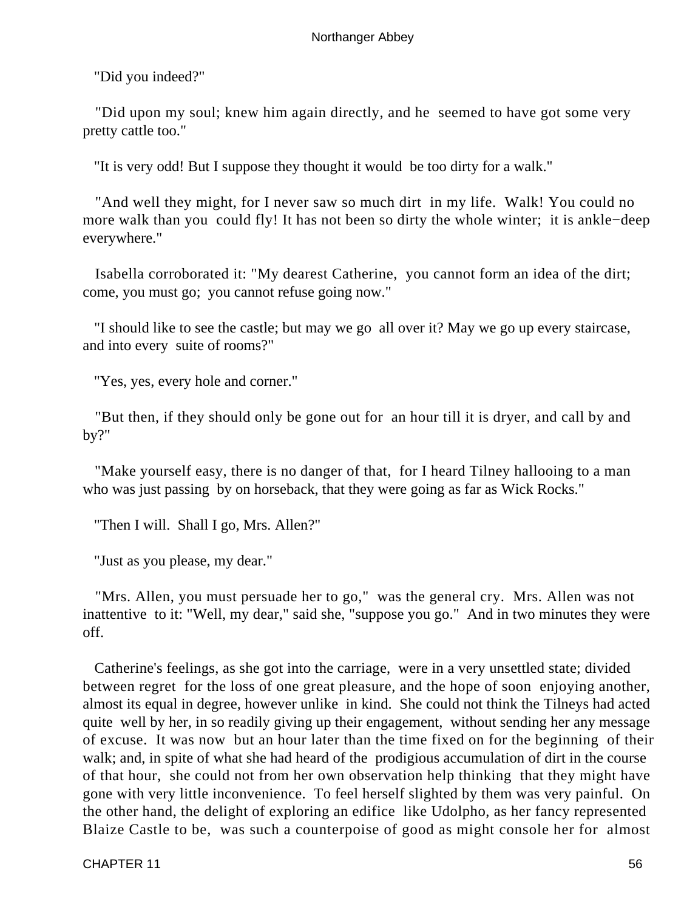"Did you indeed?"

"Did upon my soul; knew him again directly, and he seemed to have got some very pretty cattle too."

"It is very odd! But I suppose they thought it would be too dirty for a walk."

"And well they might, for I never saw so much dirt in my life. Walk! You could no more walk than you could fly! It has not been so dirty the whole winter; it is ankle−deep everywhere."

Isabella corroborated it: "My dearest Catherine, you cannot form an idea of the dirt; come, you must go; you cannot refuse going now."

"I should like to see the castle; but may we go all over it? May we go up every staircase, and into every suite of rooms?"

"Yes, yes, every hole and corner."

"But then, if they should only be gone out for an hour till it is dryer, and call by and by?"

"Make yourself easy, there is no danger of that, for I heard Tilney hallooing to a man who was just passing by on horseback, that they were going as far as Wick Rocks."

"Then I will. Shall I go, Mrs. Allen?"

"Just as you please, my dear."

"Mrs. Allen, you must persuade her to go," was the general cry. Mrs. Allen was not inattentive to it: "Well, my dear," said she, "suppose you go." And in two minutes they were off.

Catherine's feelings, as she got into the carriage, were in a very unsettled state; divided between regret for the loss of one great pleasure, and the hope of soon enjoying another, almost its equal in degree, however unlike in kind. She could not think the Tilneys had acted quite well by her, in so readily giving up their engagement, without sending her any message of excuse. It was now but an hour later than the time fixed on for the beginning of their walk; and, in spite of what she had heard of the prodigious accumulation of dirt in the course of that hour, she could not from her own observation help thinking that they might have gone with very little inconvenience. To feel herself slighted by them was very painful. On the other hand, the delight of exploring an edifice like Udolpho, as her fancy represented Blaize Castle to be, was such a counterpoise of good as might console her for almost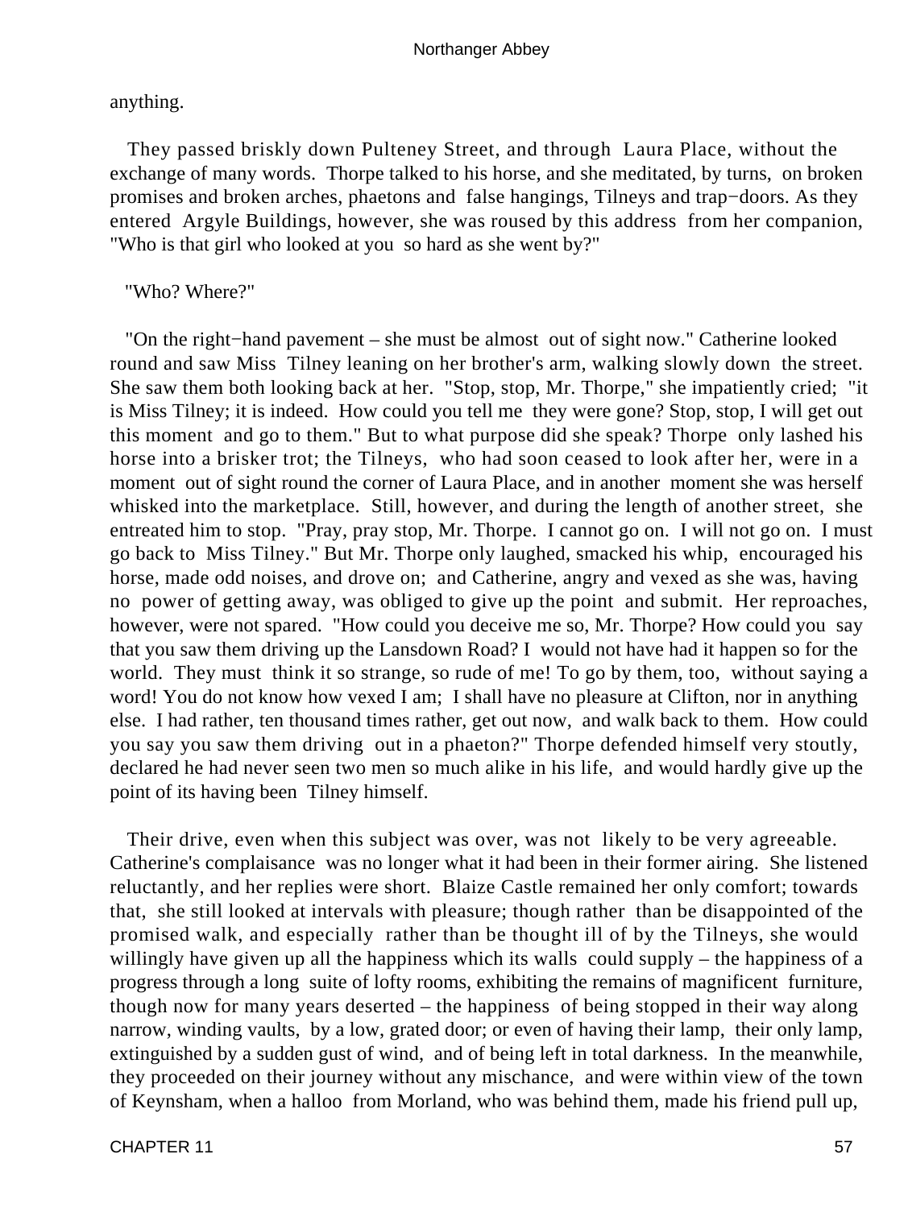anything.

They passed briskly down Pulteney Street, and through Laura Place, without the exchange of many words. Thorpe talked to his horse, and she meditated, by turns, on broken promises and broken arches, phaetons and false hangings, Tilneys and trap−doors. As they entered Argyle Buildings, however, she was roused by this address from her companion, "Who is that girl who looked at you so hard as she went by?"

"Who? Where?"

"On the right−hand pavement – she must be almost out of sight now." Catherine looked round and saw Miss Tilney leaning on her brother's arm, walking slowly down the street. She saw them both looking back at her. "Stop, stop, Mr. Thorpe," she impatiently cried; "it is Miss Tilney; it is indeed. How could you tell me they were gone? Stop, stop, I will get out this moment and go to them." But to what purpose did she speak? Thorpe only lashed his horse into a brisker trot; the Tilneys, who had soon ceased to look after her, were in a moment out of sight round the corner of Laura Place, and in another moment she was herself whisked into the marketplace. Still, however, and during the length of another street, she entreated him to stop. "Pray, pray stop, Mr. Thorpe. I cannot go on. I will not go on. I must go back to Miss Tilney." But Mr. Thorpe only laughed, smacked his whip, encouraged his horse, made odd noises, and drove on; and Catherine, angry and vexed as she was, having no power of getting away, was obliged to give up the point and submit. Her reproaches, however, were not spared. "How could you deceive me so, Mr. Thorpe? How could you say that you saw them driving up the Lansdown Road? I would not have had it happen so for the world. They must think it so strange, so rude of me! To go by them, too, without saying a word! You do not know how vexed I am; I shall have no pleasure at Clifton, nor in anything else. I had rather, ten thousand times rather, get out now, and walk back to them. How could you say you saw them driving out in a phaeton?" Thorpe defended himself very stoutly, declared he had never seen two men so much alike in his life, and would hardly give up the point of its having been Tilney himself.

Their drive, even when this subject was over, was not likely to be very agreeable. Catherine's complaisance was no longer what it had been in their former airing. She listened reluctantly, and her replies were short. Blaize Castle remained her only comfort; towards that, she still looked at intervals with pleasure; though rather than be disappointed of the promised walk, and especially rather than be thought ill of by the Tilneys, she would willingly have given up all the happiness which its walls could supply – the happiness of a progress through a long suite of lofty rooms, exhibiting the remains of magnificent furniture, though now for many years deserted – the happiness of being stopped in their way along narrow, winding vaults, by a low, grated door; or even of having their lamp, their only lamp, extinguished by a sudden gust of wind, and of being left in total darkness. In the meanwhile, they proceeded on their journey without any mischance, and were within view of the town of Keynsham, when a halloo from Morland, who was behind them, made his friend pull up,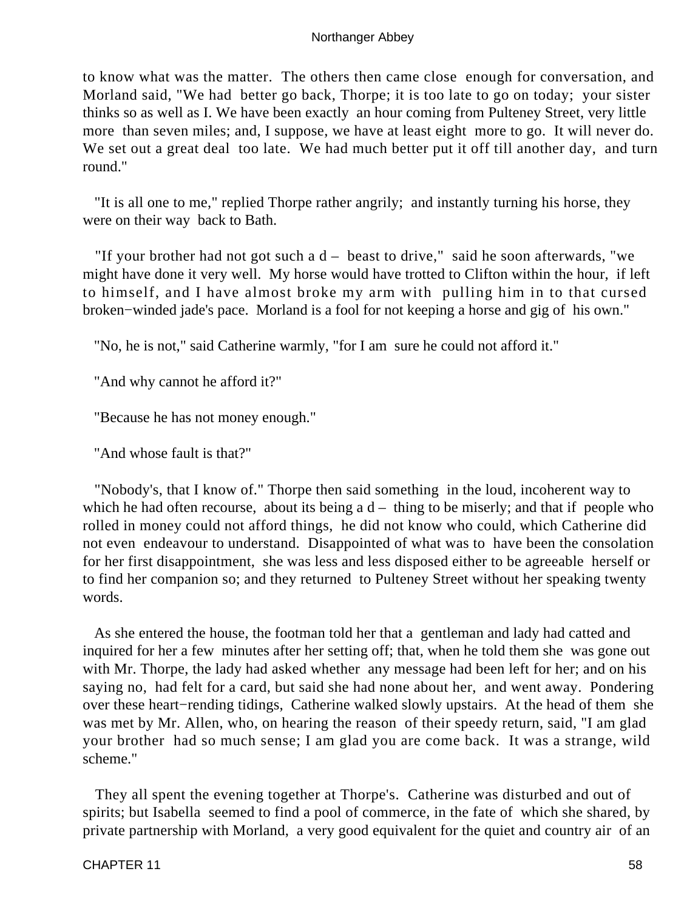to know what was the matter. The others then came close enough for conversation, and Morland said, "We had better go back, Thorpe; it is too late to go on today; your sister thinks so as well as I. We have been exactly an hour coming from Pulteney Street, very little more than seven miles; and, I suppose, we have at least eight more to go. It will never do. We set out a great deal too late. We had much better put it off till another day, and turn round."

"It is all one to me," replied Thorpe rather angrily; and instantly turning his horse, they were on their way back to Bath.

"If your brother had not got such a d – beast to drive," said he soon afterwards, "we might have done it very well. My horse would have trotted to Clifton within the hour, if left to himself, and I have almost broke my arm with pulling him in to that cursed broken−winded jade's pace. Morland is a fool for not keeping a horse and gig of his own."

"No, he is not," said Catherine warmly, "for I am sure he could not afford it."

"And why cannot he afford it?"

"Because he has not money enough."

"And whose fault is that?"

"Nobody's, that I know of." Thorpe then said something in the loud, incoherent way to which he had often recourse, about its being a d – thing to be miserly; and that if people who rolled in money could not afford things, he did not know who could, which Catherine did not even endeavour to understand. Disappointed of what was to have been the consolation for her first disappointment, she was less and less disposed either to be agreeable herself or to find her companion so; and they returned to Pulteney Street without her speaking twenty words.

As she entered the house, the footman told her that a gentleman and lady had catted and inquired for her a few minutes after her setting off; that, when he told them she was gone out with Mr. Thorpe, the lady had asked whether any message had been left for her; and on his saying no, had felt for a card, but said she had none about her, and went away. Pondering over these heart−rending tidings, Catherine walked slowly upstairs. At the head of them she was met by Mr. Allen, who, on hearing the reason of their speedy return, said, "I am glad your brother had so much sense; I am glad you are come back. It was a strange, wild scheme."

They all spent the evening together at Thorpe's. Catherine was disturbed and out of spirits; but Isabella seemed to find a pool of commerce, in the fate of which she shared, by private partnership with Morland, a very good equivalent for the quiet and country air of an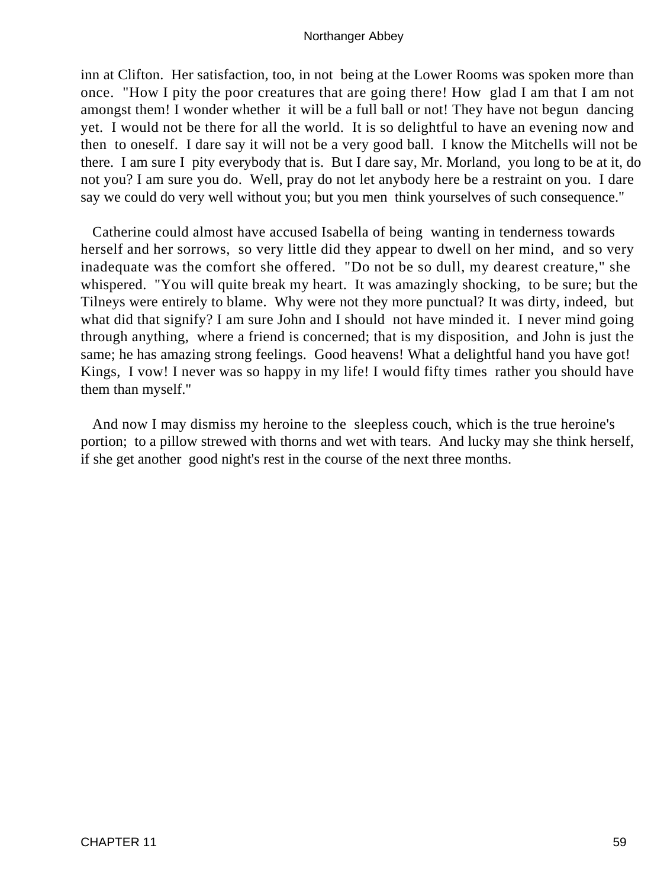inn at Clifton. Her satisfaction, too, in not being at the Lower Rooms was spoken more than once. "How I pity the poor creatures that are going there! How glad I am that I am not amongst them! I wonder whether it will be a full ball or not! They have not begun dancing yet. I would not be there for all the world. It is so delightful to have an evening now and then to oneself. I dare say it will not be a very good ball. I know the Mitchells will not be there. I am sure I pity everybody that is. But I dare say, Mr. Morland, you long to be at it, do not you? I am sure you do. Well, pray do not let anybody here be a restraint on you. I dare say we could do very well without you; but you men think yourselves of such consequence."

Catherine could almost have accused Isabella of being wanting in tenderness towards herself and her sorrows, so very little did they appear to dwell on her mind, and so very inadequate was the comfort she offered. "Do not be so dull, my dearest creature," she whispered. "You will quite break my heart. It was amazingly shocking, to be sure; but the Tilneys were entirely to blame. Why were not they more punctual? It was dirty, indeed, but what did that signify? I am sure John and I should not have minded it. I never mind going through anything, where a friend is concerned; that is my disposition, and John is just the same; he has amazing strong feelings. Good heavens! What a delightful hand you have got! Kings, I vow! I never was so happy in my life! I would fifty times rather you should have them than myself."

And now I may dismiss my heroine to the sleepless couch, which is the true heroine's portion; to a pillow strewed with thorns and wet with tears. And lucky may she think herself, if she get another good night's rest in the course of the next three months.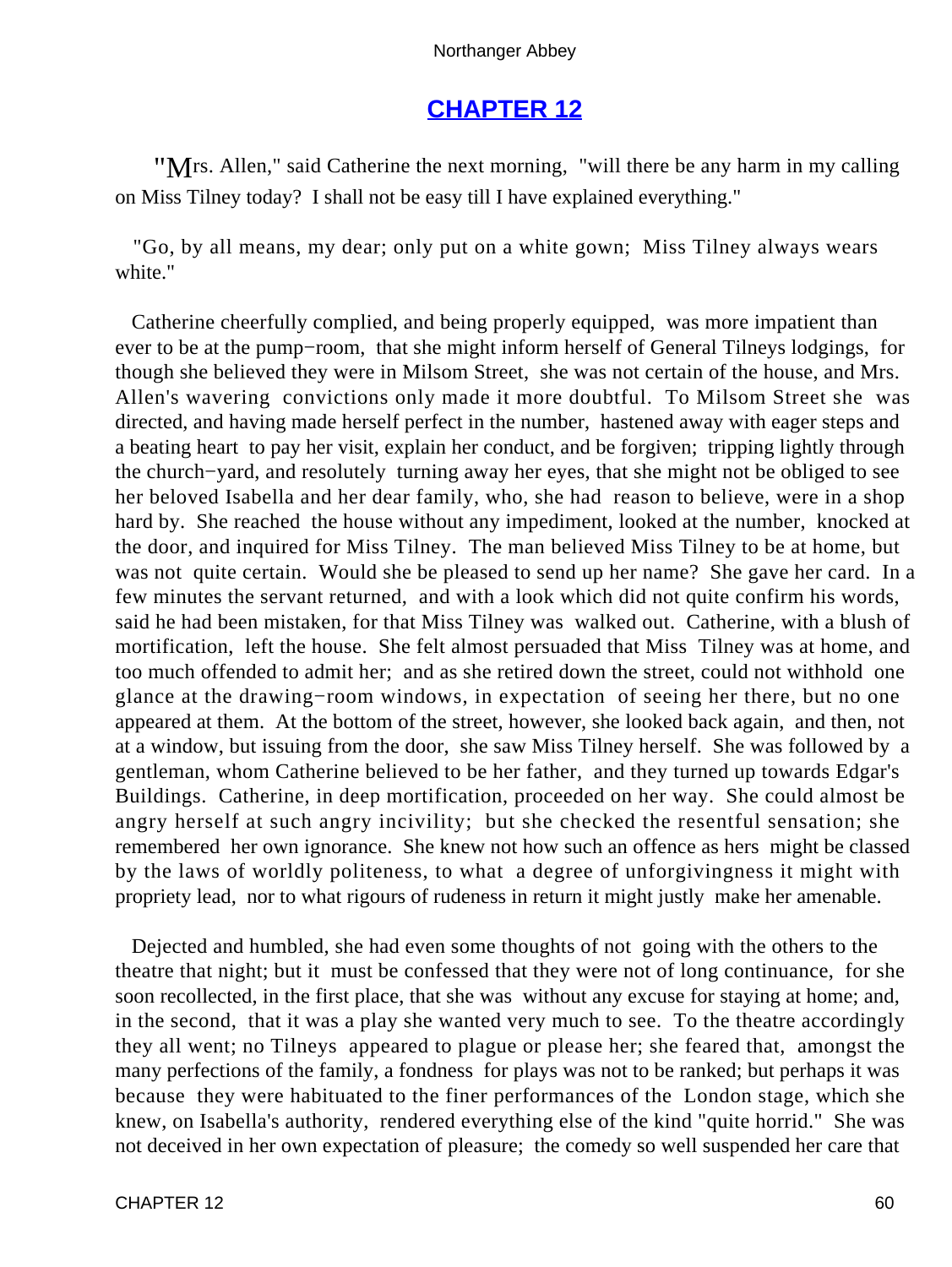## CHAPTER 12

"Mrs. Allen," said Catherine the next morning, "will there be any harm in my calling on Miss Tilney today? I shall not be easy till I have explained everything."

"Go, by all means, my dear; only put on a white gown; Miss Tilney always wears white."

Catherine cheerfully complied, and being properly equipped, was more impatient than ever to be at the pump−room, that she might inform herself of General Tilneys lodgings, for though she believed they were in Milsom Street, she was not certain of the house, and Mrs. Allen's wavering convictions only made it more doubtful. To Milsom Street she was directed, and having made herself perfect in the number, hastened away with eager steps and a beating heart to pay her visit, explain her conduct, and be forgiven; tripping lightly through the church−yard, and resolutely turning away her eyes, that she might not be obliged to see her beloved Isabella and her dear family, who, she had reason to believe, were in a shop hard by. She reached the house without any impediment, looked at the number, knocked at the door, and inquired for Miss Tilney. The man believed Miss Tilney to be at home, but was not quite certain. Would she be pleased to send up her name? She gave her card. In a few minutes the servant returned, and with a look which did not quite confirm his words, said he had been mistaken, for that Miss Tilney was walked out. Catherine, with a blush of mortification, left the house. She felt almost persuaded that Miss Tilney was at home, and too much offended to admit her; and as she retired down the street, could not withhold one glance at the drawing−room windows, in expectation of seeing her there, but no one appeared at them. At the bottom of the street, however, she looked back again, and then, not at a window, but issuing from the door, she saw Miss Tilney herself. She was followed by a gentleman, whom Catherine believed to be her father, and they turned up towards Edgar's Buildings. Catherine, in deep mortification, proceeded on her way. She could almost be angry herself at such angry incivility; but she checked the resentful sensation; she remembered her own ignorance. She knew not how such an offence as hers might be classed by the laws of worldly politeness, to what a degree of unforgivingness it might with propriety lead, nor to what rigours of rudeness in return it might justly make her amenable.

Dejected and humbled, she had even some thoughts of not going with the others to the theatre that night; but it must be confessed that they were not of long continuance, for she soon recollected, in the first place, that she was without any excuse for staying at home; and, in the second, that it was a play she wanted very much to see. To the theatre accordingly they all went; no Tilneys appeared to plague or please her; she feared that, amongst the many perfections of the family, a fondness for plays was not to be ranked; but perhaps it was because they were habituated to the finer performances of the London stage, which she knew, on Isabella's authority, rendered everything else of the kind "quite horrid." She was not deceived in her own expectation of pleasure; the comedy so well suspended her care that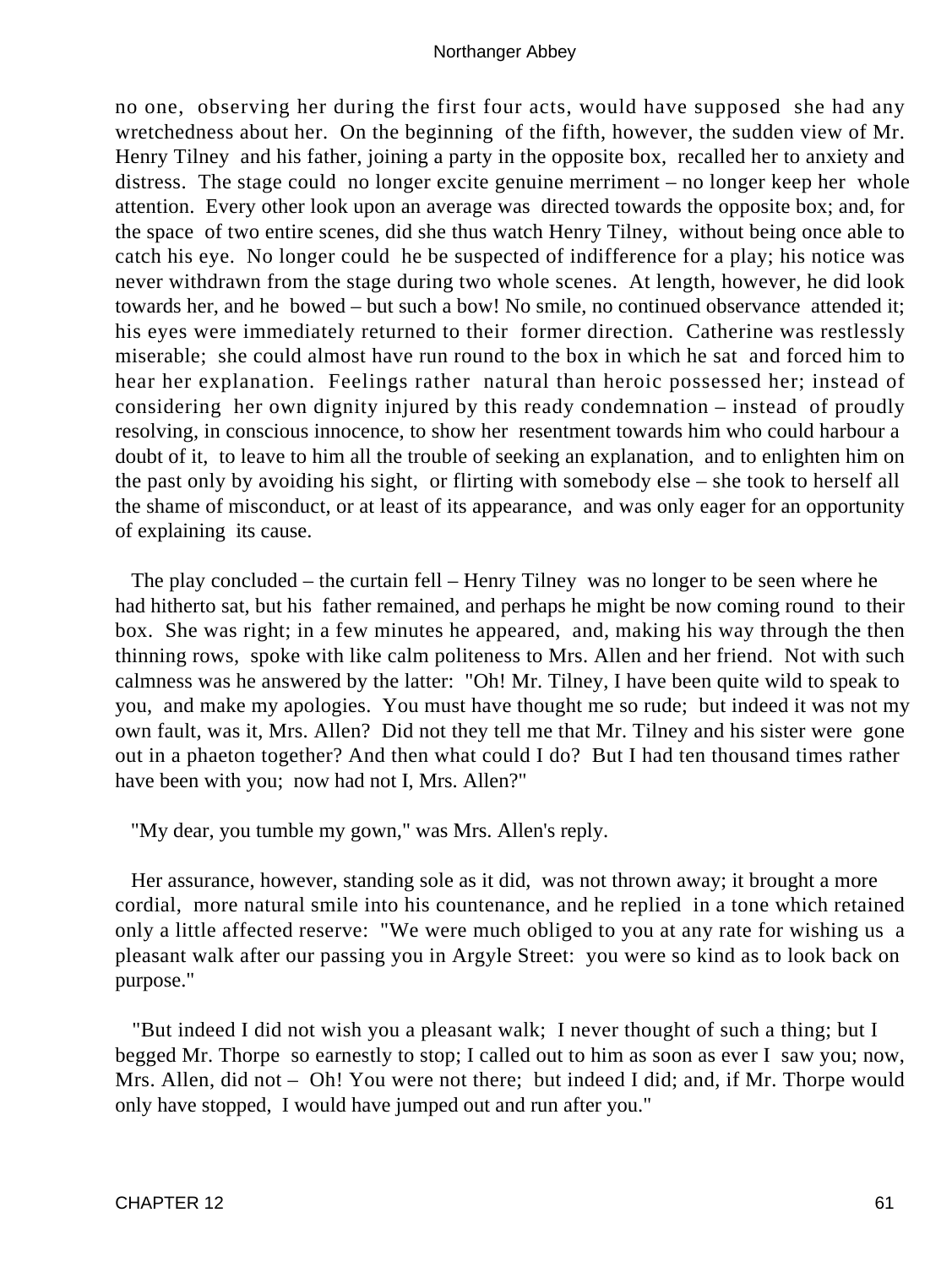no one, observing her during the first four acts, would have supposed she had any wretchedness about her. On the beginning of the fifth, however, the sudden view of Mr. Henry Tilney and his father, joining a party in the opposite box, recalled her to anxiety and distress. The stage could no longer excite genuine merriment – no longer keep her whole attention. Every other look upon an average was directed towards the opposite box; and, for the space of two entire scenes, did she thus watch Henry Tilney, without being once able to catch his eye. No longer could he be suspected of indifference for a play; his notice was never withdrawn from the stage during two whole scenes. At length, however, he did look towards her, and he bowed – but such a bow! No smile, no continued observance attended it; his eyes were immediately returned to their former direction. Catherine was restlessly miserable; she could almost have run round to the box in which he sat and forced him to hear her explanation. Feelings rather natural than heroic possessed her; instead of considering her own dignity injured by this ready condemnation – instead of proudly resolving, in conscious innocence, to show her resentment towards him who could harbour a doubt of it, to leave to him all the trouble of seeking an explanation, and to enlighten him on the past only by avoiding his sight, or flirting with somebody else – she took to herself all the shame of misconduct, or at least of its appearance, and was only eager for an opportunity of explaining its cause.

The play concluded – the curtain fell – Henry Tilney was no longer to be seen where he had hitherto sat, but his father remained, and perhaps he might be now coming round to their box. She was right; in a few minutes he appeared, and, making his way through the then thinning rows, spoke with like calm politeness to Mrs. Allen and her friend. Not with such calmness was he answered by the latter: "Oh! Mr. Tilney, I have been quite wild to speak to you, and make my apologies. You must have thought me so rude; but indeed it was not my own fault, was it, Mrs. Allen? Did not they tell me that Mr. Tilney and his sister were gone out in a phaeton together? And then what could I do? But I had ten thousand times rather have been with you; now had not I, Mrs. Allen?"

"My dear, you tumble my gown," was Mrs. Allen's reply.

Her assurance, however, standing sole as it did, was not thrown away; it brought a more cordial, more natural smile into his countenance, and he replied in a tone which retained only a little affected reserve: "We were much obliged to you at any rate for wishing us a pleasant walk after our passing you in Argyle Street: you were so kind as to look back on purpose."

"But indeed I did not wish you a pleasant walk; I never thought of such a thing; but I begged Mr. Thorpe so earnestly to stop; I called out to him as soon as ever I saw you; now, Mrs. Allen, did not – Oh! You were not there; but indeed I did; and, if Mr. Thorpe would only have stopped, I would have jumped out and run after you."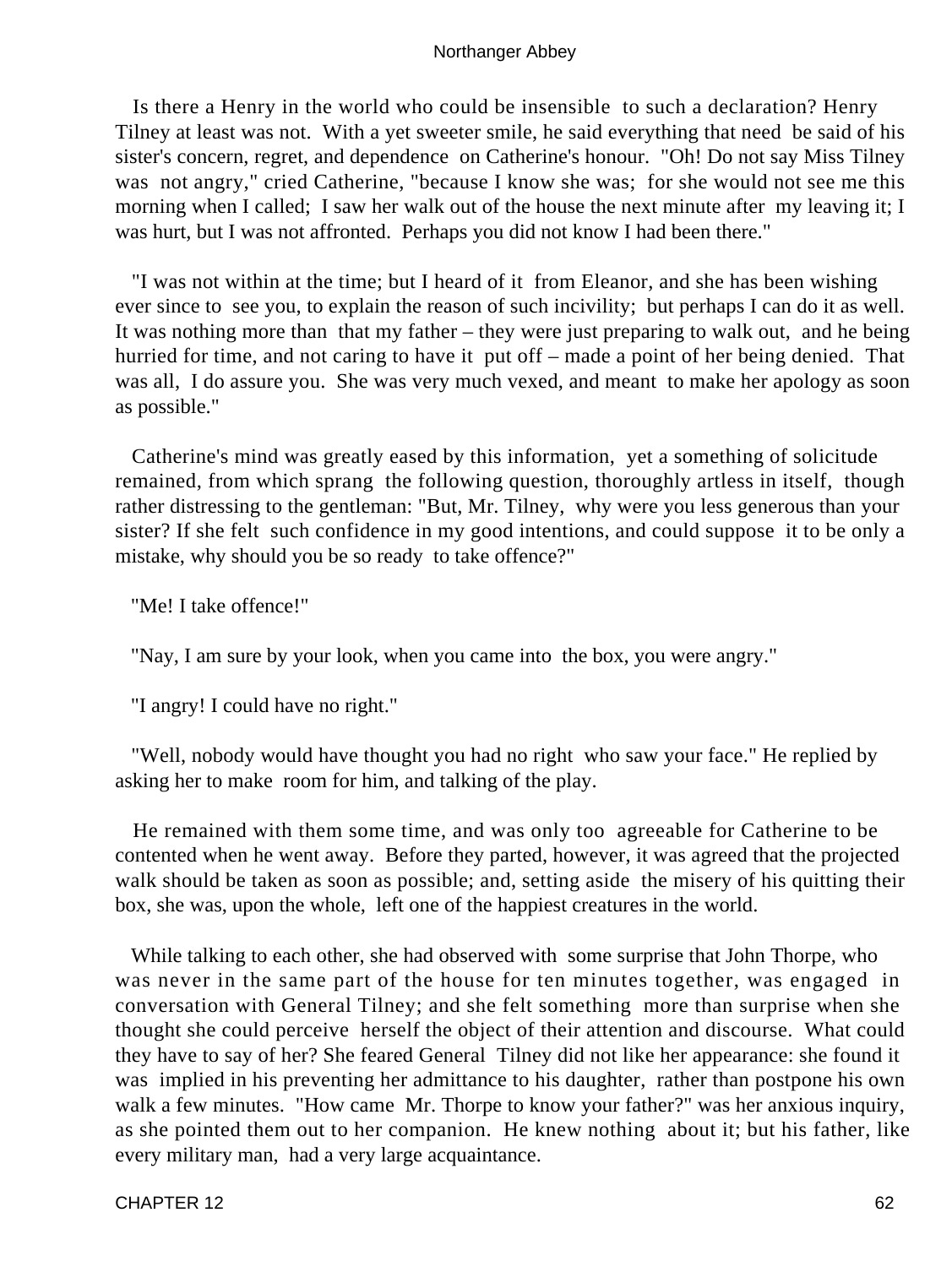Is there a Henry in the world who could be insensible to such a declaration? Henry Tilney at least was not. With a yet sweeter smile, he said everything that need be said of his sister's concern, regret, and dependence on Catherine's honour. "Oh! Do not say Miss Tilney was not angry," cried Catherine, "because I know she was; for she would not see me this morning when I called; I saw her walk out of the house the next minute after my leaving it; I was hurt, but I was not affronted. Perhaps you did not know I had been there."

"I was not within at the time; but I heard of it from Eleanor, and she has been wishing ever since to see you, to explain the reason of such incivility; but perhaps I can do it as well. It was nothing more than that my father – they were just preparing to walk out, and he being hurried for time, and not caring to have it put off – made a point of her being denied. That was all, I do assure you. She was very much vexed, and meant to make her apology as soon as possible."

Catherine's mind was greatly eased by this information, yet a something of solicitude remained, from which sprang the following question, thoroughly artless in itself, though rather distressing to the gentleman: "But, Mr. Tilney, why were you less generous than your sister? If she felt such confidence in my good intentions, and could suppose it to be only a mistake, why should you be so ready to take offence?"

"Me! I take offence!"

"Nay, I am sure by your look, when you came into the box, you were angry."

"I angry! I could have no right."

"Well, nobody would have thought you had no right who saw your face." He replied by asking her to make room for him, and talking of the play.

He remained with them some time, and was only too agreeable for Catherine to be contented when he went away. Before they parted, however, it was agreed that the projected walk should be taken as soon as possible; and, setting aside the misery of his quitting their box, she was, upon the whole, left one of the happiest creatures in the world.

While talking to each other, she had observed with some surprise that John Thorpe, who was never in the same part of the house for ten minutes together, was engaged in conversation with General Tilney; and she felt something more than surprise when she thought she could perceive herself the object of their attention and discourse. What could they have to say of her? She feared General Tilney did not like her appearance: she found it was implied in his preventing her admittance to his daughter, rather than postpone his own walk a few minutes. "How came Mr. Thorpe to know your father?" was her anxious inquiry, as she pointed them out to her companion. He knew nothing about it; but his father, like every military man, had a very large acquaintance.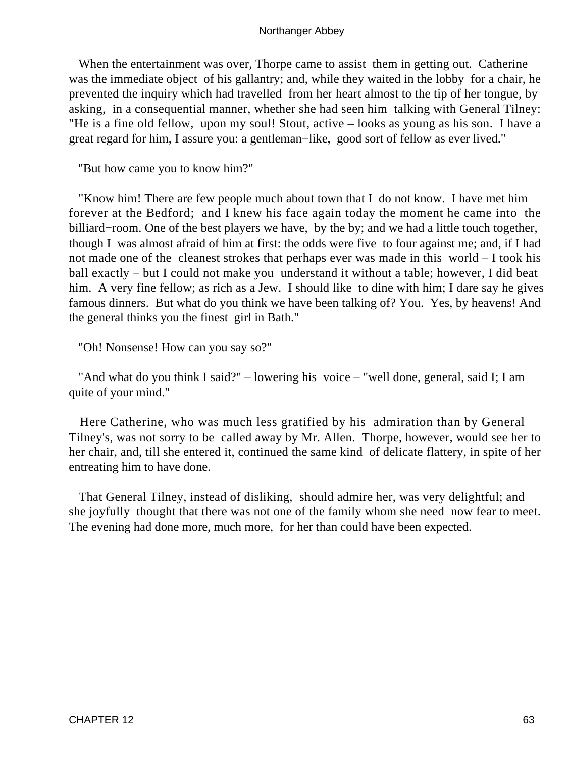When the entertainment was over, Thorpe came to assist them in getting out. Catherine was the immediate object of his gallantry; and, while they waited in the lobby for a chair, he prevented the inquiry which had travelled from her heart almost to the tip of her tongue, by asking, in a consequential manner, whether she had seen him talking with General Tilney: "He is a fine old fellow, upon my soul! Stout, active – looks as young as his son. I have a great regard for him, I assure you: a gentleman−like, good sort of fellow as ever lived."

"But how came you to know him?"

"Know him! There are few people much about town that I do not know. I have met him forever at the Bedford; and I knew his face again today the moment he came into the billiard−room. One of the best players we have, by the by; and we had a little touch together, though I was almost afraid of him at first: the odds were five to four against me; and, if I had not made one of the cleanest strokes that perhaps ever was made in this world – I took his ball exactly – but I could not make you understand it without a table; however, I did beat him. A very fine fellow; as rich as a Jew. I should like to dine with him; I dare say he gives famous dinners. But what do you think we have been talking of? You. Yes, by heavens! And the general thinks you the finest girl in Bath."

"Oh! Nonsense! How can you say so?"

"And what do you think I said?" – lowering his voice – "well done, general, said I; I am quite of your mind."

Here Catherine, who was much less gratified by his admiration than by General Tilney's, was not sorry to be called away by Mr. Allen. Thorpe, however, would see her to her chair, and, till she entered it, continued the same kind of delicate flattery, in spite of her entreating him to have done.

That General Tilney, instead of disliking, should admire her, was very delightful; and she joyfully thought that there was not one of the family whom she need now fear to meet. The evening had done more, much more, for her than could have been expected.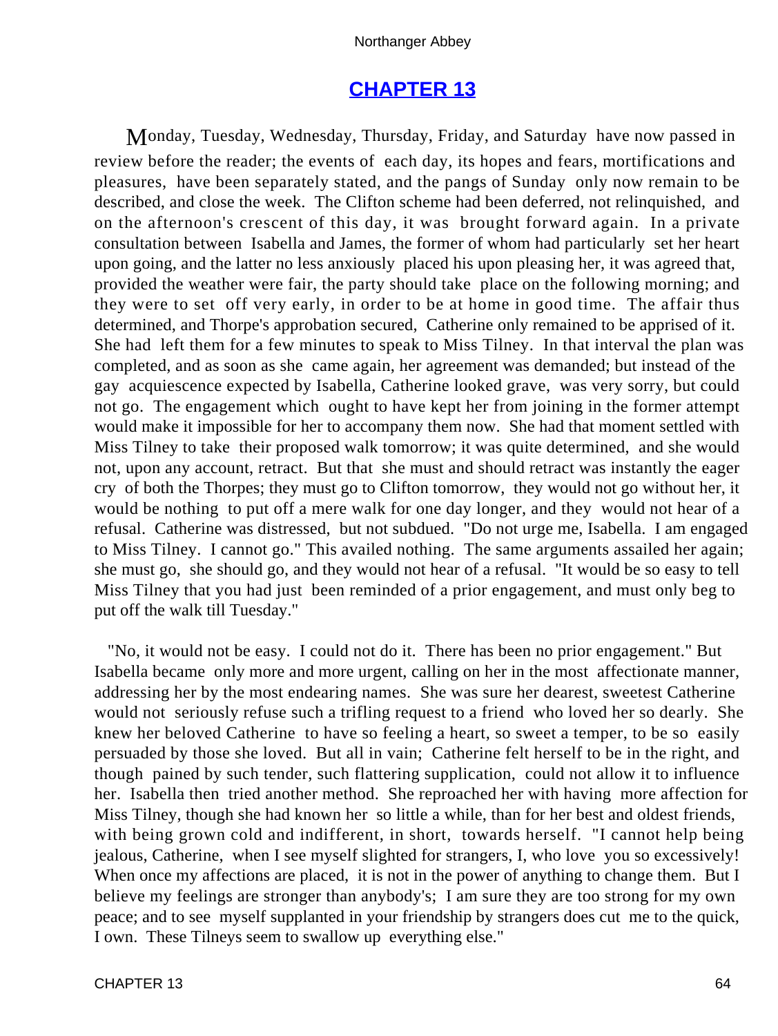# CHAPTER 13

Monday, Tuesday, Wednesday, Thursday, Friday, and Saturday have now passed in review before the reader; the events of each day, its hopes and fears, mortifications and pleasures, have been separately stated, and the pangs of Sunday only now remain to be described, and close the week. The Clifton scheme had been deferred, not relinquished, and on the afternoon's crescent of this day, it was brought forward again. In a private consultation between Isabella and James, the former of whom had particularly set her heart upon going, and the latter no less anxiously placed his upon pleasing her, it was agreed that, provided the weather were fair, the party should take place on the following morning; and they were to set off very early, in order to be at home in good time. The affair thus determined, and Thorpe's approbation secured, Catherine only remained to be apprised of it. She had left them for a few minutes to speak to Miss Tilney. In that interval the plan was completed, and as soon as she came again, her agreement was demanded; but instead of the gay acquiescence expected by Isabella, Catherine looked grave, was very sorry, but could not go. The engagement which ought to have kept her from joining in the former attempt would make it impossible for her to accompany them now. She had that moment settled with Miss Tilney to take their proposed walk tomorrow; it was quite determined, and she would not, upon any account, retract. But that she must and should retract was instantly the eager cry of both the Thorpes; they must go to Clifton tomorrow, they would not go without her, it would be nothing to put off a mere walk for one day longer, and they would not hear of a refusal. Catherine was distressed, but not subdued. "Do not urge me, Isabella. I am engaged to Miss Tilney. I cannot go." This availed nothing. The same arguments assailed her again; she must go, she should go, and they would not hear of a refusal. "It would be so easy to tell Miss Tilney that you had just been reminded of a prior engagement, and must only beg to put off the walk till Tuesday."

"No, it would not be easy. I could not do it. There has been no prior engagement." But Isabella became only more and more urgent, calling on her in the most affectionate manner, addressing her by the most endearing names. She was sure her dearest, sweetest Catherine would not seriously refuse such a trifling request to a friend who loved her so dearly. She knew her beloved Catherine to have so feeling a heart, so sweet a temper, to be so easily persuaded by those she loved. But all in vain; Catherine felt herself to be in the right, and though pained by such tender, such flattering supplication, could not allow it to influence her. Isabella then tried another method. She reproached her with having more affection for Miss Tilney, though she had known her so little a while, than for her best and oldest friends, with being grown cold and indifferent, in short, towards herself. "I cannot help being jealous, Catherine, when I see myself slighted for strangers, I, who love you so excessively! When once my affections are placed, it is not in the power of anything to change them. But I believe my feelings are stronger than anybody's; I am sure they are too strong for my own peace; and to see myself supplanted in your friendship by strangers does cut me to the quick, I own. These Tilneys seem to swallow up everything else."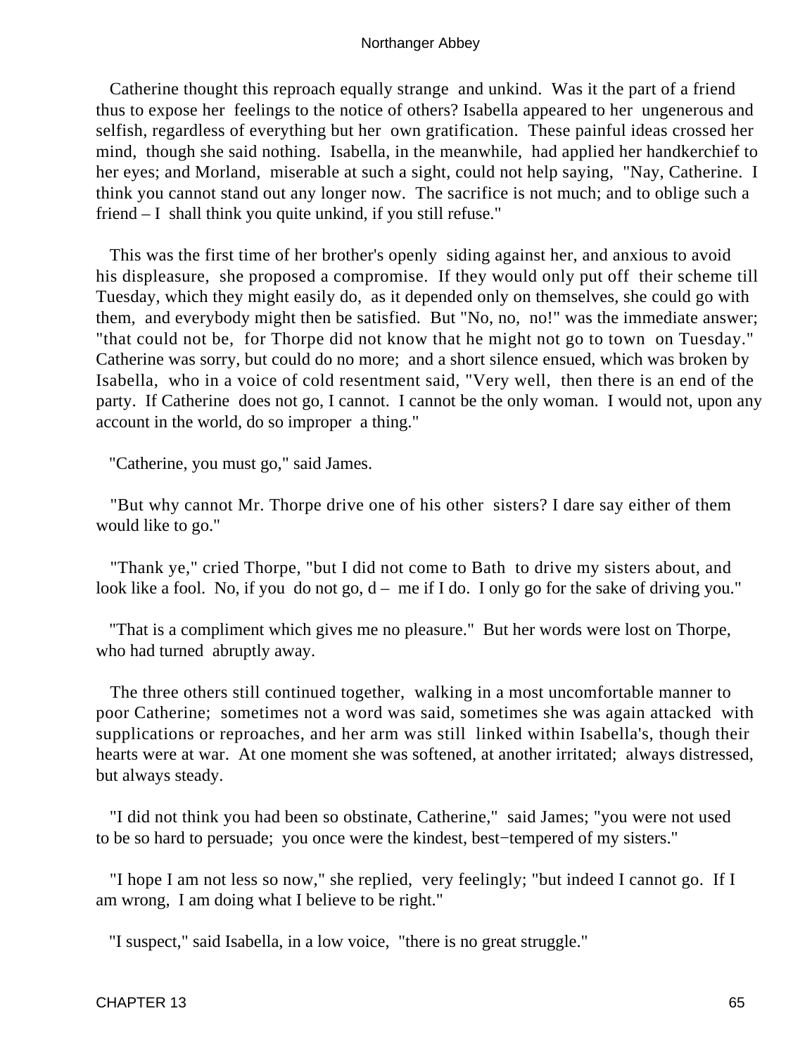Catherine thought this reproach equally strange and unkind. Was it the part of a friend thus to expose her feelings to the notice of others? Isabella appeared to her ungenerous and selfish, regardless of everything but her own gratification. These painful ideas crossed her mind, though she said nothing. Isabella, in the meanwhile, had applied her handkerchief to her eyes; and Morland, miserable at such a sight, could not help saying, "Nay, Catherine. I think you cannot stand out any longer now. The sacrifice is not much; and to oblige such a friend – I shall think you quite unkind, if you still refuse."

This was the first time of her brother's openly siding against her, and anxious to avoid his displeasure, she proposed a compromise. If they would only put off their scheme till Tuesday, which they might easily do, as it depended only on themselves, she could go with them, and everybody might then be satisfied. But "No, no, no!" was the immediate answer; "that could not be, for Thorpe did not know that he might not go to town on Tuesday." Catherine was sorry, but could do no more; and a short silence ensued, which was broken by Isabella, who in a voice of cold resentment said, "Very well, then there is an end of the party. If Catherine does not go, I cannot. I cannot be the only woman. I would not, upon any account in the world, do so improper a thing."

"Catherine, you must go," said James.

"But why cannot Mr. Thorpe drive one of his other sisters? I dare say either of them would like to go."

"Thank ye," cried Thorpe, "but I did not come to Bath to drive my sisters about, and look like a fool. No, if you do not go, d – me if I do. I only go for the sake of driving you."

"That is a compliment which gives me no pleasure." But her words were lost on Thorpe, who had turned abruptly away.

The three others still continued together, walking in a most uncomfortable manner to poor Catherine; sometimes not a word was said, sometimes she was again attacked with supplications or reproaches, and her arm was still linked within Isabella's, though their hearts were at war. At one moment she was softened, at another irritated; always distressed, but always steady.

"I did not think you had been so obstinate, Catherine," said James; "you were not used to be so hard to persuade; you once were the kindest, best−tempered of my sisters."

"I hope I am not less so now," she replied, very feelingly; "but indeed I cannot go. If I am wrong, I am doing what I believe to be right."

"I suspect," said Isabella, in a low voice, "there is no great struggle."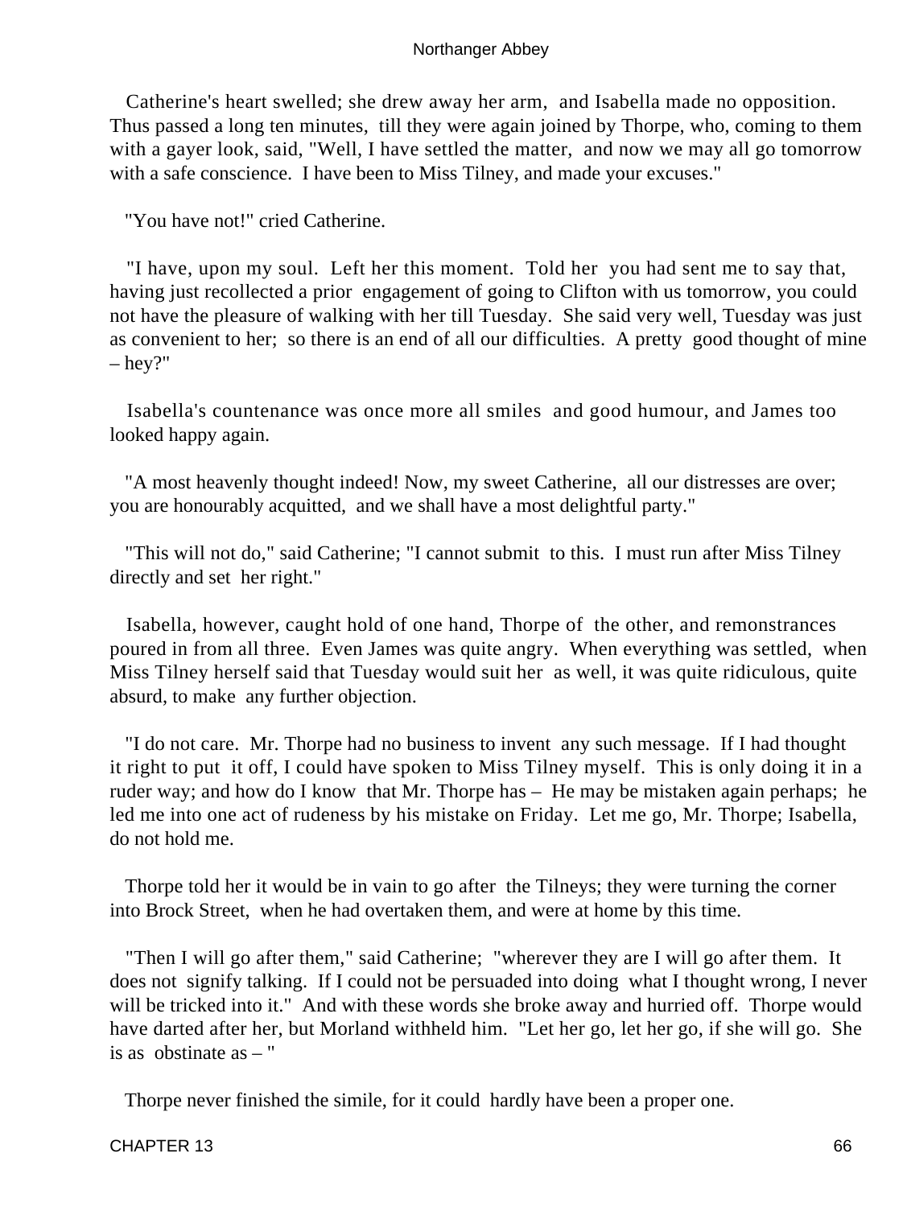Catherine's heart swelled; she drew away her arm, and Isabella made no opposition. Thus passed a long ten minutes, till they were again joined by Thorpe, who, coming to them with a gayer look, said, "Well, I have settled the matter, and now we may all go tomorrow with a safe conscience. I have been to Miss Tilney, and made your excuses."

"You have not!" cried Catherine.

"I have, upon my soul. Left her this moment. Told her you had sent me to say that, having just recollected a prior engagement of going to Clifton with us tomorrow, you could not have the pleasure of walking with her till Tuesday. She said very well, Tuesday was just as convenient to her; so there is an end of all our difficulties. A pretty good thought of mine – hey?"

Isabella's countenance was once more all smiles and good humour, and James too looked happy again.

"A most heavenly thought indeed! Now, my sweet Catherine, all our distresses are over; you are honourably acquitted, and we shall have a most delightful party."

"This will not do," said Catherine; "I cannot submit to this. I must run after Miss Tilney directly and set her right."

Isabella, however, caught hold of one hand, Thorpe of the other, and remonstrances poured in from all three. Even James was quite angry. When everything was settled, when Miss Tilney herself said that Tuesday would suit her as well, it was quite ridiculous, quite absurd, to make any further objection.

"I do not care. Mr. Thorpe had no business to invent any such message. If I had thought it right to put it off, I could have spoken to Miss Tilney myself. This is only doing it in a ruder way; and how do I know that Mr. Thorpe has – He may be mistaken again perhaps; he led me into one act of rudeness by his mistake on Friday. Let me go, Mr. Thorpe; Isabella, do not hold me.

Thorpe told her it would be in vain to go after the Tilneys; they were turning the corner into Brock Street, when he had overtaken them, and were at home by this time.

"Then I will go after them," said Catherine; "wherever they are I will go after them. It does not signify talking. If I could not be persuaded into doing what I thought wrong, I never will be tricked into it." And with these words she broke away and hurried off. Thorpe would have darted after her, but Morland withheld him. "Let her go, let her go, if she will go. She is as obstinate as – "

Thorpe never finished the simile, for it could hardly have been a proper one.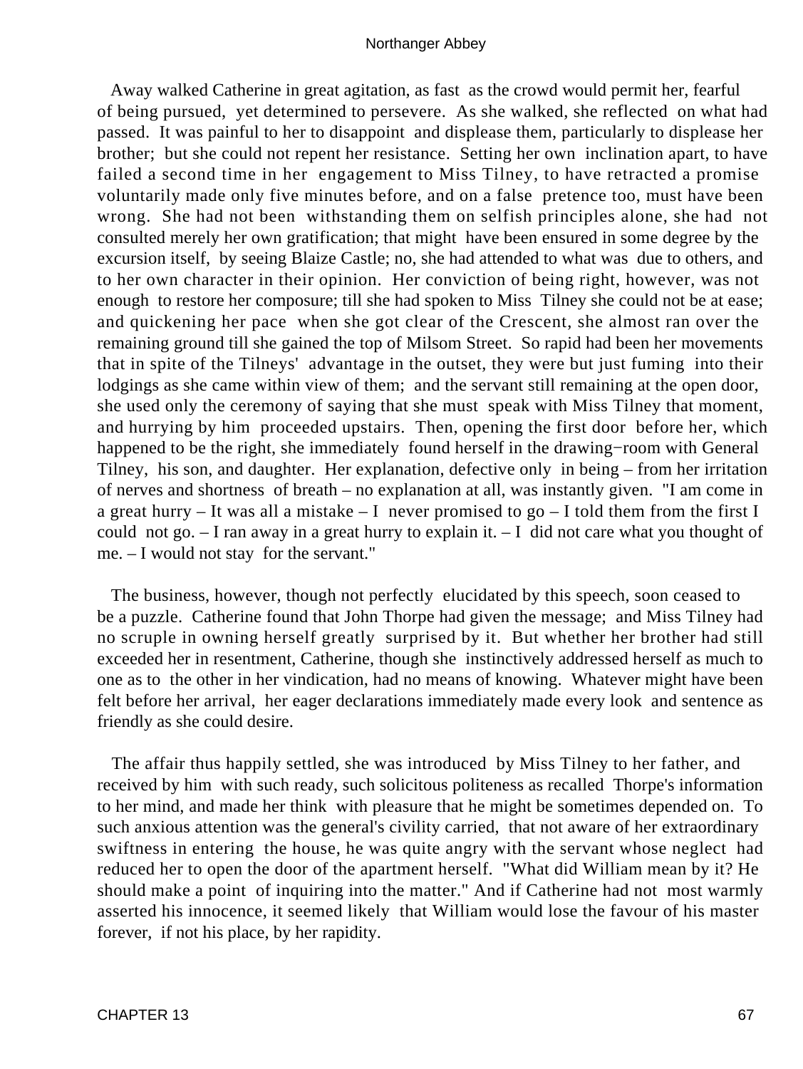Away walked Catherine in great agitation, as fast as the crowd would permit her, fearful of being pursued, yet determined to persevere. As she walked, she reflected on what had passed. It was painful to her to disappoint and displease them, particularly to displease her brother; but she could not repent her resistance. Setting her own inclination apart, to have failed a second time in her engagement to Miss Tilney, to have retracted a promise voluntarily made only five minutes before, and on a false pretence too, must have been wrong. She had not been withstanding them on selfish principles alone, she had not consulted merely her own gratification; that might have been ensured in some degree by the excursion itself, by seeing Blaize Castle; no, she had attended to what was due to others, and to her own character in their opinion. Her conviction of being right, however, was not enough to restore her composure; till she had spoken to Miss Tilney she could not be at ease; and quickening her pace when she got clear of the Crescent, she almost ran over the remaining ground till she gained the top of Milsom Street. So rapid had been her movements that in spite of the Tilneys' advantage in the outset, they were but just fuming into their lodgings as she came within view of them; and the servant still remaining at the open door, she used only the ceremony of saying that she must speak with Miss Tilney that moment, and hurrying by him proceeded upstairs. Then, opening the first door before her, which happened to be the right, she immediately found herself in the drawing−room with General Tilney, his son, and daughter. Her explanation, defective only in being – from her irritation of nerves and shortness of breath – no explanation at all, was instantly given. "I am come in a great hurry – It was all a mistake – I never promised to go – I told them from the first I could not go. – I ran away in a great hurry to explain it. – I did not care what you thought of me. – I would not stay for the servant."

The business, however, though not perfectly elucidated by this speech, soon ceased to be a puzzle. Catherine found that John Thorpe had given the message; and Miss Tilney had no scruple in owning herself greatly surprised by it. But whether her brother had still exceeded her in resentment, Catherine, though she instinctively addressed herself as much to one as to the other in her vindication, had no means of knowing. Whatever might have been felt before her arrival, her eager declarations immediately made every look and sentence as friendly as she could desire.

The affair thus happily settled, she was introduced by Miss Tilney to her father, and received by him with such ready, such solicitous politeness as recalled Thorpe's information to her mind, and made her think with pleasure that he might be sometimes depended on. To such anxious attention was the general's civility carried, that not aware of her extraordinary swiftness in entering the house, he was quite angry with the servant whose neglect had reduced her to open the door of the apartment herself. "What did William mean by it? He should make a point of inquiring into the matter." And if Catherine had not most warmly asserted his innocence, it seemed likely that William would lose the favour of his master forever, if not his place, by her rapidity.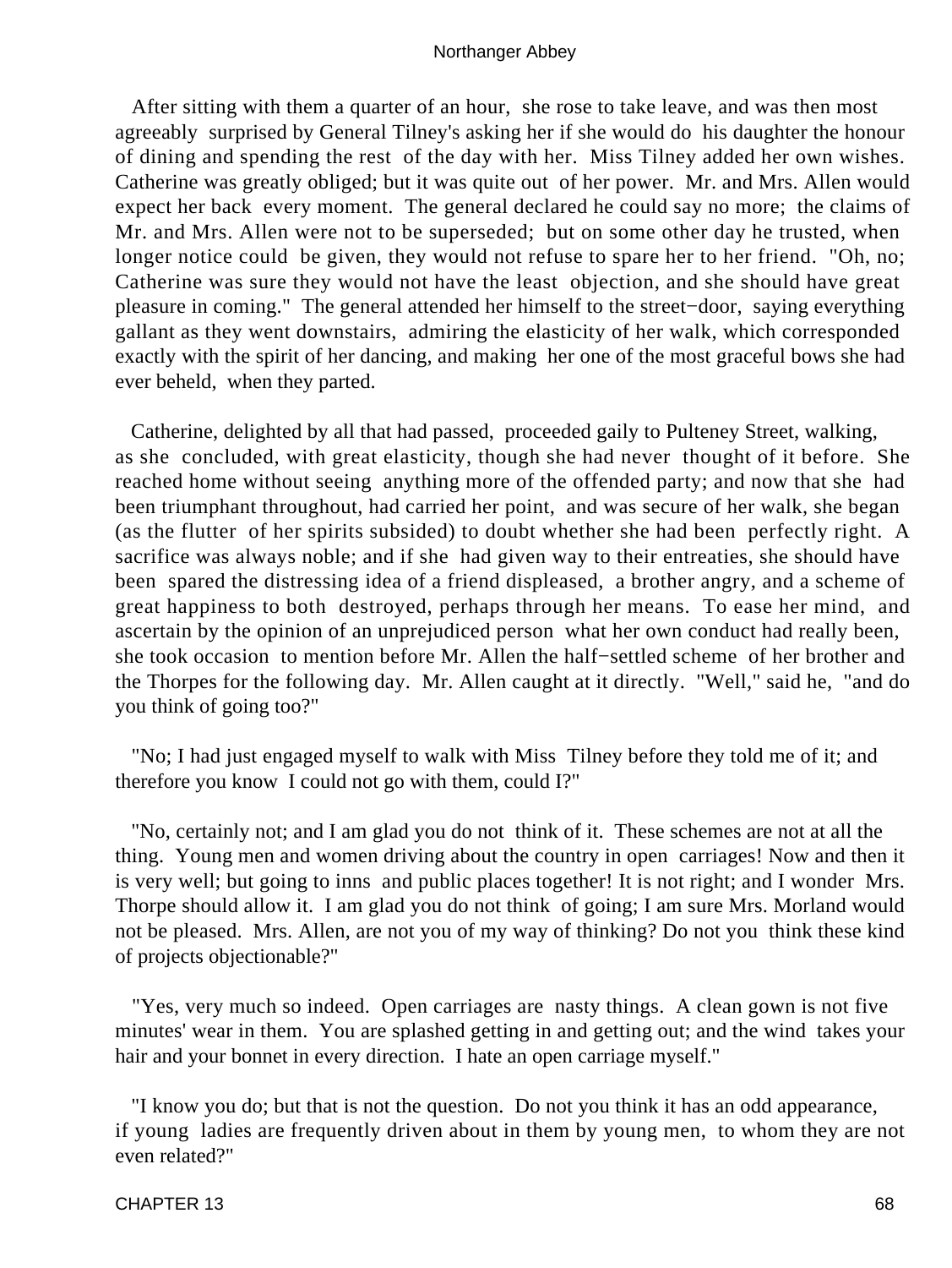After sitting with them a quarter of an hour, she rose to take leave, and was then most agreeably surprised by General Tilney's asking her if she would do his daughter the honour of dining and spending the rest of the day with her. Miss Tilney added her own wishes. Catherine was greatly obliged; but it was quite out of her power. Mr. and Mrs. Allen would expect her back every moment. The general declared he could say no more; the claims of Mr. and Mrs. Allen were not to be superseded; but on some other day he trusted, when longer notice could be given, they would not refuse to spare her to her friend. "Oh, no; Catherine was sure they would not have the least objection, and she should have great pleasure in coming." The general attended her himself to the street−door, saying everything gallant as they went downstairs, admiring the elasticity of her walk, which corresponded exactly with the spirit of her dancing, and making her one of the most graceful bows she had ever beheld, when they parted.

Catherine, delighted by all that had passed, proceeded gaily to Pulteney Street, walking, as she concluded, with great elasticity, though she had never thought of it before. She reached home without seeing anything more of the offended party; and now that she had been triumphant throughout, had carried her point, and was secure of her walk, she began (as the flutter of her spirits subsided) to doubt whether she had been perfectly right. A sacrifice was always noble; and if she had given way to their entreaties, she should have been spared the distressing idea of a friend displeased, a brother angry, and a scheme of great happiness to both destroyed, perhaps through her means. To ease her mind, and ascertain by the opinion of an unprejudiced person what her own conduct had really been, she took occasion to mention before Mr. Allen the half−settled scheme of her brother and the Thorpes for the following day. Mr. Allen caught at it directly. "Well," said he, "and do you think of going too?"

"No; I had just engaged myself to walk with Miss Tilney before they told me of it; and therefore you know I could not go with them, could I?"

"No, certainly not; and I am glad you do not think of it. These schemes are not at all the thing. Young men and women driving about the country in open carriages! Now and then it is very well; but going to inns and public places together! It is not right; and I wonder Mrs. Thorpe should allow it. I am glad you do not think of going; I am sure Mrs. Morland would not be pleased. Mrs. Allen, are not you of my way of thinking? Do not you think these kind of projects objectionable?"

"Yes, very much so indeed. Open carriages are nasty things. A clean gown is not five minutes' wear in them. You are splashed getting in and getting out; and the wind takes your hair and your bonnet in every direction. I hate an open carriage myself."

"I know you do; but that is not the question. Do not you think it has an odd appearance, if young ladies are frequently driven about in them by young men, to whom they are not even related?"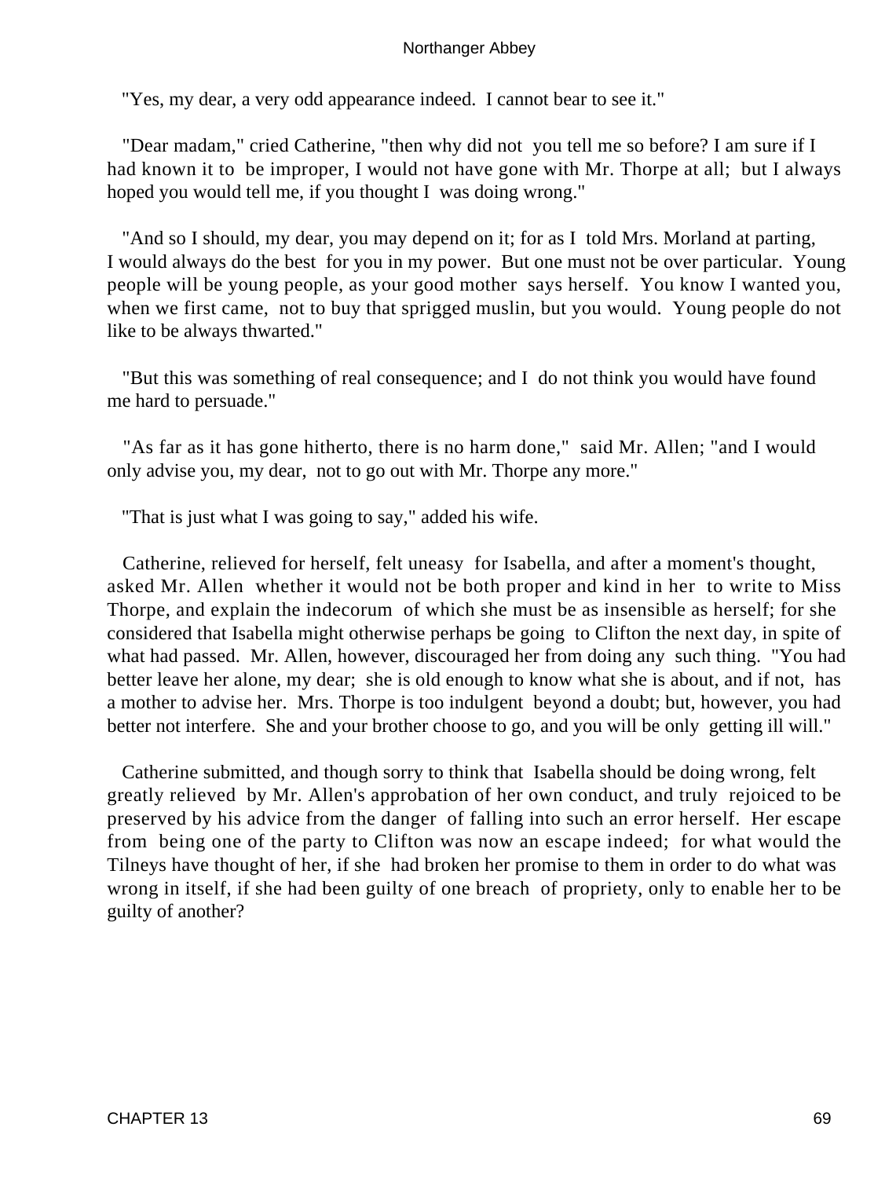"Yes, my dear, a very odd appearance indeed. I cannot bear to see it."

"Dear madam," cried Catherine, "then why did not you tell me so before? I am sure if I had known it to be improper, I would not have gone with Mr. Thorpe at all; but I always hoped you would tell me, if you thought I was doing wrong."

"And so I should, my dear, you may depend on it; for as I told Mrs. Morland at parting, I would always do the best for you in my power. But one must not be over particular. Young people will be young people, as your good mother says herself. You know I wanted you, when we first came, not to buy that sprigged muslin, but you would. Young people do not like to be always thwarted."

"But this was something of real consequence; and I do not think you would have found me hard to persuade."

"As far as it has gone hitherto, there is no harm done," said Mr. Allen; "and I would only advise you, my dear, not to go out with Mr. Thorpe any more."

"That is just what I was going to say," added his wife.

Catherine, relieved for herself, felt uneasy for Isabella, and after a moment's thought, asked Mr. Allen whether it would not be both proper and kind in her to write to Miss Thorpe, and explain the indecorum of which she must be as insensible as herself; for she considered that Isabella might otherwise perhaps be going to Clifton the next day, in spite of what had passed. Mr. Allen, however, discouraged her from doing any such thing. "You had better leave her alone, my dear; she is old enough to know what she is about, and if not, has a mother to advise her. Mrs. Thorpe is too indulgent beyond a doubt; but, however, you had better not interfere. She and your brother choose to go, and you will be only getting ill will."

Catherine submitted, and though sorry to think that Isabella should be doing wrong, felt greatly relieved by Mr. Allen's approbation of her own conduct, and truly rejoiced to be preserved by his advice from the danger of falling into such an error herself. Her escape from being one of the party to Clifton was now an escape indeed; for what would the Tilneys have thought of her, if she had broken her promise to them in order to do what was wrong in itself, if she had been guilty of one breach of propriety, only to enable her to be guilty of another?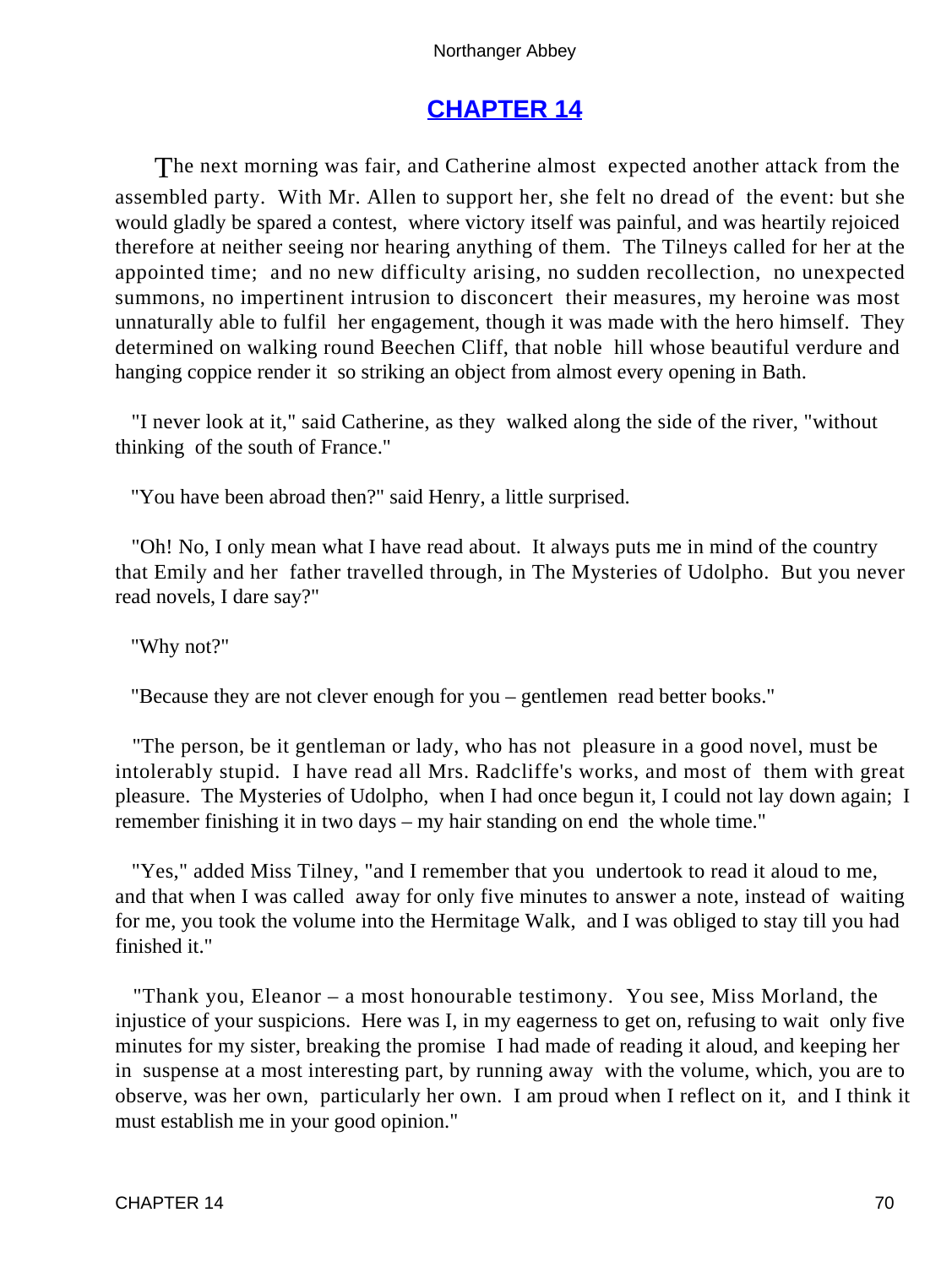# CHAPTER 14

The next morning was fair, and Catherine almost expected another attack from the assembled party. With Mr. Allen to support her, she felt no dread of the event: but she would gladly be spared a contest, where victory itself was painful, and was heartily rejoiced therefore at neither seeing nor hearing anything of them. The Tilneys called for her at the appointed time; and no new difficulty arising, no sudden recollection, no unexpected summons, no impertinent intrusion to disconcert their measures, my heroine was most unnaturally able to fulfil her engagement, though it was made with the hero himself. They determined on walking round Beechen Cliff, that noble hill whose beautiful verdure and hanging coppice render it so striking an object from almost every opening in Bath.

"I never look at it," said Catherine, as they walked along the side of the river, "without thinking of the south of France."

"You have been abroad then?" said Henry, a little surprised.

"Oh! No, I only mean what I have read about. It always puts me in mind of the country that Emily and her father travelled through, in The Mysteries of Udolpho. But you never read novels, I dare say?"

"Why not?"

"Because they are not clever enough for you – gentlemen read better books."

"The person, be it gentleman or lady, who has not pleasure in a good novel, must be intolerably stupid. I have read all Mrs. Radcliffe's works, and most of them with great pleasure. The Mysteries of Udolpho, when I had once begun it, I could not lay down again; I remember finishing it in two days – my hair standing on end the whole time."

"Yes," added Miss Tilney, "and I remember that you undertook to read it aloud to me, and that when I was called away for only five minutes to answer a note, instead of waiting for me, you took the volume into the Hermitage Walk, and I was obliged to stay till you had finished it."

"Thank you, Eleanor – a most honourable testimony. You see, Miss Morland, the injustice of your suspicions. Here was I, in my eagerness to get on, refusing to wait only five minutes for my sister, breaking the promise I had made of reading it aloud, and keeping her in suspense at a most interesting part, by running away with the volume, which, you are to observe, was her own, particularly her own. I am proud when I reflect on it, and I think it must establish me in your good opinion."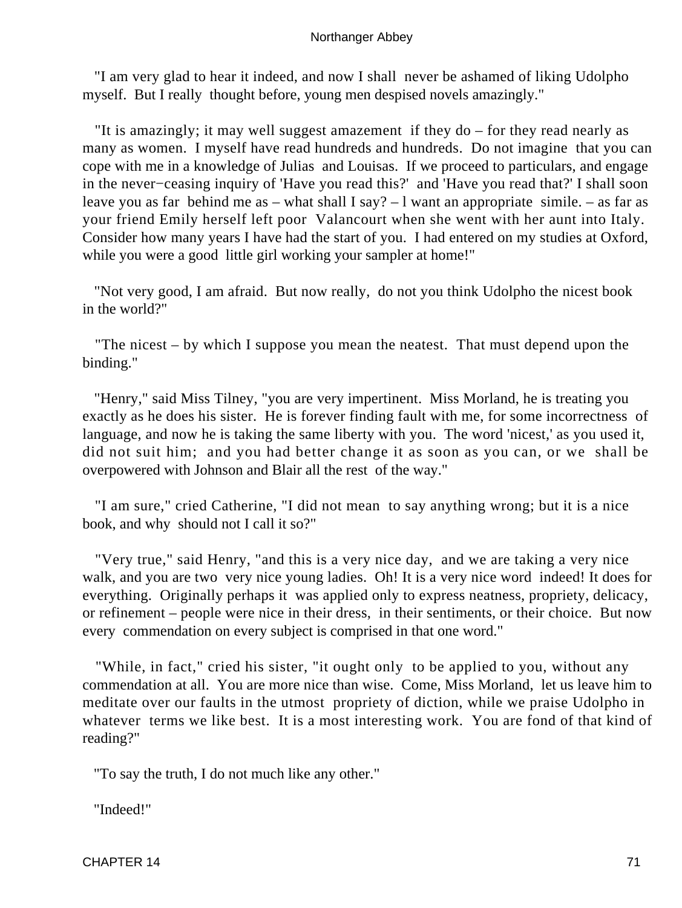"I am very glad to hear it indeed, and now I shall never be ashamed of liking Udolpho myself. But I really thought before, young men despised novels amazingly."

"It is amazingly; it may well suggest amazement if they do – for they read nearly as many as women. I myself have read hundreds and hundreds. Do not imagine that you can cope with me in a knowledge of Julias and Louisas. If we proceed to particulars, and engage in the never−ceasing inquiry of 'Have you read this?' and 'Have you read that?' I shall soon leave you as far behind me as – what shall I say? – I want an appropriate simile. – as far as your friend Emily herself left poor Valancourt when she went with her aunt into Italy. Consider how many years I have had the start of you. I had entered on my studies at Oxford, while you were a good little girl working your sampler at home!"

"Not very good, I am afraid. But now really, do not you think Udolpho the nicest book in the world?"

"The nicest – by which I suppose you mean the neatest. That must depend upon the binding."

"Henry," said Miss Tilney, "you are very impertinent. Miss Morland, he is treating you exactly as he does his sister. He is forever finding fault with me, for some incorrectness of language, and now he is taking the same liberty with you. The word 'nicest,' as you used it, did not suit him; and you had better change it as soon as you can, or we shall be overpowered with Johnson and Blair all the rest of the way."

"I am sure," cried Catherine, "I did not mean to say anything wrong; but it is a nice book, and why should not I call it so?"

"Very true," said Henry, "and this is a very nice day, and we are taking a very nice walk, and you are two very nice young ladies. Oh! It is a very nice word indeed! It does for everything. Originally perhaps it was applied only to express neatness, propriety, delicacy, or refinement – people were nice in their dress, in their sentiments, or their choice. But now every commendation on every subject is comprised in that one word."

"While, in fact," cried his sister, "it ought only to be applied to you, without any commendation at all. You are more nice than wise. Come, Miss Morland, let us leave him to meditate over our faults in the utmost propriety of diction, while we praise Udolpho in whatever terms we like best. It is a most interesting work. You are fond of that kind of reading?"

"To say the truth, I do not much like any other."

"Indeed!"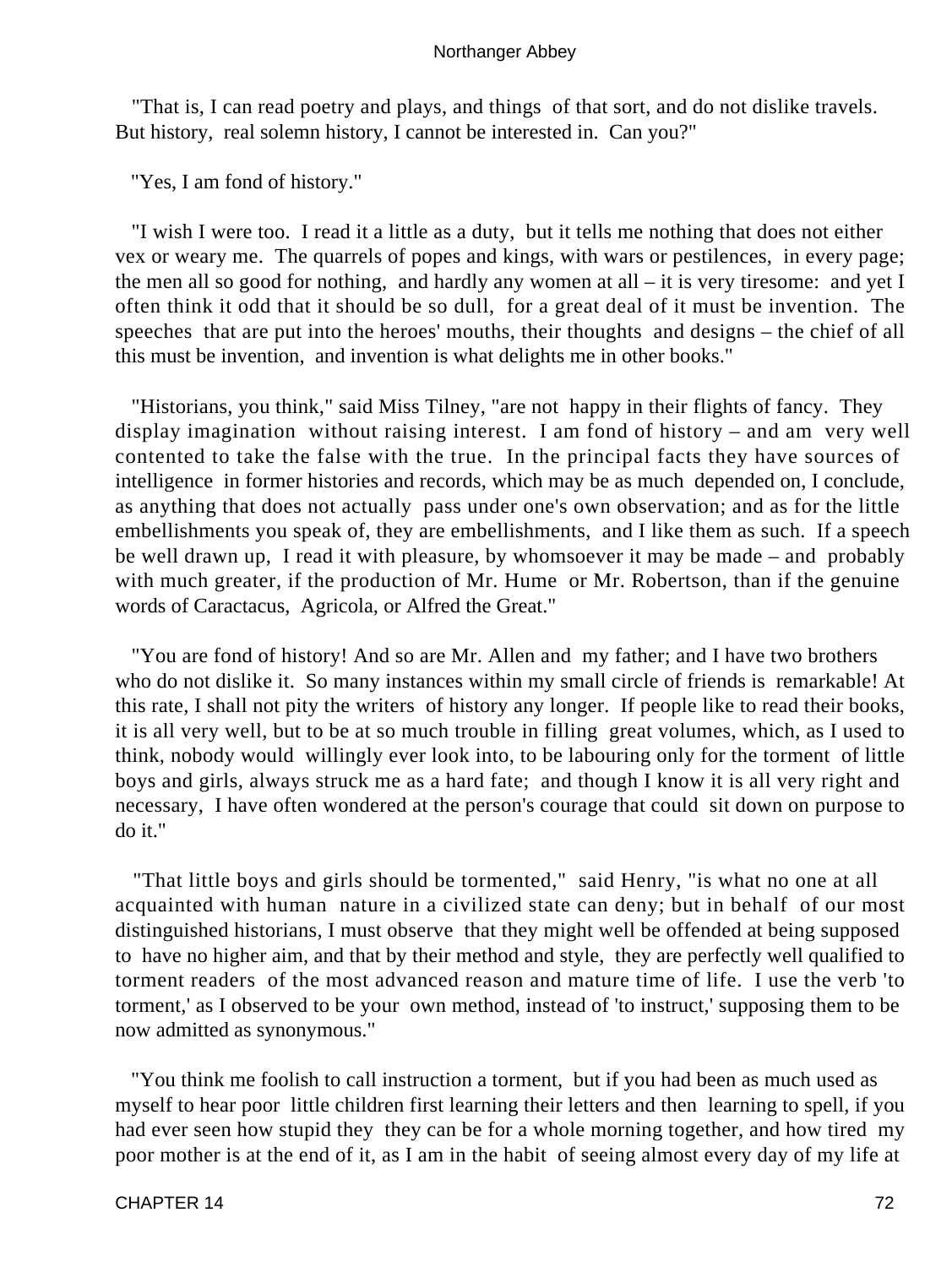"That is, I can read poetry and plays, and things of that sort, and do not dislike travels. But history, real solemn history, I cannot be interested in. Can you?"

"Yes, I am fond of history."

"I wish I were too. I read it a little as a duty, but it tells me nothing that does not either vex or weary me. The quarrels of popes and kings, with wars or pestilences, in every page; the men all so good for nothing, and hardly any women at all – it is very tiresome: and yet I often think it odd that it should be so dull, for a great deal of it must be invention. The speeches that are put into the heroes' mouths, their thoughts and designs – the chief of all this must be invention, and invention is what delights me in other books."

"Historians, you think," said Miss Tilney, "are not happy in their flights of fancy. They display imagination without raising interest. I am fond of history – and am very well contented to take the false with the true. In the principal facts they have sources of intelligence in former histories and records, which may be as much depended on, I conclude, as anything that does not actually pass under one's own observation; and as for the little embellishments you speak of, they are embellishments, and I like them as such. If a speech be well drawn up, I read it with pleasure, by whomsoever it may be made – and probably with much greater, if the production of Mr. Hume or Mr. Robertson, than if the genuine words of Caractacus, Agricola, or Alfred the Great."

"You are fond of history! And so are Mr. Allen and my father; and I have two brothers who do not dislike it. So many instances within my small circle of friends is remarkable! At this rate, I shall not pity the writers of history any longer. If people like to read their books, it is all very well, but to be at so much trouble in filling great volumes, which, as I used to think, nobody would willingly ever look into, to be labouring only for the torment of little boys and girls, always struck me as a hard fate; and though I know it is all very right and necessary, I have often wondered at the person's courage that could sit down on purpose to do it."

"That little boys and girls should be tormented," said Henry, "is what no one at all acquainted with human nature in a civilized state can deny; but in behalf of our most distinguished historians, I must observe that they might well be offended at being supposed to have no higher aim, and that by their method and style, they are perfectly well qualified to torment readers of the most advanced reason and mature time of life. I use the verb 'to torment,' as I observed to be your own method, instead of 'to instruct,' supposing them to be now admitted as synonymous."

"You think me foolish to call instruction a torment, but if you had been as much used as myself to hear poor little children first learning their letters and then learning to spell, if you had ever seen how stupid they they can be for a whole morning together, and how tired my poor mother is at the end of it, as I am in the habit of seeing almost every day of my life at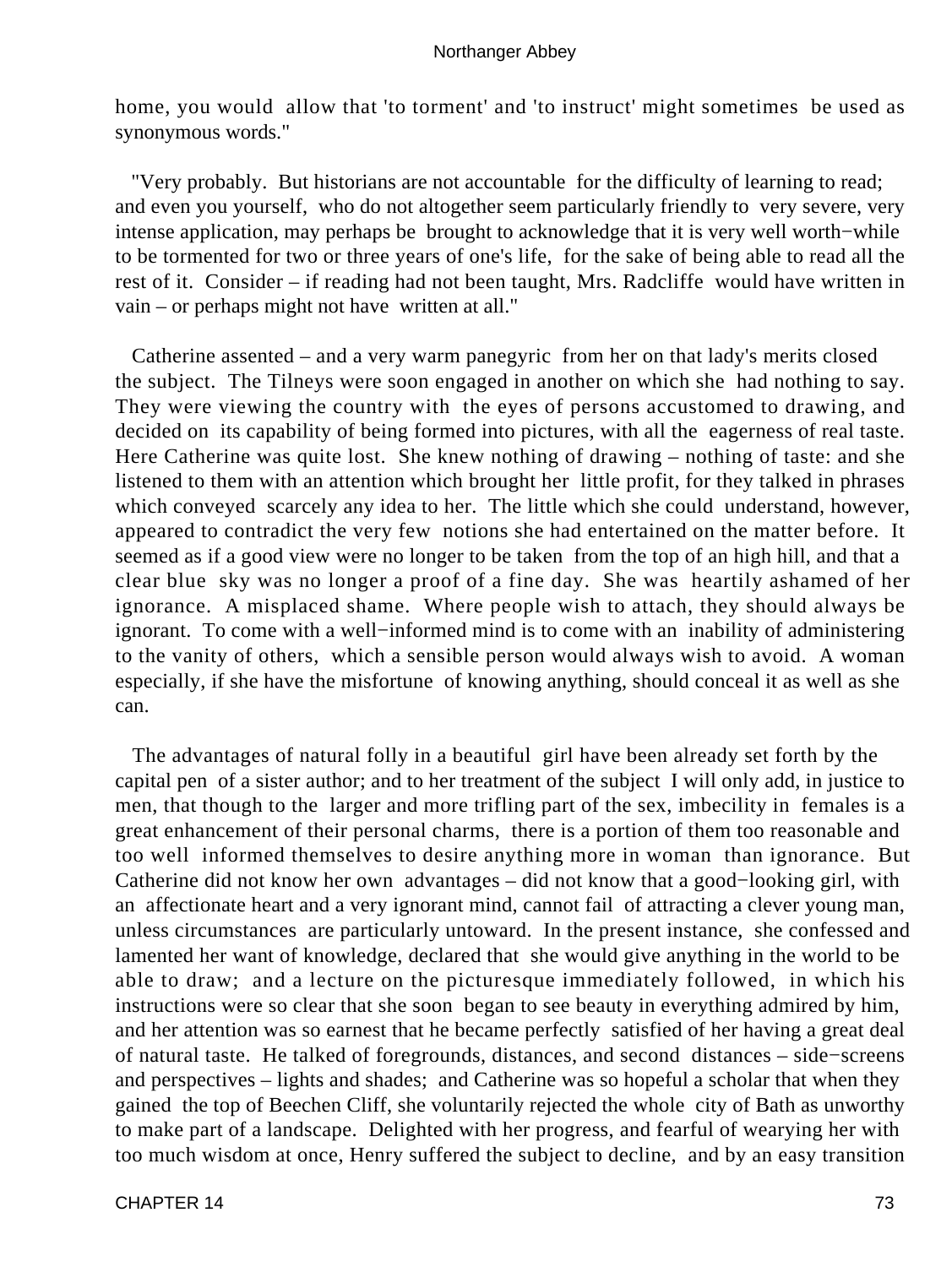home, you would allow that 'to torment' and 'to instruct' might sometimes be used as synonymous words."

"Very probably. But historians are not accountable for the difficulty of learning to read; and even you yourself, who do not altogether seem particularly friendly to very severe, very intense application, may perhaps be brought to acknowledge that it is very well worth−while to be tormented for two or three years of one's life, for the sake of being able to read all the rest of it. Consider – if reading had not been taught, Mrs. Radcliffe would have written in vain – or perhaps might not have written at all."

Catherine assented – and a very warm panegyric from her on that lady's merits closed the subject. The Tilneys were soon engaged in another on which she had nothing to say. They were viewing the country with the eyes of persons accustomed to drawing, and decided on its capability of being formed into pictures, with all the eagerness of real taste. Here Catherine was quite lost. She knew nothing of drawing – nothing of taste: and she listened to them with an attention which brought her little profit, for they talked in phrases which conveyed scarcely any idea to her. The little which she could understand, however, appeared to contradict the very few notions she had entertained on the matter before. It seemed as if a good view were no longer to be taken from the top of an high hill, and that a clear blue sky was no longer a proof of a fine day. She was heartily ashamed of her ignorance. A misplaced shame. Where people wish to attach, they should always be ignorant. To come with a well−informed mind is to come with an inability of administering to the vanity of others, which a sensible person would always wish to avoid. A woman especially, if she have the misfortune of knowing anything, should conceal it as well as she can.

The advantages of natural folly in a beautiful girl have been already set forth by the capital pen of a sister author; and to her treatment of the subject I will only add, in justice to men, that though to the larger and more trifling part of the sex, imbecility in females is a great enhancement of their personal charms, there is a portion of them too reasonable and too well informed themselves to desire anything more in woman than ignorance. But Catherine did not know her own advantages – did not know that a good−looking girl, with an affectionate heart and a very ignorant mind, cannot fail of attracting a clever young man, unless circumstances are particularly untoward. In the present instance, she confessed and lamented her want of knowledge, declared that she would give anything in the world to be able to draw; and a lecture on the picturesque immediately followed, in which his instructions were so clear that she soon began to see beauty in everything admired by him, and her attention was so earnest that he became perfectly satisfied of her having a great deal of natural taste. He talked of foregrounds, distances, and second distances – side−screens and perspectives – lights and shades; and Catherine was so hopeful a scholar that when they gained the top of Beechen Cliff, she voluntarily rejected the whole city of Bath as unworthy to make part of a landscape. Delighted with her progress, and fearful of wearying her with too much wisdom at once, Henry suffered the subject to decline, and by an easy transition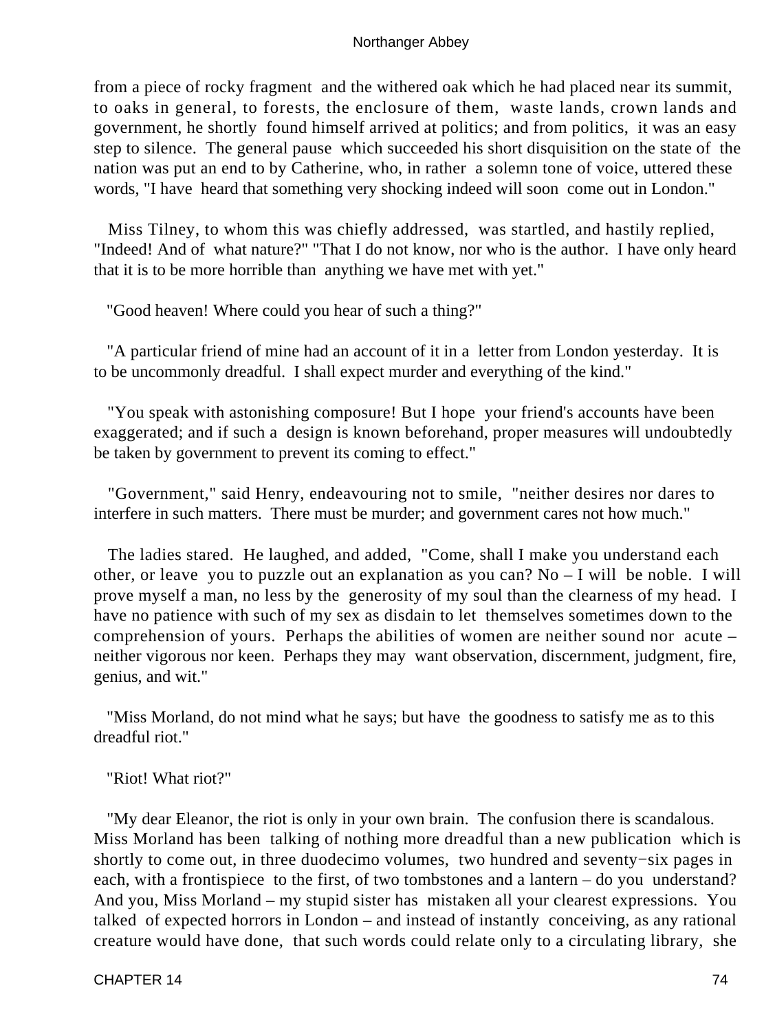from a piece of rocky fragment and the withered oak which he had placed near its summit, to oaks in general, to forests, the enclosure of them, waste lands, crown lands and government, he shortly found himself arrived at politics; and from politics, it was an easy step to silence. The general pause which succeeded his short disquisition on the state of the nation was put an end to by Catherine, who, in rather a solemn tone of voice, uttered these words, "I have heard that something very shocking indeed will soon come out in London."

Miss Tilney, to whom this was chiefly addressed, was startled, and hastily replied, "Indeed! And of what nature?" "That I do not know, nor who is the author. I have only heard that it is to be more horrible than anything we have met with yet."

"Good heaven! Where could you hear of such a thing?"

"A particular friend of mine had an account of it in a letter from London yesterday. It is to be uncommonly dreadful. I shall expect murder and everything of the kind."

"You speak with astonishing composure! But I hope your friend's accounts have been exaggerated; and if such a design is known beforehand, proper measures will undoubtedly be taken by government to prevent its coming to effect."

"Government," said Henry, endeavouring not to smile, "neither desires nor dares to interfere in such matters. There must be murder; and government cares not how much."

The ladies stared. He laughed, and added, "Come, shall I make you understand each other, or leave you to puzzle out an explanation as you can? No – I will be noble. I will prove myself a man, no less by the generosity of my soul than the clearness of my head. I have no patience with such of my sex as disdain to let themselves sometimes down to the comprehension of yours. Perhaps the abilities of women are neither sound nor acute – neither vigorous nor keen. Perhaps they may want observation, discernment, judgment, fire, genius, and wit."

"Miss Morland, do not mind what he says; but have the goodness to satisfy me as to this dreadful riot."

"Riot! What riot?"

"My dear Eleanor, the riot is only in your own brain. The confusion there is scandalous. Miss Morland has been talking of nothing more dreadful than a new publication which is shortly to come out, in three duodecimo volumes, two hundred and seventy-six pages in each, with a frontispiece to the first, of two tombstones and a lantern – do you understand? And you, Miss Morland – my stupid sister has mistaken all your clearest expressions. You talked of expected horrors in London – and instead of instantly conceiving, as any rational creature would have done, that such words could relate only to a circulating library, she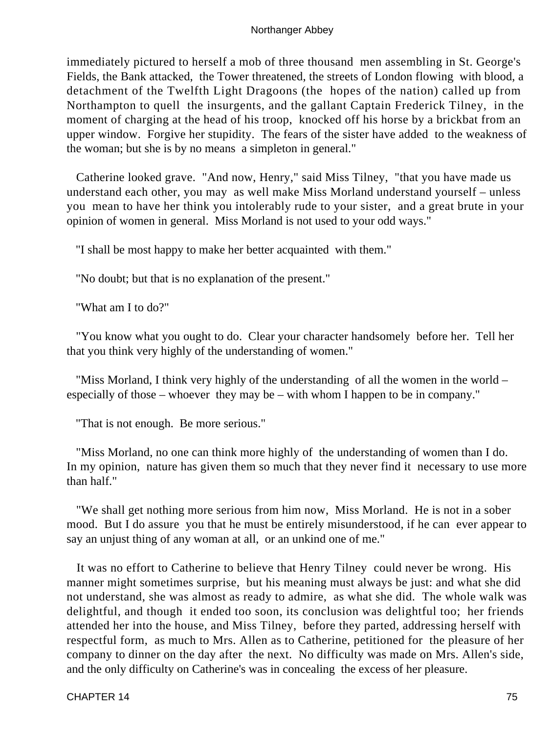immediately pictured to herself a mob of three thousand men assembling in St. George's Fields, the Bank attacked, the Tower threatened, the streets of London flowing with blood, a detachment of the Twelfth Light Dragoons (the hopes of the nation) called up from Northampton to quell the insurgents, and the gallant Captain Frederick Tilney, in the moment of charging at the head of his troop, knocked off his horse by a brickbat from an upper window. Forgive her stupidity. The fears of the sister have added to the weakness of the woman; but she is by no means a simpleton in general."

Catherine looked grave. "And now, Henry," said Miss Tilney, "that you have made us understand each other, you may as well make Miss Morland understand yourself – unless you mean to have her think you intolerably rude to your sister, and a great brute in your opinion of women in general. Miss Morland is not used to your odd ways."

"I shall be most happy to make her better acquainted with them."

"No doubt; but that is no explanation of the present."

"What am I to do?"

"You know what you ought to do. Clear your character handsomely before her. Tell her that you think very highly of the understanding of women."

"Miss Morland, I think very highly of the understanding of all the women in the world – especially of those – whoever they may be – with whom I happen to be in company."

"That is not enough. Be more serious."

"Miss Morland, no one can think more highly of the understanding of women than I do. In my opinion, nature has given them so much that they never find it necessary to use more than half."

"We shall get nothing more serious from him now, Miss Morland. He is not in a sober mood. But I do assure you that he must be entirely misunderstood, if he can ever appear to say an unjust thing of any woman at all, or an unkind one of me."

It was no effort to Catherine to believe that Henry Tilney could never be wrong. His manner might sometimes surprise, but his meaning must always be just: and what she did not understand, she was almost as ready to admire, as what she did. The whole walk was delightful, and though it ended too soon, its conclusion was delightful too; her friends attended her into the house, and Miss Tilney, before they parted, addressing herself with respectful form, as much to Mrs. Allen as to Catherine, petitioned for the pleasure of her company to dinner on the day after the next. No difficulty was made on Mrs. Allen's side, and the only difficulty on Catherine's was in concealing the excess of her pleasure.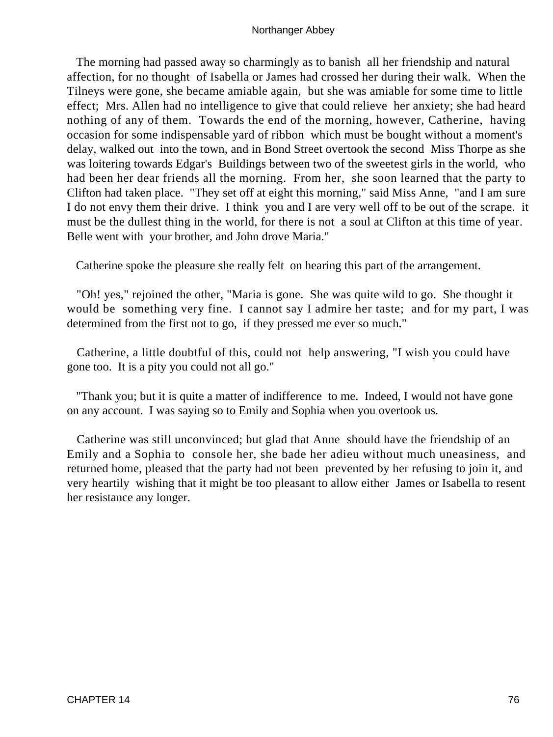The morning had passed away so charmingly as to banish all her friendship and natural affection, for no thought of Isabella or James had crossed her during their walk. When the Tilneys were gone, she became amiable again, but she was amiable for some time to little effect; Mrs. Allen had no intelligence to give that could relieve her anxiety; she had heard nothing of any of them. Towards the end of the morning, however, Catherine, having occasion for some indispensable yard of ribbon which must be bought without a moment's delay, walked out into the town, and in Bond Street overtook the second Miss Thorpe as she was loitering towards Edgar's Buildings between two of the sweetest girls in the world, who had been her dear friends all the morning. From her, she soon learned that the party to Clifton had taken place. "They set off at eight this morning," said Miss Anne, "and I am sure I do not envy them their drive. I think you and I are very well off to be out of the scrape. it must be the dullest thing in the world, for there is not a soul at Clifton at this time of year. Belle went with your brother, and John drove Maria."

Catherine spoke the pleasure she really felt on hearing this part of the arrangement.

"Oh! yes," rejoined the other, "Maria is gone. She was quite wild to go. She thought it would be something very fine. I cannot say I admire her taste; and for my part, I was determined from the first not to go, if they pressed me ever so much."

Catherine, a little doubtful of this, could not help answering, "I wish you could have gone too. It is a pity you could not all go."

"Thank you; but it is quite a matter of indifference to me. Indeed, I would not have gone on any account. I was saying so to Emily and Sophia when you overtook us.

Catherine was still unconvinced; but glad that Anne should have the friendship of an Emily and a Sophia to console her, she bade her adieu without much uneasiness, and returned home, pleased that the party had not been prevented by her refusing to join it, and very heartily wishing that it might be too pleasant to allow either James or Isabella to resent her resistance any longer.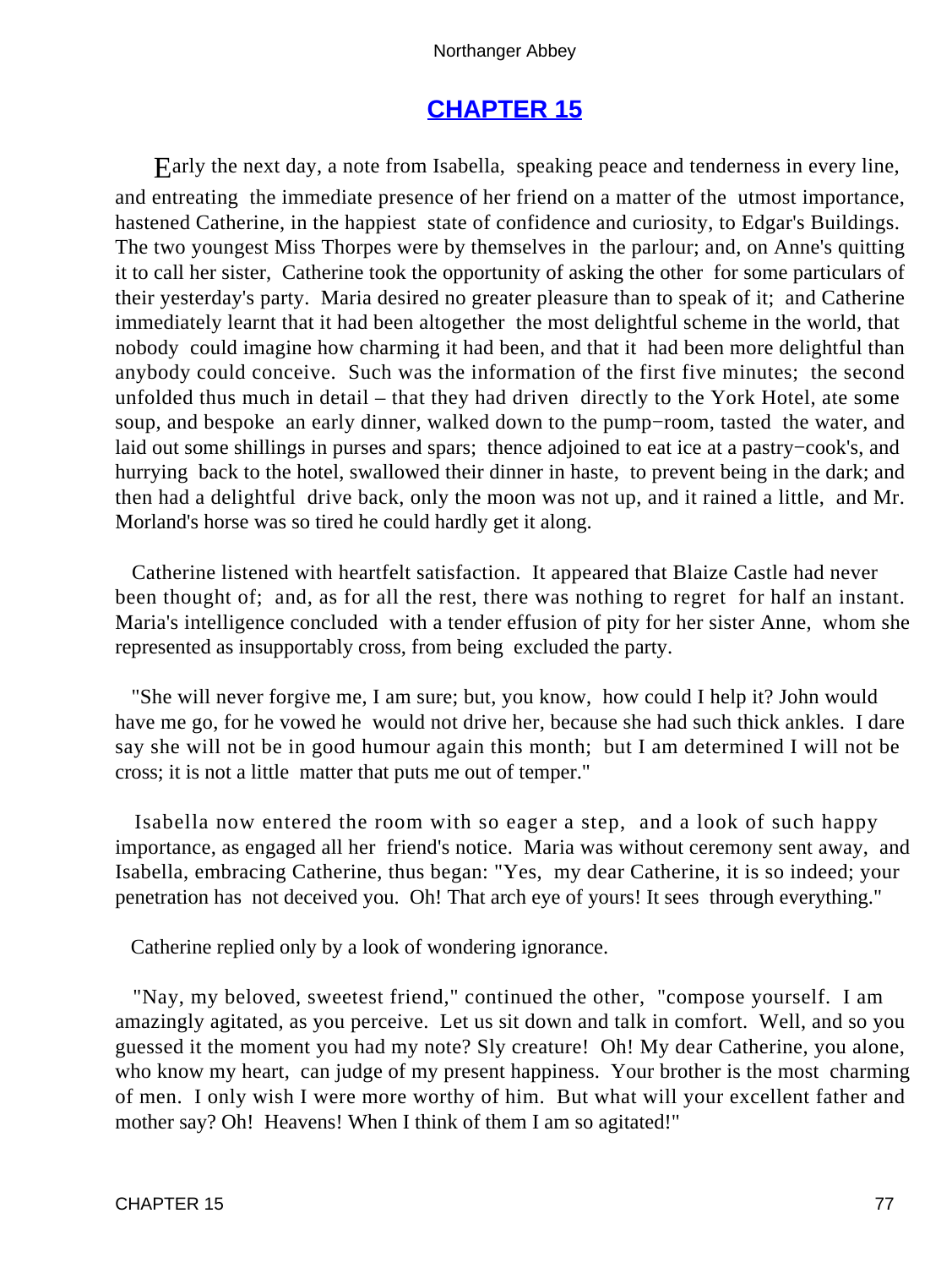# CHAPTER 15

Early the next day, a note from Isabella, speaking peace and tenderness in every line, and entreating the immediate presence of her friend on a matter of the utmost importance, hastened Catherine, in the happiest state of confidence and curiosity, to Edgar's Buildings. The two youngest Miss Thorpes were by themselves in the parlour; and, on Anne's quitting it to call her sister, Catherine took the opportunity of asking the other for some particulars of their yesterday's party. Maria desired no greater pleasure than to speak of it; and Catherine immediately learnt that it had been altogether the most delightful scheme in the world, that nobody could imagine how charming it had been, and that it had been more delightful than anybody could conceive. Such was the information of the first five minutes; the second unfolded thus much in detail – that they had driven directly to the York Hotel, ate some soup, and bespoke an early dinner, walked down to the pump−room, tasted the water, and laid out some shillings in purses and spars; thence adjoined to eat ice at a pastry−cook's, and hurrying back to the hotel, swallowed their dinner in haste, to prevent being in the dark; and then had a delightful drive back, only the moon was not up, and it rained a little, and Mr. Morland's horse was so tired he could hardly get it along.

Catherine listened with heartfelt satisfaction. It appeared that Blaize Castle had never been thought of; and, as for all the rest, there was nothing to regret for half an instant. Maria's intelligence concluded with a tender effusion of pity for her sister Anne, whom she represented as insupportably cross, from being excluded the party.

"She will never forgive me, I am sure; but, you know, how could I help it? John would have me go, for he vowed he would not drive her, because she had such thick ankles. I dare say she will not be in good humour again this month; but I am determined I will not be cross; it is not a little matter that puts me out of temper."

Isabella now entered the room with so eager a step, and a look of such happy importance, as engaged all her friend's notice. Maria was without ceremony sent away, and Isabella, embracing Catherine, thus began: "Yes, my dear Catherine, it is so indeed; your penetration has not deceived you. Oh! That arch eye of yours! It sees through everything."

Catherine replied only by a look of wondering ignorance.

"Nay, my beloved, sweetest friend," continued the other, "compose yourself. I am amazingly agitated, as you perceive. Let us sit down and talk in comfort. Well, and so you guessed it the moment you had my note? Sly creature! Oh! My dear Catherine, you alone, who know my heart, can judge of my present happiness. Your brother is the most charming of men. I only wish I were more worthy of him. But what will your excellent father and mother say? Oh! Heavens! When I think of them I am so agitated!"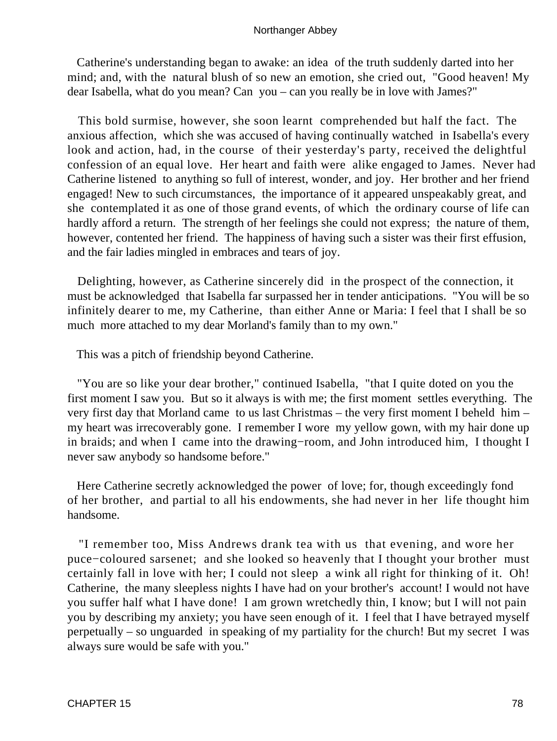Catherine's understanding began to awake: an idea of the truth suddenly darted into her mind; and, with the natural blush of so new an emotion, she cried out, "Good heaven! My dear Isabella, what do you mean? Can you – can you really be in love with James?"

This bold surmise, however, she soon learnt comprehended but half the fact. The anxious affection, which she was accused of having continually watched in Isabella's every look and action, had, in the course of their yesterday's party, received the delightful confession of an equal love. Her heart and faith were alike engaged to James. Never had Catherine listened to anything so full of interest, wonder, and joy. Her brother and her friend engaged! New to such circumstances, the importance of it appeared unspeakably great, and she contemplated it as one of those grand events, of which the ordinary course of life can hardly afford a return. The strength of her feelings she could not express; the nature of them, however, contented her friend. The happiness of having such a sister was their first effusion, and the fair ladies mingled in embraces and tears of joy.

Delighting, however, as Catherine sincerely did in the prospect of the connection, it must be acknowledged that Isabella far surpassed her in tender anticipations. "You will be so infinitely dearer to me, my Catherine, than either Anne or Maria: I feel that I shall be so much more attached to my dear Morland's family than to my own."

This was a pitch of friendship beyond Catherine.

"You are so like your dear brother," continued Isabella, "that I quite doted on you the first moment I saw you. But so it always is with me; the first moment settles everything. The very first day that Morland came to us last Christmas – the very first moment I beheld him – my heart was irrecoverably gone. I remember I wore my yellow gown, with my hair done up in braids; and when I came into the drawing−room, and John introduced him, I thought I never saw anybody so handsome before."

Here Catherine secretly acknowledged the power of love; for, though exceedingly fond of her brother, and partial to all his endowments, she had never in her life thought him handsome.

"I remember too, Miss Andrews drank tea with us that evening, and wore her puce−coloured sarsenet; and she looked so heavenly that I thought your brother must certainly fall in love with her; I could not sleep a wink all right for thinking of it. Oh! Catherine, the many sleepless nights I have had on your brother's account! I would not have you suffer half what I have done! I am grown wretchedly thin, I know; but I will not pain you by describing my anxiety; you have seen enough of it. I feel that I have betrayed myself perpetually – so unguarded in speaking of my partiality for the church! But my secret I was always sure would be safe with you."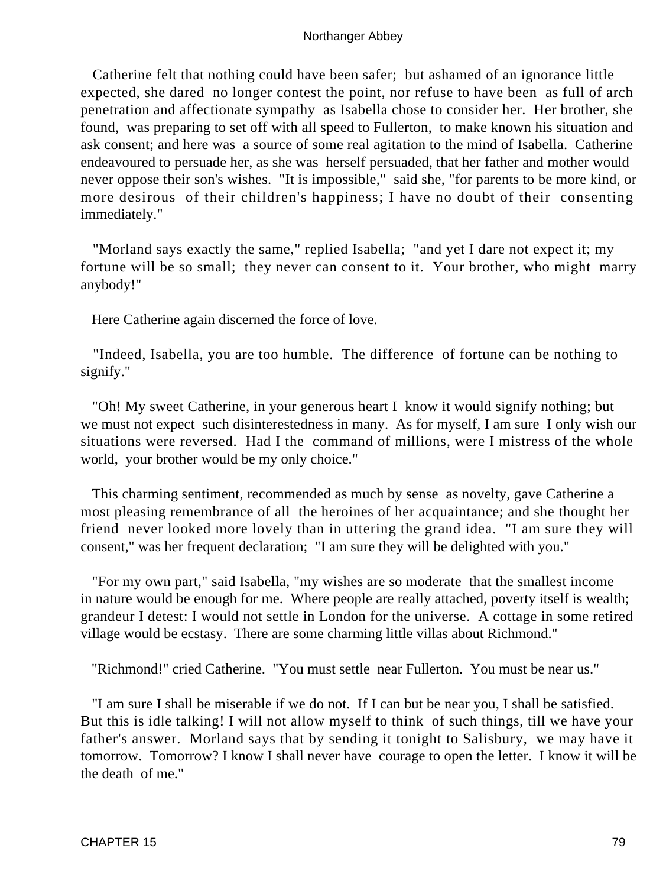Catherine felt that nothing could have been safer; but ashamed of an ignorance little expected, she dared no longer contest the point, nor refuse to have been as full of arch penetration and affectionate sympathy as Isabella chose to consider her. Her brother, she found, was preparing to set off with all speed to Fullerton, to make known his situation and ask consent; and here was a source of some real agitation to the mind of Isabella. Catherine endeavoured to persuade her, as she was herself persuaded, that her father and mother would never oppose their son's wishes. "It is impossible," said she, "for parents to be more kind, or more desirous of their children's happiness; I have no doubt of their consenting immediately."

"Morland says exactly the same," replied Isabella; "and yet I dare not expect it; my fortune will be so small; they never can consent to it. Your brother, who might marry anybody!"

Here Catherine again discerned the force of love.

"Indeed, Isabella, you are too humble. The difference of fortune can be nothing to signify."

"Oh! My sweet Catherine, in your generous heart I know it would signify nothing; but we must not expect such disinterestedness in many. As for myself, I am sure I only wish our situations were reversed. Had I the command of millions, were I mistress of the whole world, your brother would be my only choice."

This charming sentiment, recommended as much by sense as novelty, gave Catherine a most pleasing remembrance of all the heroines of her acquaintance; and she thought her friend never looked more lovely than in uttering the grand idea. "I am sure they will consent," was her frequent declaration; "I am sure they will be delighted with you."

"For my own part," said Isabella, "my wishes are so moderate that the smallest income in nature would be enough for me. Where people are really attached, poverty itself is wealth; grandeur I detest: I would not settle in London for the universe. A cottage in some retired village would be ecstasy. There are some charming little villas about Richmond."

"Richmond!" cried Catherine. "You must settle near Fullerton. You must be near us."

"I am sure I shall be miserable if we do not. If I can but be near you, I shall be satisfied. But this is idle talking! I will not allow myself to think of such things, till we have your father's answer. Morland says that by sending it tonight to Salisbury, we may have it tomorrow. Tomorrow? I know I shall never have courage to open the letter. I know it will be the death of me."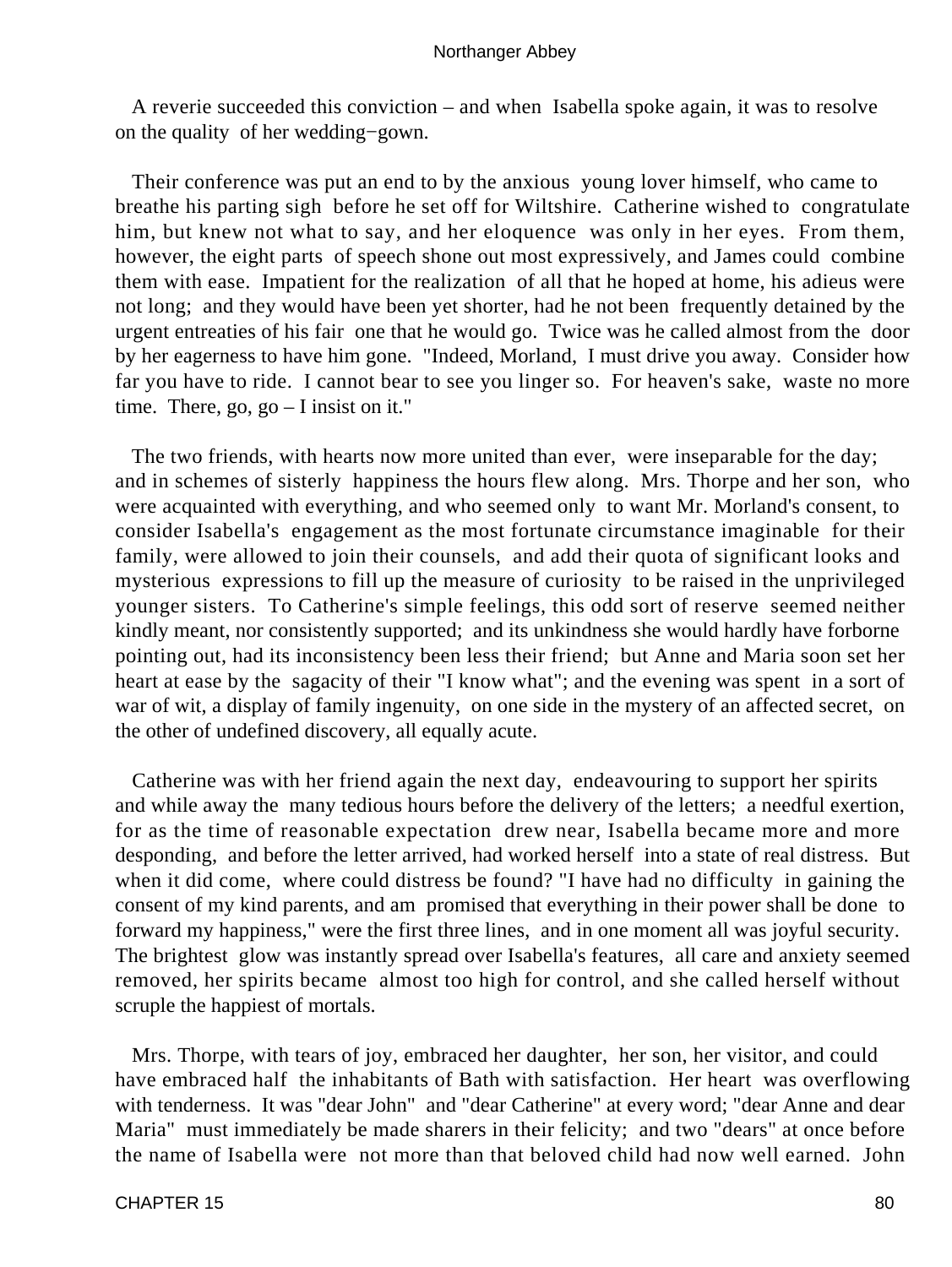A reverie succeeded this conviction – and when Isabella spoke again, it was to resolve on the quality of her wedding−gown.

Their conference was put an end to by the anxious young lover himself, who came to breathe his parting sigh before he set off for Wiltshire. Catherine wished to congratulate him, but knew not what to say, and her eloquence was only in her eyes. From them, however, the eight parts of speech shone out most expressively, and James could combine them with ease. Impatient for the realization of all that he hoped at home, his adieus were not long; and they would have been yet shorter, had he not been frequently detained by the urgent entreaties of his fair one that he would go. Twice was he called almost from the door by her eagerness to have him gone. "Indeed, Morland, I must drive you away. Consider how far you have to ride. I cannot bear to see you linger so. For heaven's sake, waste no more time. There, go, go – I insist on it."

The two friends, with hearts now more united than ever, were inseparable for the day; and in schemes of sisterly happiness the hours flew along. Mrs. Thorpe and her son, who were acquainted with everything, and who seemed only to want Mr. Morland's consent, to consider Isabella's engagement as the most fortunate circumstance imaginable for their family, were allowed to join their counsels, and add their quota of significant looks and mysterious expressions to fill up the measure of curiosity to be raised in the unprivileged younger sisters. To Catherine's simple feelings, this odd sort of reserve seemed neither kindly meant, nor consistently supported; and its unkindness she would hardly have forborne pointing out, had its inconsistency been less their friend; but Anne and Maria soon set her heart at ease by the sagacity of their "I know what"; and the evening was spent in a sort of war of wit, a display of family ingenuity, on one side in the mystery of an affected secret, on the other of undefined discovery, all equally acute.

Catherine was with her friend again the next day, endeavouring to support her spirits and while away the many tedious hours before the delivery of the letters; a needful exertion, for as the time of reasonable expectation drew near, Isabella became more and more desponding, and before the letter arrived, had worked herself into a state of real distress. But when it did come, where could distress be found? "I have had no difficulty in gaining the consent of my kind parents, and am promised that everything in their power shall be done to forward my happiness," were the first three lines, and in one moment all was joyful security. The brightest glow was instantly spread over Isabella's features, all care and anxiety seemed removed, her spirits became almost too high for control, and she called herself without scruple the happiest of mortals.

Mrs. Thorpe, with tears of joy, embraced her daughter, her son, her visitor, and could have embraced half the inhabitants of Bath with satisfaction. Her heart was overflowing with tenderness. It was "dear John" and "dear Catherine" at every word; "dear Anne and dear Maria" must immediately be made sharers in their felicity; and two "dears" at once before the name of Isabella were not more than that beloved child had now well earned. John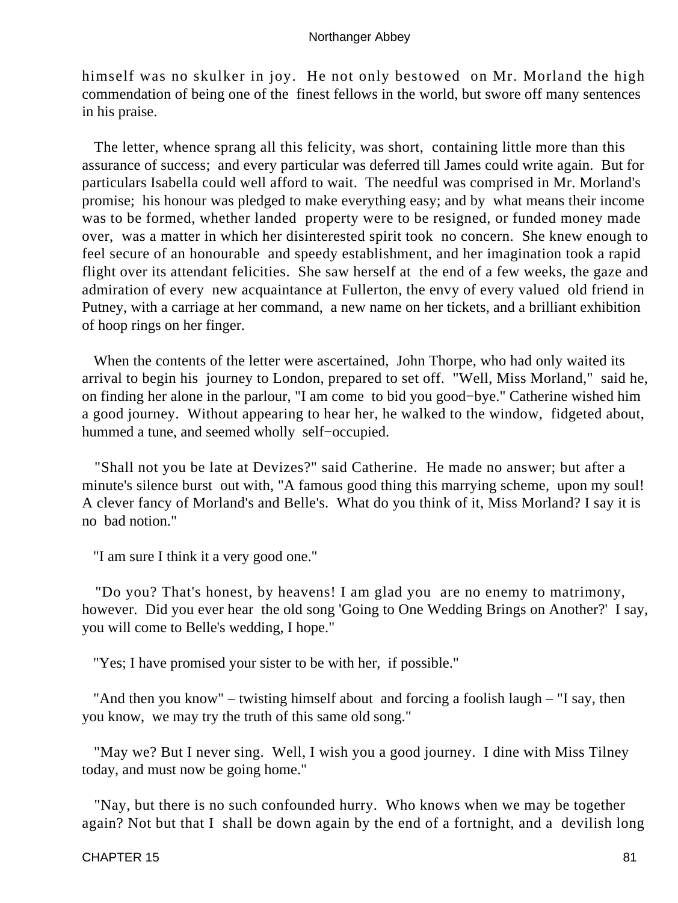himself was no skulker in joy. He not only bestowed on Mr. Morland the high commendation of being one of the finest fellows in the world, but swore off many sentences in his praise.

The letter, whence sprang all this felicity, was short, containing little more than this assurance of success; and every particular was deferred till James could write again. But for particulars Isabella could well afford to wait. The needful was comprised in Mr. Morland's promise; his honour was pledged to make everything easy; and by what means their income was to be formed, whether landed property were to be resigned, or funded money made over, was a matter in which her disinterested spirit took no concern. She knew enough to feel secure of an honourable and speedy establishment, and her imagination took a rapid flight over its attendant felicities. She saw herself at the end of a few weeks, the gaze and admiration of every new acquaintance at Fullerton, the envy of every valued old friend in Putney, with a carriage at her command, a new name on her tickets, and a brilliant exhibition of hoop rings on her finger.

When the contents of the letter were ascertained, John Thorpe, who had only waited its arrival to begin his journey to London, prepared to set off. "Well, Miss Morland," said he, on finding her alone in the parlour, "I am come to bid you good−bye." Catherine wished him a good journey. Without appearing to hear her, he walked to the window, fidgeted about, hummed a tune, and seemed wholly self−occupied.

"Shall not you be late at Devizes?" said Catherine. He made no answer; but after a minute's silence burst out with, "A famous good thing this marrying scheme, upon my soul! A clever fancy of Morland's and Belle's. What do you think of it, Miss Morland? I say it is no bad notion."

"I am sure I think it a very good one."

"Do you? That's honest, by heavens! I am glad you are no enemy to matrimony, however. Did you ever hear the old song 'Going to One Wedding Brings on Another?' I say, you will come to Belle's wedding, I hope."

"Yes; I have promised your sister to be with her, if possible."

"And then you know" – twisting himself about and forcing a foolish laugh – "I say, then you know, we may try the truth of this same old song."

"May we? But I never sing. Well, I wish you a good journey. I dine with Miss Tilney today, and must now be going home."

"Nay, but there is no such confounded hurry. Who knows when we may be together again? Not but that I shall be down again by the end of a fortnight, and a devilish long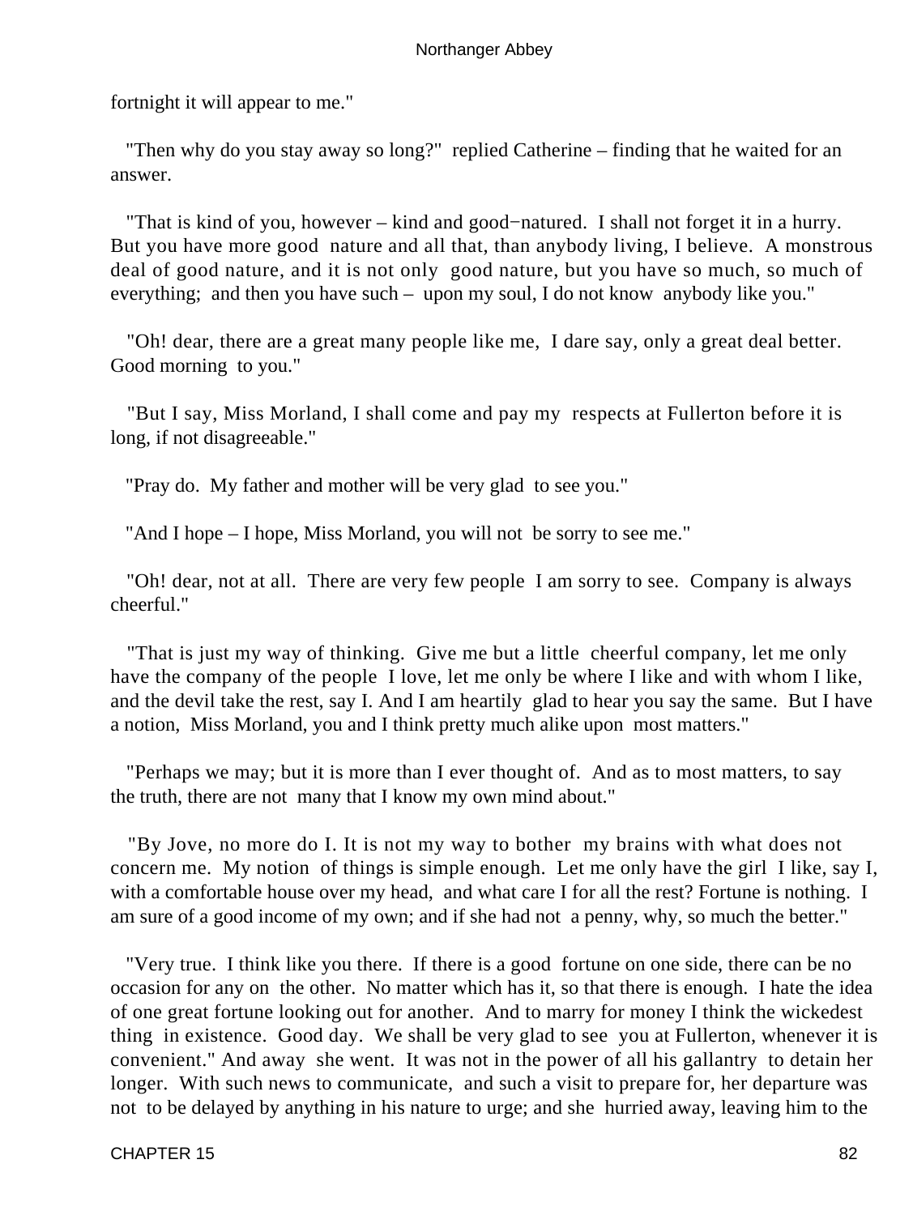fortnight it will appear to me."

"Then why do you stay away so long?" replied Catherine – finding that he waited for an answer.

"That is kind of you, however – kind and good−natured. I shall not forget it in a hurry. But you have more good nature and all that, than anybody living, I believe. A monstrous deal of good nature, and it is not only good nature, but you have so much, so much of everything; and then you have such – upon my soul, I do not know anybody like you."

"Oh! dear, there are a great many people like me, I dare say, only a great deal better. Good morning to you."

"But I say, Miss Morland, I shall come and pay my respects at Fullerton before it is long, if not disagreeable."

"Pray do. My father and mother will be very glad to see you."

"And I hope – I hope, Miss Morland, you will not be sorry to see me."

"Oh! dear, not at all. There are very few people I am sorry to see. Company is always cheerful."

"That is just my way of thinking. Give me but a little cheerful company, let me only have the company of the people I love, let me only be where I like and with whom I like, and the devil take the rest, say I. And I am heartily glad to hear you say the same. But I have a notion, Miss Morland, you and I think pretty much alike upon most matters."

"Perhaps we may; but it is more than I ever thought of. And as to most matters, to say the truth, there are not many that I know my own mind about."

"By Jove, no more do I. It is not my way to bother my brains with what does not concern me. My notion of things is simple enough. Let me only have the girl I like, say I, with a comfortable house over my head, and what care I for all the rest? Fortune is nothing. I am sure of a good income of my own; and if she had not a penny, why, so much the better."

"Very true. I think like you there. If there is a good fortune on one side, there can be no occasion for any on the other. No matter which has it, so that there is enough. I hate the idea of one great fortune looking out for another. And to marry for money I think the wickedest thing in existence. Good day. We shall be very glad to see you at Fullerton, whenever it is convenient." And away she went. It was not in the power of all his gallantry to detain her longer. With such news to communicate, and such a visit to prepare for, her departure was not to be delayed by anything in his nature to urge; and she hurried away, leaving him to the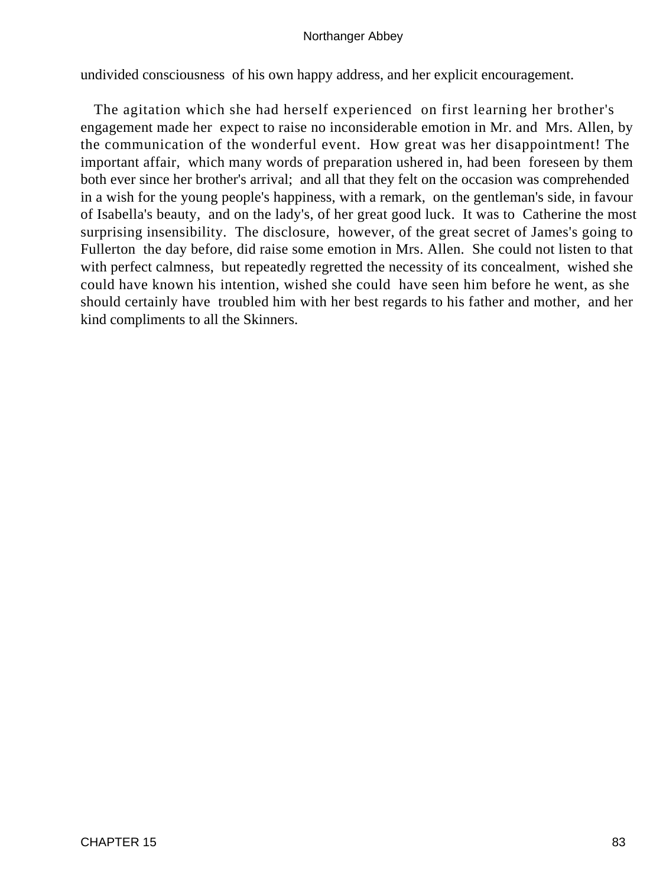undivided consciousness of his own happy address, and her explicit encouragement.

The agitation which she had herself experienced on first learning her brother's engagement made her expect to raise no inconsiderable emotion in Mr. and Mrs. Allen, by the communication of the wonderful event. How great was her disappointment! The important affair, which many words of preparation ushered in, had been foreseen by them both ever since her brother's arrival; and all that they felt on the occasion was comprehended in a wish for the young people's happiness, with a remark, on the gentleman's side, in favour of Isabella's beauty, and on the lady's, of her great good luck. It was to Catherine the most surprising insensibility. The disclosure, however, of the great secret of James's going to Fullerton the day before, did raise some emotion in Mrs. Allen. She could not listen to that with perfect calmness, but repeatedly regretted the necessity of its concealment, wished she could have known his intention, wished she could have seen him before he went, as she should certainly have troubled him with her best regards to his father and mother, and her kind compliments to all the Skinners.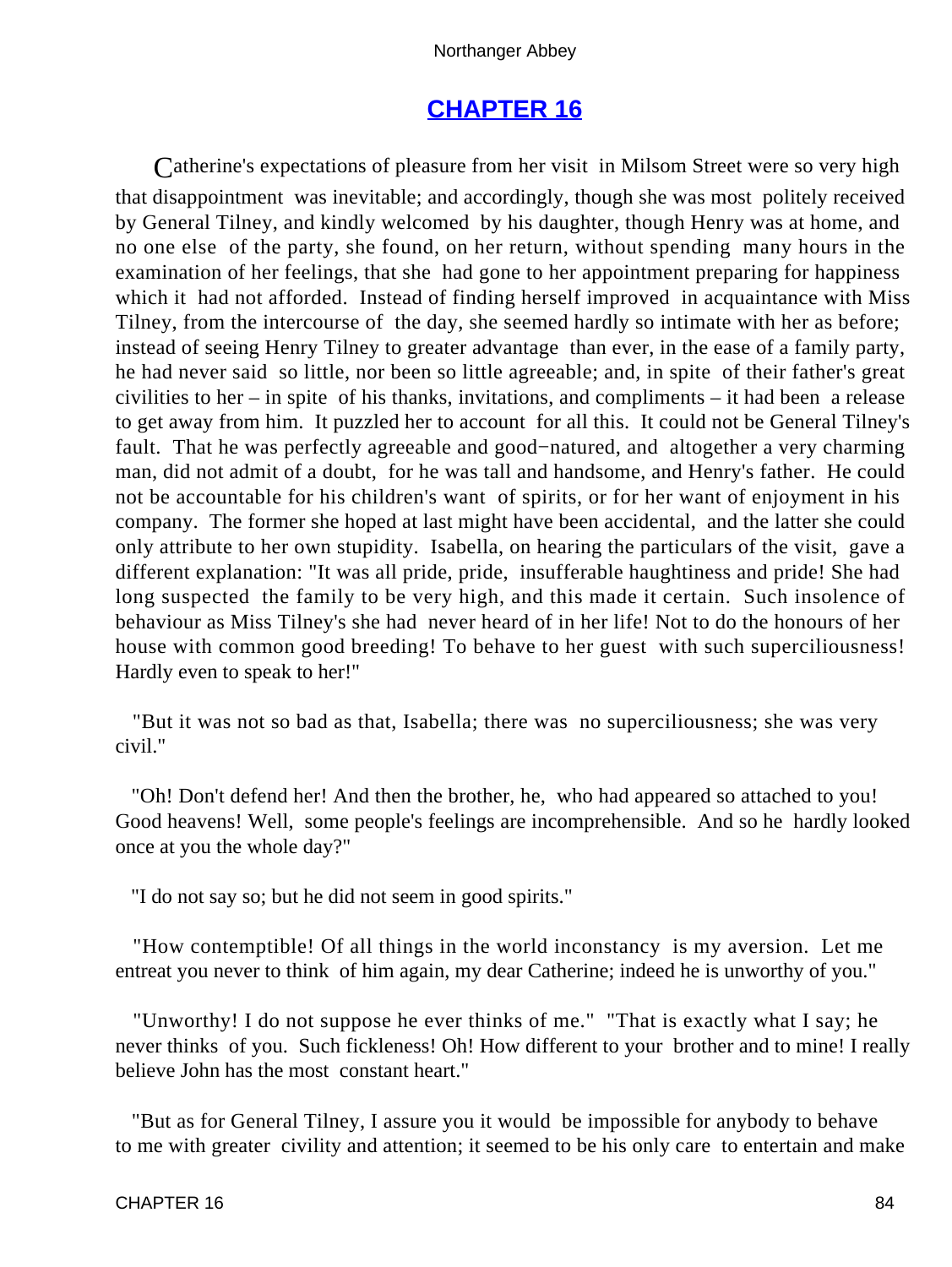## CHAPTER 16

Catherine's expectations of pleasure from her visit in Milsom Street were so very high that disappointment was inevitable; and accordingly, though she was most politely received by General Tilney, and kindly welcomed by his daughter, though Henry was at home, and no one else of the party, she found, on her return, without spending many hours in the examination of her feelings, that she had gone to her appointment preparing for happiness which it had not afforded. Instead of finding herself improved in acquaintance with Miss Tilney, from the intercourse of the day, she seemed hardly so intimate with her as before; instead of seeing Henry Tilney to greater advantage than ever, in the ease of a family party, he had never said so little, nor been so little agreeable; and, in spite of their father's great civilities to her – in spite of his thanks, invitations, and compliments – it had been a release to get away from him. It puzzled her to account for all this. It could not be General Tilney's fault. That he was perfectly agreeable and good−natured, and altogether a very charming man, did not admit of a doubt, for he was tall and handsome, and Henry's father. He could not be accountable for his children's want of spirits, or for her want of enjoyment in his company. The former she hoped at last might have been accidental, and the latter she could only attribute to her own stupidity. Isabella, on hearing the particulars of the visit, gave a different explanation: "It was all pride, pride, insufferable haughtiness and pride! She had long suspected the family to be very high, and this made it certain. Such insolence of behaviour as Miss Tilney's she had never heard of in her life! Not to do the honours of her house with common good breeding! To behave to her guest with such superciliousness! Hardly even to speak to her!"

"But it was not so bad as that, Isabella; there was no superciliousness; she was very civil."

"Oh! Don't defend her! And then the brother, he, who had appeared so attached to you! Good heavens! Well, some people's feelings are incomprehensible. And so he hardly looked once at you the whole day?"

"I do not say so; but he did not seem in good spirits."

"How contemptible! Of all things in the world inconstancy is my aversion. Let me entreat you never to think of him again, my dear Catherine; indeed he is unworthy of you."

"Unworthy! I do not suppose he ever thinks of me." "That is exactly what I say; he never thinks of you. Such fickleness! Oh! How different to your brother and to mine! I really believe John has the most constant heart."

"But as for General Tilney, I assure you it would be impossible for anybody to behave to me with greater civility and attention; it seemed to be his only care to entertain and make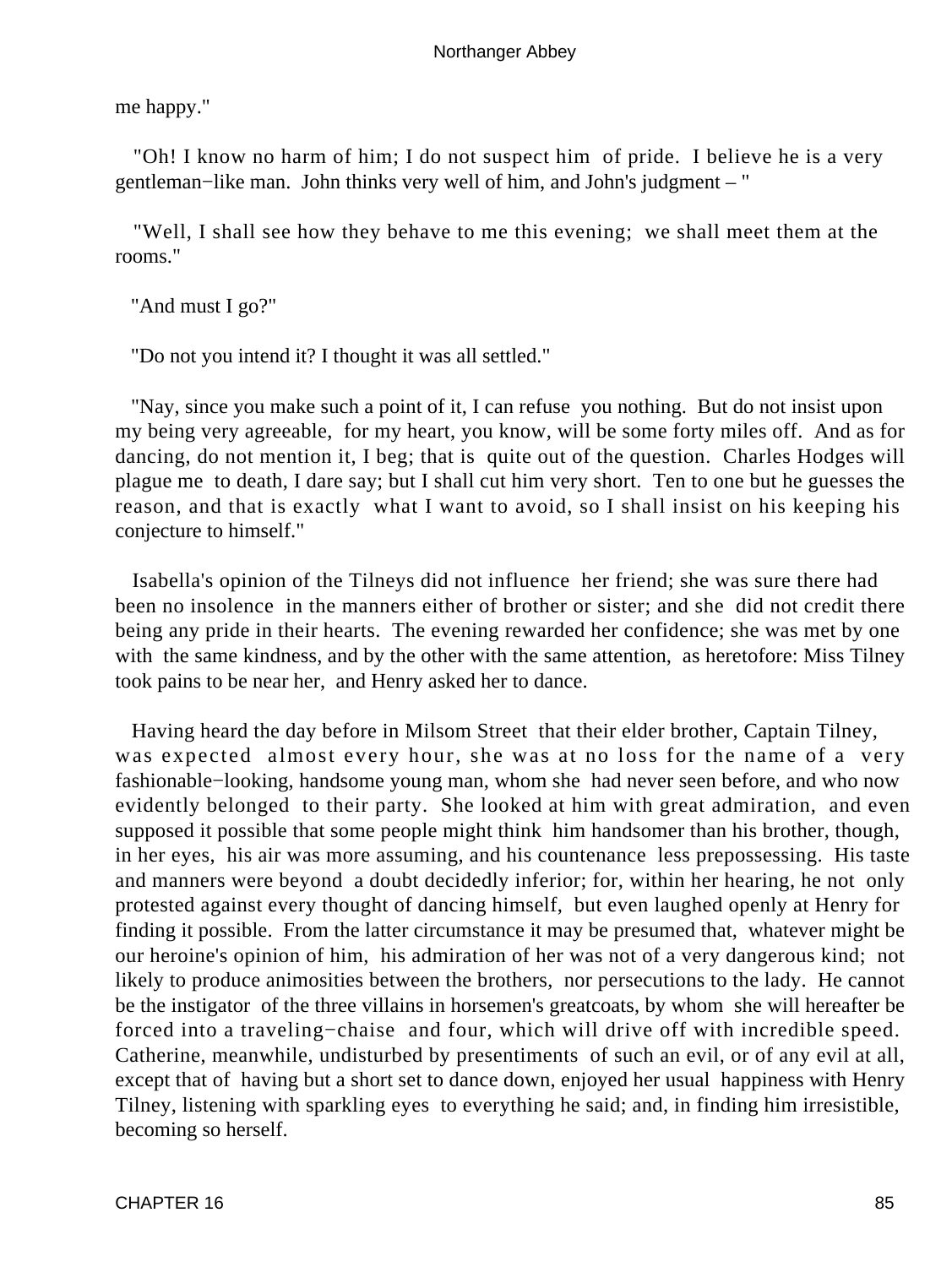me happy."

"Oh! I know no harm of him; I do not suspect him of pride. I believe he is a very gentleman−like man. John thinks very well of him, and John's judgment – "

"Well, I shall see how they behave to me this evening; we shall meet them at the rooms."

"And must I go?"

"Do not you intend it? I thought it was all settled."

"Nay, since you make such a point of it, I can refuse you nothing. But do not insist upon my being very agreeable, for my heart, you know, will be some forty miles off. And as for dancing, do not mention it, I beg; that is quite out of the question. Charles Hodges will plague me to death, I dare say; but I shall cut him very short. Ten to one but he guesses the reason, and that is exactly what I want to avoid, so I shall insist on his keeping his conjecture to himself."

Isabella's opinion of the Tilneys did not influence her friend; she was sure there had been no insolence in the manners either of brother or sister; and she did not credit there being any pride in their hearts. The evening rewarded her confidence; she was met by one with the same kindness, and by the other with the same attention, as heretofore: Miss Tilney took pains to be near her, and Henry asked her to dance.

Having heard the day before in Milsom Street that their elder brother, Captain Tilney, was expected almost every hour, she was at no loss for the name of a very fashionable−looking, handsome young man, whom she had never seen before, and who now evidently belonged to their party. She looked at him with great admiration, and even supposed it possible that some people might think him handsomer than his brother, though, in her eyes, his air was more assuming, and his countenance less prepossessing. His taste and manners were beyond a doubt decidedly inferior; for, within her hearing, he not only protested against every thought of dancing himself, but even laughed openly at Henry for finding it possible. From the latter circumstance it may be presumed that, whatever might be our heroine's opinion of him, his admiration of her was not of a very dangerous kind; not likely to produce animosities between the brothers, nor persecutions to the lady. He cannot be the instigator of the three villains in horsemen's greatcoats, by whom she will hereafter be forced into a traveling−chaise and four, which will drive off with incredible speed. Catherine, meanwhile, undisturbed by presentiments of such an evil, or of any evil at all, except that of having but a short set to dance down, enjoyed her usual happiness with Henry Tilney, listening with sparkling eyes to everything he said; and, in finding him irresistible, becoming so herself.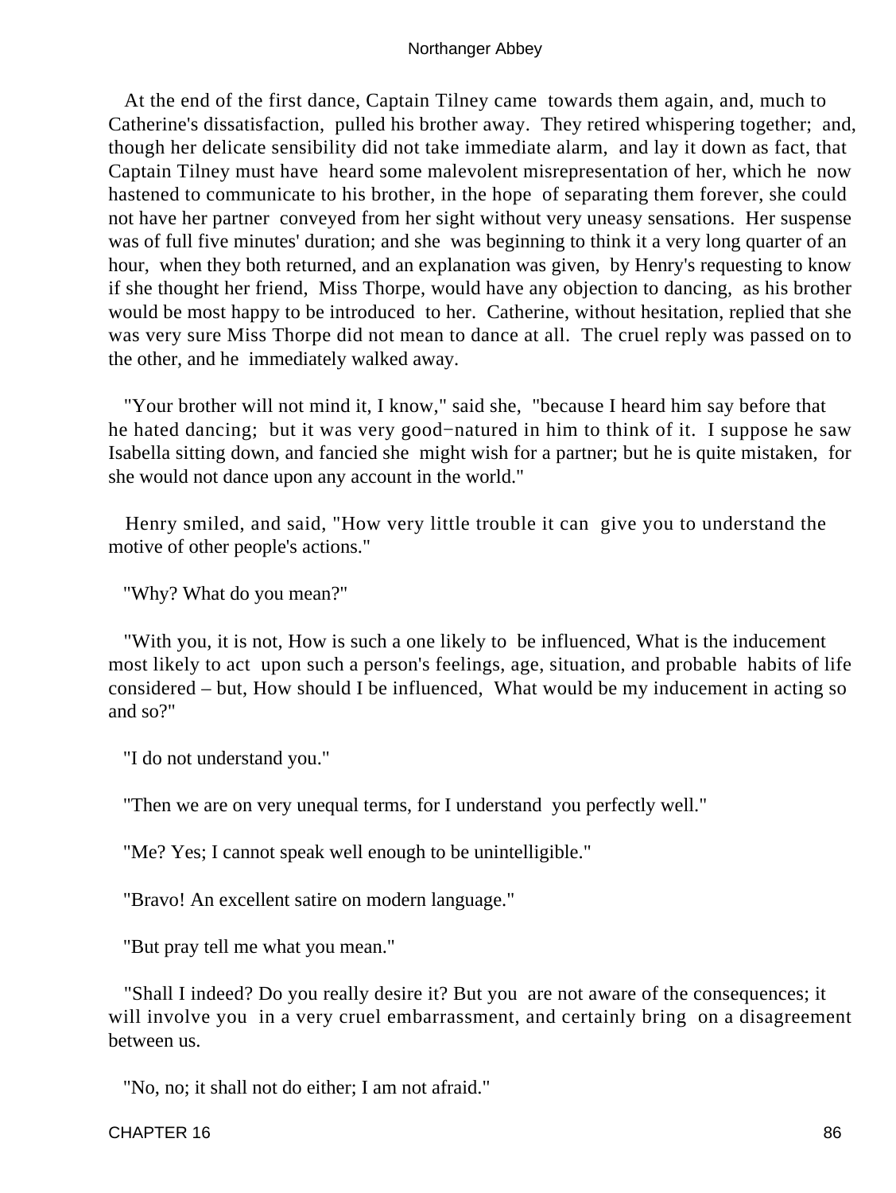At the end of the first dance, Captain Tilney came towards them again, and, much to Catherine's dissatisfaction, pulled his brother away. They retired whispering together; and, though her delicate sensibility did not take immediate alarm, and lay it down as fact, that Captain Tilney must have heard some malevolent misrepresentation of her, which he now hastened to communicate to his brother, in the hope of separating them forever, she could not have her partner conveyed from her sight without very uneasy sensations. Her suspense was of full five minutes' duration; and she was beginning to think it a very long quarter of an hour, when they both returned, and an explanation was given, by Henry's requesting to know if she thought her friend, Miss Thorpe, would have any objection to dancing, as his brother would be most happy to be introduced to her. Catherine, without hesitation, replied that she was very sure Miss Thorpe did not mean to dance at all. The cruel reply was passed on to the other, and he immediately walked away.

"Your brother will not mind it, I know," said she, "because I heard him say before that he hated dancing; but it was very good−natured in him to think of it. I suppose he saw Isabella sitting down, and fancied she might wish for a partner; but he is quite mistaken, for she would not dance upon any account in the world."

Henry smiled, and said, "How very little trouble it can give you to understand the motive of other people's actions."

"Why? What do you mean?"

"With you, it is not, How is such a one likely to be influenced, What is the inducement most likely to act upon such a person's feelings, age, situation, and probable habits of life considered – but, How should I be influenced, What would be my inducement in acting so and so?"

"I do not understand you."

"Then we are on very unequal terms, for I understand you perfectly well."

"Me? Yes; I cannot speak well enough to be unintelligible."

"Bravo! An excellent satire on modern language."

"But pray tell me what you mean."

"Shall I indeed? Do you really desire it? But you are not aware of the consequences; it will involve you in a very cruel embarrassment, and certainly bring on a disagreement between us.

"No, no; it shall not do either; I am not afraid."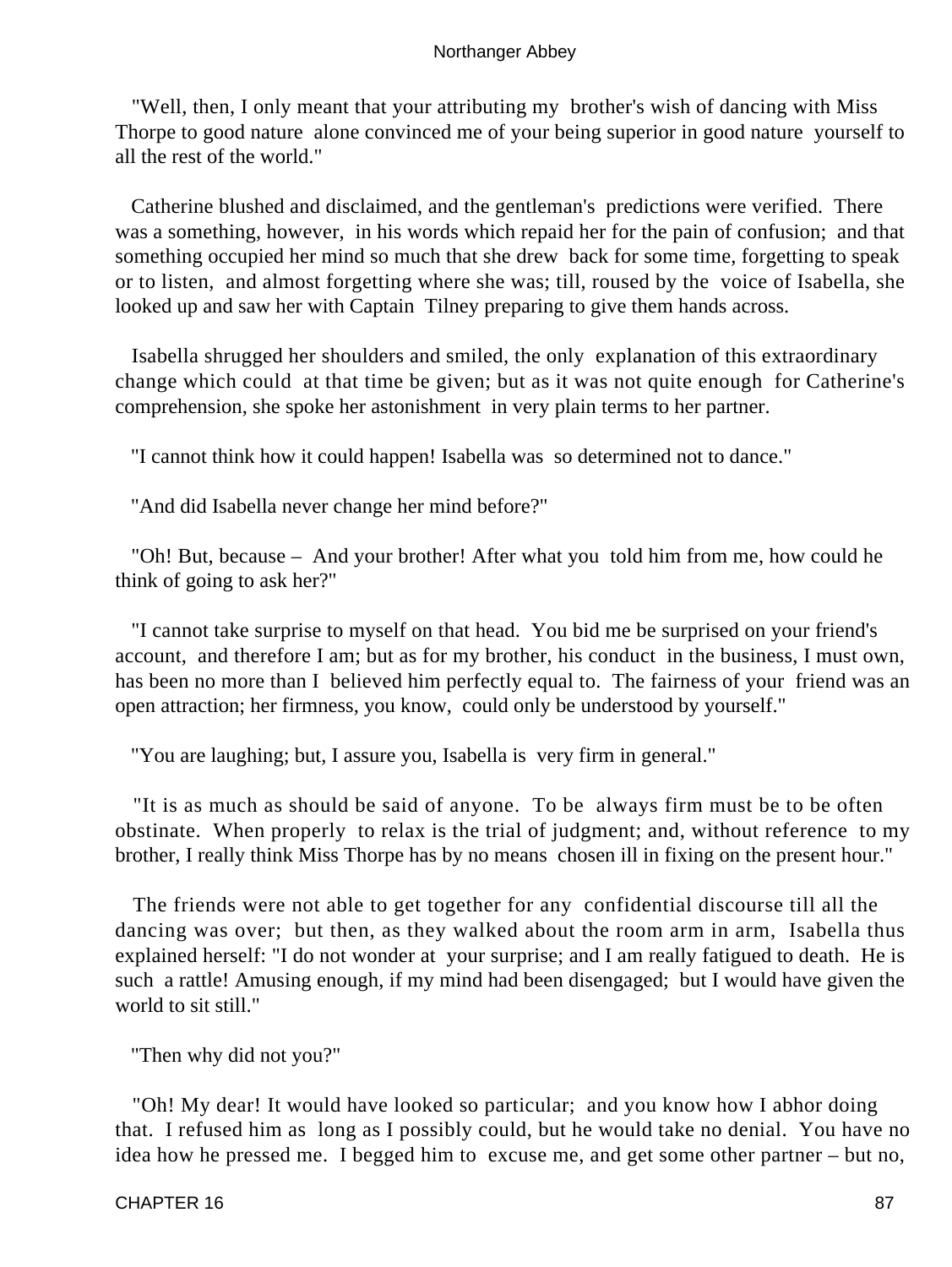"Well, then, I only meant that your attributing my brother's wish of dancing with Miss Thorpe to good nature alone convinced me of your being superior in good nature yourself to all the rest of the world."

Catherine blushed and disclaimed, and the gentleman's predictions were verified. There was a something, however, in his words which repaid her for the pain of confusion; and that something occupied her mind so much that she drew back for some time, forgetting to speak or to listen, and almost forgetting where she was; till, roused by the voice of Isabella, she looked up and saw her with Captain Tilney preparing to give them hands across.

Isabella shrugged her shoulders and smiled, the only explanation of this extraordinary change which could at that time be given; but as it was not quite enough for Catherine's comprehension, she spoke her astonishment in very plain terms to her partner.

"I cannot think how it could happen! Isabella was so determined not to dance."

"And did Isabella never change her mind before?"

"Oh! But, because – And your brother! After what you told him from me, how could he think of going to ask her?"

"I cannot take surprise to myself on that head. You bid me be surprised on your friend's account, and therefore I am; but as for my brother, his conduct in the business, I must own, has been no more than I believed him perfectly equal to. The fairness of your friend was an open attraction; her firmness, you know, could only be understood by yourself."

"You are laughing; but, I assure you, Isabella is very firm in general."

"It is as much as should be said of anyone. To be always firm must be to be often obstinate. When properly to relax is the trial of judgment; and, without reference to my brother, I really think Miss Thorpe has by no means chosen ill in fixing on the present hour."

The friends were not able to get together for any confidential discourse till all the dancing was over; but then, as they walked about the room arm in arm, Isabella thus explained herself: "I do not wonder at your surprise; and I am really fatigued to death. He is such a rattle! Amusing enough, if my mind had been disengaged; but I would have given the world to sit still."

"Then why did not you?"

"Oh! My dear! It would have looked so particular; and you know how I abhor doing that. I refused him as long as I possibly could, but he would take no denial. You have no idea how he pressed me. I begged him to excuse me, and get some other partner – but no,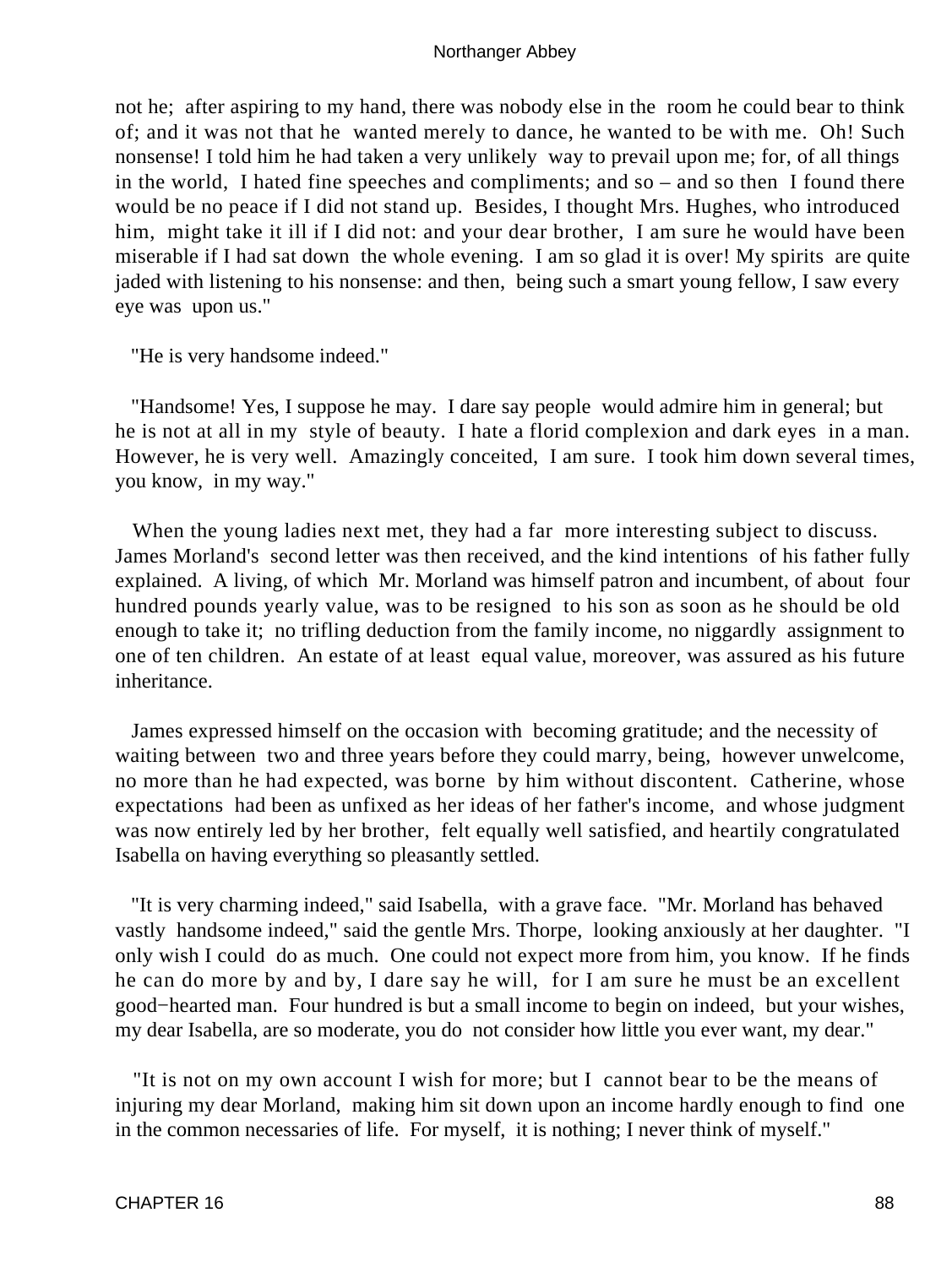not he; after aspiring to my hand, there was nobody else in the room he could bear to think of; and it was not that he wanted merely to dance, he wanted to be with me. Oh! Such nonsense! I told him he had taken a very unlikely way to prevail upon me; for, of all things in the world, I hated fine speeches and compliments; and so – and so then I found there would be no peace if I did not stand up. Besides, I thought Mrs. Hughes, who introduced him, might take it ill if I did not: and your dear brother, I am sure he would have been miserable if I had sat down the whole evening. I am so glad it is over! My spirits are quite jaded with listening to his nonsense: and then, being such a smart young fellow, I saw every eye was upon us."

"He is very handsome indeed."

"Handsome! Yes, I suppose he may. I dare say people would admire him in general; but he is not at all in my style of beauty. I hate a florid complexion and dark eyes in a man. However, he is very well. Amazingly conceited, I am sure. I took him down several times, you know, in my way."

When the young ladies next met, they had a far more interesting subject to discuss. James Morland's second letter was then received, and the kind intentions of his father fully explained. A living, of which Mr. Morland was himself patron and incumbent, of about four hundred pounds yearly value, was to be resigned to his son as soon as he should be old enough to take it; no trifling deduction from the family income, no niggardly assignment to one of ten children. An estate of at least equal value, moreover, was assured as his future inheritance.

James expressed himself on the occasion with becoming gratitude; and the necessity of waiting between two and three years before they could marry, being, however unwelcome, no more than he had expected, was borne by him without discontent. Catherine, whose expectations had been as unfixed as her ideas of her father's income, and whose judgment was now entirely led by her brother, felt equally well satisfied, and heartily congratulated Isabella on having everything so pleasantly settled.

"It is very charming indeed," said Isabella, with a grave face. "Mr. Morland has behaved vastly handsome indeed," said the gentle Mrs. Thorpe, looking anxiously at her daughter. "I only wish I could do as much. One could not expect more from him, you know. If he finds he can do more by and by, I dare say he will, for I am sure he must be an excellent good−hearted man. Four hundred is but a small income to begin on indeed, but your wishes, my dear Isabella, are so moderate, you do not consider how little you ever want, my dear."

"It is not on my own account I wish for more; but I cannot bear to be the means of injuring my dear Morland, making him sit down upon an income hardly enough to find one in the common necessaries of life. For myself, it is nothing; I never think of myself."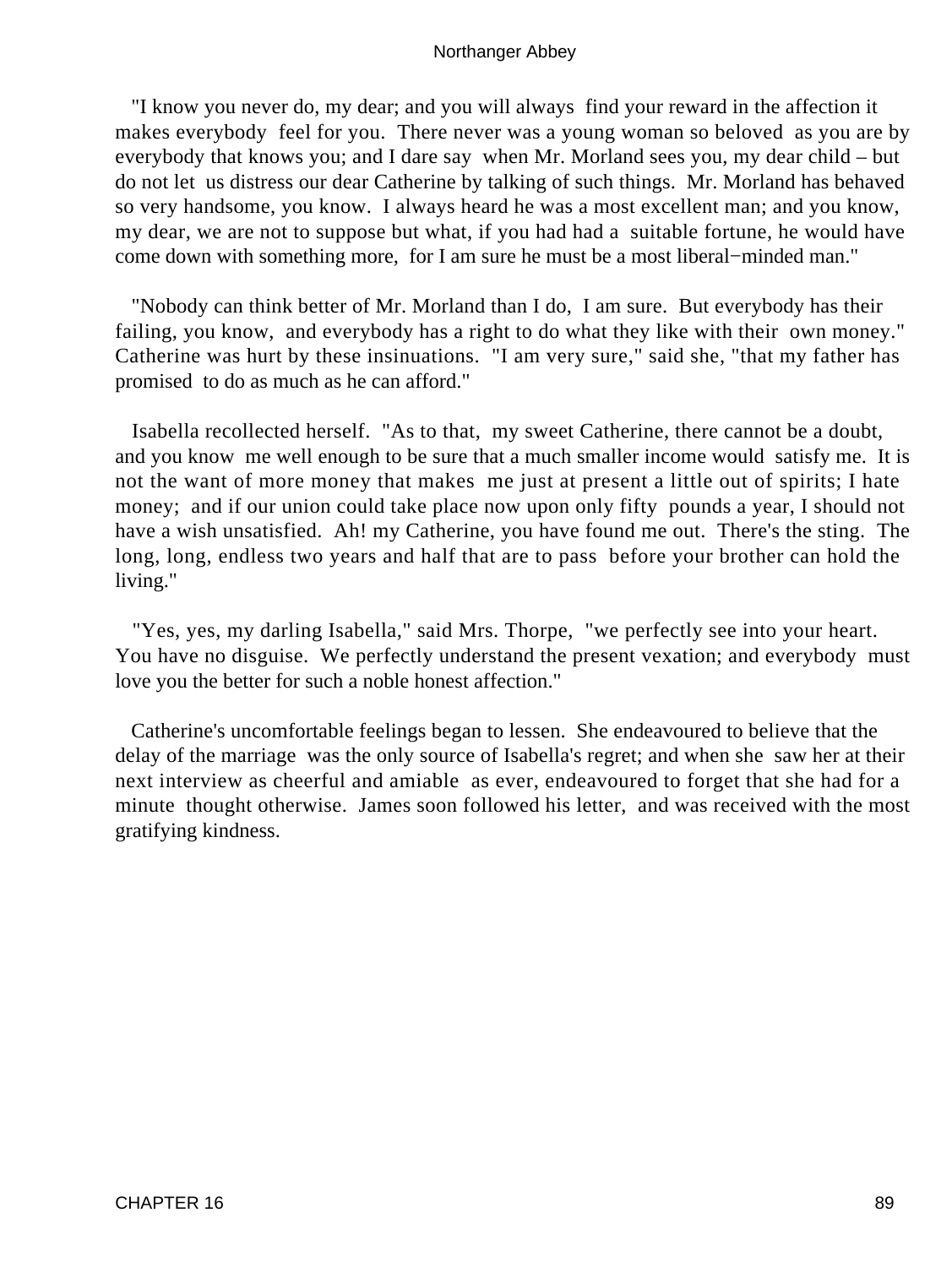"I know you never do, my dear; and you will always find your reward in the affection it makes everybody feel for you. There never was a young woman so beloved as you are by everybody that knows you; and I dare say when Mr. Morland sees you, my dear child – but do not let us distress our dear Catherine by talking of such things. Mr. Morland has behaved so very handsome, you know. I always heard he was a most excellent man; and you know, my dear, we are not to suppose but what, if you had had a suitable fortune, he would have come down with something more, for I am sure he must be a most liberal−minded man."

"Nobody can think better of Mr. Morland than I do, I am sure. But everybody has their failing, you know, and everybody has a right to do what they like with their own money." Catherine was hurt by these insinuations. "I am very sure," said she, "that my father has promised to do as much as he can afford."

Isabella recollected herself. "As to that, my sweet Catherine, there cannot be a doubt, and you know me well enough to be sure that a much smaller income would satisfy me. It is not the want of more money that makes me just at present a little out of spirits; I hate money; and if our union could take place now upon only fifty pounds a year, I should not have a wish unsatisfied. Ah! my Catherine, you have found me out. There's the sting. The long, long, endless two years and half that are to pass before your brother can hold the living."

"Yes, yes, my darling Isabella," said Mrs. Thorpe, "we perfectly see into your heart. You have no disguise. We perfectly understand the present vexation; and everybody must love you the better for such a noble honest affection."

Catherine's uncomfortable feelings began to lessen. She endeavoured to believe that the delay of the marriage was the only source of Isabella's regret; and when she saw her at their next interview as cheerful and amiable as ever, endeavoured to forget that she had for a minute thought otherwise. James soon followed his letter, and was received with the most gratifying kindness.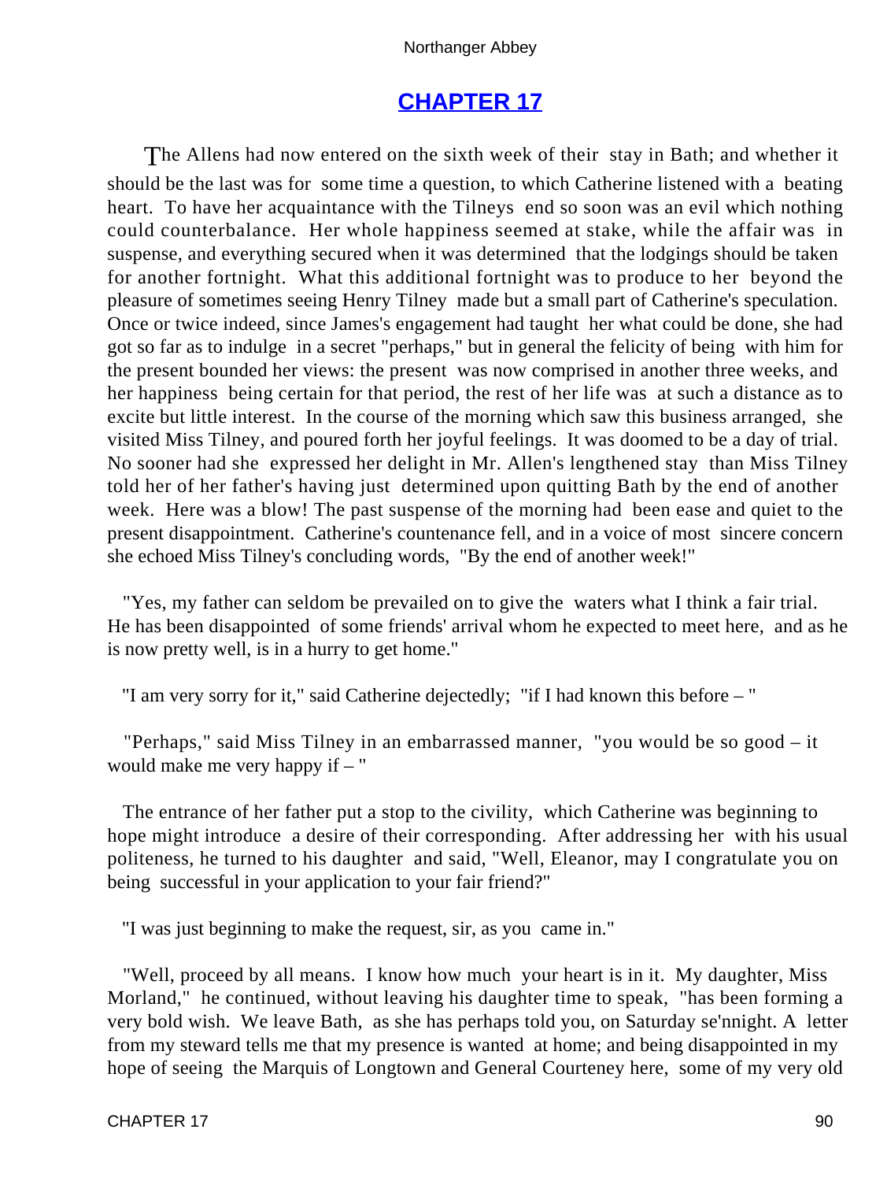## CHAPTER 17

The Allens had now entered on the sixth week of their stay in Bath; and whether it should be the last was for some time a question, to which Catherine listened with a beating heart. To have her acquaintance with the Tilneys end so soon was an evil which nothing could counterbalance. Her whole happiness seemed at stake, while the affair was in suspense, and everything secured when it was determined that the lodgings should be taken for another fortnight. What this additional fortnight was to produce to her beyond the pleasure of sometimes seeing Henry Tilney made but a small part of Catherine's speculation. Once or twice indeed, since James's engagement had taught her what could be done, she had got so far as to indulge in a secret "perhaps," but in general the felicity of being with him for the present bounded her views: the present was now comprised in another three weeks, and her happiness being certain for that period, the rest of her life was at such a distance as to excite but little interest. In the course of the morning which saw this business arranged, she visited Miss Tilney, and poured forth her joyful feelings. It was doomed to be a day of trial. No sooner had she expressed her delight in Mr. Allen's lengthened stay than Miss Tilney told her of her father's having just determined upon quitting Bath by the end of another week. Here was a blow! The past suspense of the morning had been ease and quiet to the present disappointment. Catherine's countenance fell, and in a voice of most sincere concern she echoed Miss Tilney's concluding words, "By the end of another week!"

"Yes, my father can seldom be prevailed on to give the waters what I think a fair trial. He has been disappointed of some friends' arrival whom he expected to meet here, and as he is now pretty well, is in a hurry to get home."

"I am very sorry for it," said Catherine dejectedly; "if I had known this before – "

"Perhaps," said Miss Tilney in an embarrassed manner, "you would be so good – it would make me very happy if – "

The entrance of her father put a stop to the civility, which Catherine was beginning to hope might introduce a desire of their corresponding. After addressing her with his usual politeness, he turned to his daughter and said, "Well, Eleanor, may I congratulate you on being successful in your application to your fair friend?"

"I was just beginning to make the request, sir, as you came in."

"Well, proceed by all means. I know how much your heart is in it. My daughter, Miss Morland," he continued, without leaving his daughter time to speak, "has been forming a very bold wish. We leave Bath, as she has perhaps told you, on Saturday se'nnight. A letter from my steward tells me that my presence is wanted at home; and being disappointed in my hope of seeing the Marquis of Longtown and General Courteney here, some of my very old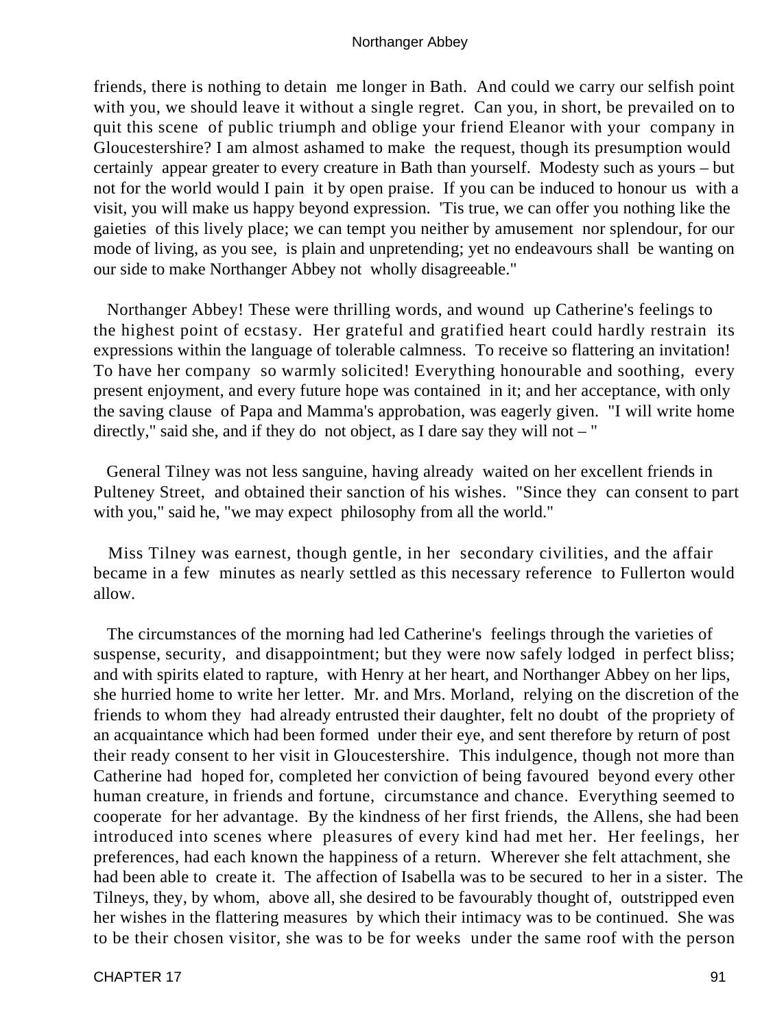friends, there is nothing to detain me longer in Bath. And could we carry our selfish point with you, we should leave it without a single regret. Can you, in short, be prevailed on to quit this scene of public triumph and oblige your friend Eleanor with your company in Gloucestershire? I am almost ashamed to make the request, though its presumption would certainly appear greater to every creature in Bath than yourself. Modesty such as yours – but not for the world would I pain it by open praise. If you can be induced to honour us with a visit, you will make us happy beyond expression. 'Tis true, we can offer you nothing like the gaieties of this lively place; we can tempt you neither by amusement nor splendour, for our mode of living, as you see, is plain and unpretending; yet no endeavours shall be wanting on our side to make Northanger Abbey not wholly disagreeable."

Northanger Abbey! These were thrilling words, and wound up Catherine's feelings to the highest point of ecstasy. Her grateful and gratified heart could hardly restrain its expressions within the language of tolerable calmness. To receive so flattering an invitation! To have her company so warmly solicited! Everything honourable and soothing, every present enjoyment, and every future hope was contained in it; and her acceptance, with only the saving clause of Papa and Mamma's approbation, was eagerly given. "I will write home directly," said she, and if they do not object, as I dare say they will not – "

General Tilney was not less sanguine, having already waited on her excellent friends in Pulteney Street, and obtained their sanction of his wishes. "Since they can consent to part with you," said he, "we may expect philosophy from all the world."

Miss Tilney was earnest, though gentle, in her secondary civilities, and the affair became in a few minutes as nearly settled as this necessary reference to Fullerton would allow.

The circumstances of the morning had led Catherine's feelings through the varieties of suspense, security, and disappointment; but they were now safely lodged in perfect bliss; and with spirits elated to rapture, with Henry at her heart, and Northanger Abbey on her lips, she hurried home to write her letter. Mr. and Mrs. Morland, relying on the discretion of the friends to whom they had already entrusted their daughter, felt no doubt of the propriety of an acquaintance which had been formed under their eye, and sent therefore by return of post their ready consent to her visit in Gloucestershire. This indulgence, though not more than Catherine had hoped for, completed her conviction of being favoured beyond every other human creature, in friends and fortune, circumstance and chance. Everything seemed to cooperate for her advantage. By the kindness of her first friends, the Allens, she had been introduced into scenes where pleasures of every kind had met her. Her feelings, her preferences, had each known the happiness of a return. Wherever she felt attachment, she had been able to create it. The affection of Isabella was to be secured to her in a sister. The Tilneys, they, by whom, above all, she desired to be favourably thought of, outstripped even her wishes in the flattering measures by which their intimacy was to be continued. She was to be their chosen visitor, she was to be for weeks under the same roof with the person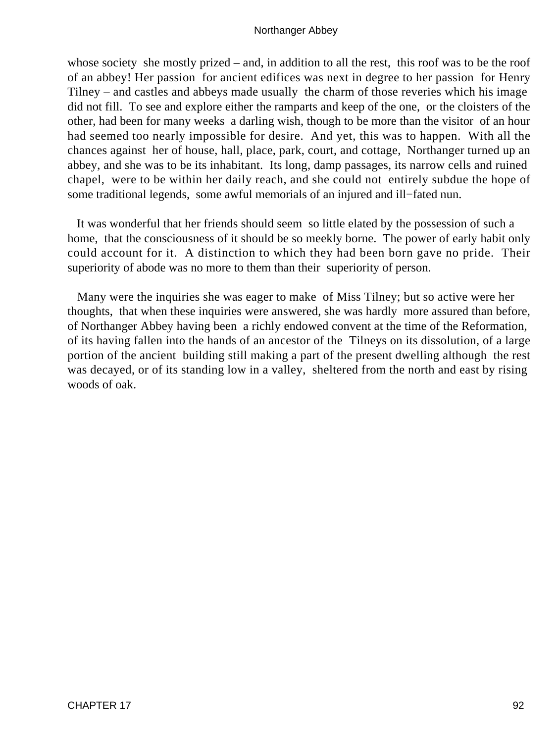whose society she mostly prized – and, in addition to all the rest, this roof was to be the roof of an abbey! Her passion for ancient edifices was next in degree to her passion for Henry Tilney – and castles and abbeys made usually the charm of those reveries which his image did not fill. To see and explore either the ramparts and keep of the one, or the cloisters of the other, had been for many weeks a darling wish, though to be more than the visitor of an hour had seemed too nearly impossible for desire. And yet, this was to happen. With all the chances against her of house, hall, place, park, court, and cottage, Northanger turned up an abbey, and she was to be its inhabitant. Its long, damp passages, its narrow cells and ruined chapel, were to be within her daily reach, and she could not entirely subdue the hope of some traditional legends, some awful memorials of an injured and ill−fated nun.

It was wonderful that her friends should seem so little elated by the possession of such a home, that the consciousness of it should be so meekly borne. The power of early habit only could account for it. A distinction to which they had been born gave no pride. Their superiority of abode was no more to them than their superiority of person.

Many were the inquiries she was eager to make of Miss Tilney; but so active were her thoughts, that when these inquiries were answered, she was hardly more assured than before, of Northanger Abbey having been a richly endowed convent at the time of the Reformation, of its having fallen into the hands of an ancestor of the Tilneys on its dissolution, of a large portion of the ancient building still making a part of the present dwelling although the rest was decayed, or of its standing low in a valley, sheltered from the north and east by rising woods of oak.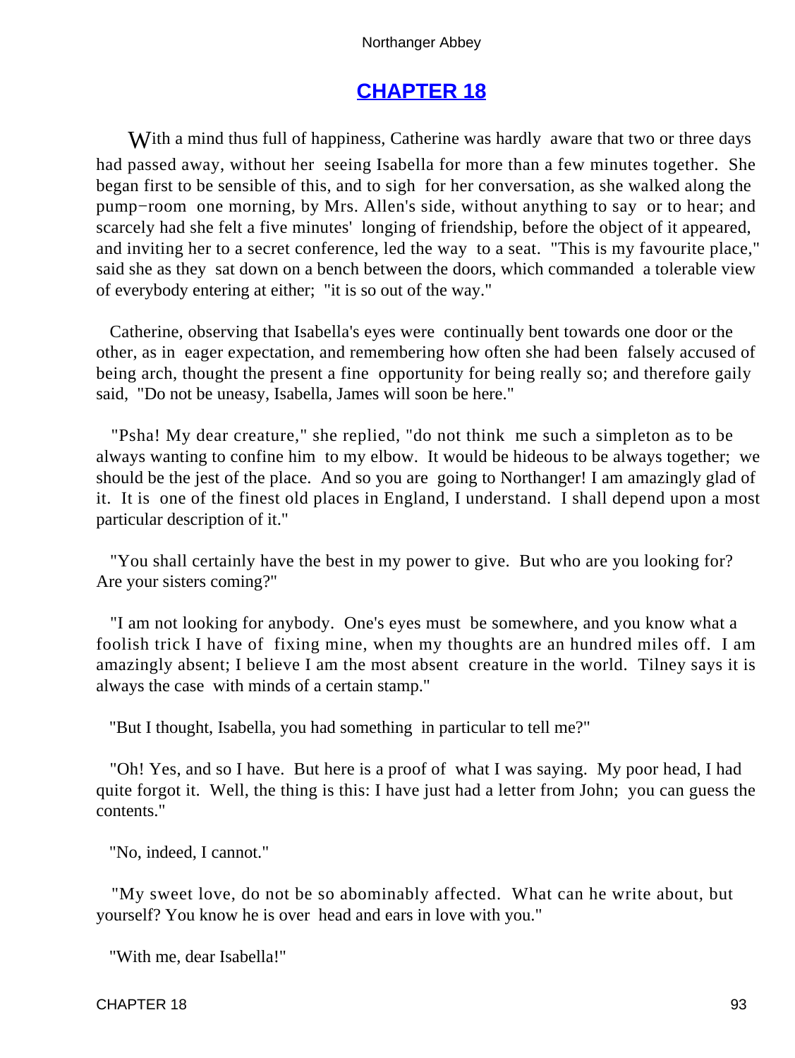## CHAPTER 18

With a mind thus full of happiness, Catherine was hardly aware that two or three days had passed away, without her seeing Isabella for more than a few minutes together. She began first to be sensible of this, and to sigh for her conversation, as she walked along the pump−room one morning, by Mrs. Allen's side, without anything to say or to hear; and scarcely had she felt a five minutes' longing of friendship, before the object of it appeared, and inviting her to a secret conference, led the way to a seat. "This is my favourite place," said she as they sat down on a bench between the doors, which commanded a tolerable view of everybody entering at either; "it is so out of the way."

Catherine, observing that Isabella's eyes were continually bent towards one door or the other, as in eager expectation, and remembering how often she had been falsely accused of being arch, thought the present a fine opportunity for being really so; and therefore gaily said, "Do not be uneasy, Isabella, James will soon be here."

"Psha! My dear creature," she replied, "do not think me such a simpleton as to be always wanting to confine him to my elbow. It would be hideous to be always together; we should be the jest of the place. And so you are going to Northanger! I am amazingly glad of it. It is one of the finest old places in England, I understand. I shall depend upon a most particular description of it."

"You shall certainly have the best in my power to give. But who are you looking for? Are your sisters coming?"

"I am not looking for anybody. One's eyes must be somewhere, and you know what a foolish trick I have of fixing mine, when my thoughts are an hundred miles off. I am amazingly absent; I believe I am the most absent creature in the world. Tilney says it is always the case with minds of a certain stamp."

"But I thought, Isabella, you had something in particular to tell me?"

"Oh! Yes, and so I have. But here is a proof of what I was saying. My poor head, I had quite forgot it. Well, the thing is this: I have just had a letter from John; you can guess the contents."

"No, indeed, I cannot."

"My sweet love, do not be so abominably affected. What can he write about, but yourself? You know he is over head and ears in love with you."

"With me, dear Isabella!"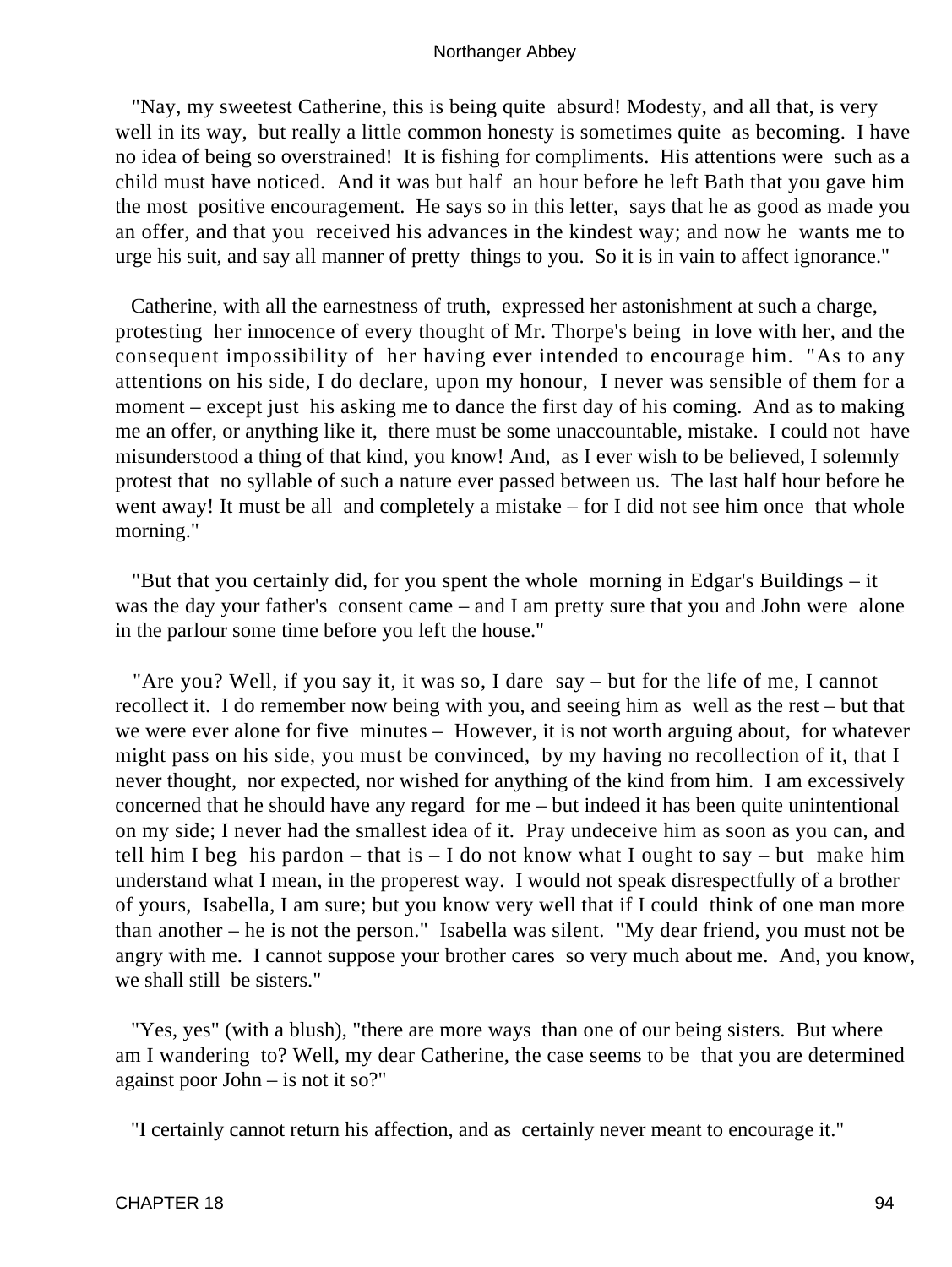"Nay, my sweetest Catherine, this is being quite absurd! Modesty, and all that, is very well in its way, but really a little common honesty is sometimes quite as becoming. I have no idea of being so overstrained! It is fishing for compliments. His attentions were such as a child must have noticed. And it was but half an hour before he left Bath that you gave him the most positive encouragement. He says so in this letter, says that he as good as made you an offer, and that you received his advances in the kindest way; and now he wants me to urge his suit, and say all manner of pretty things to you. So it is in vain to affect ignorance."

Catherine, with all the earnestness of truth, expressed her astonishment at such a charge, protesting her innocence of every thought of Mr. Thorpe's being in love with her, and the consequent impossibility of her having ever intended to encourage him. "As to any attentions on his side, I do declare, upon my honour, I never was sensible of them for a moment – except just his asking me to dance the first day of his coming. And as to making me an offer, or anything like it, there must be some unaccountable, mistake. I could not have misunderstood a thing of that kind, you know! And, as I ever wish to be believed, I solemnly protest that no syllable of such a nature ever passed between us. The last half hour before he went away! It must be all and completely a mistake – for I did not see him once that whole morning."

"But that you certainly did, for you spent the whole morning in Edgar's Buildings – it was the day your father's consent came – and I am pretty sure that you and John were alone in the parlour some time before you left the house."

"Are you? Well, if you say it, it was so, I dare say – but for the life of me, I cannot recollect it. I do remember now being with you, and seeing him as well as the rest – but that we were ever alone for five minutes – However, it is not worth arguing about, for whatever might pass on his side, you must be convinced, by my having no recollection of it, that I never thought, nor expected, nor wished for anything of the kind from him. I am excessively concerned that he should have any regard for me – but indeed it has been quite unintentional on my side; I never had the smallest idea of it. Pray undeceive him as soon as you can, and tell him I beg his pardon – that is – I do not know what I ought to say – but make him understand what I mean, in the properest way. I would not speak disrespectfully of a brother of yours, Isabella, I am sure; but you know very well that if I could think of one man more than another – he is not the person." Isabella was silent. "My dear friend, you must not be angry with me. I cannot suppose your brother cares so very much about me. And, you know, we shall still be sisters."

"Yes, yes" (with a blush), "there are more ways than one of our being sisters. But where am I wandering to? Well, my dear Catherine, the case seems to be that you are determined against poor John – is not it so?"

"I certainly cannot return his affection, and as certainly never meant to encourage it."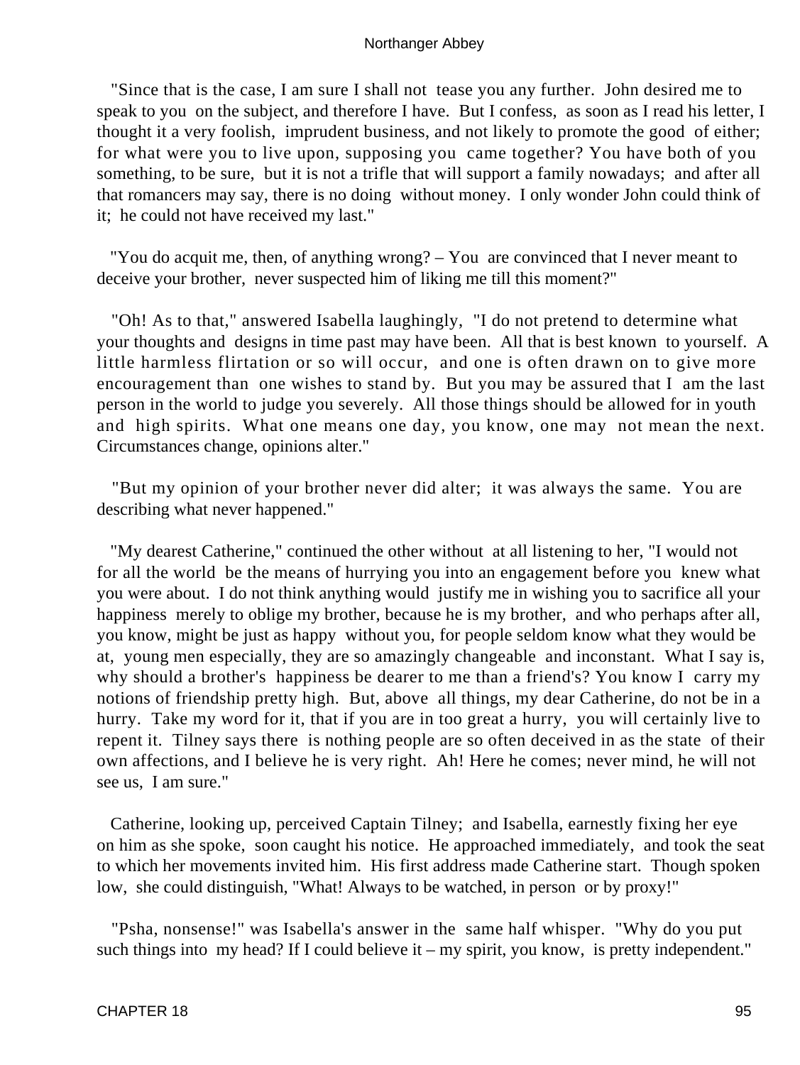"Since that is the case, I am sure I shall not tease you any further. John desired me to speak to you on the subject, and therefore I have. But I confess, as soon as I read his letter, I thought it a very foolish, imprudent business, and not likely to promote the good of either; for what were you to live upon, supposing you came together? You have both of you something, to be sure, but it is not a trifle that will support a family nowadays; and after all that romancers may say, there is no doing without money. I only wonder John could think of it; he could not have received my last."

"You do acquit me, then, of anything wrong? – You are convinced that I never meant to deceive your brother, never suspected him of liking me till this moment?"

"Oh! As to that," answered Isabella laughingly, "I do not pretend to determine what your thoughts and designs in time past may have been. All that is best known to yourself. A little harmless flirtation or so will occur, and one is often drawn on to give more encouragement than one wishes to stand by. But you may be assured that I am the last person in the world to judge you severely. All those things should be allowed for in youth and high spirits. What one means one day, you know, one may not mean the next. Circumstances change, opinions alter."

"But my opinion of your brother never did alter; it was always the same. You are describing what never happened."

"My dearest Catherine," continued the other without at all listening to her, "I would not for all the world be the means of hurrying you into an engagement before you knew what you were about. I do not think anything would justify me in wishing you to sacrifice all your happiness merely to oblige my brother, because he is my brother, and who perhaps after all, you know, might be just as happy without you, for people seldom know what they would be at, young men especially, they are so amazingly changeable and inconstant. What I say is, why should a brother's happiness be dearer to me than a friend's? You know I carry my notions of friendship pretty high. But, above all things, my dear Catherine, do not be in a hurry. Take my word for it, that if you are in too great a hurry, you will certainly live to repent it. Tilney says there is nothing people are so often deceived in as the state of their own affections, and I believe he is very right. Ah! Here he comes; never mind, he will not see us, I am sure."

Catherine, looking up, perceived Captain Tilney; and Isabella, earnestly fixing her eye on him as she spoke, soon caught his notice. He approached immediately, and took the seat to which her movements invited him. His first address made Catherine start. Though spoken low, she could distinguish, "What! Always to be watched, in person or by proxy!"

"Psha, nonsense!" was Isabella's answer in the same half whisper. "Why do you put such things into my head? If I could believe it – my spirit, you know, is pretty independent."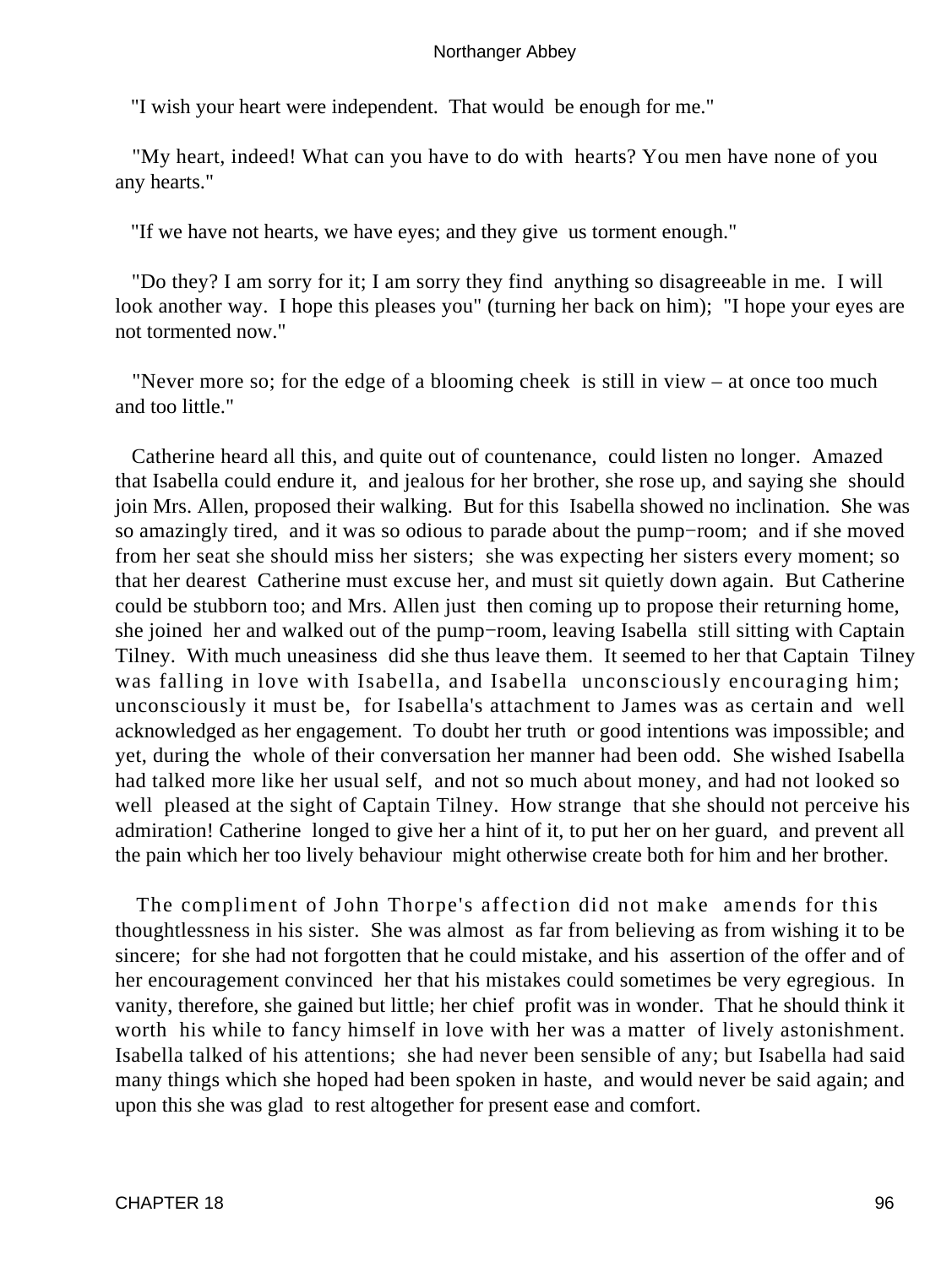"I wish your heart were independent. That would be enough for me."

"My heart, indeed! What can you have to do with hearts? You men have none of you any hearts."

"If we have not hearts, we have eyes; and they give us torment enough."

"Do they? I am sorry for it; I am sorry they find anything so disagreeable in me. I will look another way. I hope this pleases you" (turning her back on him); "I hope your eyes are not tormented now."

"Never more so; for the edge of a blooming cheek is still in view – at once too much and too little."

Catherine heard all this, and quite out of countenance, could listen no longer. Amazed that Isabella could endure it, and jealous for her brother, she rose up, and saying she should join Mrs. Allen, proposed their walking. But for this Isabella showed no inclination. She was so amazingly tired, and it was so odious to parade about the pump−room; and if she moved from her seat she should miss her sisters; she was expecting her sisters every moment; so that her dearest Catherine must excuse her, and must sit quietly down again. But Catherine could be stubborn too; and Mrs. Allen just then coming up to propose their returning home, she joined her and walked out of the pump−room, leaving Isabella still sitting with Captain Tilney. With much uneasiness did she thus leave them. It seemed to her that Captain Tilney was falling in love with Isabella, and Isabella unconsciously encouraging him; unconsciously it must be, for Isabella's attachment to James was as certain and well acknowledged as her engagement. To doubt her truth or good intentions was impossible; and yet, during the whole of their conversation her manner had been odd. She wished Isabella had talked more like her usual self, and not so much about money, and had not looked so well pleased at the sight of Captain Tilney. How strange that she should not perceive his admiration! Catherine longed to give her a hint of it, to put her on her guard, and prevent all the pain which her too lively behaviour might otherwise create both for him and her brother.

The compliment of John Thorpe's affection did not make amends for this thoughtlessness in his sister. She was almost as far from believing as from wishing it to be sincere; for she had not forgotten that he could mistake, and his assertion of the offer and of her encouragement convinced her that his mistakes could sometimes be very egregious. In vanity, therefore, she gained but little; her chief profit was in wonder. That he should think it worth his while to fancy himself in love with her was a matter of lively astonishment. Isabella talked of his attentions; she had never been sensible of any; but Isabella had said many things which she hoped had been spoken in haste, and would never be said again; and upon this she was glad to rest altogether for present ease and comfort.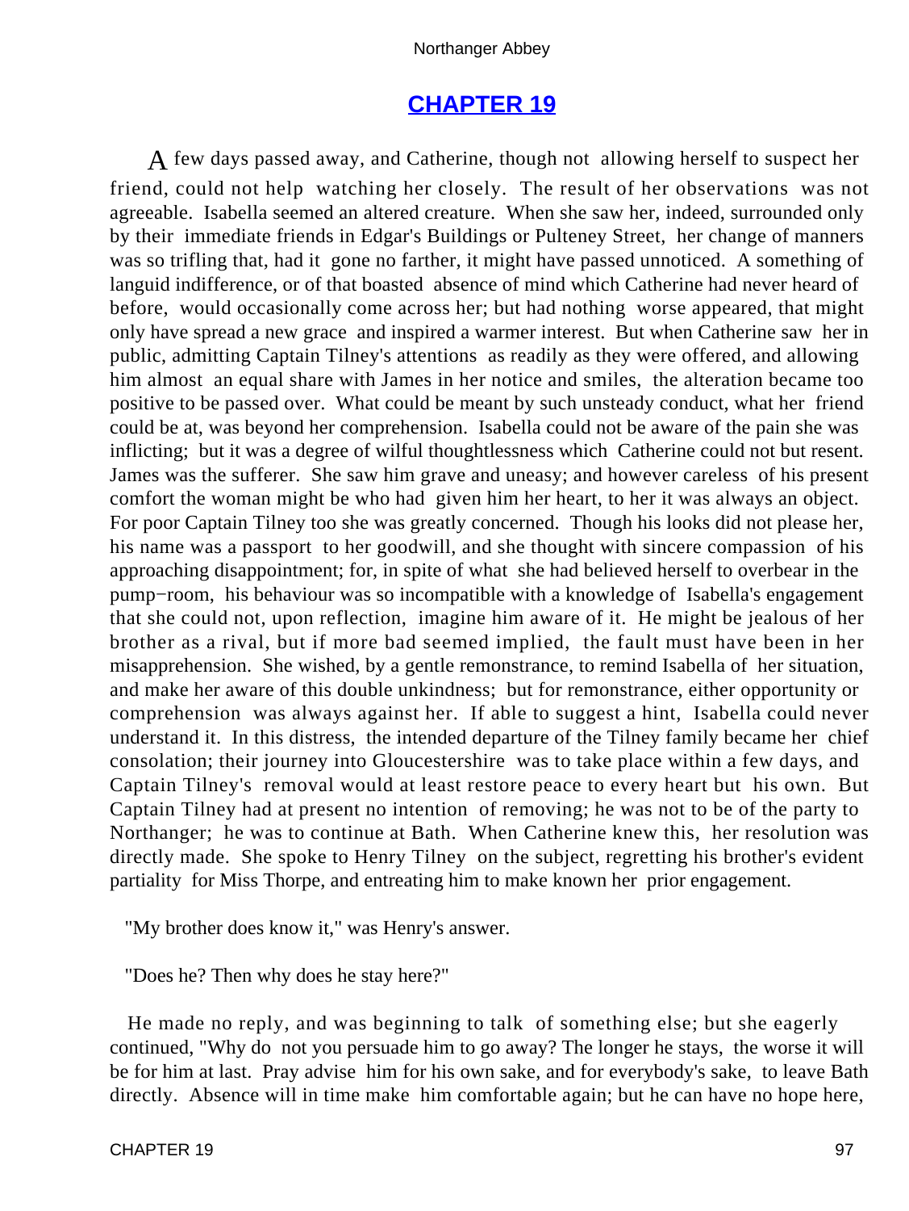## CHAPTER 19

A few days passed away, and Catherine, though not allowing herself to suspect her friend, could not help watching her closely. The result of her observations was not agreeable. Isabella seemed an altered creature. When she saw her, indeed, surrounded only by their immediate friends in Edgar's Buildings or Pulteney Street, her change of manners was so trifling that, had it gone no farther, it might have passed unnoticed. A something of languid indifference, or of that boasted absence of mind which Catherine had never heard of before, would occasionally come across her; but had nothing worse appeared, that might only have spread a new grace and inspired a warmer interest. But when Catherine saw her in public, admitting Captain Tilney's attentions as readily as they were offered, and allowing him almost an equal share with James in her notice and smiles, the alteration became too positive to be passed over. What could be meant by such unsteady conduct, what her friend could be at, was beyond her comprehension. Isabella could not be aware of the pain she was inflicting; but it was a degree of wilful thoughtlessness which Catherine could not but resent. James was the sufferer. She saw him grave and uneasy; and however careless of his present comfort the woman might be who had given him her heart, to her it was always an object. For poor Captain Tilney too she was greatly concerned. Though his looks did not please her, his name was a passport to her goodwill, and she thought with sincere compassion of his approaching disappointment; for, in spite of what she had believed herself to overbear in the pump−room, his behaviour was so incompatible with a knowledge of Isabella's engagement that she could not, upon reflection, imagine him aware of it. He might be jealous of her brother as a rival, but if more bad seemed implied, the fault must have been in her misapprehension. She wished, by a gentle remonstrance, to remind Isabella of her situation, and make her aware of this double unkindness; but for remonstrance, either opportunity or comprehension was always against her. If able to suggest a hint, Isabella could never understand it. In this distress, the intended departure of the Tilney family became her chief consolation; their journey into Gloucestershire was to take place within a few days, and Captain Tilney's removal would at least restore peace to every heart but his own. But Captain Tilney had at present no intention of removing; he was not to be of the party to Northanger; he was to continue at Bath. When Catherine knew this, her resolution was directly made. She spoke to Henry Tilney on the subject, regretting his brother's evident partiality for Miss Thorpe, and entreating him to make known her prior engagement.

"My brother does know it," was Henry's answer.

"Does he? Then why does he stay here?"

He made no reply, and was beginning to talk of something else; but she eagerly continued, "Why do not you persuade him to go away? The longer he stays, the worse it will be for him at last. Pray advise him for his own sake, and for everybody's sake, to leave Bath directly. Absence will in time make him comfortable again; but he can have no hope here,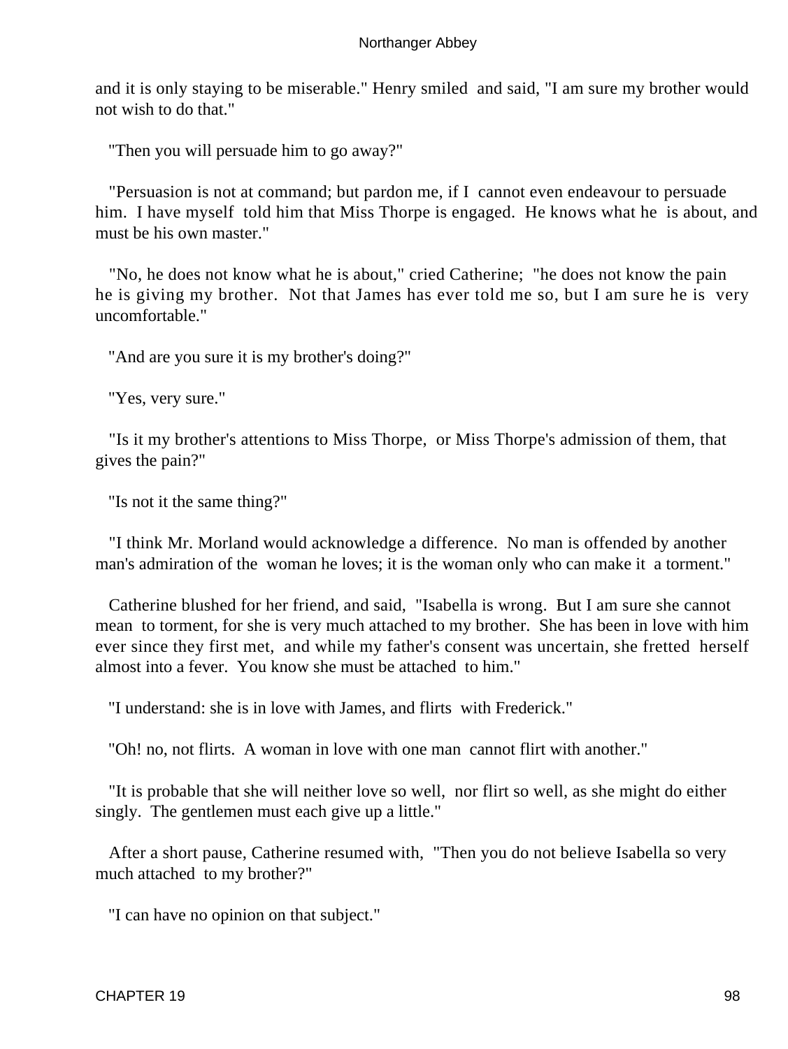and it is only staying to be miserable." Henry smiled and said, "I am sure my brother would not wish to do that."

"Then you will persuade him to go away?"

"Persuasion is not at command; but pardon me, if I cannot even endeavour to persuade him. I have myself told him that Miss Thorpe is engaged. He knows what he is about, and must be his own master."

"No, he does not know what he is about," cried Catherine; "he does not know the pain he is giving my brother. Not that James has ever told me so, but I am sure he is very uncomfortable."

"And are you sure it is my brother's doing?"

"Yes, very sure."

"Is it my brother's attentions to Miss Thorpe, or Miss Thorpe's admission of them, that gives the pain?"

"Is not it the same thing?"

"I think Mr. Morland would acknowledge a difference. No man is offended by another man's admiration of the woman he loves; it is the woman only who can make it a torment."

Catherine blushed for her friend, and said, "Isabella is wrong. But I am sure she cannot mean to torment, for she is very much attached to my brother. She has been in love with him ever since they first met, and while my father's consent was uncertain, she fretted herself almost into a fever. You know she must be attached to him."

"I understand: she is in love with James, and flirts with Frederick."

"Oh! no, not flirts. A woman in love with one man cannot flirt with another."

"It is probable that she will neither love so well, nor flirt so well, as she might do either singly. The gentlemen must each give up a little."

After a short pause, Catherine resumed with, "Then you do not believe Isabella so very much attached to my brother?"

"I can have no opinion on that subject."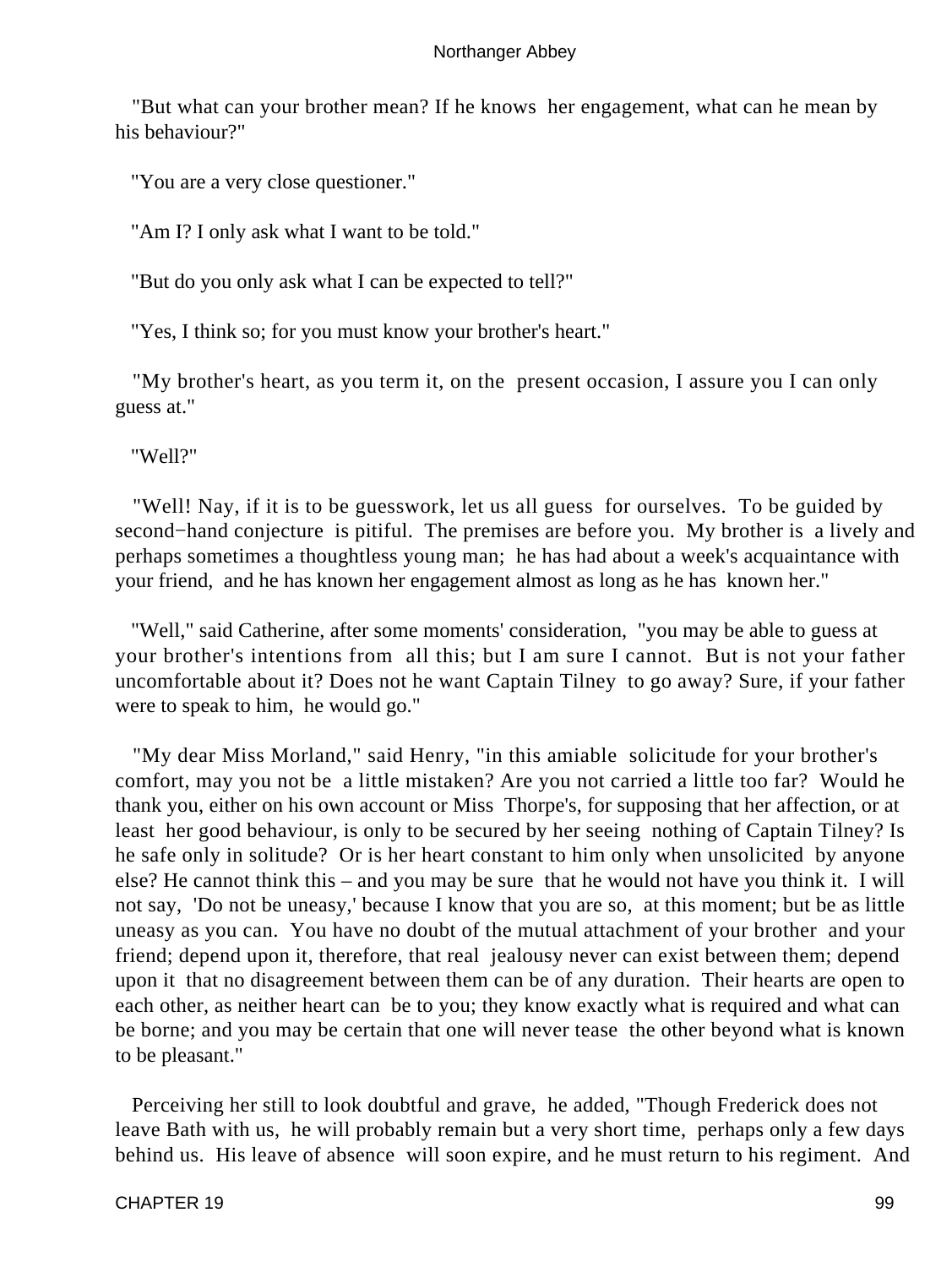"But what can your brother mean? If he knows her engagement, what can he mean by his behaviour?"

"You are a very close questioner."

"Am I? I only ask what I want to be told."

"But do you only ask what I can be expected to tell?"

"Yes, I think so; for you must know your brother's heart."

"My brother's heart, as you term it, on the present occasion, I assure you I can only guess at."

"Well?"

"Well! Nay, if it is to be guesswork, let us all guess for ourselves. To be guided by second−hand conjecture is pitiful. The premises are before you. My brother is a lively and perhaps sometimes a thoughtless young man; he has had about a week's acquaintance with your friend, and he has known her engagement almost as long as he has known her."

"Well," said Catherine, after some moments' consideration, "you may be able to guess at your brother's intentions from all this; but I am sure I cannot. But is not your father uncomfortable about it? Does not he want Captain Tilney to go away? Sure, if your father were to speak to him, he would go."

"My dear Miss Morland," said Henry, "in this amiable solicitude for your brother's comfort, may you not be a little mistaken? Are you not carried a little too far? Would he thank you, either on his own account or Miss Thorpe's, for supposing that her affection, or at least her good behaviour, is only to be secured by her seeing nothing of Captain Tilney? Is he safe only in solitude? Or is her heart constant to him only when unsolicited by anyone else? He cannot think this – and you may be sure that he would not have you think it. I will not say, 'Do not be uneasy,' because I know that you are so, at this moment; but be as little uneasy as you can. You have no doubt of the mutual attachment of your brother and your friend; depend upon it, therefore, that real jealousy never can exist between them; depend upon it that no disagreement between them can be of any duration. Their hearts are open to each other, as neither heart can be to you; they know exactly what is required and what can be borne; and you may be certain that one will never tease the other beyond what is known to be pleasant."

Perceiving her still to look doubtful and grave, he added, "Though Frederick does not leave Bath with us, he will probably remain but a very short time, perhaps only a few days behind us. His leave of absence will soon expire, and he must return to his regiment. And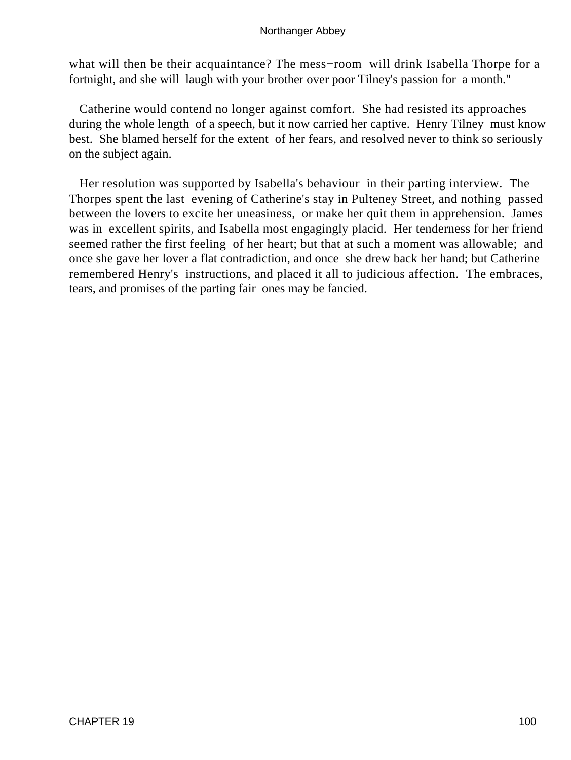what will then be their acquaintance? The mess−room will drink Isabella Thorpe for a fortnight, and she will laugh with your brother over poor Tilney's passion for a month."

Catherine would contend no longer against comfort. She had resisted its approaches during the whole length of a speech, but it now carried her captive. Henry Tilney must know best. She blamed herself for the extent of her fears, and resolved never to think so seriously on the subject again.

Her resolution was supported by Isabella's behaviour in their parting interview. The Thorpes spent the last evening of Catherine's stay in Pulteney Street, and nothing passed between the lovers to excite her uneasiness, or make her quit them in apprehension. James was in excellent spirits, and Isabella most engagingly placid. Her tenderness for her friend seemed rather the first feeling of her heart; but that at such a moment was allowable; and once she gave her lover a flat contradiction, and once she drew back her hand; but Catherine remembered Henry's instructions, and placed it all to judicious affection. The embraces, tears, and promises of the parting fair ones may be fancied.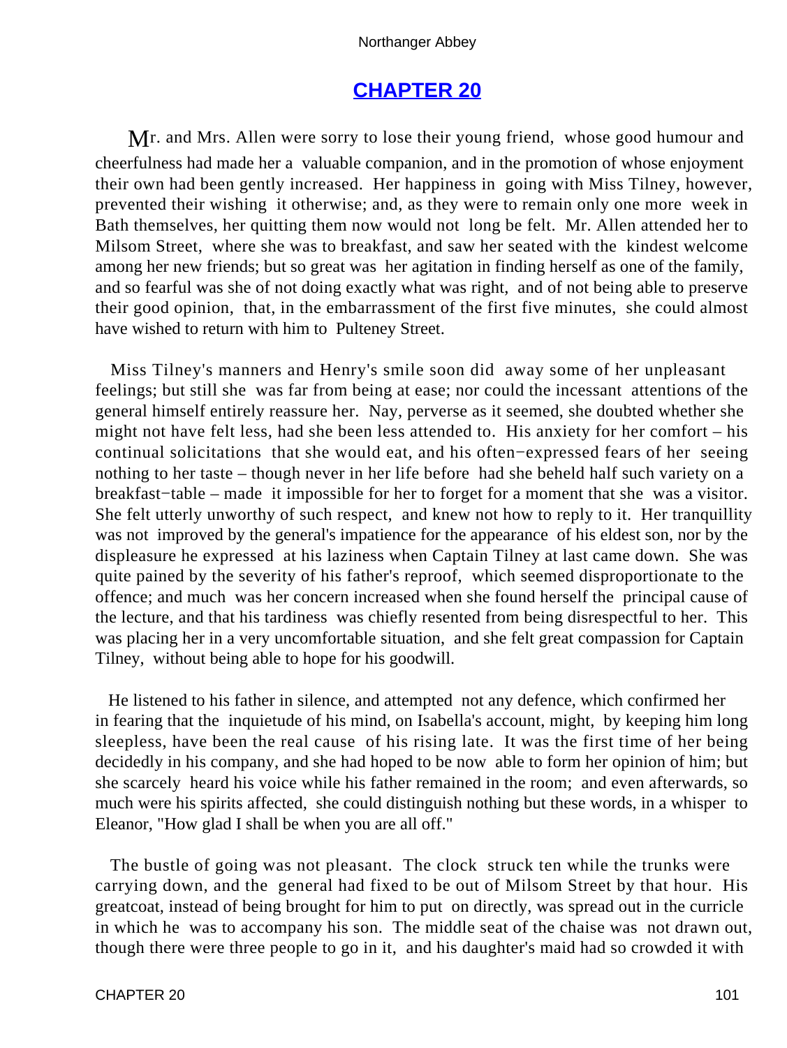## CHAPTER 20

Mr. and Mrs. Allen were sorry to lose their young friend, whose good humour and cheerfulness had made her a valuable companion, and in the promotion of whose enjoyment their own had been gently increased. Her happiness in going with Miss Tilney, however, prevented their wishing it otherwise; and, as they were to remain only one more week in Bath themselves, her quitting them now would not long be felt. Mr. Allen attended her to Milsom Street, where she was to breakfast, and saw her seated with the kindest welcome among her new friends; but so great was her agitation in finding herself as one of the family, and so fearful was she of not doing exactly what was right, and of not being able to preserve their good opinion, that, in the embarrassment of the first five minutes, she could almost have wished to return with him to Pulteney Street.

Miss Tilney's manners and Henry's smile soon did away some of her unpleasant feelings; but still she was far from being at ease; nor could the incessant attentions of the general himself entirely reassure her. Nay, perverse as it seemed, she doubted whether she might not have felt less, had she been less attended to. His anxiety for her comfort – his continual solicitations that she would eat, and his often−expressed fears of her seeing nothing to her taste – though never in her life before had she beheld half such variety on a breakfast−table – made it impossible for her to forget for a moment that she was a visitor. She felt utterly unworthy of such respect, and knew not how to reply to it. Her tranquillity was not improved by the general's impatience for the appearance of his eldest son, nor by the displeasure he expressed at his laziness when Captain Tilney at last came down. She was quite pained by the severity of his father's reproof, which seemed disproportionate to the offence; and much was her concern increased when she found herself the principal cause of the lecture, and that his tardiness was chiefly resented from being disrespectful to her. This was placing her in a very uncomfortable situation, and she felt great compassion for Captain Tilney, without being able to hope for his goodwill.

He listened to his father in silence, and attempted not any defence, which confirmed her in fearing that the inquietude of his mind, on Isabella's account, might, by keeping him long sleepless, have been the real cause of his rising late. It was the first time of her being decidedly in his company, and she had hoped to be now able to form her opinion of him; but she scarcely heard his voice while his father remained in the room; and even afterwards, so much were his spirits affected, she could distinguish nothing but these words, in a whisper to Eleanor, "How glad I shall be when you are all off."

The bustle of going was not pleasant. The clock struck ten while the trunks were carrying down, and the general had fixed to be out of Milsom Street by that hour. His greatcoat, instead of being brought for him to put on directly, was spread out in the curricle in which he was to accompany his son. The middle seat of the chaise was not drawn out, though there were three people to go in it, and his daughter's maid had so crowded it with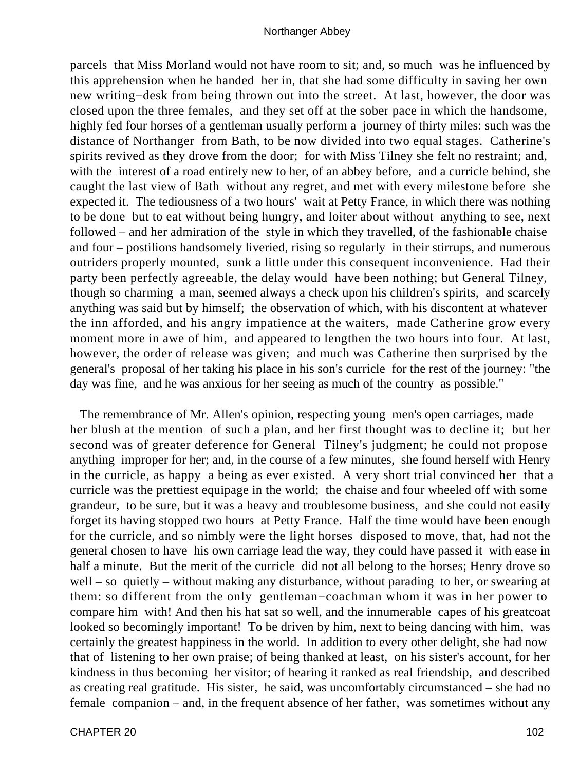parcels that Miss Morland would not have room to sit; and, so much was he influenced by this apprehension when he handed her in, that she had some difficulty in saving her own new writing−desk from being thrown out into the street. At last, however, the door was closed upon the three females, and they set off at the sober pace in which the handsome, highly fed four horses of a gentleman usually perform a journey of thirty miles: such was the distance of Northanger from Bath, to be now divided into two equal stages. Catherine's spirits revived as they drove from the door; for with Miss Tilney she felt no restraint; and, with the interest of a road entirely new to her, of an abbey before, and a curricle behind, she caught the last view of Bath without any regret, and met with every milestone before she expected it. The tediousness of a two hours' wait at Petty France, in which there was nothing to be done but to eat without being hungry, and loiter about without anything to see, next followed – and her admiration of the style in which they travelled, of the fashionable chaise and four – postilions handsomely liveried, rising so regularly in their stirrups, and numerous outriders properly mounted, sunk a little under this consequent inconvenience. Had their party been perfectly agreeable, the delay would have been nothing; but General Tilney, though so charming a man, seemed always a check upon his children's spirits, and scarcely anything was said but by himself; the observation of which, with his discontent at whatever the inn afforded, and his angry impatience at the waiters, made Catherine grow every moment more in awe of him, and appeared to lengthen the two hours into four. At last, however, the order of release was given; and much was Catherine then surprised by the general's proposal of her taking his place in his son's curricle for the rest of the journey: "the day was fine, and he was anxious for her seeing as much of the country as possible."

The remembrance of Mr. Allen's opinion, respecting young men's open carriages, made her blush at the mention of such a plan, and her first thought was to decline it; but her second was of greater deference for General Tilney's judgment; he could not propose anything improper for her; and, in the course of a few minutes, she found herself with Henry in the curricle, as happy a being as ever existed. A very short trial convinced her that a curricle was the prettiest equipage in the world; the chaise and four wheeled off with some grandeur, to be sure, but it was a heavy and troublesome business, and she could not easily forget its having stopped two hours at Petty France. Half the time would have been enough for the curricle, and so nimbly were the light horses disposed to move, that, had not the general chosen to have his own carriage lead the way, they could have passed it with ease in half a minute. But the merit of the curricle did not all belong to the horses; Henry drove so well – so quietly – without making any disturbance, without parading to her, or swearing at them: so different from the only gentleman−coachman whom it was in her power to compare him with! And then his hat sat so well, and the innumerable capes of his greatcoat looked so becomingly important! To be driven by him, next to being dancing with him, was certainly the greatest happiness in the world. In addition to every other delight, she had now that of listening to her own praise; of being thanked at least, on his sister's account, for her kindness in thus becoming her visitor; of hearing it ranked as real friendship, and described as creating real gratitude. His sister, he said, was uncomfortably circumstanced – she had no female companion – and, in the frequent absence of her father, was sometimes without any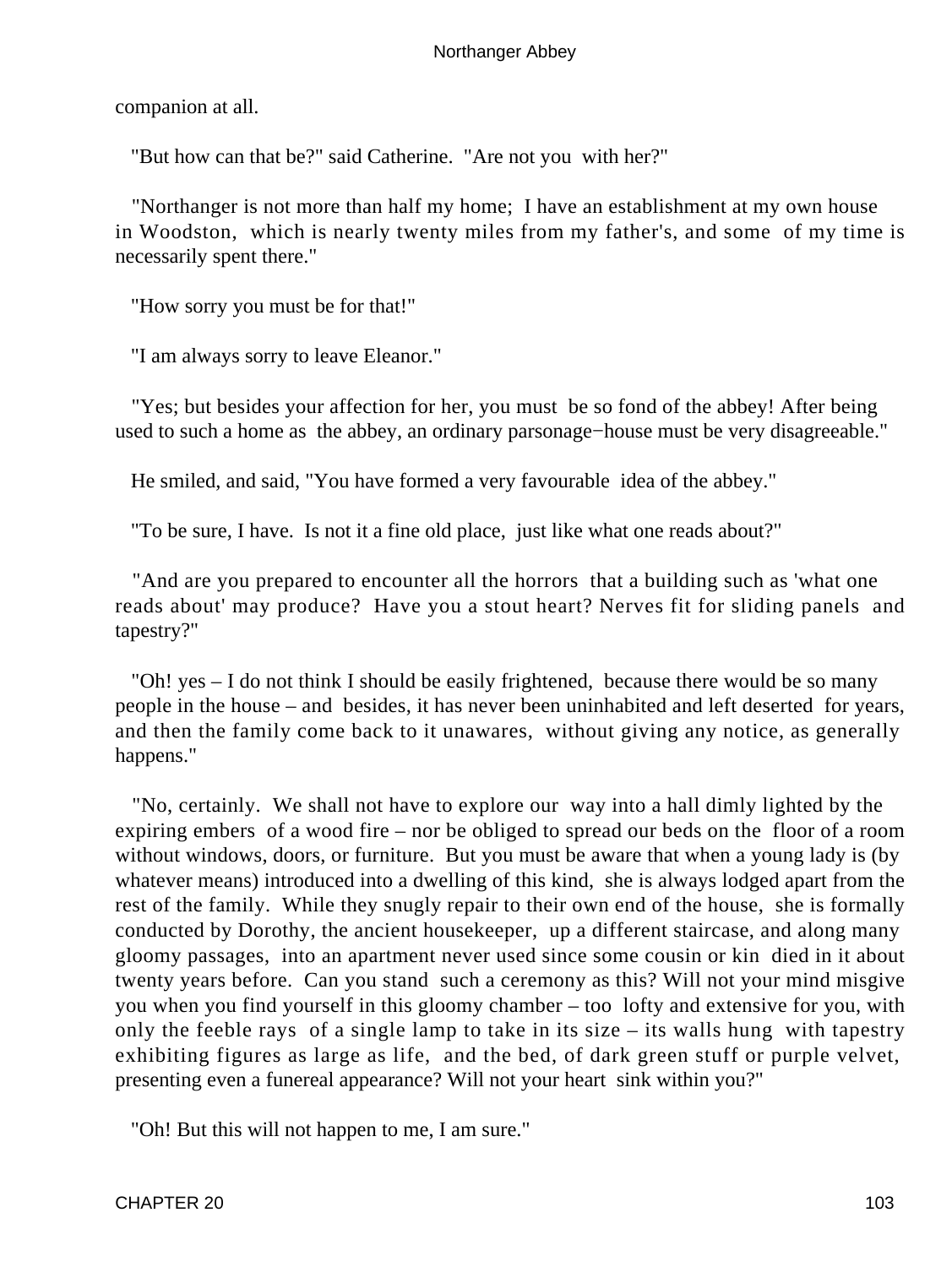companion at all.

"But how can that be?" said Catherine. "Are not you with her?"

"Northanger is not more than half my home; I have an establishment at my own house in Woodston, which is nearly twenty miles from my father's, and some of my time is necessarily spent there."

"How sorry you must be for that!"

"I am always sorry to leave Eleanor."

"Yes; but besides your affection for her, you must be so fond of the abbey! After being used to such a home as the abbey, an ordinary parsonage−house must be very disagreeable."

He smiled, and said, "You have formed a very favourable idea of the abbey."

"To be sure, I have. Is not it a fine old place, just like what one reads about?"

"And are you prepared to encounter all the horrors that a building such as 'what one reads about' may produce? Have you a stout heart? Nerves fit for sliding panels and tapestry?"

"Oh! yes – I do not think I should be easily frightened, because there would be so many people in the house – and besides, it has never been uninhabited and left deserted for years, and then the family come back to it unawares, without giving any notice, as generally happens."

"No, certainly. We shall not have to explore our way into a hall dimly lighted by the expiring embers of a wood fire – nor be obliged to spread our beds on the floor of a room without windows, doors, or furniture. But you must be aware that when a young lady is (by whatever means) introduced into a dwelling of this kind, she is always lodged apart from the rest of the family. While they snugly repair to their own end of the house, she is formally conducted by Dorothy, the ancient housekeeper, up a different staircase, and along many gloomy passages, into an apartment never used since some cousin or kin died in it about twenty years before. Can you stand such a ceremony as this? Will not your mind misgive you when you find yourself in this gloomy chamber – too lofty and extensive for you, with only the feeble rays of a single lamp to take in its size – its walls hung with tapestry exhibiting figures as large as life, and the bed, of dark green stuff or purple velvet, presenting even a funereal appearance? Will not your heart sink within you?"

"Oh! But this will not happen to me, I am sure."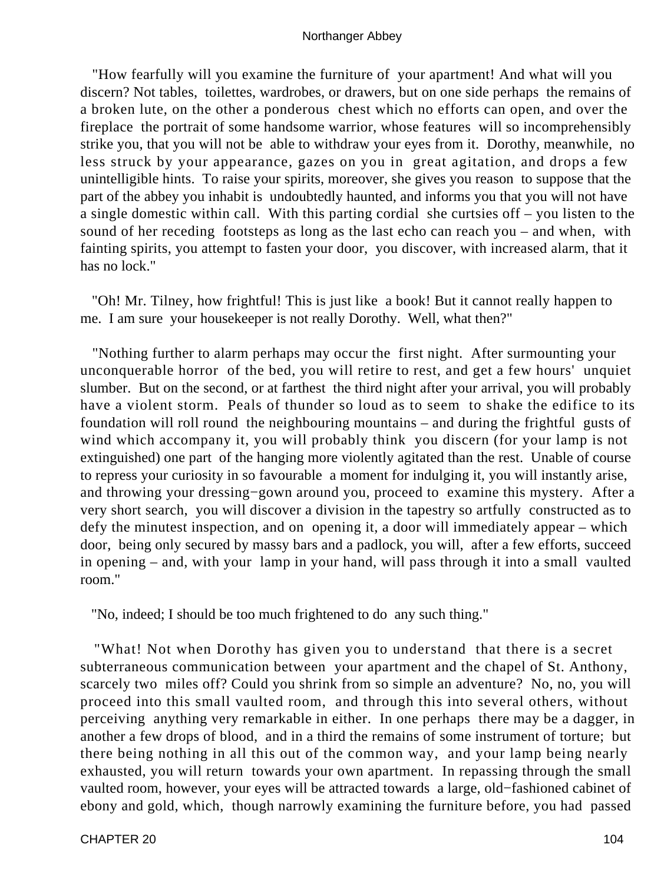"How fearfully will you examine the furniture of your apartment! And what will you discern? Not tables, toilettes, wardrobes, or drawers, but on one side perhaps the remains of a broken lute, on the other a ponderous chest which no efforts can open, and over the fireplace the portrait of some handsome warrior, whose features will so incomprehensibly strike you, that you will not be able to withdraw your eyes from it. Dorothy, meanwhile, no less struck by your appearance, gazes on you in great agitation, and drops a few unintelligible hints. To raise your spirits, moreover, she gives you reason to suppose that the part of the abbey you inhabit is undoubtedly haunted, and informs you that you will not have a single domestic within call. With this parting cordial she curtsies off – you listen to the sound of her receding footsteps as long as the last echo can reach you – and when, with fainting spirits, you attempt to fasten your door, you discover, with increased alarm, that it has no lock."

"Oh! Mr. Tilney, how frightful! This is just like a book! But it cannot really happen to me. I am sure your housekeeper is not really Dorothy. Well, what then?"

"Nothing further to alarm perhaps may occur the first night. After surmounting your unconquerable horror of the bed, you will retire to rest, and get a few hours' unquiet slumber. But on the second, or at farthest the third night after your arrival, you will probably have a violent storm. Peals of thunder so loud as to seem to shake the edifice to its foundation will roll round the neighbouring mountains – and during the frightful gusts of wind which accompany it, you will probably think you discern (for your lamp is not extinguished) one part of the hanging more violently agitated than the rest. Unable of course to repress your curiosity in so favourable a moment for indulging it, you will instantly arise, and throwing your dressing−gown around you, proceed to examine this mystery. After a very short search, you will discover a division in the tapestry so artfully constructed as to defy the minutest inspection, and on opening it, a door will immediately appear – which door, being only secured by massy bars and a padlock, you will, after a few efforts, succeed in opening – and, with your lamp in your hand, will pass through it into a small vaulted room."

"No, indeed; I should be too much frightened to do any such thing."

"What! Not when Dorothy has given you to understand that there is a secret subterraneous communication between your apartment and the chapel of St. Anthony, scarcely two miles off? Could you shrink from so simple an adventure? No, no, you will proceed into this small vaulted room, and through this into several others, without perceiving anything very remarkable in either. In one perhaps there may be a dagger, in another a few drops of blood, and in a third the remains of some instrument of torture; but there being nothing in all this out of the common way, and your lamp being nearly exhausted, you will return towards your own apartment. In repassing through the small vaulted room, however, your eyes will be attracted towards a large, old−fashioned cabinet of ebony and gold, which, though narrowly examining the furniture before, you had passed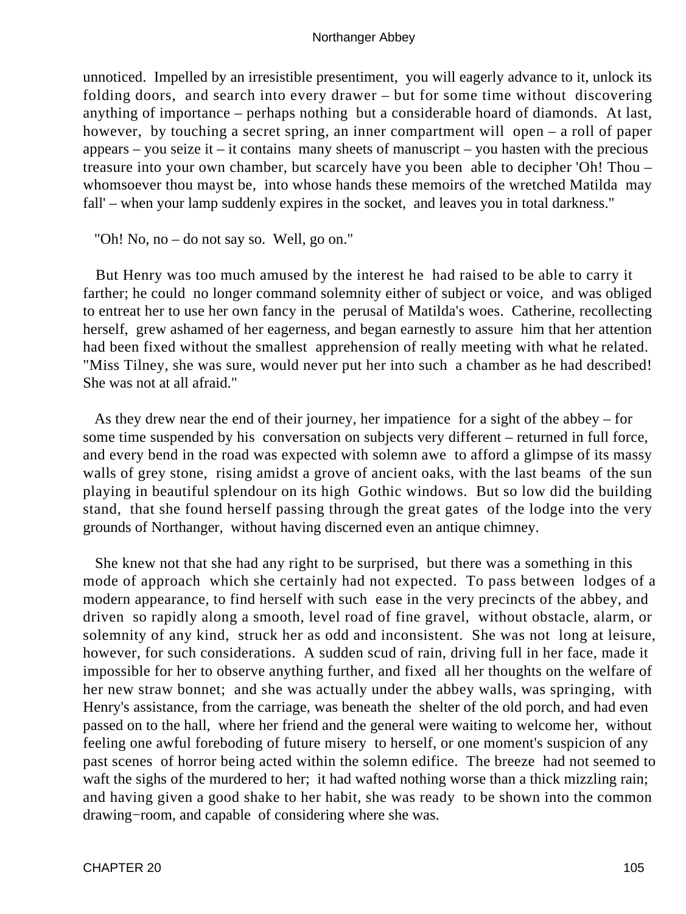unnoticed. Impelled by an irresistible presentiment, you will eagerly advance to it, unlock its folding doors, and search into every drawer – but for some time without discovering anything of importance – perhaps nothing but a considerable hoard of diamonds. At last, however, by touching a secret spring, an inner compartment will open – a roll of paper appears – you seize it – it contains many sheets of manuscript – you hasten with the precious treasure into your own chamber, but scarcely have you been able to decipher 'Oh! Thou – whomsoever thou mayst be, into whose hands these memoirs of the wretched Matilda may fall' – when your lamp suddenly expires in the socket, and leaves you in total darkness."

"Oh! No, no – do not say so. Well, go on."

But Henry was too much amused by the interest he had raised to be able to carry it farther; he could no longer command solemnity either of subject or voice, and was obliged to entreat her to use her own fancy in the perusal of Matilda's woes. Catherine, recollecting herself, grew ashamed of her eagerness, and began earnestly to assure him that her attention had been fixed without the smallest apprehension of really meeting with what he related. "Miss Tilney, she was sure, would never put her into such a chamber as he had described! She was not at all afraid."

As they drew near the end of their journey, her impatience for a sight of the abbey – for some time suspended by his conversation on subjects very different – returned in full force, and every bend in the road was expected with solemn awe to afford a glimpse of its massy walls of grey stone, rising amidst a grove of ancient oaks, with the last beams of the sun playing in beautiful splendour on its high Gothic windows. But so low did the building stand, that she found herself passing through the great gates of the lodge into the very grounds of Northanger, without having discerned even an antique chimney.

She knew not that she had any right to be surprised, but there was a something in this mode of approach which she certainly had not expected. To pass between lodges of a modern appearance, to find herself with such ease in the very precincts of the abbey, and driven so rapidly along a smooth, level road of fine gravel, without obstacle, alarm, or solemnity of any kind, struck her as odd and inconsistent. She was not long at leisure, however, for such considerations. A sudden scud of rain, driving full in her face, made it impossible for her to observe anything further, and fixed all her thoughts on the welfare of her new straw bonnet; and she was actually under the abbey walls, was springing, with Henry's assistance, from the carriage, was beneath the shelter of the old porch, and had even passed on to the hall, where her friend and the general were waiting to welcome her, without feeling one awful foreboding of future misery to herself, or one moment's suspicion of any past scenes of horror being acted within the solemn edifice. The breeze had not seemed to waft the sighs of the murdered to her; it had wafted nothing worse than a thick mizzling rain; and having given a good shake to her habit, she was ready to be shown into the common drawing−room, and capable of considering where she was.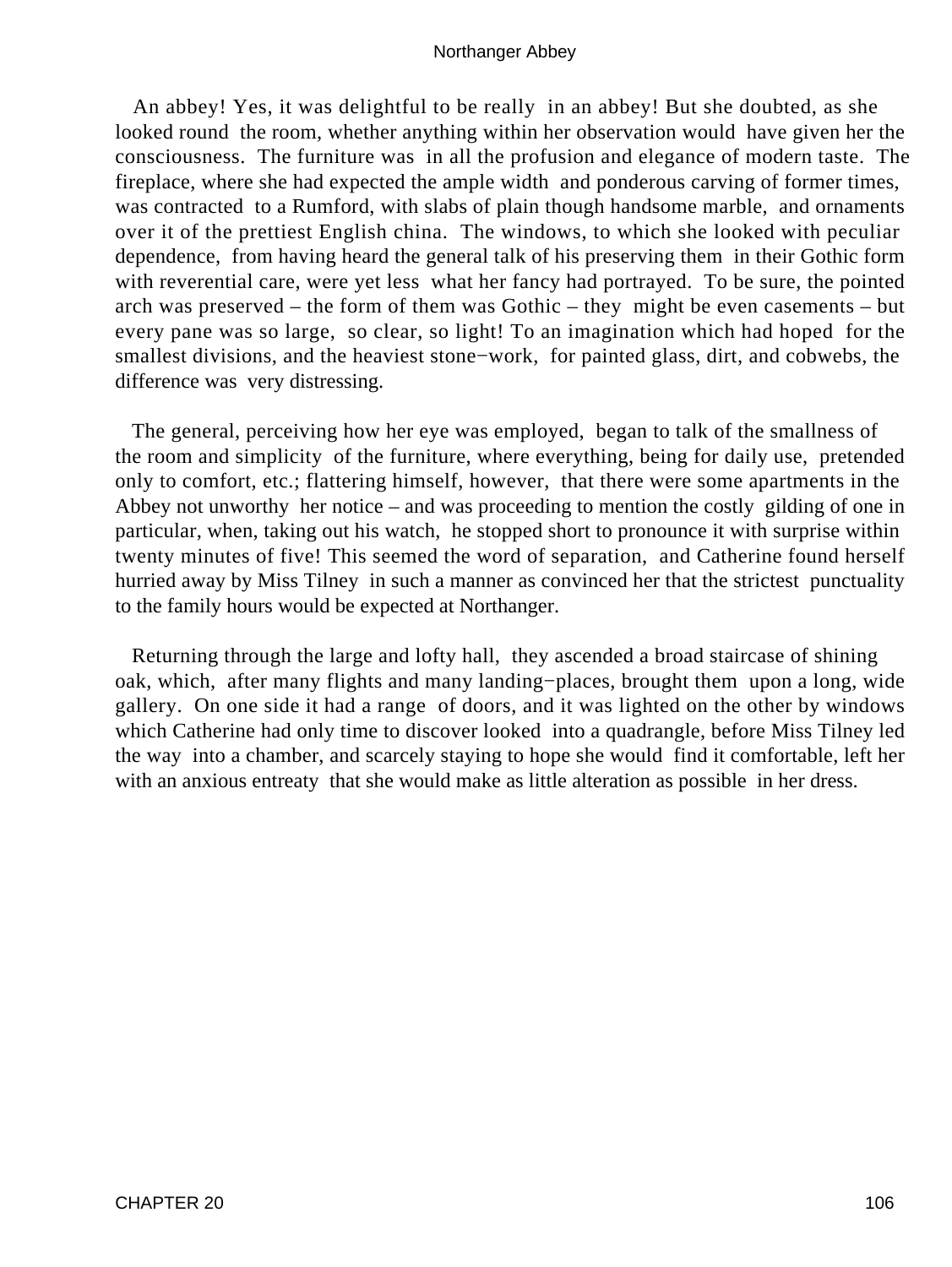An abbey! Yes, it was delightful to be really in an abbey! But she doubted, as she looked round the room, whether anything within her observation would have given her the consciousness. The furniture was in all the profusion and elegance of modern taste. The fireplace, where she had expected the ample width and ponderous carving of former times, was contracted to a Rumford, with slabs of plain though handsome marble, and ornaments over it of the prettiest English china. The windows, to which she looked with peculiar dependence, from having heard the general talk of his preserving them in their Gothic form with reverential care, were yet less what her fancy had portrayed. To be sure, the pointed arch was preserved – the form of them was Gothic – they might be even casements – but every pane was so large, so clear, so light! To an imagination which had hoped for the smallest divisions, and the heaviest stone−work, for painted glass, dirt, and cobwebs, the difference was very distressing.

The general, perceiving how her eye was employed, began to talk of the smallness of the room and simplicity of the furniture, where everything, being for daily use, pretended only to comfort, etc.; flattering himself, however, that there were some apartments in the Abbey not unworthy her notice – and was proceeding to mention the costly gilding of one in particular, when, taking out his watch, he stopped short to pronounce it with surprise within twenty minutes of five! This seemed the word of separation, and Catherine found herself hurried away by Miss Tilney in such a manner as convinced her that the strictest punctuality to the family hours would be expected at Northanger.

Returning through the large and lofty hall, they ascended a broad staircase of shining oak, which, after many flights and many landing−places, brought them upon a long, wide gallery. On one side it had a range of doors, and it was lighted on the other by windows which Catherine had only time to discover looked into a quadrangle, before Miss Tilney led the way into a chamber, and scarcely staying to hope she would find it comfortable, left her with an anxious entreaty that she would make as little alteration as possible in her dress.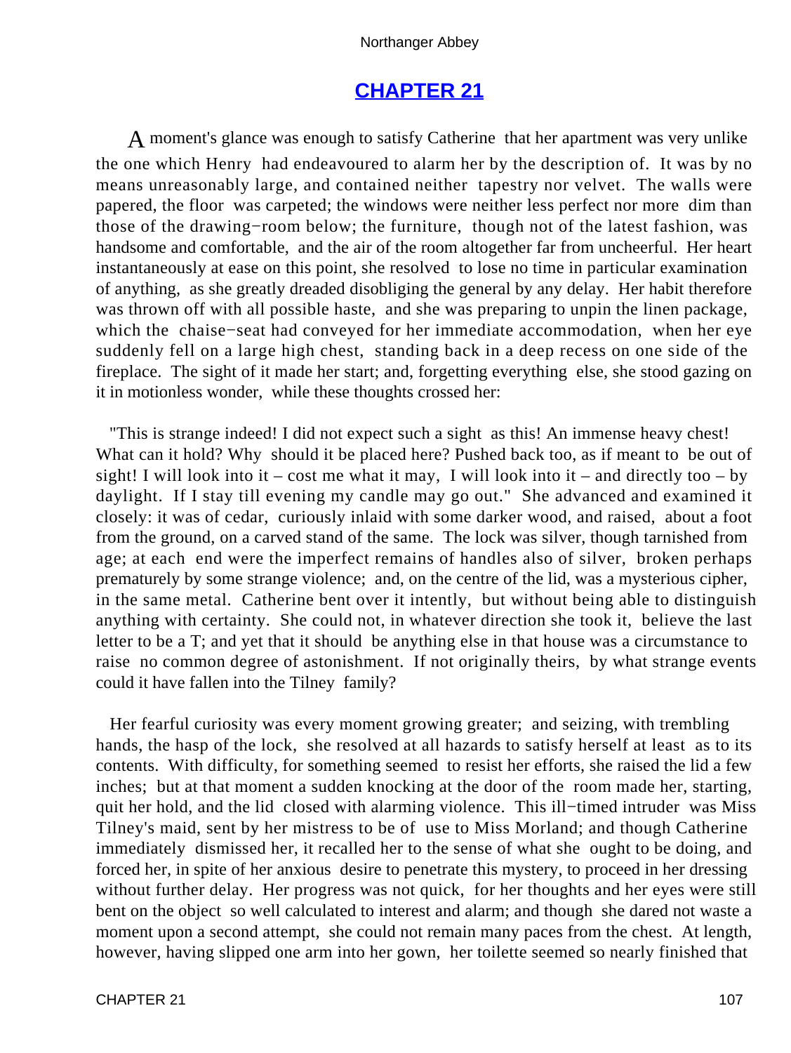# CHAPTER 21

A moment's glance was enough to satisfy Catherine that her apartment was very unlike the one which Henry had endeavoured to alarm her by the description of. It was by no means unreasonably large, and contained neither tapestry nor velvet. The walls were papered, the floor was carpeted; the windows were neither less perfect nor more dim than those of the drawing−room below; the furniture, though not of the latest fashion, was handsome and comfortable, and the air of the room altogether far from uncheerful. Her heart instantaneously at ease on this point, she resolved to lose no time in particular examination of anything, as she greatly dreaded disobliging the general by any delay. Her habit therefore was thrown off with all possible haste, and she was preparing to unpin the linen package, which the chaise−seat had conveyed for her immediate accommodation, when her eye suddenly fell on a large high chest, standing back in a deep recess on one side of the fireplace. The sight of it made her start; and, forgetting everything else, she stood gazing on it in motionless wonder, while these thoughts crossed her:

"This is strange indeed! I did not expect such a sight as this! An immense heavy chest! What can it hold? Why should it be placed here? Pushed back too, as if meant to be out of sight! I will look into it – cost me what it may, I will look into it – and directly too – by daylight. If I stay till evening my candle may go out." She advanced and examined it closely: it was of cedar, curiously inlaid with some darker wood, and raised, about a foot from the ground, on a carved stand of the same. The lock was silver, though tarnished from age; at each end were the imperfect remains of handles also of silver, broken perhaps prematurely by some strange violence; and, on the centre of the lid, was a mysterious cipher, in the same metal. Catherine bent over it intently, but without being able to distinguish anything with certainty. She could not, in whatever direction she took it, believe the last letter to be a T; and yet that it should be anything else in that house was a circumstance to raise no common degree of astonishment. If not originally theirs, by what strange events could it have fallen into the Tilney family?

Her fearful curiosity was every moment growing greater; and seizing, with trembling hands, the hasp of the lock, she resolved at all hazards to satisfy herself at least as to its contents. With difficulty, for something seemed to resist her efforts, she raised the lid a few inches; but at that moment a sudden knocking at the door of the room made her, starting, quit her hold, and the lid closed with alarming violence. This ill−timed intruder was Miss Tilney's maid, sent by her mistress to be of use to Miss Morland; and though Catherine immediately dismissed her, it recalled her to the sense of what she ought to be doing, and forced her, in spite of her anxious desire to penetrate this mystery, to proceed in her dressing without further delay. Her progress was not quick, for her thoughts and her eyes were still bent on the object so well calculated to interest and alarm; and though she dared not waste a moment upon a second attempt, she could not remain many paces from the chest. At length, however, having slipped one arm into her gown, her toilette seemed so nearly finished that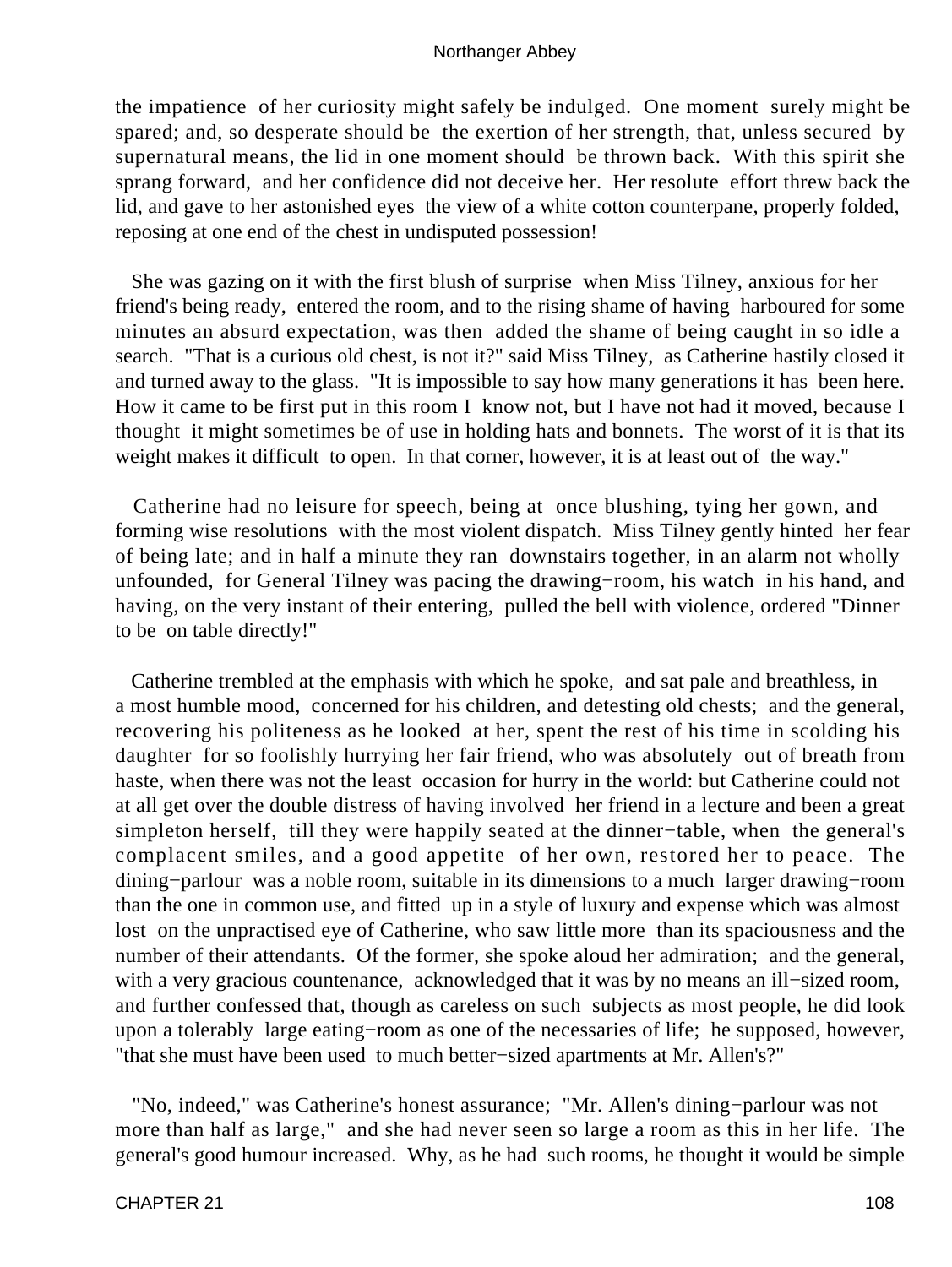the impatience of her curiosity might safely be indulged. One moment surely might be spared; and, so desperate should be the exertion of her strength, that, unless secured by supernatural means, the lid in one moment should be thrown back. With this spirit she sprang forward, and her confidence did not deceive her. Her resolute effort threw back the lid, and gave to her astonished eyes the view of a white cotton counterpane, properly folded, reposing at one end of the chest in undisputed possession!

She was gazing on it with the first blush of surprise when Miss Tilney, anxious for her friend's being ready, entered the room, and to the rising shame of having harboured for some minutes an absurd expectation, was then added the shame of being caught in so idle a search. "That is a curious old chest, is not it?" said Miss Tilney, as Catherine hastily closed it and turned away to the glass. "It is impossible to say how many generations it has been here. How it came to be first put in this room I know not, but I have not had it moved, because I thought it might sometimes be of use in holding hats and bonnets. The worst of it is that its weight makes it difficult to open. In that corner, however, it is at least out of the way."

Catherine had no leisure for speech, being at once blushing, tying her gown, and forming wise resolutions with the most violent dispatch. Miss Tilney gently hinted her fear of being late; and in half a minute they ran downstairs together, in an alarm not wholly unfounded, for General Tilney was pacing the drawing−room, his watch in his hand, and having, on the very instant of their entering, pulled the bell with violence, ordered "Dinner to be on table directly!"

Catherine trembled at the emphasis with which he spoke, and sat pale and breathless, in a most humble mood, concerned for his children, and detesting old chests; and the general, recovering his politeness as he looked at her, spent the rest of his time in scolding his daughter for so foolishly hurrying her fair friend, who was absolutely out of breath from haste, when there was not the least occasion for hurry in the world: but Catherine could not at all get over the double distress of having involved her friend in a lecture and been a great simpleton herself, till they were happily seated at the dinner−table, when the general's complacent smiles, and a good appetite of her own, restored her to peace. The dining−parlour was a noble room, suitable in its dimensions to a much larger drawing−room than the one in common use, and fitted up in a style of luxury and expense which was almost lost on the unpractised eye of Catherine, who saw little more than its spaciousness and the number of their attendants. Of the former, she spoke aloud her admiration; and the general, with a very gracious countenance, acknowledged that it was by no means an ill−sized room, and further confessed that, though as careless on such subjects as most people, he did look upon a tolerably large eating−room as one of the necessaries of life; he supposed, however, "that she must have been used to much better−sized apartments at Mr. Allen's?"

"No, indeed," was Catherine's honest assurance; "Mr. Allen's dining−parlour was not more than half as large," and she had never seen so large a room as this in her life. The general's good humour increased. Why, as he had such rooms, he thought it would be simple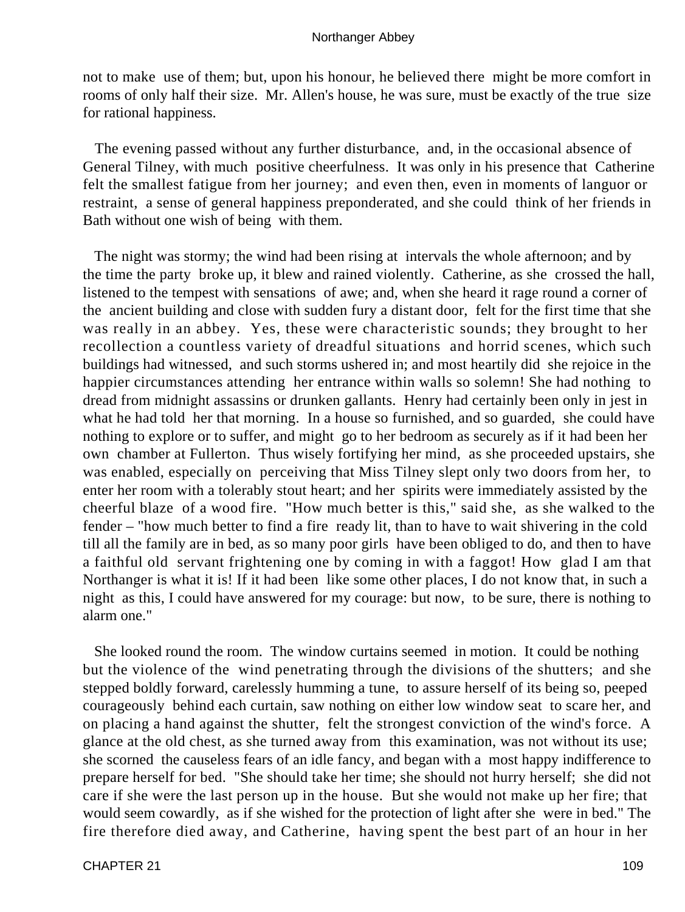not to make use of them; but, upon his honour, he believed there might be more comfort in rooms of only half their size. Mr. Allen's house, he was sure, must be exactly of the true size for rational happiness.

The evening passed without any further disturbance, and, in the occasional absence of General Tilney, with much positive cheerfulness. It was only in his presence that Catherine felt the smallest fatigue from her journey; and even then, even in moments of languor or restraint, a sense of general happiness preponderated, and she could think of her friends in Bath without one wish of being with them.

The night was stormy; the wind had been rising at intervals the whole afternoon; and by the time the party broke up, it blew and rained violently. Catherine, as she crossed the hall, listened to the tempest with sensations of awe; and, when she heard it rage round a corner of the ancient building and close with sudden fury a distant door, felt for the first time that she was really in an abbey. Yes, these were characteristic sounds; they brought to her recollection a countless variety of dreadful situations and horrid scenes, which such buildings had witnessed, and such storms ushered in; and most heartily did she rejoice in the happier circumstances attending her entrance within walls so solemn! She had nothing to dread from midnight assassins or drunken gallants. Henry had certainly been only in jest in what he had told her that morning. In a house so furnished, and so guarded, she could have nothing to explore or to suffer, and might go to her bedroom as securely as if it had been her own chamber at Fullerton. Thus wisely fortifying her mind, as she proceeded upstairs, she was enabled, especially on perceiving that Miss Tilney slept only two doors from her, to enter her room with a tolerably stout heart; and her spirits were immediately assisted by the cheerful blaze of a wood fire. "How much better is this," said she, as she walked to the fender – "how much better to find a fire ready lit, than to have to wait shivering in the cold till all the family are in bed, as so many poor girls have been obliged to do, and then to have a faithful old servant frightening one by coming in with a faggot! How glad I am that Northanger is what it is! If it had been like some other places, I do not know that, in such a night as this, I could have answered for my courage: but now, to be sure, there is nothing to alarm one."

She looked round the room. The window curtains seemed in motion. It could be nothing but the violence of the wind penetrating through the divisions of the shutters; and she stepped boldly forward, carelessly humming a tune, to assure herself of its being so, peeped courageously behind each curtain, saw nothing on either low window seat to scare her, and on placing a hand against the shutter, felt the strongest conviction of the wind's force. A glance at the old chest, as she turned away from this examination, was not without its use; she scorned the causeless fears of an idle fancy, and began with a most happy indifference to prepare herself for bed. "She should take her time; she should not hurry herself; she did not care if she were the last person up in the house. But she would not make up her fire; that would seem cowardly, as if she wished for the protection of light after she were in bed." The fire therefore died away, and Catherine, having spent the best part of an hour in her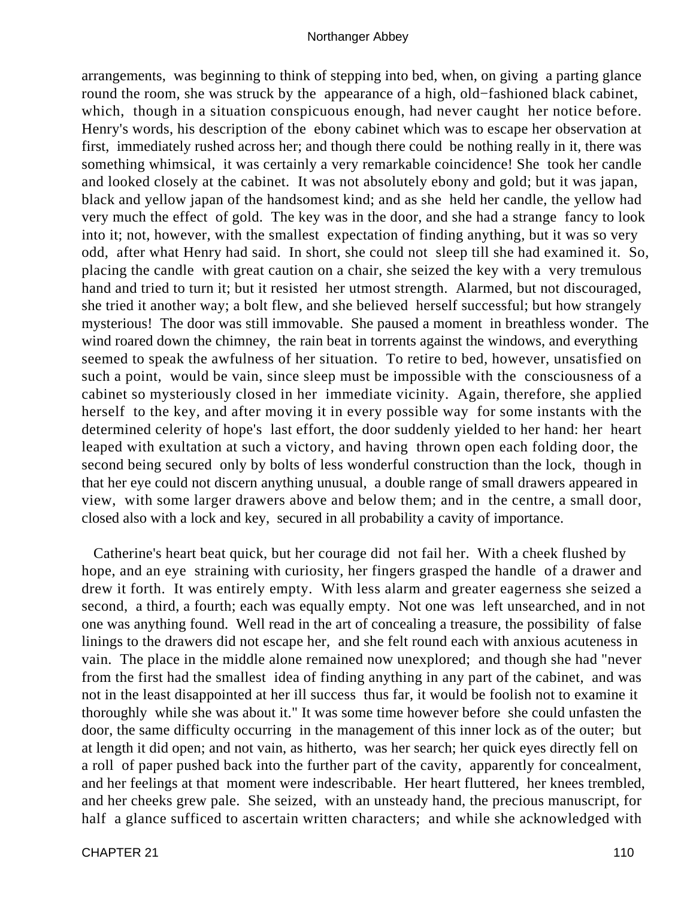arrangements, was beginning to think of stepping into bed, when, on giving a parting glance round the room, she was struck by the appearance of a high, old−fashioned black cabinet, which, though in a situation conspicuous enough, had never caught her notice before. Henry's words, his description of the ebony cabinet which was to escape her observation at first, immediately rushed across her; and though there could be nothing really in it, there was something whimsical, it was certainly a very remarkable coincidence! She took her candle and looked closely at the cabinet. It was not absolutely ebony and gold; but it was japan, black and yellow japan of the handsomest kind; and as she held her candle, the yellow had very much the effect of gold. The key was in the door, and she had a strange fancy to look into it; not, however, with the smallest expectation of finding anything, but it was so very odd, after what Henry had said. In short, she could not sleep till she had examined it. So, placing the candle with great caution on a chair, she seized the key with a very tremulous hand and tried to turn it; but it resisted her utmost strength. Alarmed, but not discouraged, she tried it another way; a bolt flew, and she believed herself successful; but how strangely mysterious! The door was still immovable. She paused a moment in breathless wonder. The wind roared down the chimney, the rain beat in torrents against the windows, and everything seemed to speak the awfulness of her situation. To retire to bed, however, unsatisfied on such a point, would be vain, since sleep must be impossible with the consciousness of a cabinet so mysteriously closed in her immediate vicinity. Again, therefore, she applied herself to the key, and after moving it in every possible way for some instants with the determined celerity of hope's last effort, the door suddenly yielded to her hand: her heart leaped with exultation at such a victory, and having thrown open each folding door, the second being secured only by bolts of less wonderful construction than the lock, though in that her eye could not discern anything unusual, a double range of small drawers appeared in view, with some larger drawers above and below them; and in the centre, a small door, closed also with a lock and key, secured in all probability a cavity of importance.

Catherine's heart beat quick, but her courage did not fail her. With a cheek flushed by hope, and an eye straining with curiosity, her fingers grasped the handle of a drawer and drew it forth. It was entirely empty. With less alarm and greater eagerness she seized a second, a third, a fourth; each was equally empty. Not one was left unsearched, and in not one was anything found. Well read in the art of concealing a treasure, the possibility of false linings to the drawers did not escape her, and she felt round each with anxious acuteness in vain. The place in the middle alone remained now unexplored; and though she had "never from the first had the smallest idea of finding anything in any part of the cabinet, and was not in the least disappointed at her ill success thus far, it would be foolish not to examine it thoroughly while she was about it." It was some time however before she could unfasten the door, the same difficulty occurring in the management of this inner lock as of the outer; but at length it did open; and not vain, as hitherto, was her search; her quick eyes directly fell on a roll of paper pushed back into the further part of the cavity, apparently for concealment, and her feelings at that moment were indescribable. Her heart fluttered, her knees trembled, and her cheeks grew pale. She seized, with an unsteady hand, the precious manuscript, for half a glance sufficed to ascertain written characters; and while she acknowledged with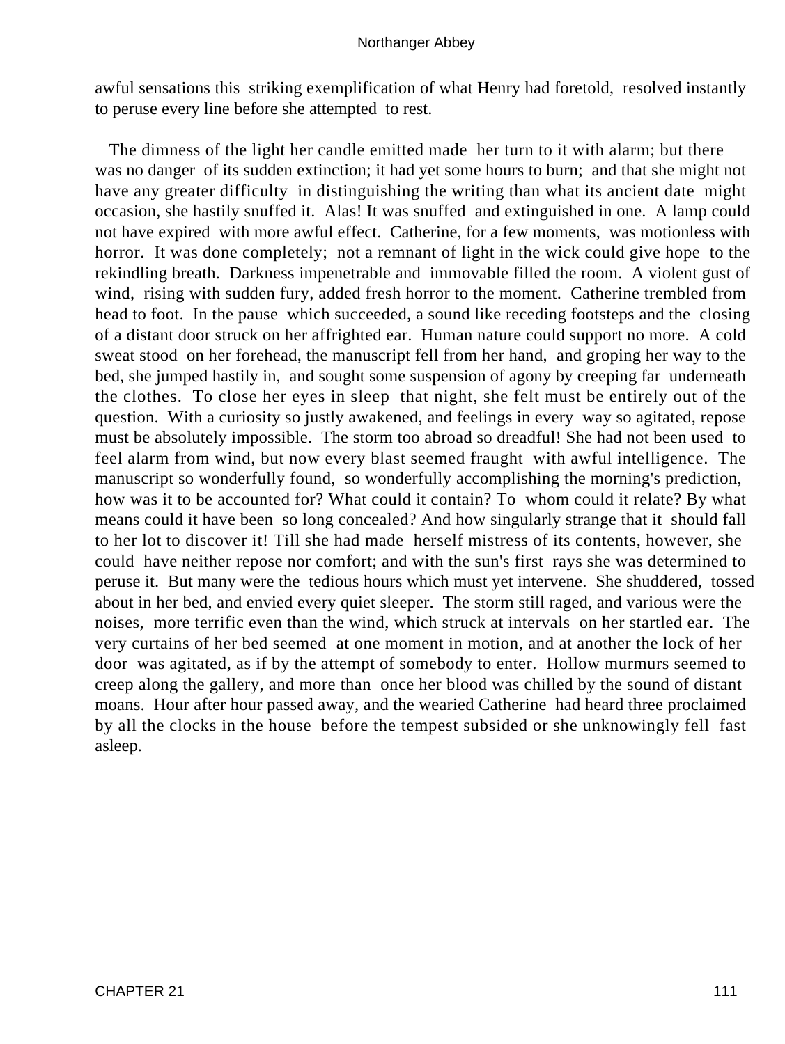awful sensations this striking exemplification of what Henry had foretold, resolved instantly to peruse every line before she attempted to rest.

The dimness of the light her candle emitted made her turn to it with alarm; but there was no danger of its sudden extinction; it had yet some hours to burn; and that she might not have any greater difficulty in distinguishing the writing than what its ancient date might occasion, she hastily snuffed it. Alas! It was snuffed and extinguished in one. A lamp could not have expired with more awful effect. Catherine, for a few moments, was motionless with horror. It was done completely; not a remnant of light in the wick could give hope to the rekindling breath. Darkness impenetrable and immovable filled the room. A violent gust of wind, rising with sudden fury, added fresh horror to the moment. Catherine trembled from head to foot. In the pause which succeeded, a sound like receding footsteps and the closing of a distant door struck on her affrighted ear. Human nature could support no more. A cold sweat stood on her forehead, the manuscript fell from her hand, and groping her way to the bed, she jumped hastily in, and sought some suspension of agony by creeping far underneath the clothes. To close her eyes in sleep that night, she felt must be entirely out of the question. With a curiosity so justly awakened, and feelings in every way so agitated, repose must be absolutely impossible. The storm too abroad so dreadful! She had not been used to feel alarm from wind, but now every blast seemed fraught with awful intelligence. The manuscript so wonderfully found, so wonderfully accomplishing the morning's prediction, how was it to be accounted for? What could it contain? To whom could it relate? By what means could it have been so long concealed? And how singularly strange that it should fall to her lot to discover it! Till she had made herself mistress of its contents, however, she could have neither repose nor comfort; and with the sun's first rays she was determined to peruse it. But many were the tedious hours which must yet intervene. She shuddered, tossed about in her bed, and envied every quiet sleeper. The storm still raged, and various were the noises, more terrific even than the wind, which struck at intervals on her startled ear. The very curtains of her bed seemed at one moment in motion, and at another the lock of her door was agitated, as if by the attempt of somebody to enter. Hollow murmurs seemed to creep along the gallery, and more than once her blood was chilled by the sound of distant moans. Hour after hour passed away, and the wearied Catherine had heard three proclaimed by all the clocks in the house before the tempest subsided or she unknowingly fell fast asleep.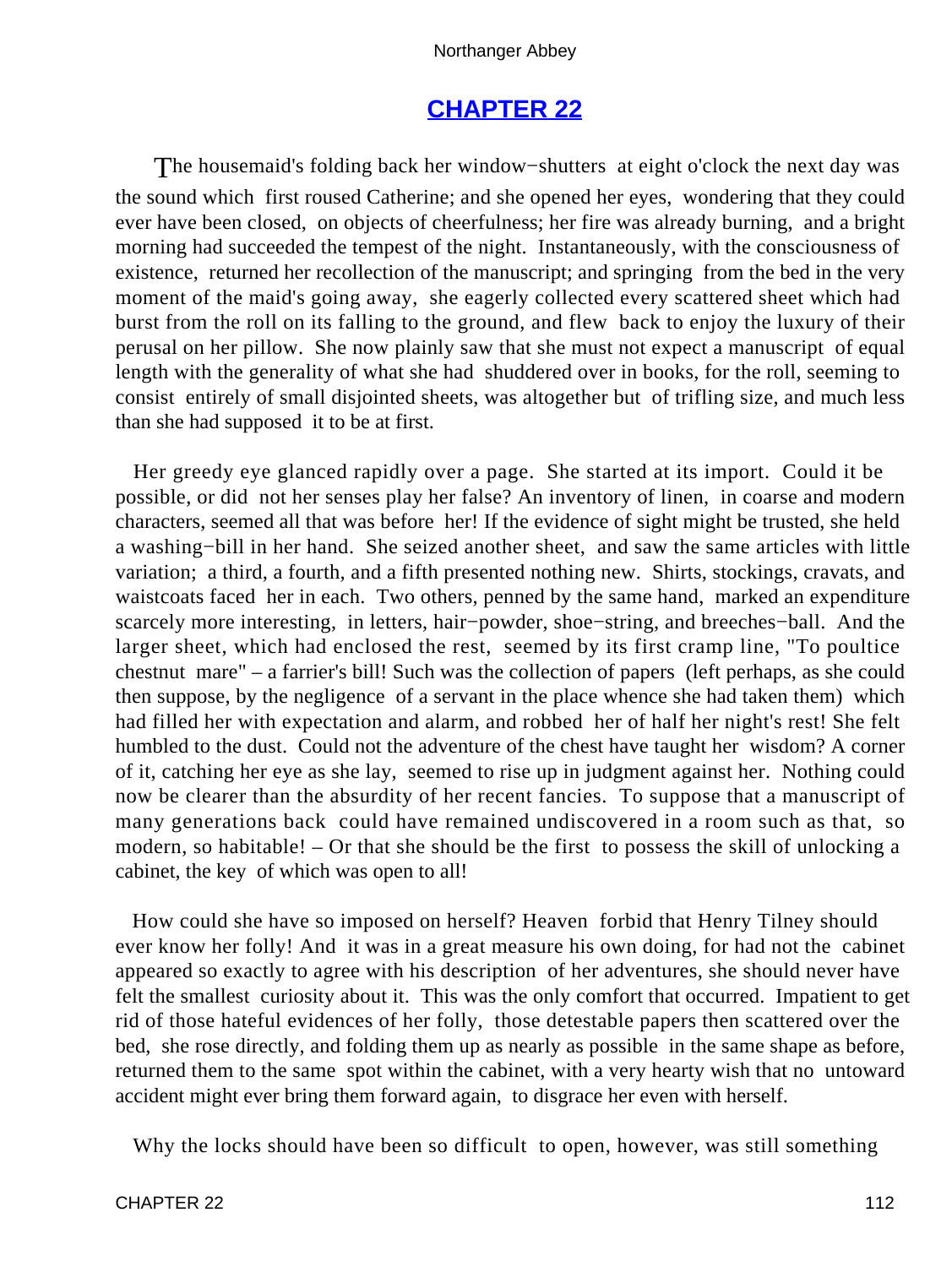# CHAPTER 22

The housemaid's folding back her window−shutters at eight o'clock the next day was the sound which first roused Catherine; and she opened her eyes, wondering that they could ever have been closed, on objects of cheerfulness; her fire was already burning, and a bright morning had succeeded the tempest of the night. Instantaneously, with the consciousness of existence, returned her recollection of the manuscript; and springing from the bed in the very moment of the maid's going away, she eagerly collected every scattered sheet which had burst from the roll on its falling to the ground, and flew back to enjoy the luxury of their perusal on her pillow. She now plainly saw that she must not expect a manuscript of equal length with the generality of what she had shuddered over in books, for the roll, seeming to consist entirely of small disjointed sheets, was altogether but of trifling size, and much less than she had supposed it to be at first.

Her greedy eye glanced rapidly over a page. She started at its import. Could it be possible, or did not her senses play her false? An inventory of linen, in coarse and modern characters, seemed all that was before her! If the evidence of sight might be trusted, she held a washing−bill in her hand. She seized another sheet, and saw the same articles with little variation; a third, a fourth, and a fifth presented nothing new. Shirts, stockings, cravats, and waistcoats faced her in each. Two others, penned by the same hand, marked an expenditure scarcely more interesting, in letters, hair−powder, shoe−string, and breeches−ball. And the larger sheet, which had enclosed the rest, seemed by its first cramp line, "To poultice chestnut mare" – a farrier's bill! Such was the collection of papers (left perhaps, as she could then suppose, by the negligence of a servant in the place whence she had taken them) which had filled her with expectation and alarm, and robbed her of half her night's rest! She felt humbled to the dust. Could not the adventure of the chest have taught her wisdom? A corner of it, catching her eye as she lay, seemed to rise up in judgment against her. Nothing could now be clearer than the absurdity of her recent fancies. To suppose that a manuscript of many generations back could have remained undiscovered in a room such as that, so modern, so habitable! – Or that she should be the first to possess the skill of unlocking a cabinet, the key of which was open to all!

How could she have so imposed on herself? Heaven forbid that Henry Tilney should ever know her folly! And it was in a great measure his own doing, for had not the cabinet appeared so exactly to agree with his description of her adventures, she should never have felt the smallest curiosity about it. This was the only comfort that occurred. Impatient to get rid of those hateful evidences of her folly, those detestable papers then scattered over the bed, she rose directly, and folding them up as nearly as possible in the same shape as before, returned them to the same spot within the cabinet, with a very hearty wish that no untoward accident might ever bring them forward again, to disgrace her even with herself.

Why the locks should have been so difficult to open, however, was still something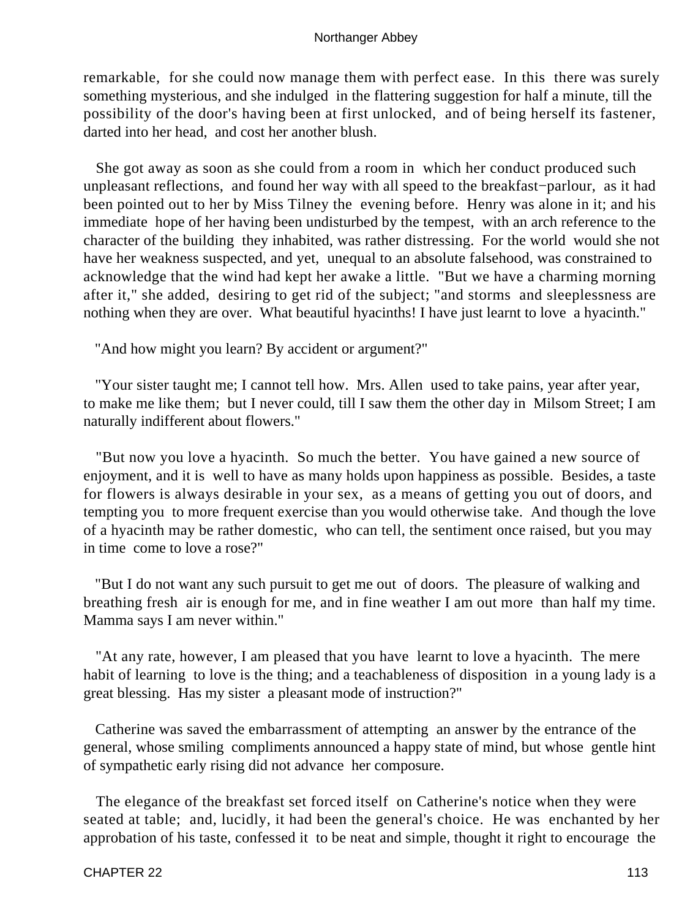remarkable, for she could now manage them with perfect ease. In this there was surely something mysterious, and she indulged in the flattering suggestion for half a minute, till the possibility of the door's having been at first unlocked, and of being herself its fastener, darted into her head, and cost her another blush.

She got away as soon as she could from a room in which her conduct produced such unpleasant reflections, and found her way with all speed to the breakfast−parlour, as it had been pointed out to her by Miss Tilney the evening before. Henry was alone in it; and his immediate hope of her having been undisturbed by the tempest, with an arch reference to the character of the building they inhabited, was rather distressing. For the world would she not have her weakness suspected, and yet, unequal to an absolute falsehood, was constrained to acknowledge that the wind had kept her awake a little. "But we have a charming morning after it," she added, desiring to get rid of the subject; "and storms and sleeplessness are nothing when they are over. What beautiful hyacinths! I have just learnt to love a hyacinth."

"And how might you learn? By accident or argument?"

"Your sister taught me; I cannot tell how. Mrs. Allen used to take pains, year after year, to make me like them; but I never could, till I saw them the other day in Milsom Street; I am naturally indifferent about flowers."

"But now you love a hyacinth. So much the better. You have gained a new source of enjoyment, and it is well to have as many holds upon happiness as possible. Besides, a taste for flowers is always desirable in your sex, as a means of getting you out of doors, and tempting you to more frequent exercise than you would otherwise take. And though the love of a hyacinth may be rather domestic, who can tell, the sentiment once raised, but you may in time come to love a rose?"

"But I do not want any such pursuit to get me out of doors. The pleasure of walking and breathing fresh air is enough for me, and in fine weather I am out more than half my time. Mamma says I am never within."

"At any rate, however, I am pleased that you have learnt to love a hyacinth. The mere habit of learning to love is the thing; and a teachableness of disposition in a young lady is a great blessing. Has my sister a pleasant mode of instruction?"

Catherine was saved the embarrassment of attempting an answer by the entrance of the general, whose smiling compliments announced a happy state of mind, but whose gentle hint of sympathetic early rising did not advance her composure.

The elegance of the breakfast set forced itself on Catherine's notice when they were seated at table; and, lucidly, it had been the general's choice. He was enchanted by her approbation of his taste, confessed it to be neat and simple, thought it right to encourage the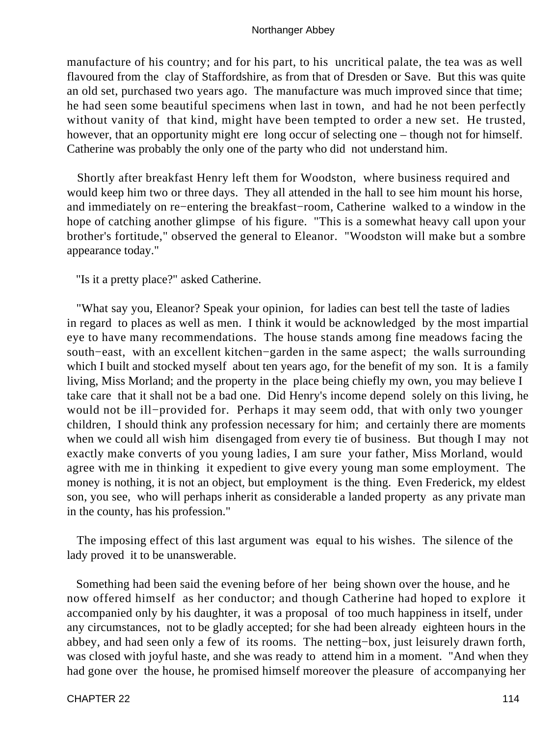manufacture of his country; and for his part, to his uncritical palate, the tea was as well flavoured from the clay of Staffordshire, as from that of Dresden or Save. But this was quite an old set, purchased two years ago. The manufacture was much improved since that time; he had seen some beautiful specimens when last in town, and had he not been perfectly without vanity of that kind, might have been tempted to order a new set. He trusted, however, that an opportunity might ere long occur of selecting one – though not for himself. Catherine was probably the only one of the party who did not understand him.

Shortly after breakfast Henry left them for Woodston, where business required and would keep him two or three days. They all attended in the hall to see him mount his horse, and immediately on re−entering the breakfast−room, Catherine walked to a window in the hope of catching another glimpse of his figure. "This is a somewhat heavy call upon your brother's fortitude," observed the general to Eleanor. "Woodston will make but a sombre appearance today."

"Is it a pretty place?" asked Catherine.

"What say you, Eleanor? Speak your opinion, for ladies can best tell the taste of ladies in regard to places as well as men. I think it would be acknowledged by the most impartial eye to have many recommendations. The house stands among fine meadows facing the south−east, with an excellent kitchen−garden in the same aspect; the walls surrounding which I built and stocked myself about ten years ago, for the benefit of my son. It is a family living, Miss Morland; and the property in the place being chiefly my own, you may believe I take care that it shall not be a bad one. Did Henry's income depend solely on this living, he would not be ill−provided for. Perhaps it may seem odd, that with only two younger children, I should think any profession necessary for him; and certainly there are moments when we could all wish him disengaged from every tie of business. But though I may not exactly make converts of you young ladies, I am sure your father, Miss Morland, would agree with me in thinking it expedient to give every young man some employment. The money is nothing, it is not an object, but employment is the thing. Even Frederick, my eldest son, you see, who will perhaps inherit as considerable a landed property as any private man in the county, has his profession."

The imposing effect of this last argument was equal to his wishes. The silence of the lady proved it to be unanswerable.

Something had been said the evening before of her being shown over the house, and he now offered himself as her conductor; and though Catherine had hoped to explore it accompanied only by his daughter, it was a proposal of too much happiness in itself, under any circumstances, not to be gladly accepted; for she had been already eighteen hours in the abbey, and had seen only a few of its rooms. The netting−box, just leisurely drawn forth, was closed with joyful haste, and she was ready to attend him in a moment. "And when they had gone over the house, he promised himself moreover the pleasure of accompanying her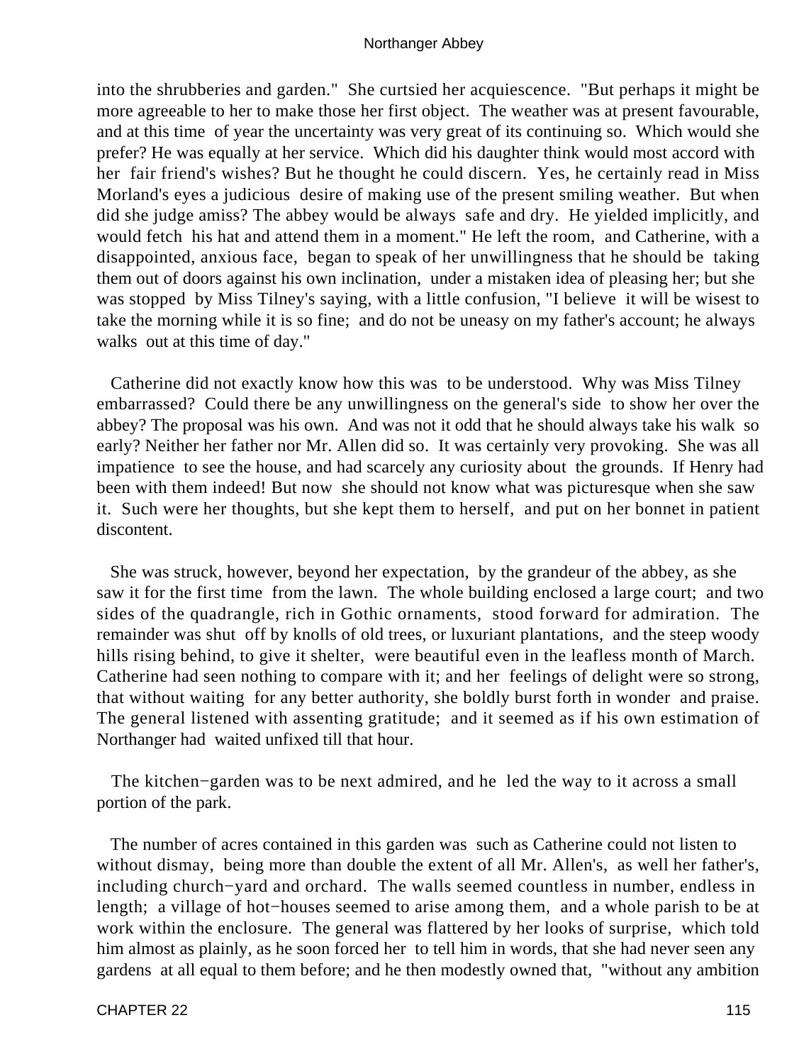into the shrubberies and garden." She curtsied her acquiescence. "But perhaps it might be more agreeable to her to make those her first object. The weather was at present favourable, and at this time of year the uncertainty was very great of its continuing so. Which would she prefer? He was equally at her service. Which did his daughter think would most accord with her fair friend's wishes? But he thought he could discern. Yes, he certainly read in Miss Morland's eyes a judicious desire of making use of the present smiling weather. But when did she judge amiss? The abbey would be always safe and dry. He yielded implicitly, and would fetch his hat and attend them in a moment." He left the room, and Catherine, with a disappointed, anxious face, began to speak of her unwillingness that he should be taking them out of doors against his own inclination, under a mistaken idea of pleasing her; but she was stopped by Miss Tilney's saying, with a little confusion, "I believe it will be wisest to take the morning while it is so fine; and do not be uneasy on my father's account; he always walks out at this time of day."

Catherine did not exactly know how this was to be understood. Why was Miss Tilney embarrassed? Could there be any unwillingness on the general's side to show her over the abbey? The proposal was his own. And was not it odd that he should always take his walk so early? Neither her father nor Mr. Allen did so. It was certainly very provoking. She was all impatience to see the house, and had scarcely any curiosity about the grounds. If Henry had been with them indeed! But now she should not know what was picturesque when she saw it. Such were her thoughts, but she kept them to herself, and put on her bonnet in patient discontent.

She was struck, however, beyond her expectation, by the grandeur of the abbey, as she saw it for the first time from the lawn. The whole building enclosed a large court; and two sides of the quadrangle, rich in Gothic ornaments, stood forward for admiration. The remainder was shut off by knolls of old trees, or luxuriant plantations, and the steep woody hills rising behind, to give it shelter, were beautiful even in the leafless month of March. Catherine had seen nothing to compare with it; and her feelings of delight were so strong, that without waiting for any better authority, she boldly burst forth in wonder and praise. The general listened with assenting gratitude; and it seemed as if his own estimation of Northanger had waited unfixed till that hour.

The kitchen−garden was to be next admired, and he led the way to it across a small portion of the park.

The number of acres contained in this garden was such as Catherine could not listen to without dismay, being more than double the extent of all Mr. Allen's, as well her father's, including church−yard and orchard. The walls seemed countless in number, endless in length; a village of hot−houses seemed to arise among them, and a whole parish to be at work within the enclosure. The general was flattered by her looks of surprise, which told him almost as plainly, as he soon forced her to tell him in words, that she had never seen any gardens at all equal to them before; and he then modestly owned that, "without any ambition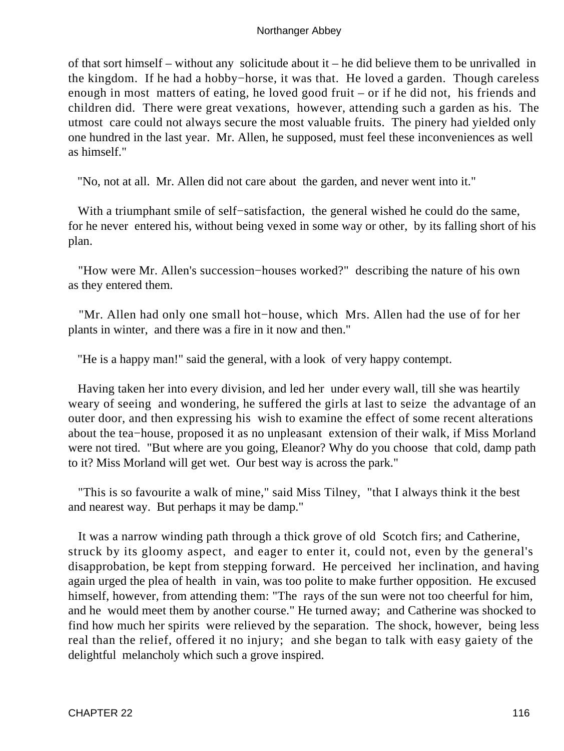of that sort himself – without any solicitude about it – he did believe them to be unrivalled in the kingdom. If he had a hobby−horse, it was that. He loved a garden. Though careless enough in most matters of eating, he loved good fruit – or if he did not, his friends and children did. There were great vexations, however, attending such a garden as his. The utmost care could not always secure the most valuable fruits. The pinery had yielded only one hundred in the last year. Mr. Allen, he supposed, must feel these inconveniences as well as himself."

"No, not at all. Mr. Allen did not care about the garden, and never went into it."

With a triumphant smile of self−satisfaction, the general wished he could do the same, for he never entered his, without being vexed in some way or other, by its falling short of his plan.

"How were Mr. Allen's succession−houses worked?" describing the nature of his own as they entered them.

"Mr. Allen had only one small hot−house, which Mrs. Allen had the use of for her plants in winter, and there was a fire in it now and then."

"He is a happy man!" said the general, with a look of very happy contempt.

Having taken her into every division, and led her under every wall, till she was heartily weary of seeing and wondering, he suffered the girls at last to seize the advantage of an outer door, and then expressing his wish to examine the effect of some recent alterations about the tea−house, proposed it as no unpleasant extension of their walk, if Miss Morland were not tired. "But where are you going, Eleanor? Why do you choose that cold, damp path to it? Miss Morland will get wet. Our best way is across the park."

"This is so favourite a walk of mine," said Miss Tilney, "that I always think it the best and nearest way. But perhaps it may be damp."

It was a narrow winding path through a thick grove of old Scotch firs; and Catherine, struck by its gloomy aspect, and eager to enter it, could not, even by the general's disapprobation, be kept from stepping forward. He perceived her inclination, and having again urged the plea of health in vain, was too polite to make further opposition. He excused himself, however, from attending them: "The rays of the sun were not too cheerful for him, and he would meet them by another course." He turned away; and Catherine was shocked to find how much her spirits were relieved by the separation. The shock, however, being less real than the relief, offered it no injury; and she began to talk with easy gaiety of the delightful melancholy which such a grove inspired.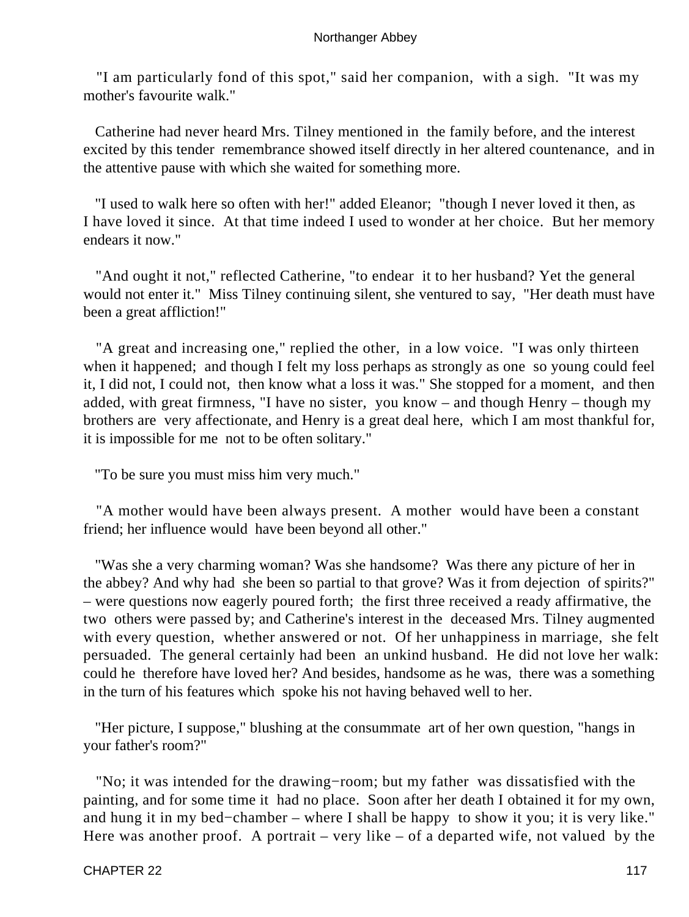"I am particularly fond of this spot," said her companion, with a sigh. "It was my mother's favourite walk."

Catherine had never heard Mrs. Tilney mentioned in the family before, and the interest excited by this tender remembrance showed itself directly in her altered countenance, and in the attentive pause with which she waited for something more.

"I used to walk here so often with her!" added Eleanor; "though I never loved it then, as I have loved it since. At that time indeed I used to wonder at her choice. But her memory endears it now."

"And ought it not," reflected Catherine, "to endear it to her husband? Yet the general would not enter it." Miss Tilney continuing silent, she ventured to say, "Her death must have been a great affliction!"

"A great and increasing one," replied the other, in a low voice. "I was only thirteen when it happened; and though I felt my loss perhaps as strongly as one so young could feel it, I did not, I could not, then know what a loss it was." She stopped for a moment, and then added, with great firmness, "I have no sister, you know – and though Henry – though my brothers are very affectionate, and Henry is a great deal here, which I am most thankful for, it is impossible for me not to be often solitary."

"To be sure you must miss him very much."

"A mother would have been always present. A mother would have been a constant friend; her influence would have been beyond all other."

"Was she a very charming woman? Was she handsome? Was there any picture of her in the abbey? And why had she been so partial to that grove? Was it from dejection of spirits?" – were questions now eagerly poured forth; the first three received a ready affirmative, the two others were passed by; and Catherine's interest in the deceased Mrs. Tilney augmented with every question, whether answered or not. Of her unhappiness in marriage, she felt persuaded. The general certainly had been an unkind husband. He did not love her walk: could he therefore have loved her? And besides, handsome as he was, there was a something in the turn of his features which spoke his not having behaved well to her.

"Her picture, I suppose," blushing at the consummate art of her own question, "hangs in your father's room?"

"No; it was intended for the drawing−room; but my father was dissatisfied with the painting, and for some time it had no place. Soon after her death I obtained it for my own, and hung it in my bed−chamber – where I shall be happy to show it you; it is very like." Here was another proof. A portrait – very like – of a departed wife, not valued by the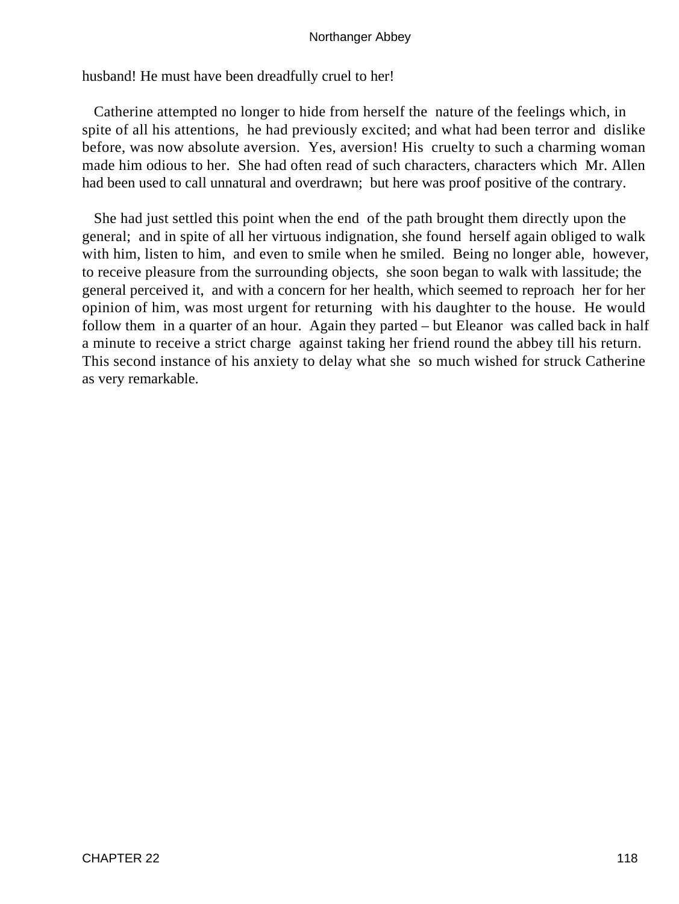husband! He must have been dreadfully cruel to her!

Catherine attempted no longer to hide from herself the nature of the feelings which, in spite of all his attentions, he had previously excited; and what had been terror and dislike before, was now absolute aversion. Yes, aversion! His cruelty to such a charming woman made him odious to her. She had often read of such characters, characters which Mr. Allen had been used to call unnatural and overdrawn; but here was proof positive of the contrary.

She had just settled this point when the end of the path brought them directly upon the general; and in spite of all her virtuous indignation, she found herself again obliged to walk with him, listen to him, and even to smile when he smiled. Being no longer able, however, to receive pleasure from the surrounding objects, she soon began to walk with lassitude; the general perceived it, and with a concern for her health, which seemed to reproach her for her opinion of him, was most urgent for returning with his daughter to the house. He would follow them in a quarter of an hour. Again they parted – but Eleanor was called back in half a minute to receive a strict charge against taking her friend round the abbey till his return. This second instance of his anxiety to delay what she so much wished for struck Catherine as very remarkable.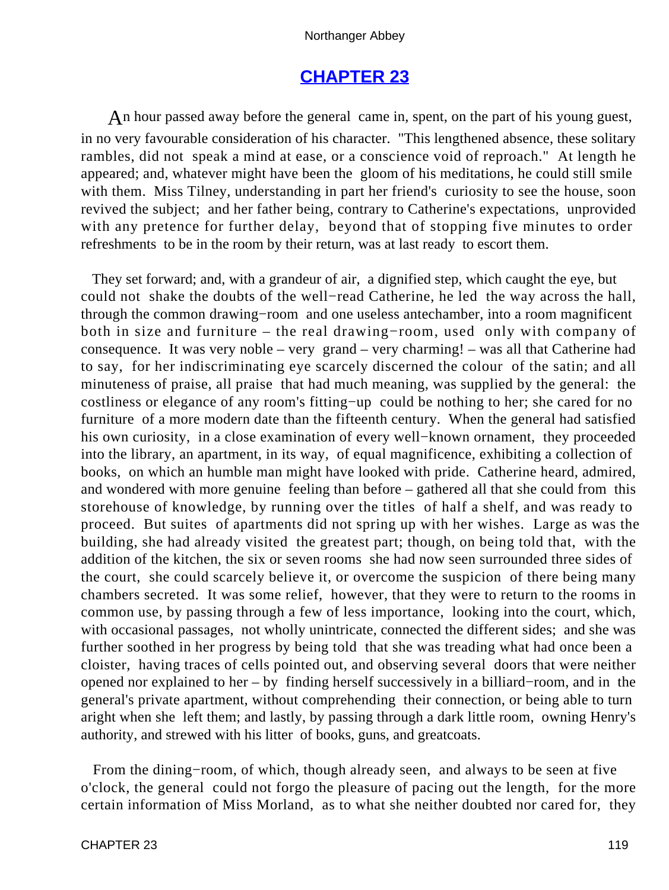# CHAPTER 23

An hour passed away before the general came in, spent, on the part of his young guest, in no very favourable consideration of his character. "This lengthened absence, these solitary rambles, did not speak a mind at ease, or a conscience void of reproach." At length he appeared; and, whatever might have been the gloom of his meditations, he could still smile with them. Miss Tilney, understanding in part her friend's curiosity to see the house, soon revived the subject; and her father being, contrary to Catherine's expectations, unprovided with any pretence for further delay, beyond that of stopping five minutes to order refreshments to be in the room by their return, was at last ready to escort them.

They set forward; and, with a grandeur of air, a dignified step, which caught the eye, but could not shake the doubts of the well−read Catherine, he led the way across the hall, through the common drawing−room and one useless antechamber, into a room magnificent both in size and furniture – the real drawing−room, used only with company of consequence. It was very noble – very grand – very charming! – was all that Catherine had to say, for her indiscriminating eye scarcely discerned the colour of the satin; and all minuteness of praise, all praise that had much meaning, was supplied by the general: the costliness or elegance of any room's fitting−up could be nothing to her; she cared for no furniture of a more modern date than the fifteenth century. When the general had satisfied his own curiosity, in a close examination of every well−known ornament, they proceeded into the library, an apartment, in its way, of equal magnificence, exhibiting a collection of books, on which an humble man might have looked with pride. Catherine heard, admired, and wondered with more genuine feeling than before – gathered all that she could from this storehouse of knowledge, by running over the titles of half a shelf, and was ready to proceed. But suites of apartments did not spring up with her wishes. Large as was the building, she had already visited the greatest part; though, on being told that, with the addition of the kitchen, the six or seven rooms she had now seen surrounded three sides of the court, she could scarcely believe it, or overcome the suspicion of there being many chambers secreted. It was some relief, however, that they were to return to the rooms in common use, by passing through a few of less importance, looking into the court, which, with occasional passages, not wholly unintricate, connected the different sides; and she was further soothed in her progress by being told that she was treading what had once been a cloister, having traces of cells pointed out, and observing several doors that were neither opened nor explained to her – by finding herself successively in a billiard−room, and in the general's private apartment, without comprehending their connection, or being able to turn aright when she left them; and lastly, by passing through a dark little room, owning Henry's authority, and strewed with his litter of books, guns, and greatcoats.

From the dining−room, of which, though already seen, and always to be seen at five o'clock, the general could not forgo the pleasure of pacing out the length, for the more certain information of Miss Morland, as to what she neither doubted nor cared for, they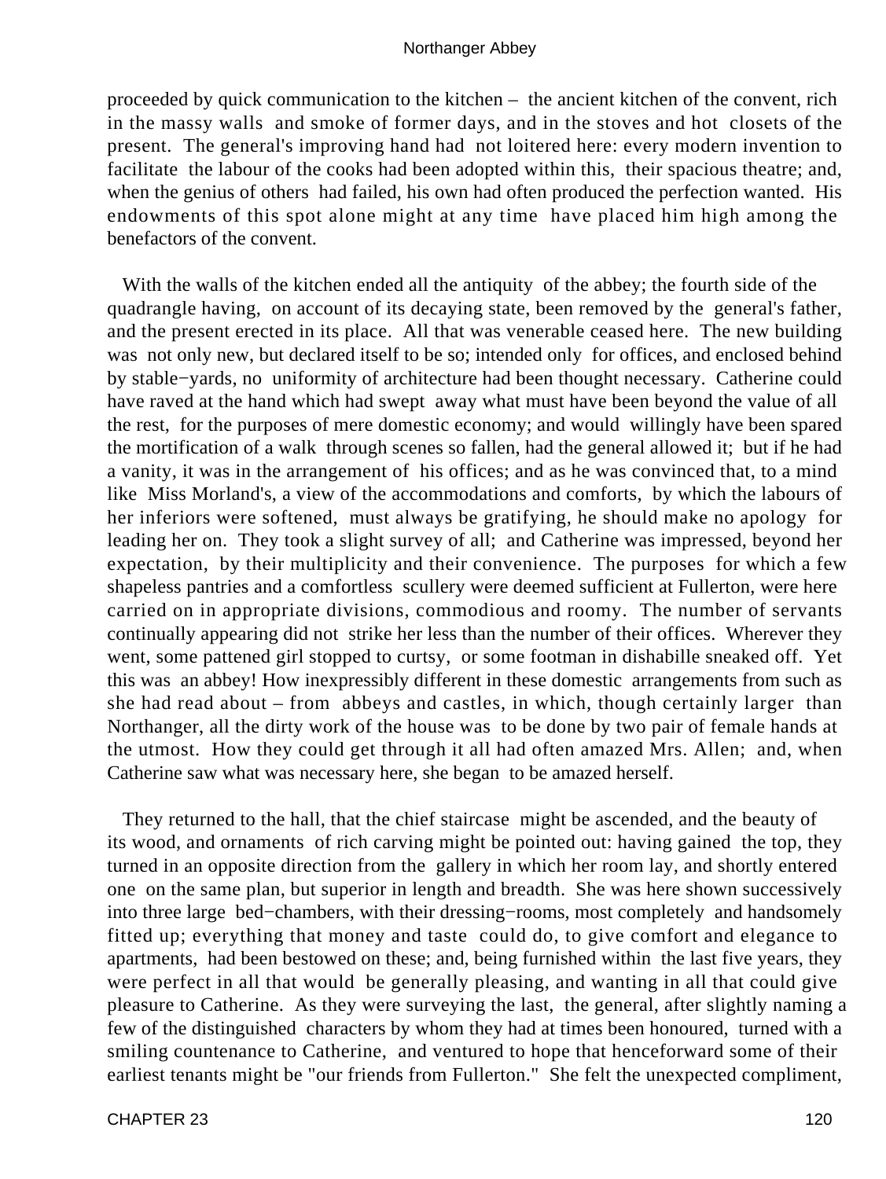proceeded by quick communication to the kitchen – the ancient kitchen of the convent, rich in the massy walls and smoke of former days, and in the stoves and hot closets of the present. The general's improving hand had not loitered here: every modern invention to facilitate the labour of the cooks had been adopted within this, their spacious theatre; and, when the genius of others had failed, his own had often produced the perfection wanted. His endowments of this spot alone might at any time have placed him high among the benefactors of the convent.

With the walls of the kitchen ended all the antiquity of the abbey; the fourth side of the quadrangle having, on account of its decaying state, been removed by the general's father, and the present erected in its place. All that was venerable ceased here. The new building was not only new, but declared itself to be so; intended only for offices, and enclosed behind by stable−yards, no uniformity of architecture had been thought necessary. Catherine could have raved at the hand which had swept away what must have been beyond the value of all the rest, for the purposes of mere domestic economy; and would willingly have been spared the mortification of a walk through scenes so fallen, had the general allowed it; but if he had a vanity, it was in the arrangement of his offices; and as he was convinced that, to a mind like Miss Morland's, a view of the accommodations and comforts, by which the labours of her inferiors were softened, must always be gratifying, he should make no apology for leading her on. They took a slight survey of all; and Catherine was impressed, beyond her expectation, by their multiplicity and their convenience. The purposes for which a few shapeless pantries and a comfortless scullery were deemed sufficient at Fullerton, were here carried on in appropriate divisions, commodious and roomy. The number of servants continually appearing did not strike her less than the number of their offices. Wherever they went, some pattened girl stopped to curtsy, or some footman in dishabille sneaked off. Yet this was an abbey! How inexpressibly different in these domestic arrangements from such as she had read about – from abbeys and castles, in which, though certainly larger than Northanger, all the dirty work of the house was to be done by two pair of female hands at the utmost. How they could get through it all had often amazed Mrs. Allen; and, when Catherine saw what was necessary here, she began to be amazed herself.

They returned to the hall, that the chief staircase might be ascended, and the beauty of its wood, and ornaments of rich carving might be pointed out: having gained the top, they turned in an opposite direction from the gallery in which her room lay, and shortly entered one on the same plan, but superior in length and breadth. She was here shown successively into three large bed−chambers, with their dressing−rooms, most completely and handsomely fitted up; everything that money and taste could do, to give comfort and elegance to apartments, had been bestowed on these; and, being furnished within the last five years, they were perfect in all that would be generally pleasing, and wanting in all that could give pleasure to Catherine. As they were surveying the last, the general, after slightly naming a few of the distinguished characters by whom they had at times been honoured, turned with a smiling countenance to Catherine, and ventured to hope that henceforward some of their earliest tenants might be "our friends from Fullerton." She felt the unexpected compliment,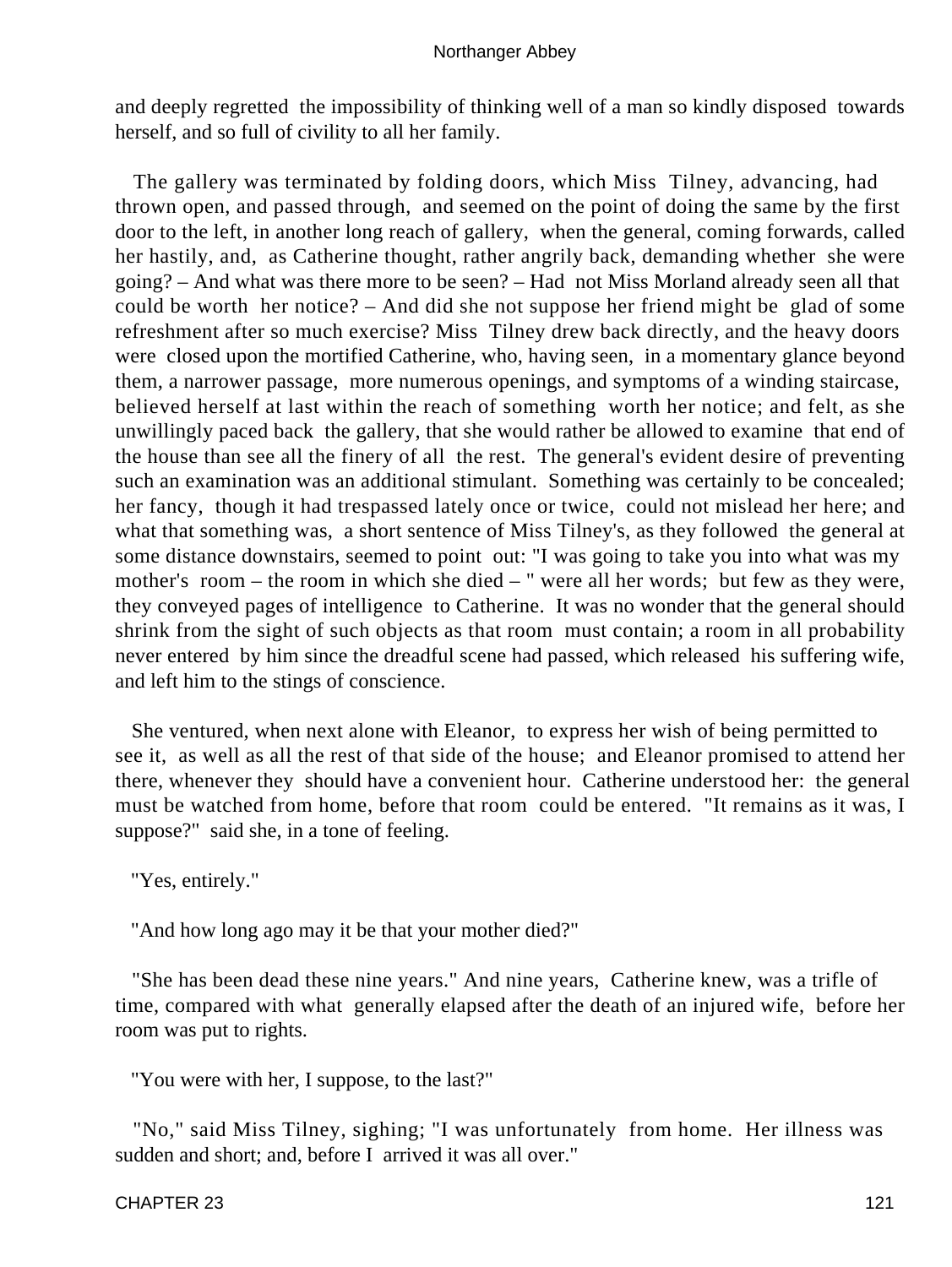and deeply regretted the impossibility of thinking well of a man so kindly disposed towards herself, and so full of civility to all her family.

The gallery was terminated by folding doors, which Miss Tilney, advancing, had thrown open, and passed through, and seemed on the point of doing the same by the first door to the left, in another long reach of gallery, when the general, coming forwards, called her hastily, and, as Catherine thought, rather angrily back, demanding whether she were going? – And what was there more to be seen? – Had not Miss Morland already seen all that could be worth her notice? – And did she not suppose her friend might be glad of some refreshment after so much exercise? Miss Tilney drew back directly, and the heavy doors were closed upon the mortified Catherine, who, having seen, in a momentary glance beyond them, a narrower passage, more numerous openings, and symptoms of a winding staircase, believed herself at last within the reach of something worth her notice; and felt, as she unwillingly paced back the gallery, that she would rather be allowed to examine that end of the house than see all the finery of all the rest. The general's evident desire of preventing such an examination was an additional stimulant. Something was certainly to be concealed; her fancy, though it had trespassed lately once or twice, could not mislead her here; and what that something was, a short sentence of Miss Tilney's, as they followed the general at some distance downstairs, seemed to point out: "I was going to take you into what was my mother's room – the room in which she died – " were all her words; but few as they were, they conveyed pages of intelligence to Catherine. It was no wonder that the general should shrink from the sight of such objects as that room must contain; a room in all probability never entered by him since the dreadful scene had passed, which released his suffering wife, and left him to the stings of conscience.

She ventured, when next alone with Eleanor, to express her wish of being permitted to see it, as well as all the rest of that side of the house; and Eleanor promised to attend her there, whenever they should have a convenient hour. Catherine understood her: the general must be watched from home, before that room could be entered. "It remains as it was, I suppose?" said she, in a tone of feeling.

"Yes, entirely."

"And how long ago may it be that your mother died?"

"She has been dead these nine years." And nine years, Catherine knew, was a trifle of time, compared with what generally elapsed after the death of an injured wife, before her room was put to rights.

"You were with her, I suppose, to the last?"

"No," said Miss Tilney, sighing; "I was unfortunately from home. Her illness was sudden and short; and, before I arrived it was all over."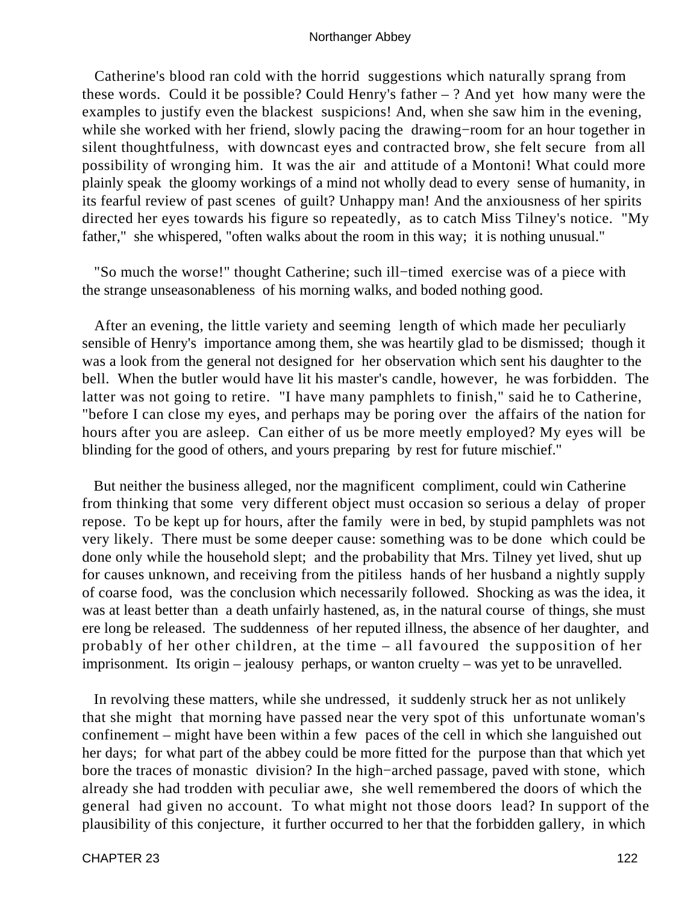Catherine's blood ran cold with the horrid suggestions which naturally sprang from these words. Could it be possible? Could Henry's father – ? And yet how many were the examples to justify even the blackest suspicions! And, when she saw him in the evening, while she worked with her friend, slowly pacing the drawing−room for an hour together in silent thoughtfulness, with downcast eyes and contracted brow, she felt secure from all possibility of wronging him. It was the air and attitude of a Montoni! What could more plainly speak the gloomy workings of a mind not wholly dead to every sense of humanity, in its fearful review of past scenes of guilt? Unhappy man! And the anxiousness of her spirits directed her eyes towards his figure so repeatedly, as to catch Miss Tilney's notice. "My father," she whispered, "often walks about the room in this way; it is nothing unusual."

"So much the worse!" thought Catherine; such ill−timed exercise was of a piece with the strange unseasonableness of his morning walks, and boded nothing good.

After an evening, the little variety and seeming length of which made her peculiarly sensible of Henry's importance among them, she was heartily glad to be dismissed; though it was a look from the general not designed for her observation which sent his daughter to the bell. When the butler would have lit his master's candle, however, he was forbidden. The latter was not going to retire. "I have many pamphlets to finish," said he to Catherine, "before I can close my eyes, and perhaps may be poring over the affairs of the nation for hours after you are asleep. Can either of us be more meetly employed? My eyes will be blinding for the good of others, and yours preparing by rest for future mischief."

But neither the business alleged, nor the magnificent compliment, could win Catherine from thinking that some very different object must occasion so serious a delay of proper repose. To be kept up for hours, after the family were in bed, by stupid pamphlets was not very likely. There must be some deeper cause: something was to be done which could be done only while the household slept; and the probability that Mrs. Tilney yet lived, shut up for causes unknown, and receiving from the pitiless hands of her husband a nightly supply of coarse food, was the conclusion which necessarily followed. Shocking as was the idea, it was at least better than a death unfairly hastened, as, in the natural course of things, she must ere long be released. The suddenness of her reputed illness, the absence of her daughter, and probably of her other children, at the time – all favoured the supposition of her imprisonment. Its origin – jealousy perhaps, or wanton cruelty – was yet to be unravelled.

In revolving these matters, while she undressed, it suddenly struck her as not unlikely that she might that morning have passed near the very spot of this unfortunate woman's confinement – might have been within a few paces of the cell in which she languished out her days; for what part of the abbey could be more fitted for the purpose than that which yet bore the traces of monastic division? In the high−arched passage, paved with stone, which already she had trodden with peculiar awe, she well remembered the doors of which the general had given no account. To what might not those doors lead? In support of the plausibility of this conjecture, it further occurred to her that the forbidden gallery, in which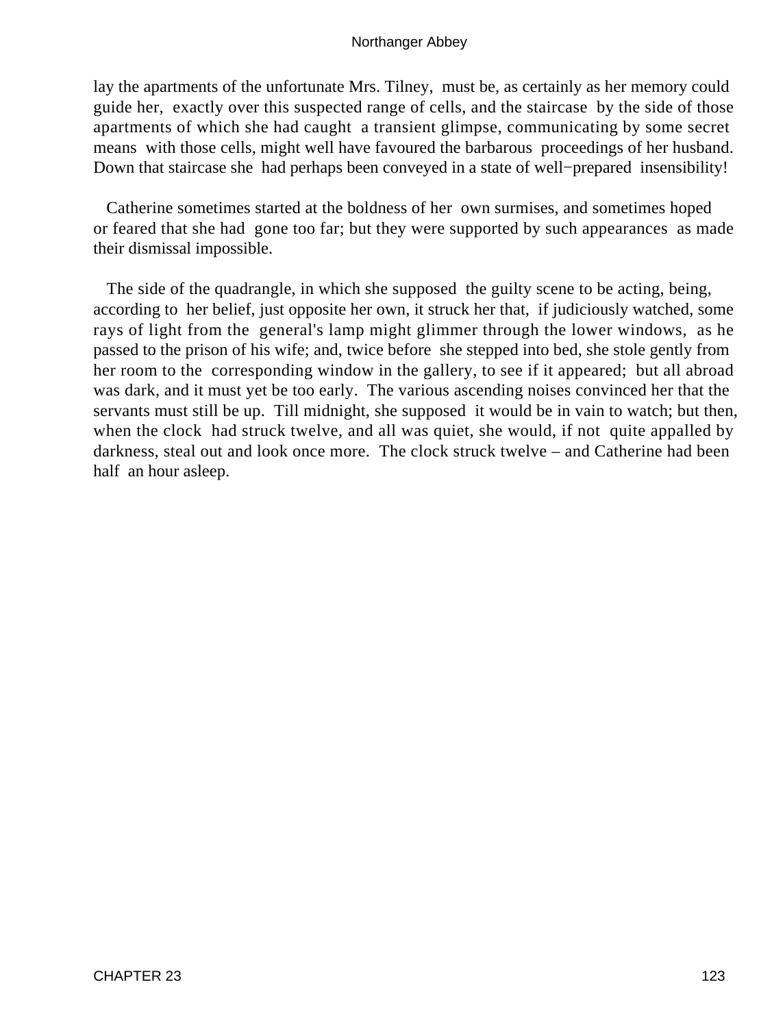lay the apartments of the unfortunate Mrs. Tilney, must be, as certainly as her memory could guide her, exactly over this suspected range of cells, and the staircase by the side of those apartments of which she had caught a transient glimpse, communicating by some secret means with those cells, might well have favoured the barbarous proceedings of her husband. Down that staircase she had perhaps been conveyed in a state of well−prepared insensibility!

Catherine sometimes started at the boldness of her own surmises, and sometimes hoped or feared that she had gone too far; but they were supported by such appearances as made their dismissal impossible.

The side of the quadrangle, in which she supposed the guilty scene to be acting, being, according to her belief, just opposite her own, it struck her that, if judiciously watched, some rays of light from the general's lamp might glimmer through the lower windows, as he passed to the prison of his wife; and, twice before she stepped into bed, she stole gently from her room to the corresponding window in the gallery, to see if it appeared; but all abroad was dark, and it must yet be too early. The various ascending noises convinced her that the servants must still be up. Till midnight, she supposed it would be in vain to watch; but then, when the clock had struck twelve, and all was quiet, she would, if not quite appalled by darkness, steal out and look once more. The clock struck twelve – and Catherine had been half an hour asleep.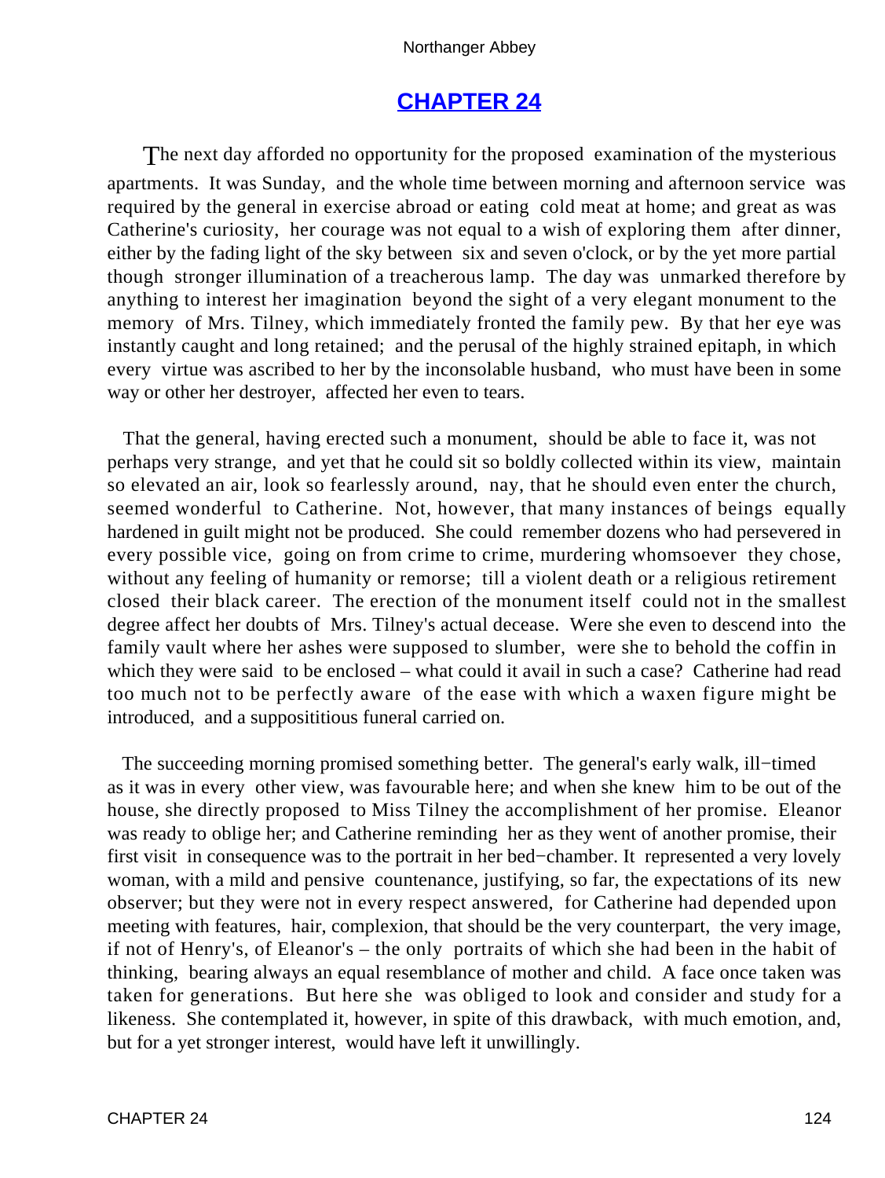## CHAPTER 24

The next day afforded no opportunity for the proposed examination of the mysterious apartments. It was Sunday, and the whole time between morning and afternoon service was required by the general in exercise abroad or eating cold meat at home; and great as was Catherine's curiosity, her courage was not equal to a wish of exploring them after dinner, either by the fading light of the sky between six and seven o'clock, or by the yet more partial though stronger illumination of a treacherous lamp. The day was unmarked therefore by anything to interest her imagination beyond the sight of a very elegant monument to the memory of Mrs. Tilney, which immediately fronted the family pew. By that her eye was instantly caught and long retained; and the perusal of the highly strained epitaph, in which every virtue was ascribed to her by the inconsolable husband, who must have been in some way or other her destroyer, affected her even to tears.

That the general, having erected such a monument, should be able to face it, was not perhaps very strange, and yet that he could sit so boldly collected within its view, maintain so elevated an air, look so fearlessly around, nay, that he should even enter the church, seemed wonderful to Catherine. Not, however, that many instances of beings equally hardened in guilt might not be produced. She could remember dozens who had persevered in every possible vice, going on from crime to crime, murdering whomsoever they chose, without any feeling of humanity or remorse; till a violent death or a religious retirement closed their black career. The erection of the monument itself could not in the smallest degree affect her doubts of Mrs. Tilney's actual decease. Were she even to descend into the family vault where her ashes were supposed to slumber, were she to behold the coffin in which they were said to be enclosed – what could it avail in such a case? Catherine had read too much not to be perfectly aware of the ease with which a waxen figure might be introduced, and a supposititious funeral carried on.

The succeeding morning promised something better. The general's early walk, ill−timed as it was in every other view, was favourable here; and when she knew him to be out of the house, she directly proposed to Miss Tilney the accomplishment of her promise. Eleanor was ready to oblige her; and Catherine reminding her as they went of another promise, their first visit in consequence was to the portrait in her bed−chamber. It represented a very lovely woman, with a mild and pensive countenance, justifying, so far, the expectations of its new observer; but they were not in every respect answered, for Catherine had depended upon meeting with features, hair, complexion, that should be the very counterpart, the very image, if not of Henry's, of Eleanor's – the only portraits of which she had been in the habit of thinking, bearing always an equal resemblance of mother and child. A face once taken was taken for generations. But here she was obliged to look and consider and study for a likeness. She contemplated it, however, in spite of this drawback, with much emotion, and, but for a yet stronger interest, would have left it unwillingly.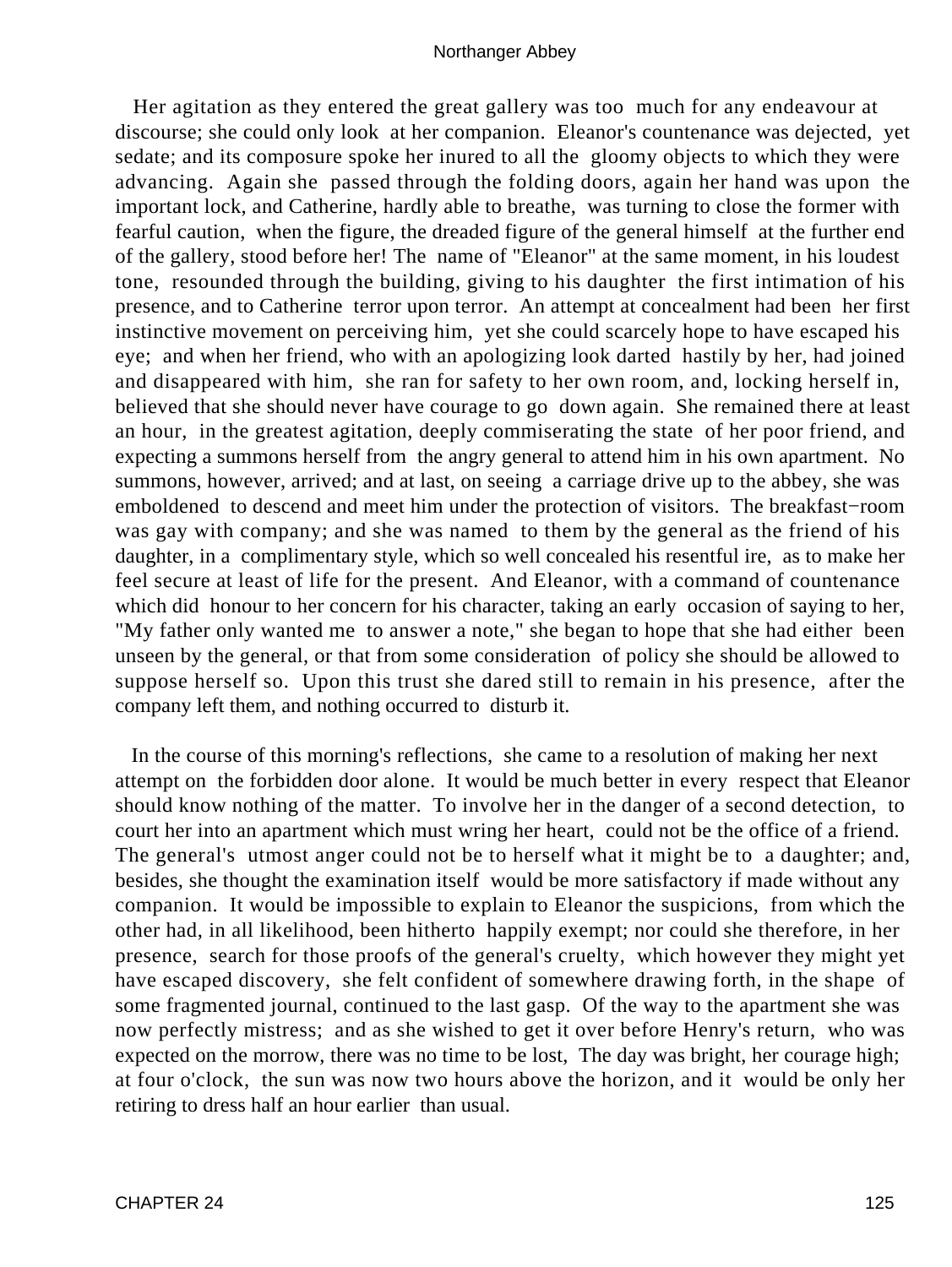Her agitation as they entered the great gallery was too much for any endeavour at discourse; she could only look at her companion. Eleanor's countenance was dejected, yet sedate; and its composure spoke her inured to all the gloomy objects to which they were advancing. Again she passed through the folding doors, again her hand was upon the important lock, and Catherine, hardly able to breathe, was turning to close the former with fearful caution, when the figure, the dreaded figure of the general himself at the further end of the gallery, stood before her! The name of "Eleanor" at the same moment, in his loudest tone, resounded through the building, giving to his daughter the first intimation of his presence, and to Catherine terror upon terror. An attempt at concealment had been her first instinctive movement on perceiving him, yet she could scarcely hope to have escaped his eye; and when her friend, who with an apologizing look darted hastily by her, had joined and disappeared with him, she ran for safety to her own room, and, locking herself in, believed that she should never have courage to go down again. She remained there at least an hour, in the greatest agitation, deeply commiserating the state of her poor friend, and expecting a summons herself from the angry general to attend him in his own apartment. No summons, however, arrived; and at last, on seeing a carriage drive up to the abbey, she was emboldened to descend and meet him under the protection of visitors. The breakfast−room was gay with company; and she was named to them by the general as the friend of his daughter, in a complimentary style, which so well concealed his resentful ire, as to make her feel secure at least of life for the present. And Eleanor, with a command of countenance which did honour to her concern for his character, taking an early occasion of saying to her, "My father only wanted me to answer a note," she began to hope that she had either been unseen by the general, or that from some consideration of policy she should be allowed to suppose herself so. Upon this trust she dared still to remain in his presence, after the company left them, and nothing occurred to disturb it.

In the course of this morning's reflections, she came to a resolution of making her next attempt on the forbidden door alone. It would be much better in every respect that Eleanor should know nothing of the matter. To involve her in the danger of a second detection, to court her into an apartment which must wring her heart, could not be the office of a friend. The general's utmost anger could not be to herself what it might be to a daughter; and, besides, she thought the examination itself would be more satisfactory if made without any companion. It would be impossible to explain to Eleanor the suspicions, from which the other had, in all likelihood, been hitherto happily exempt; nor could she therefore, in her presence, search for those proofs of the general's cruelty, which however they might yet have escaped discovery, she felt confident of somewhere drawing forth, in the shape of some fragmented journal, continued to the last gasp. Of the way to the apartment she was now perfectly mistress; and as she wished to get it over before Henry's return, who was expected on the morrow, there was no time to be lost, The day was bright, her courage high; at four o'clock, the sun was now two hours above the horizon, and it would be only her retiring to dress half an hour earlier than usual.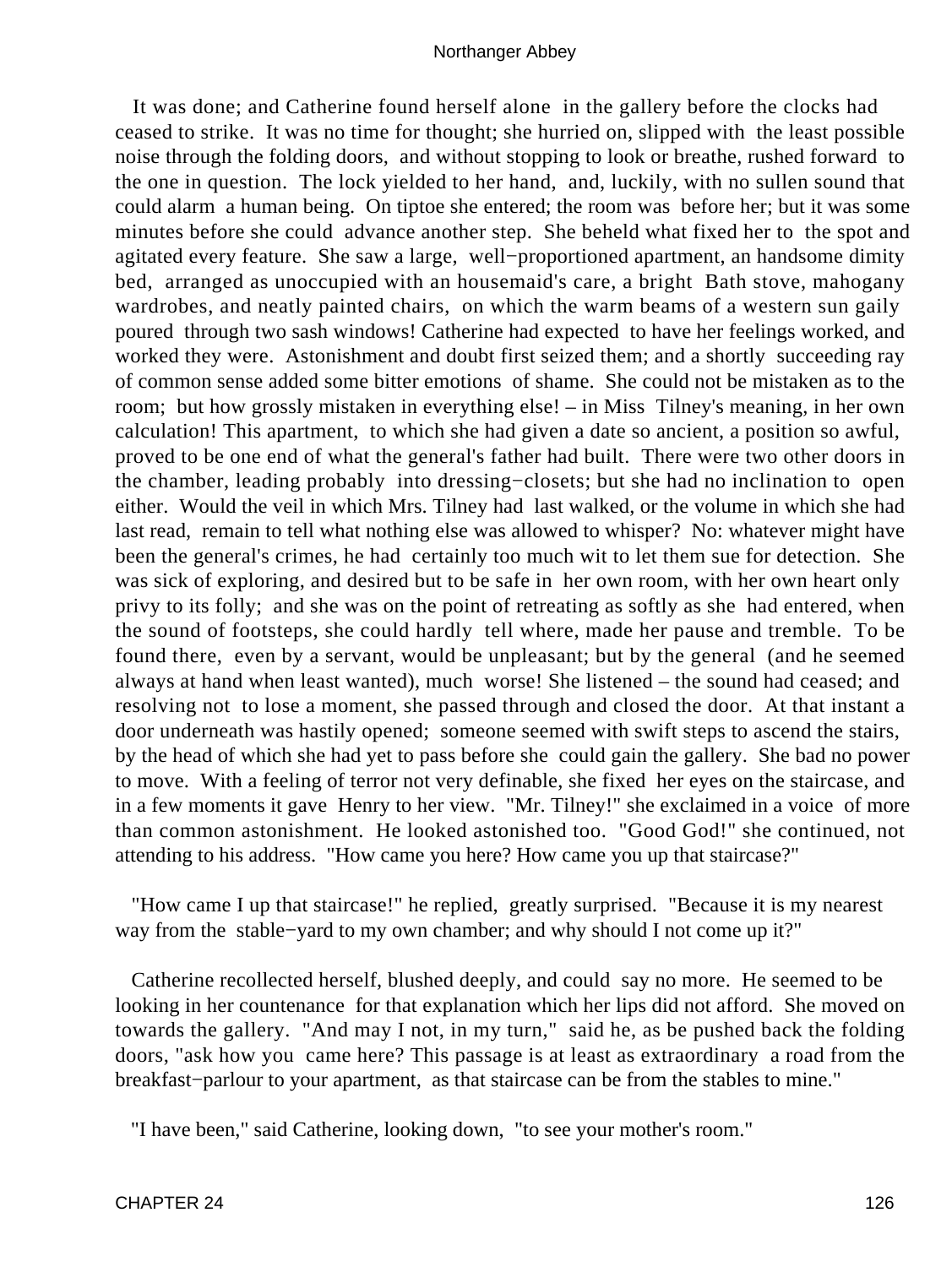It was done; and Catherine found herself alone in the gallery before the clocks had ceased to strike. It was no time for thought; she hurried on, slipped with the least possible noise through the folding doors, and without stopping to look or breathe, rushed forward to the one in question. The lock yielded to her hand, and, luckily, with no sullen sound that could alarm a human being. On tiptoe she entered; the room was before her; but it was some minutes before she could advance another step. She beheld what fixed her to the spot and agitated every feature. She saw a large, well−proportioned apartment, an handsome dimity bed, arranged as unoccupied with an housemaid's care, a bright Bath stove, mahogany wardrobes, and neatly painted chairs, on which the warm beams of a western sun gaily poured through two sash windows! Catherine had expected to have her feelings worked, and worked they were. Astonishment and doubt first seized them; and a shortly succeeding ray of common sense added some bitter emotions of shame. She could not be mistaken as to the room; but how grossly mistaken in everything else! – in Miss Tilney's meaning, in her own calculation! This apartment, to which she had given a date so ancient, a position so awful, proved to be one end of what the general's father had built. There were two other doors in the chamber, leading probably into dressing−closets; but she had no inclination to open either. Would the veil in which Mrs. Tilney had last walked, or the volume in which she had last read, remain to tell what nothing else was allowed to whisper? No: whatever might have been the general's crimes, he had certainly too much wit to let them sue for detection. She was sick of exploring, and desired but to be safe in her own room, with her own heart only privy to its folly; and she was on the point of retreating as softly as she had entered, when the sound of footsteps, she could hardly tell where, made her pause and tremble. To be found there, even by a servant, would be unpleasant; but by the general (and he seemed always at hand when least wanted), much worse! She listened – the sound had ceased; and resolving not to lose a moment, she passed through and closed the door. At that instant a door underneath was hastily opened; someone seemed with swift steps to ascend the stairs, by the head of which she had yet to pass before she could gain the gallery. She bad no power to move. With a feeling of terror not very definable, she fixed her eyes on the staircase, and in a few moments it gave Henry to her view. "Mr. Tilney!" she exclaimed in a voice of more than common astonishment. He looked astonished too. "Good God!" she continued, not attending to his address. "How came you here? How came you up that staircase?"

"How came I up that staircase!" he replied, greatly surprised. "Because it is my nearest way from the stable−yard to my own chamber; and why should I not come up it?"

Catherine recollected herself, blushed deeply, and could say no more. He seemed to be looking in her countenance for that explanation which her lips did not afford. She moved on towards the gallery. "And may I not, in my turn," said he, as be pushed back the folding doors, "ask how you came here? This passage is at least as extraordinary a road from the breakfast−parlour to your apartment, as that staircase can be from the stables to mine."

"I have been," said Catherine, looking down, "to see your mother's room."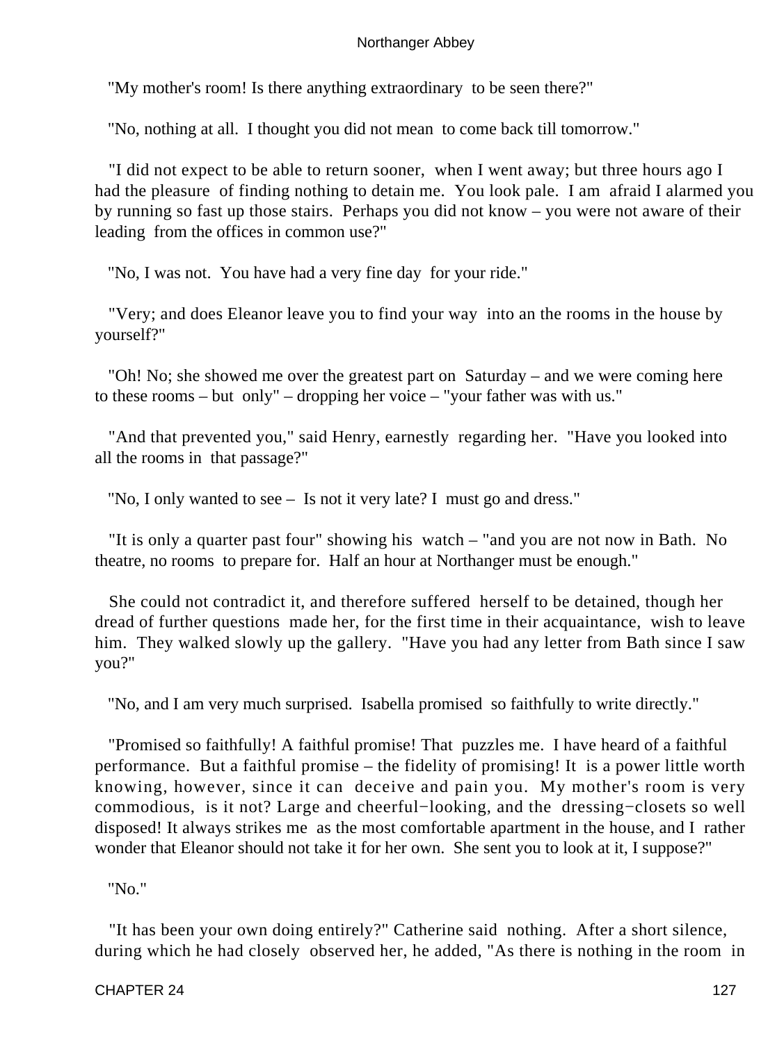"My mother's room! Is there anything extraordinary to be seen there?"

"No, nothing at all. I thought you did not mean to come back till tomorrow."

"I did not expect to be able to return sooner, when I went away; but three hours ago I had the pleasure of finding nothing to detain me. You look pale. I am afraid I alarmed you by running so fast up those stairs. Perhaps you did not know – you were not aware of their leading from the offices in common use?"

"No, I was not. You have had a very fine day for your ride."

"Very; and does Eleanor leave you to find your way into an the rooms in the house by yourself?"

"Oh! No; she showed me over the greatest part on Saturday – and we were coming here to these rooms – but only" – dropping her voice – "your father was with us."

"And that prevented you," said Henry, earnestly regarding her. "Have you looked into all the rooms in that passage?"

"No, I only wanted to see – Is not it very late? I must go and dress."

"It is only a quarter past four" showing his watch – "and you are not now in Bath. No theatre, no rooms to prepare for. Half an hour at Northanger must be enough."

She could not contradict it, and therefore suffered herself to be detained, though her dread of further questions made her, for the first time in their acquaintance, wish to leave him. They walked slowly up the gallery. "Have you had any letter from Bath since I saw you?"

"No, and I am very much surprised. Isabella promised so faithfully to write directly."

"Promised so faithfully! A faithful promise! That puzzles me. I have heard of a faithful performance. But a faithful promise – the fidelity of promising! It is a power little worth knowing, however, since it can deceive and pain you. My mother's room is very commodious, is it not? Large and cheerful−looking, and the dressing−closets so well disposed! It always strikes me as the most comfortable apartment in the house, and I rather wonder that Eleanor should not take it for her own. She sent you to look at it, I suppose?"

"No."

"It has been your own doing entirely?" Catherine said nothing. After a short silence, during which he had closely observed her, he added, "As there is nothing in the room in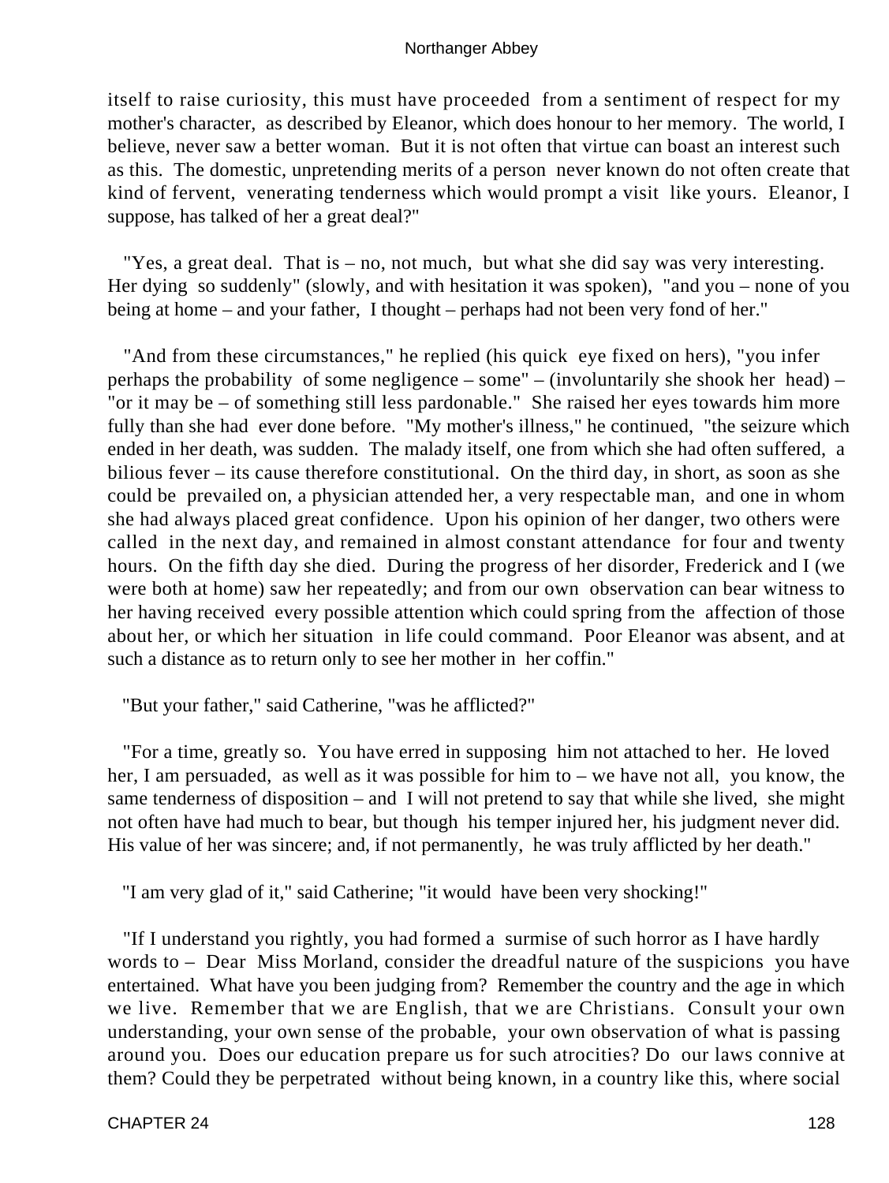itself to raise curiosity, this must have proceeded from a sentiment of respect for my mother's character, as described by Eleanor, which does honour to her memory. The world, I believe, never saw a better woman. But it is not often that virtue can boast an interest such as this. The domestic, unpretending merits of a person never known do not often create that kind of fervent, venerating tenderness which would prompt a visit like yours. Eleanor, I suppose, has talked of her a great deal?"

"Yes, a great deal. That is – no, not much, but what she did say was very interesting. Her dying so suddenly" (slowly, and with hesitation it was spoken), "and you – none of you being at home – and your father, I thought – perhaps had not been very fond of her."

"And from these circumstances," he replied (his quick eye fixed on hers), "you infer perhaps the probability of some negligence – some" – (involuntarily she shook her head) – "or it may be – of something still less pardonable." She raised her eyes towards him more fully than she had ever done before. "My mother's illness," he continued, "the seizure which ended in her death, was sudden. The malady itself, one from which she had often suffered, a bilious fever – its cause therefore constitutional. On the third day, in short, as soon as she could be prevailed on, a physician attended her, a very respectable man, and one in whom she had always placed great confidence. Upon his opinion of her danger, two others were called in the next day, and remained in almost constant attendance for four and twenty hours. On the fifth day she died. During the progress of her disorder, Frederick and I (we were both at home) saw her repeatedly; and from our own observation can bear witness to her having received every possible attention which could spring from the affection of those about her, or which her situation in life could command. Poor Eleanor was absent, and at such a distance as to return only to see her mother in her coffin."

"But your father," said Catherine, "was he afflicted?"

"For a time, greatly so. You have erred in supposing him not attached to her. He loved her, I am persuaded, as well as it was possible for him to – we have not all, you know, the same tenderness of disposition – and I will not pretend to say that while she lived, she might not often have had much to bear, but though his temper injured her, his judgment never did. His value of her was sincere; and, if not permanently, he was truly afflicted by her death."

"I am very glad of it," said Catherine; "it would have been very shocking!"

"If I understand you rightly, you had formed a surmise of such horror as I have hardly words to – Dear Miss Morland, consider the dreadful nature of the suspicions you have entertained. What have you been judging from? Remember the country and the age in which we live. Remember that we are English, that we are Christians. Consult your own understanding, your own sense of the probable, your own observation of what is passing around you. Does our education prepare us for such atrocities? Do our laws connive at them? Could they be perpetrated without being known, in a country like this, where social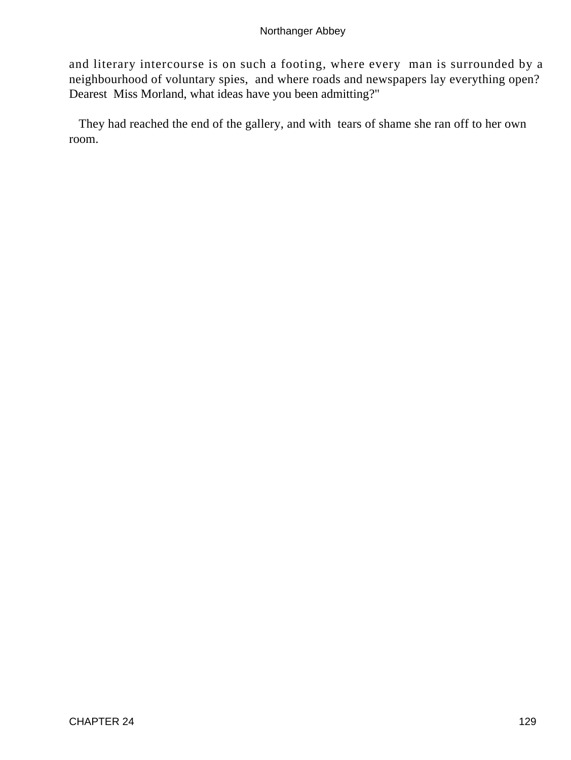and literary intercourse is on such a footing, where every man is surrounded by a neighbourhood of voluntary spies, and where roads and newspapers lay everything open? Dearest Miss Morland, what ideas have you been admitting?"

They had reached the end of the gallery, and with tears of shame she ran off to her own room.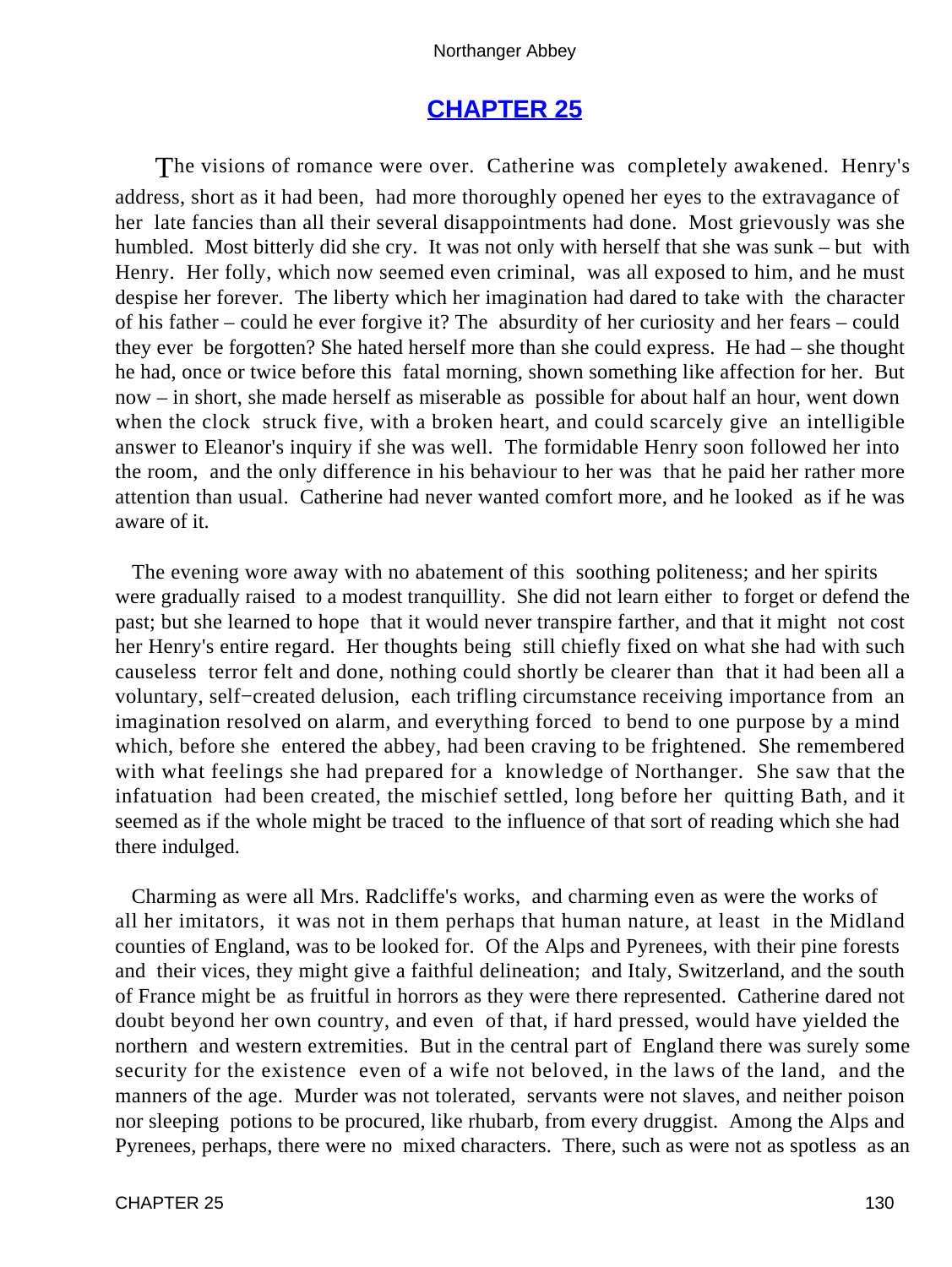## CHAPTER 25

The visions of romance were over. Catherine was completely awakened. Henry's address, short as it had been, had more thoroughly opened her eyes to the extravagance of her late fancies than all their several disappointments had done. Most grievously was she humbled. Most bitterly did she cry. It was not only with herself that she was sunk – but with Henry. Her folly, which now seemed even criminal, was all exposed to him, and he must despise her forever. The liberty which her imagination had dared to take with the character of his father – could he ever forgive it? The absurdity of her curiosity and her fears – could they ever be forgotten? She hated herself more than she could express. He had – she thought he had, once or twice before this fatal morning, shown something like affection for her. But now – in short, she made herself as miserable as possible for about half an hour, went down when the clock struck five, with a broken heart, and could scarcely give an intelligible answer to Eleanor's inquiry if she was well. The formidable Henry soon followed her into the room, and the only difference in his behaviour to her was that he paid her rather more attention than usual. Catherine had never wanted comfort more, and he looked as if he was aware of it.

The evening wore away with no abatement of this soothing politeness; and her spirits were gradually raised to a modest tranquillity. She did not learn either to forget or defend the past; but she learned to hope that it would never transpire farther, and that it might not cost her Henry's entire regard. Her thoughts being still chiefly fixed on what she had with such causeless terror felt and done, nothing could shortly be clearer than that it had been all a voluntary, self−created delusion, each trifling circumstance receiving importance from an imagination resolved on alarm, and everything forced to bend to one purpose by a mind which, before she entered the abbey, had been craving to be frightened. She remembered with what feelings she had prepared for a knowledge of Northanger. She saw that the infatuation had been created, the mischief settled, long before her quitting Bath, and it seemed as if the whole might be traced to the influence of that sort of reading which she had there indulged.

Charming as were all Mrs. Radcliffe's works, and charming even as were the works of all her imitators, it was not in them perhaps that human nature, at least in the Midland counties of England, was to be looked for. Of the Alps and Pyrenees, with their pine forests and their vices, they might give a faithful delineation; and Italy, Switzerland, and the south of France might be as fruitful in horrors as they were there represented. Catherine dared not doubt beyond her own country, and even of that, if hard pressed, would have yielded the northern and western extremities. But in the central part of England there was surely some security for the existence even of a wife not beloved, in the laws of the land, and the manners of the age. Murder was not tolerated, servants were not slaves, and neither poison nor sleeping potions to be procured, like rhubarb, from every druggist. Among the Alps and Pyrenees, perhaps, there were no mixed characters. There, such as were not as spotless as an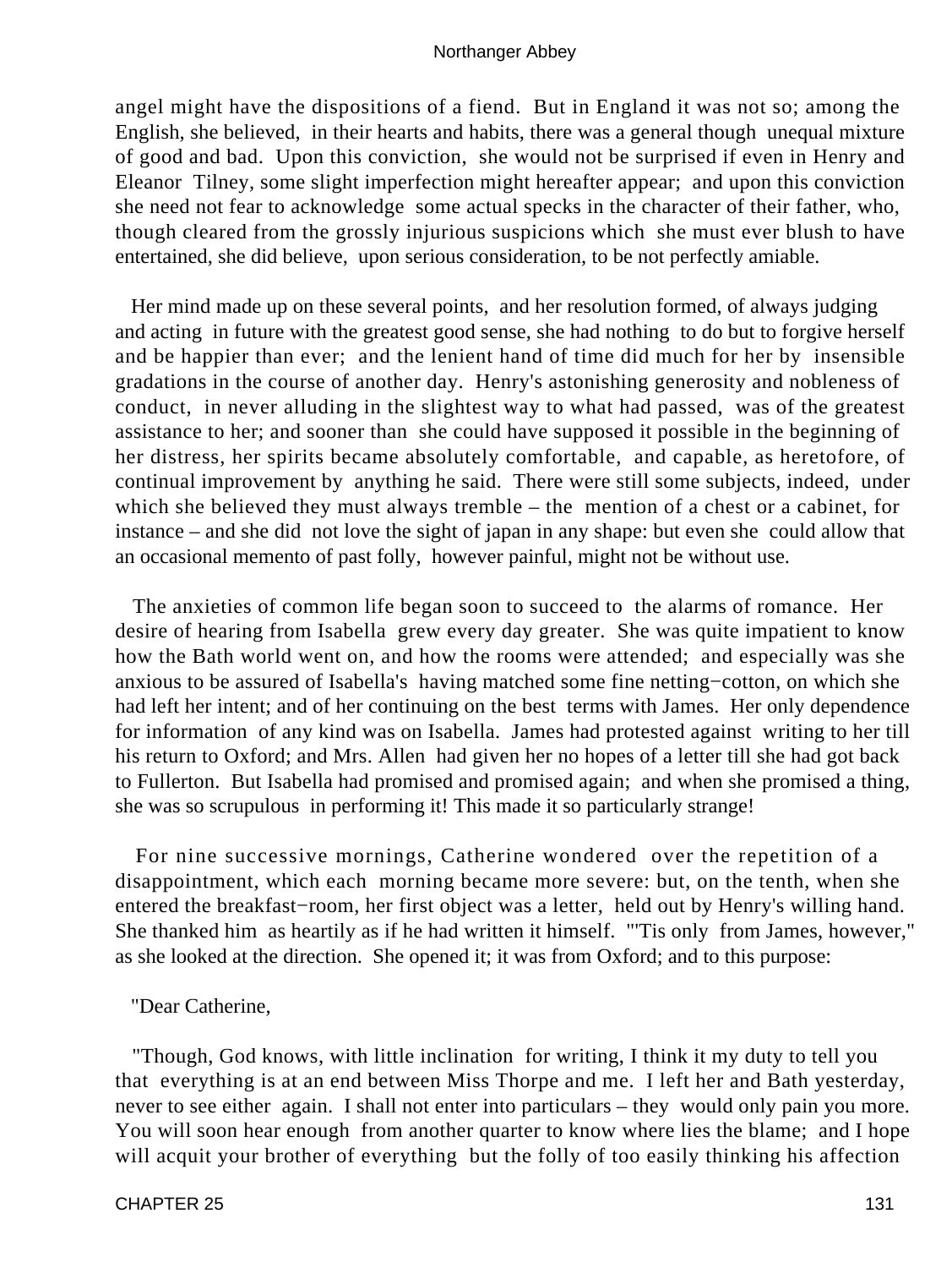angel might have the dispositions of a fiend. But in England it was not so; among the English, she believed, in their hearts and habits, there was a general though unequal mixture of good and bad. Upon this conviction, she would not be surprised if even in Henry and Eleanor Tilney, some slight imperfection might hereafter appear; and upon this conviction she need not fear to acknowledge some actual specks in the character of their father, who, though cleared from the grossly injurious suspicions which she must ever blush to have entertained, she did believe, upon serious consideration, to be not perfectly amiable.

Her mind made up on these several points, and her resolution formed, of always judging and acting in future with the greatest good sense, she had nothing to do but to forgive herself and be happier than ever; and the lenient hand of time did much for her by insensible gradations in the course of another day. Henry's astonishing generosity and nobleness of conduct, in never alluding in the slightest way to what had passed, was of the greatest assistance to her; and sooner than she could have supposed it possible in the beginning of her distress, her spirits became absolutely comfortable, and capable, as heretofore, of continual improvement by anything he said. There were still some subjects, indeed, under which she believed they must always tremble – the mention of a chest or a cabinet, for instance – and she did not love the sight of japan in any shape: but even she could allow that an occasional memento of past folly, however painful, might not be without use.

The anxieties of common life began soon to succeed to the alarms of romance. Her desire of hearing from Isabella grew every day greater. She was quite impatient to know how the Bath world went on, and how the rooms were attended; and especially was she anxious to be assured of Isabella's having matched some fine netting−cotton, on which she had left her intent; and of her continuing on the best terms with James. Her only dependence for information of any kind was on Isabella. James had protested against writing to her till his return to Oxford; and Mrs. Allen had given her no hopes of a letter till she had got back to Fullerton. But Isabella had promised and promised again; and when she promised a thing, she was so scrupulous in performing it! This made it so particularly strange!

For nine successive mornings, Catherine wondered over the repetition of a disappointment, which each morning became more severe: but, on the tenth, when she entered the breakfast−room, her first object was a letter, held out by Henry's willing hand. She thanked him as heartily as if he had written it himself. "'Tis only from James, however," as she looked at the direction. She opened it; it was from Oxford; and to this purpose:

"Dear Catherine,

"Though, God knows, with little inclination for writing, I think it my duty to tell you that everything is at an end between Miss Thorpe and me. I left her and Bath yesterday, never to see either again. I shall not enter into particulars – they would only pain you more. You will soon hear enough from another quarter to know where lies the blame; and I hope will acquit your brother of everything but the folly of too easily thinking his affection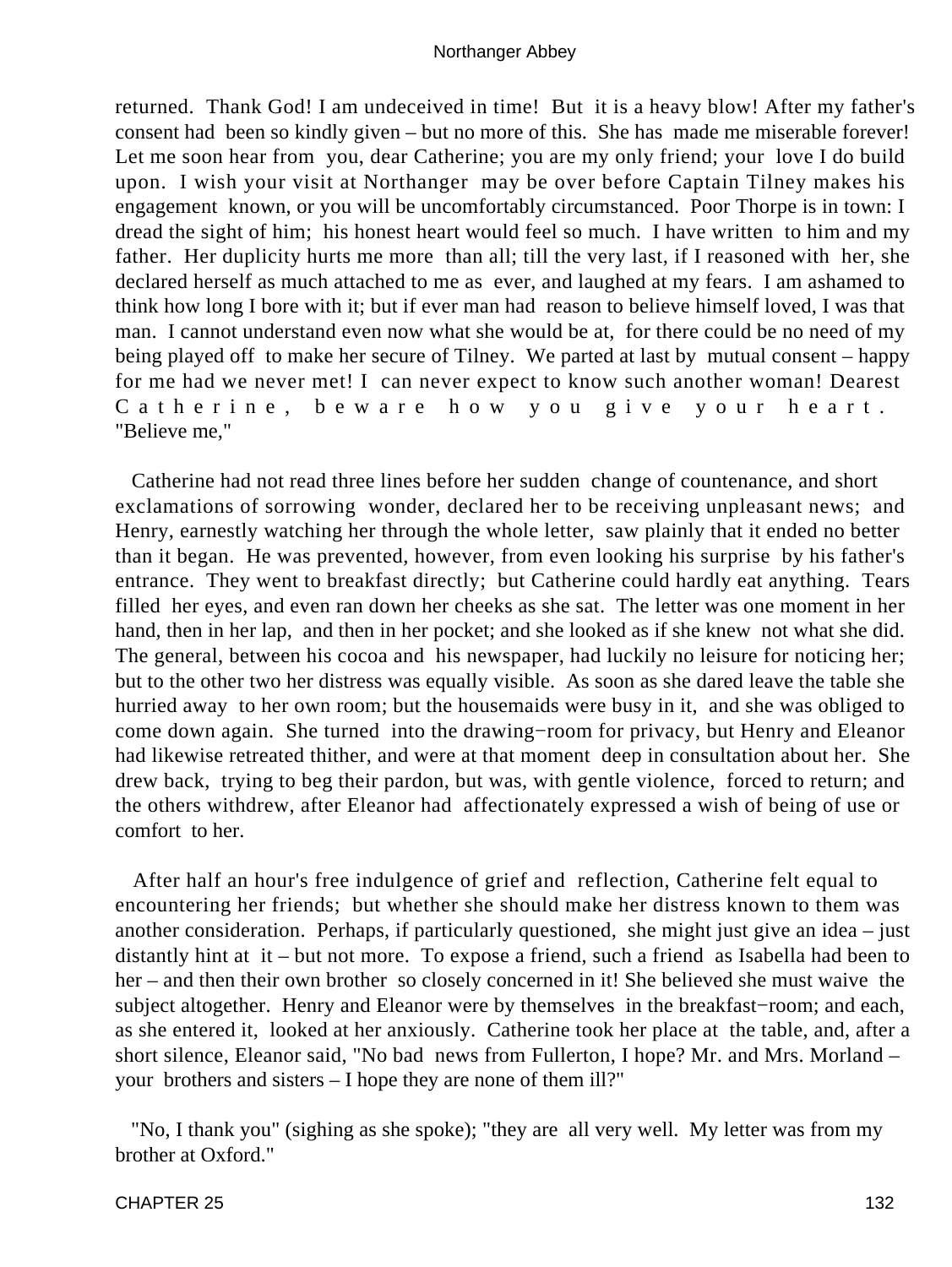returned. Thank God! I am undeceived in time! But it is a heavy blow! After my father's consent had been so kindly given – but no more of this. She has made me miserable forever! Let me soon hear from you, dear Catherine; you are my only friend; your love I do build upon. I wish your visit at Northanger may be over before Captain Tilney makes his engagement known, or you will be uncomfortably circumstanced. Poor Thorpe is in town: I dread the sight of him; his honest heart would feel so much. I have written to him and my father. Her duplicity hurts me more than all; till the very last, if I reasoned with her, she declared herself as much attached to me as ever, and laughed at my fears. I am ashamed to think how long I bore with it; but if ever man had reason to believe himself loved, I was that man. I cannot understand even now what she would be at, for there could be no need of my being played off to make her secure of Tilney. We parted at last by mutual consent – happy for me had we never met! I can never expect to know such another woman! Dearest Catherine, beware how you give your heart. "Believe me,"

Catherine had not read three lines before her sudden change of countenance, and short exclamations of sorrowing wonder, declared her to be receiving unpleasant news; and Henry, earnestly watching her through the whole letter, saw plainly that it ended no better than it began. He was prevented, however, from even looking his surprise by his father's entrance. They went to breakfast directly; but Catherine could hardly eat anything. Tears filled her eyes, and even ran down her cheeks as she sat. The letter was one moment in her hand, then in her lap, and then in her pocket; and she looked as if she knew not what she did. The general, between his cocoa and his newspaper, had luckily no leisure for noticing her; but to the other two her distress was equally visible. As soon as she dared leave the table she hurried away to her own room; but the housemaids were busy in it, and she was obliged to come down again. She turned into the drawing−room for privacy, but Henry and Eleanor had likewise retreated thither, and were at that moment deep in consultation about her. She drew back, trying to beg their pardon, but was, with gentle violence, forced to return; and the others withdrew, after Eleanor had affectionately expressed a wish of being of use or comfort to her.

After half an hour's free indulgence of grief and reflection, Catherine felt equal to encountering her friends; but whether she should make her distress known to them was another consideration. Perhaps, if particularly questioned, she might just give an idea – just distantly hint at it – but not more. To expose a friend, such a friend as Isabella had been to her – and then their own brother so closely concerned in it! She believed she must waive the subject altogether. Henry and Eleanor were by themselves in the breakfast−room; and each, as she entered it, looked at her anxiously. Catherine took her place at the table, and, after a short silence, Eleanor said, "No bad news from Fullerton, I hope? Mr. and Mrs. Morland – your brothers and sisters – I hope they are none of them ill?"

"No, I thank you" (sighing as she spoke); "they are all very well. My letter was from my brother at Oxford."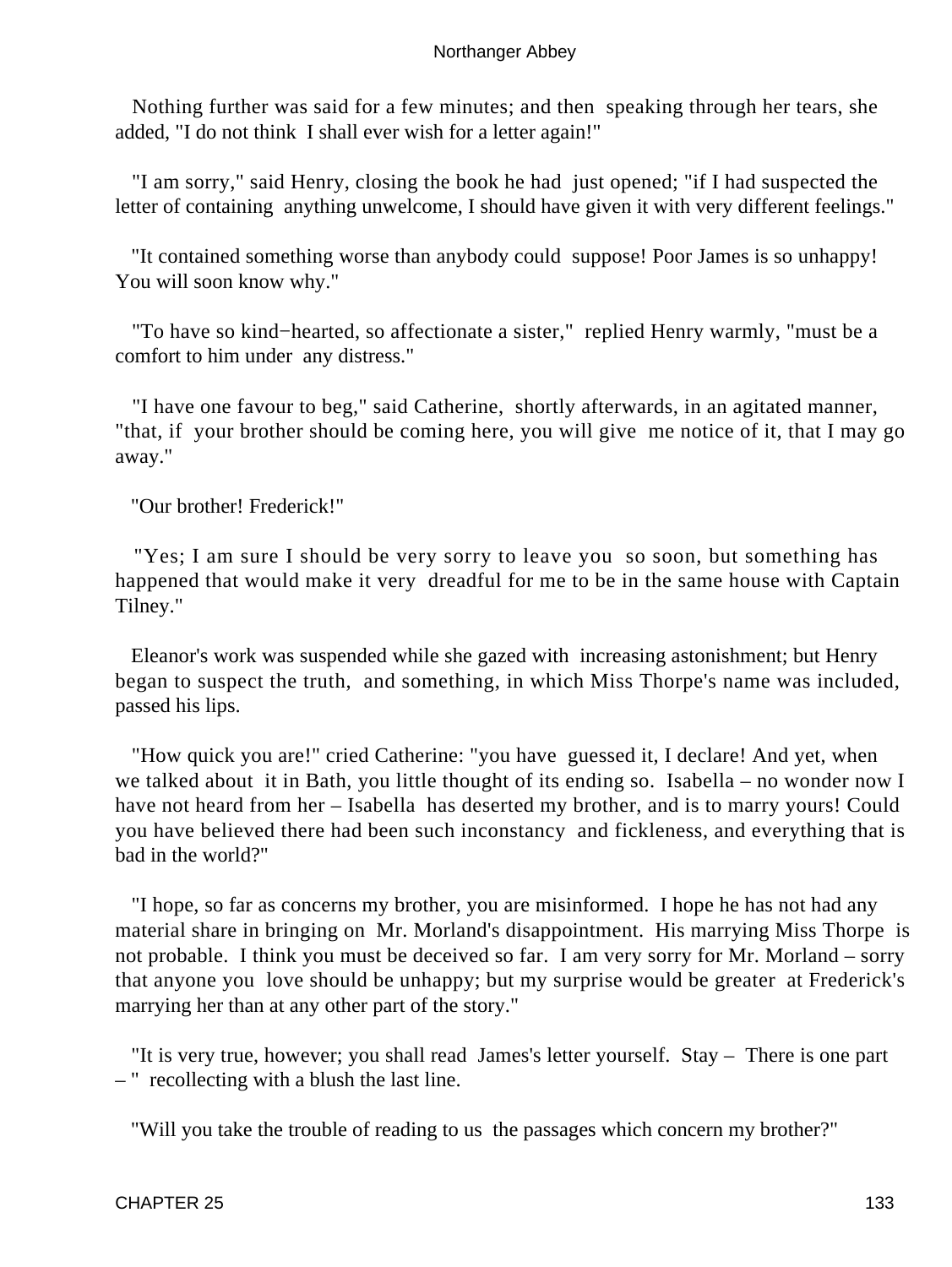Nothing further was said for a few minutes; and then speaking through her tears, she added, "I do not think I shall ever wish for a letter again!"

"I am sorry," said Henry, closing the book he had just opened; "if I had suspected the letter of containing anything unwelcome, I should have given it with very different feelings."

"It contained something worse than anybody could suppose! Poor James is so unhappy! You will soon know why."

"To have so kind−hearted, so affectionate a sister," replied Henry warmly, "must be a comfort to him under any distress."

"I have one favour to beg," said Catherine, shortly afterwards, in an agitated manner, "that, if your brother should be coming here, you will give me notice of it, that I may go away."

"Our brother! Frederick!"

"Yes; I am sure I should be very sorry to leave you so soon, but something has happened that would make it very dreadful for me to be in the same house with Captain Tilney."

Eleanor's work was suspended while she gazed with increasing astonishment; but Henry began to suspect the truth, and something, in which Miss Thorpe's name was included, passed his lips.

"How quick you are!" cried Catherine: "you have guessed it, I declare! And yet, when we talked about it in Bath, you little thought of its ending so. Isabella – no wonder now I have not heard from her – Isabella has deserted my brother, and is to marry yours! Could you have believed there had been such inconstancy and fickleness, and everything that is bad in the world?"

"I hope, so far as concerns my brother, you are misinformed. I hope he has not had any material share in bringing on Mr. Morland's disappointment. His marrying Miss Thorpe is not probable. I think you must be deceived so far. I am very sorry for Mr. Morland – sorry that anyone you love should be unhappy; but my surprise would be greater at Frederick's marrying her than at any other part of the story."

"It is very true, however; you shall read James's letter yourself. Stay – There is one part – " recollecting with a blush the last line.

"Will you take the trouble of reading to us the passages which concern my brother?"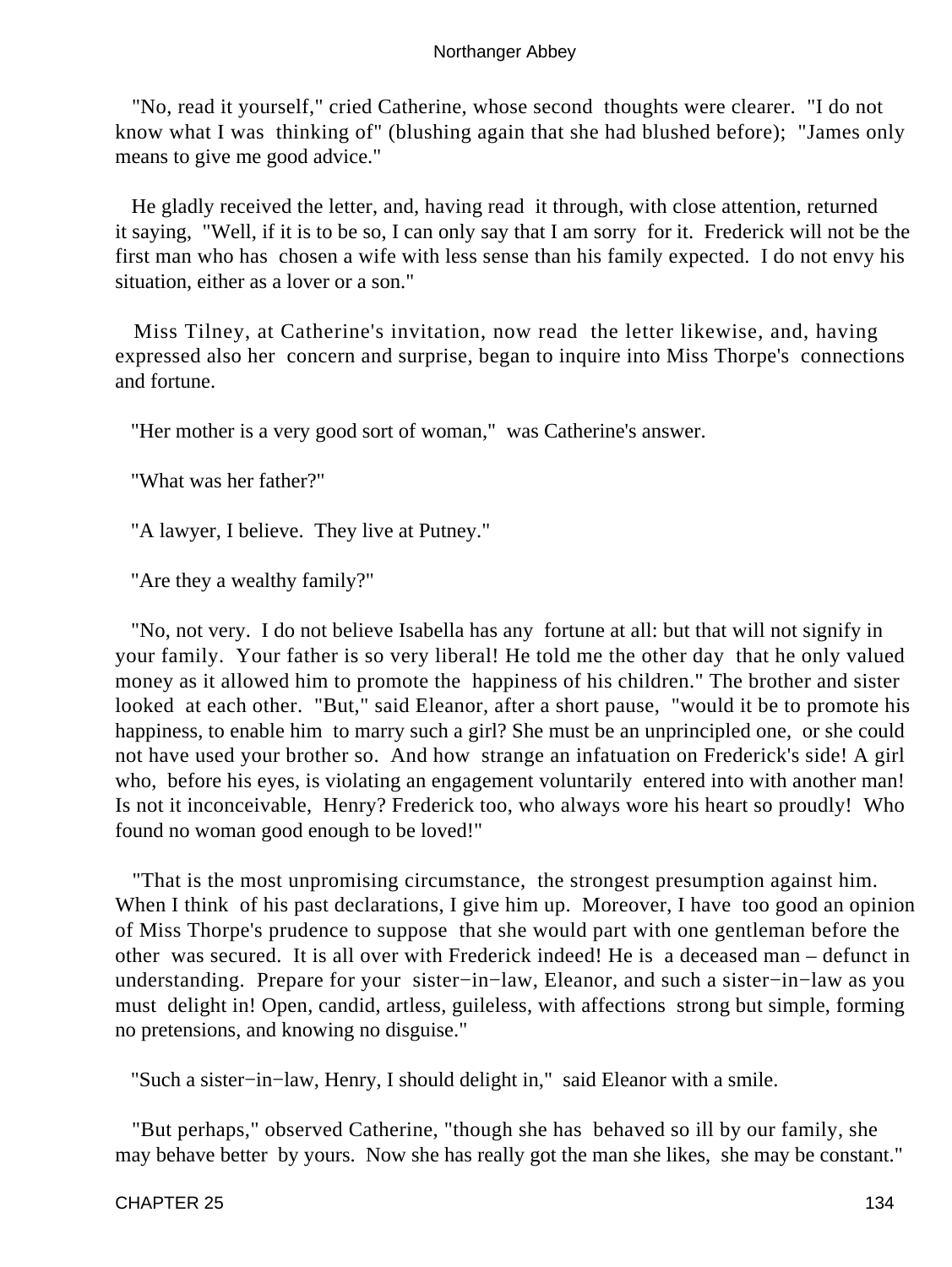"No, read it yourself," cried Catherine, whose second thoughts were clearer. "I do not know what I was thinking of" (blushing again that she had blushed before); "James only means to give me good advice."

He gladly received the letter, and, having read it through, with close attention, returned it saying, "Well, if it is to be so, I can only say that I am sorry for it. Frederick will not be the first man who has chosen a wife with less sense than his family expected. I do not envy his situation, either as a lover or a son."

Miss Tilney, at Catherine's invitation, now read the letter likewise, and, having expressed also her concern and surprise, began to inquire into Miss Thorpe's connections and fortune.

"Her mother is a very good sort of woman," was Catherine's answer.

"What was her father?"

"A lawyer, I believe. They live at Putney."

"Are they a wealthy family?"

"No, not very. I do not believe Isabella has any fortune at all: but that will not signify in your family. Your father is so very liberal! He told me the other day that he only valued money as it allowed him to promote the happiness of his children." The brother and sister looked at each other. "But," said Eleanor, after a short pause, "would it be to promote his happiness, to enable him to marry such a girl? She must be an unprincipled one, or she could not have used your brother so. And how strange an infatuation on Frederick's side! A girl who, before his eyes, is violating an engagement voluntarily entered into with another man! Is not it inconceivable, Henry? Frederick too, who always wore his heart so proudly! Who found no woman good enough to be loved!"

"That is the most unpromising circumstance, the strongest presumption against him. When I think of his past declarations, I give him up. Moreover, I have too good an opinion of Miss Thorpe's prudence to suppose that she would part with one gentleman before the other was secured. It is all over with Frederick indeed! He is a deceased man – defunct in understanding. Prepare for your sister−in−law, Eleanor, and such a sister−in−law as you must delight in! Open, candid, artless, guileless, with affections strong but simple, forming no pretensions, and knowing no disguise."

"Such a sister−in−law, Henry, I should delight in," said Eleanor with a smile.

"But perhaps," observed Catherine, "though she has behaved so ill by our family, she may behave better by yours. Now she has really got the man she likes, she may be constant."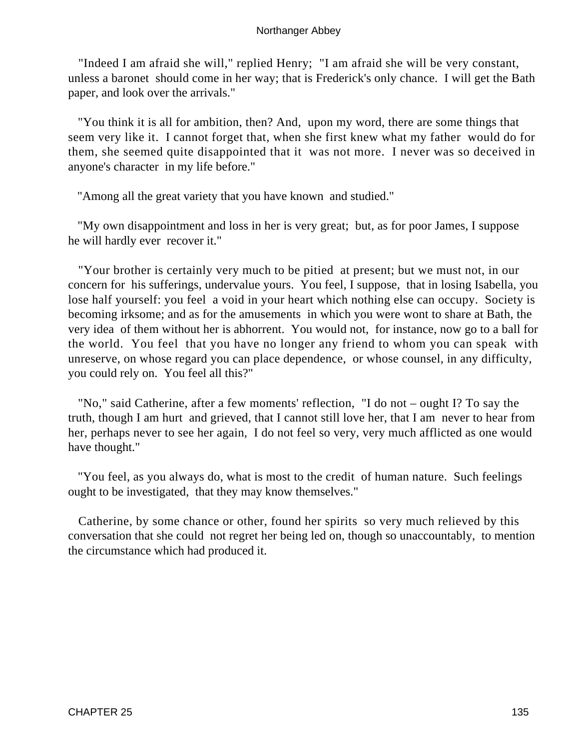"Indeed I am afraid she will," replied Henry; "I am afraid she will be very constant, unless a baronet should come in her way; that is Frederick's only chance. I will get the Bath paper, and look over the arrivals."

"You think it is all for ambition, then? And, upon my word, there are some things that seem very like it. I cannot forget that, when she first knew what my father would do for them, she seemed quite disappointed that it was not more. I never was so deceived in anyone's character in my life before."

"Among all the great variety that you have known and studied."

"My own disappointment and loss in her is very great; but, as for poor James, I suppose he will hardly ever recover it."

"Your brother is certainly very much to be pitied at present; but we must not, in our concern for his sufferings, undervalue yours. You feel, I suppose, that in losing Isabella, you lose half yourself: you feel a void in your heart which nothing else can occupy. Society is becoming irksome; and as for the amusements in which you were wont to share at Bath, the very idea of them without her is abhorrent. You would not, for instance, now go to a ball for the world. You feel that you have no longer any friend to whom you can speak with unreserve, on whose regard you can place dependence, or whose counsel, in any difficulty, you could rely on. You feel all this?"

"No," said Catherine, after a few moments' reflection, "I do not – ought I? To say the truth, though I am hurt and grieved, that I cannot still love her, that I am never to hear from her, perhaps never to see her again, I do not feel so very, very much afflicted as one would have thought."

"You feel, as you always do, what is most to the credit of human nature. Such feelings ought to be investigated, that they may know themselves."

Catherine, by some chance or other, found her spirits so very much relieved by this conversation that she could not regret her being led on, though so unaccountably, to mention the circumstance which had produced it.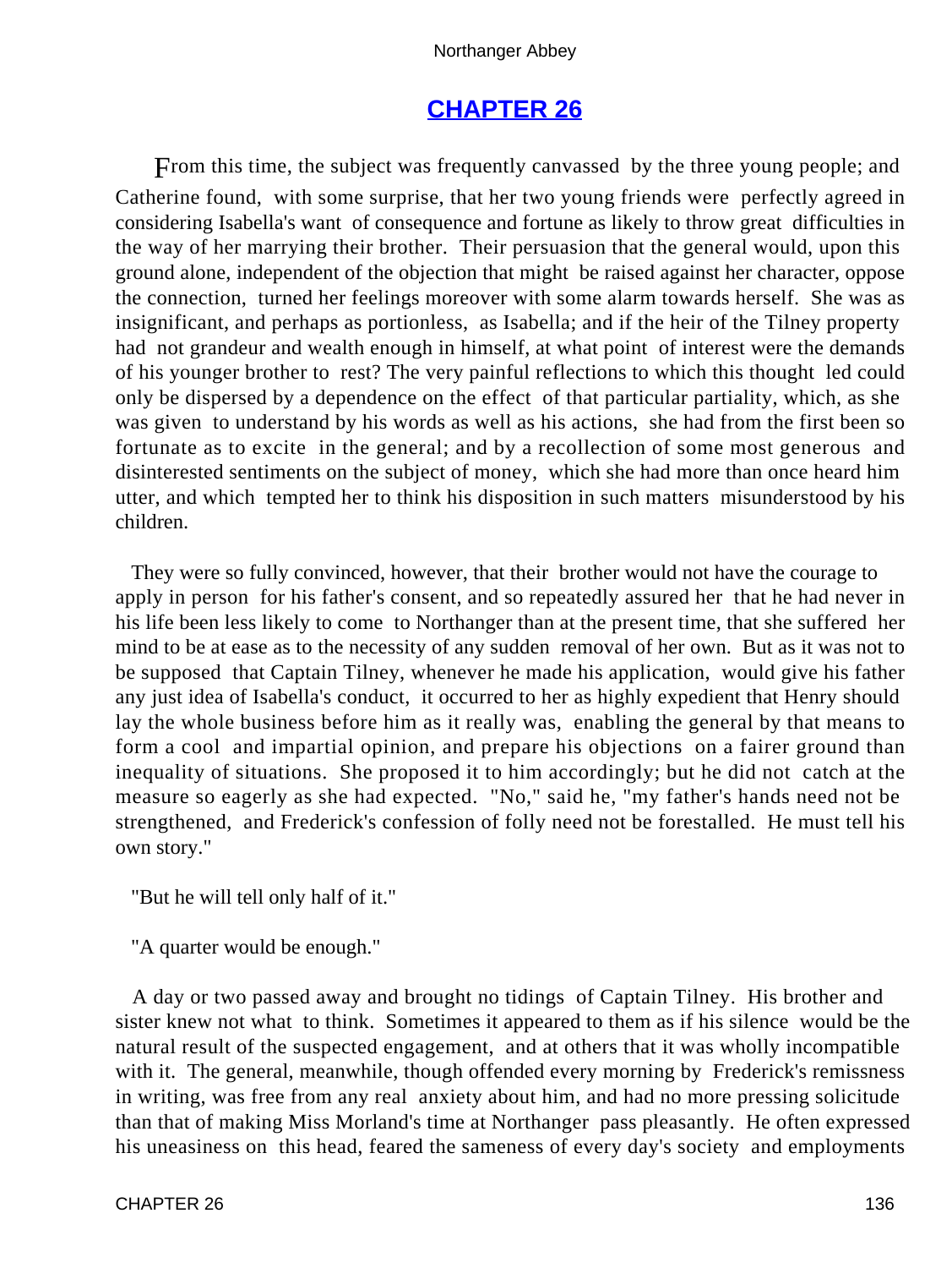## CHAPTER 26

From this time, the subject was frequently canvassed by the three young people; and Catherine found, with some surprise, that her two young friends were perfectly agreed in considering Isabella's want of consequence and fortune as likely to throw great difficulties in the way of her marrying their brother. Their persuasion that the general would, upon this ground alone, independent of the objection that might be raised against her character, oppose the connection, turned her feelings moreover with some alarm towards herself. She was as insignificant, and perhaps as portionless, as Isabella; and if the heir of the Tilney property had not grandeur and wealth enough in himself, at what point of interest were the demands of his younger brother to rest? The very painful reflections to which this thought led could only be dispersed by a dependence on the effect of that particular partiality, which, as she was given to understand by his words as well as his actions, she had from the first been so fortunate as to excite in the general; and by a recollection of some most generous and disinterested sentiments on the subject of money, which she had more than once heard him utter, and which tempted her to think his disposition in such matters misunderstood by his children.

They were so fully convinced, however, that their brother would not have the courage to apply in person for his father's consent, and so repeatedly assured her that he had never in his life been less likely to come to Northanger than at the present time, that she suffered her mind to be at ease as to the necessity of any sudden removal of her own. But as it was not to be supposed that Captain Tilney, whenever he made his application, would give his father any just idea of Isabella's conduct, it occurred to her as highly expedient that Henry should lay the whole business before him as it really was, enabling the general by that means to form a cool and impartial opinion, and prepare his objections on a fairer ground than inequality of situations. She proposed it to him accordingly; but he did not catch at the measure so eagerly as she had expected. "No," said he, "my father's hands need not be strengthened, and Frederick's confession of folly need not be forestalled. He must tell his own story."

"But he will tell only half of it."

"A quarter would be enough."

A day or two passed away and brought no tidings of Captain Tilney. His brother and sister knew not what to think. Sometimes it appeared to them as if his silence would be the natural result of the suspected engagement, and at others that it was wholly incompatible with it. The general, meanwhile, though offended every morning by Frederick's remissness in writing, was free from any real anxiety about him, and had no more pressing solicitude than that of making Miss Morland's time at Northanger pass pleasantly. He often expressed his uneasiness on this head, feared the sameness of every day's society and employments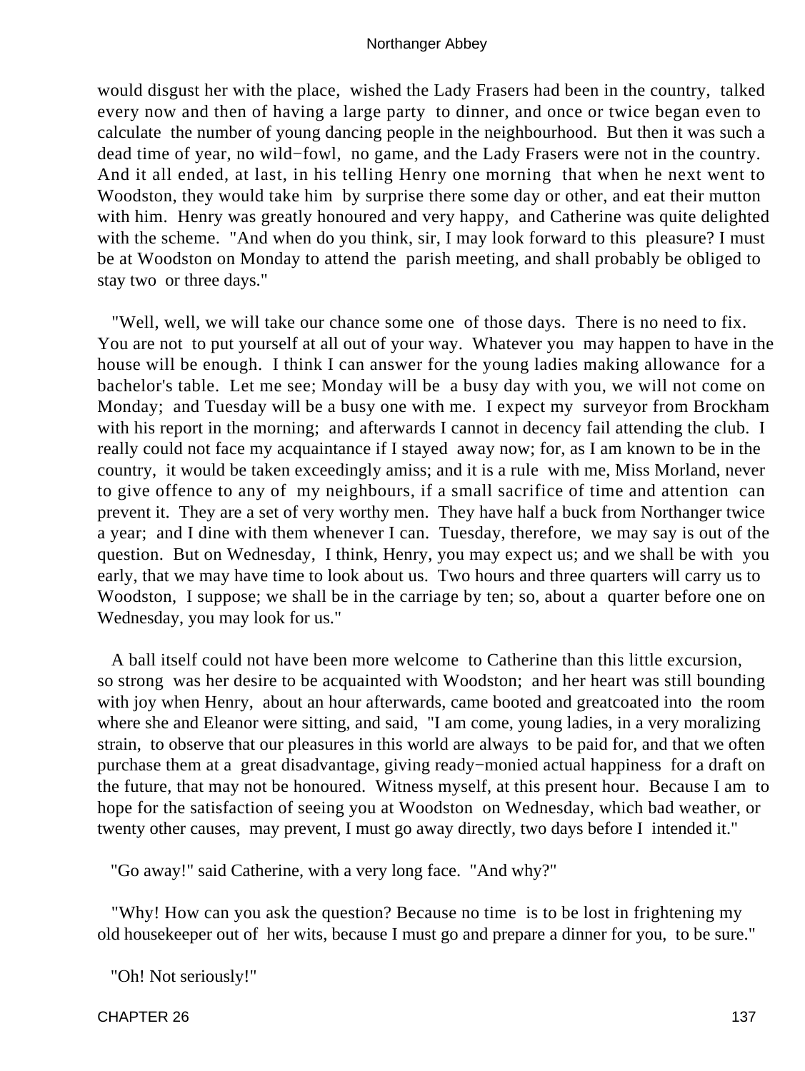would disgust her with the place, wished the Lady Frasers had been in the country, talked every now and then of having a large party to dinner, and once or twice began even to calculate the number of young dancing people in the neighbourhood. But then it was such a dead time of year, no wild−fowl, no game, and the Lady Frasers were not in the country. And it all ended, at last, in his telling Henry one morning that when he next went to Woodston, they would take him by surprise there some day or other, and eat their mutton with him. Henry was greatly honoured and very happy, and Catherine was quite delighted with the scheme. "And when do you think, sir, I may look forward to this pleasure? I must be at Woodston on Monday to attend the parish meeting, and shall probably be obliged to stay two or three days."

"Well, well, we will take our chance some one of those days. There is no need to fix. You are not to put yourself at all out of your way. Whatever you may happen to have in the house will be enough. I think I can answer for the young ladies making allowance for a bachelor's table. Let me see; Monday will be a busy day with you, we will not come on Monday; and Tuesday will be a busy one with me. I expect my surveyor from Brockham with his report in the morning; and afterwards I cannot in decency fail attending the club. I really could not face my acquaintance if I stayed away now; for, as I am known to be in the country, it would be taken exceedingly amiss; and it is a rule with me, Miss Morland, never to give offence to any of my neighbours, if a small sacrifice of time and attention can prevent it. They are a set of very worthy men. They have half a buck from Northanger twice a year; and I dine with them whenever I can. Tuesday, therefore, we may say is out of the question. But on Wednesday, I think, Henry, you may expect us; and we shall be with you early, that we may have time to look about us. Two hours and three quarters will carry us to Woodston, I suppose; we shall be in the carriage by ten; so, about a quarter before one on Wednesday, you may look for us."

A ball itself could not have been more welcome to Catherine than this little excursion, so strong was her desire to be acquainted with Woodston; and her heart was still bounding with joy when Henry, about an hour afterwards, came booted and greatcoated into the room where she and Eleanor were sitting, and said, "I am come, young ladies, in a very moralizing strain, to observe that our pleasures in this world are always to be paid for, and that we often purchase them at a great disadvantage, giving ready−monied actual happiness for a draft on the future, that may not be honoured. Witness myself, at this present hour. Because I am to hope for the satisfaction of seeing you at Woodston on Wednesday, which bad weather, or twenty other causes, may prevent, I must go away directly, two days before I intended it."

"Go away!" said Catherine, with a very long face. "And why?"

"Why! How can you ask the question? Because no time is to be lost in frightening my old housekeeper out of her wits, because I must go and prepare a dinner for you, to be sure."

"Oh! Not seriously!"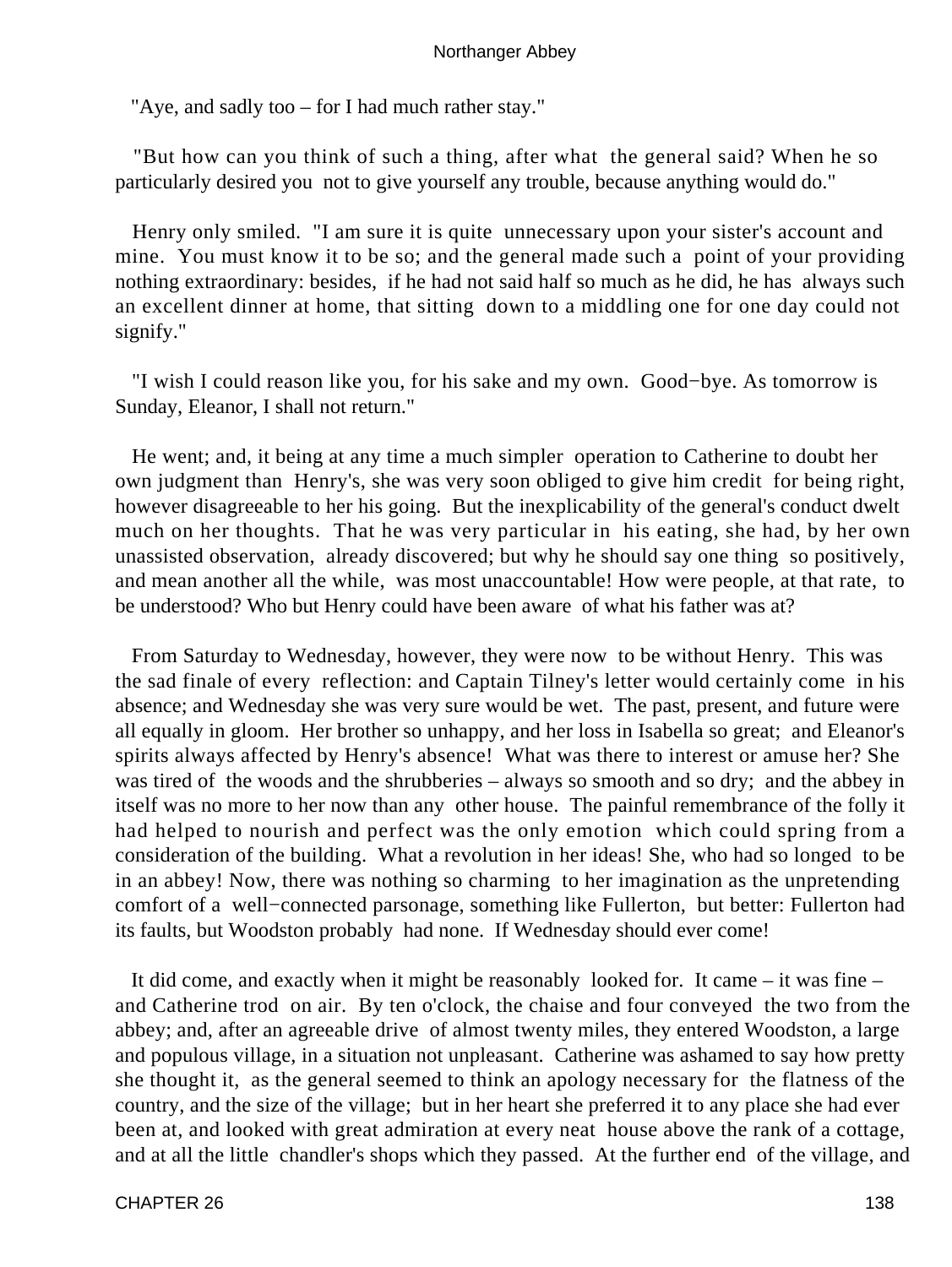"Aye, and sadly too – for I had much rather stay."

"But how can you think of such a thing, after what the general said? When he so particularly desired you not to give yourself any trouble, because anything would do."

Henry only smiled. "I am sure it is quite unnecessary upon your sister's account and mine. You must know it to be so; and the general made such a point of your providing nothing extraordinary: besides, if he had not said half so much as he did, he has always such an excellent dinner at home, that sitting down to a middling one for one day could not signify."

"I wish I could reason like you, for his sake and my own. Good−bye. As tomorrow is Sunday, Eleanor, I shall not return."

He went; and, it being at any time a much simpler operation to Catherine to doubt her own judgment than Henry's, she was very soon obliged to give him credit for being right, however disagreeable to her his going. But the inexplicability of the general's conduct dwelt much on her thoughts. That he was very particular in his eating, she had, by her own unassisted observation, already discovered; but why he should say one thing so positively, and mean another all the while, was most unaccountable! How were people, at that rate, to be understood? Who but Henry could have been aware of what his father was at?

From Saturday to Wednesday, however, they were now to be without Henry. This was the sad finale of every reflection: and Captain Tilney's letter would certainly come in his absence; and Wednesday she was very sure would be wet. The past, present, and future were all equally in gloom. Her brother so unhappy, and her loss in Isabella so great; and Eleanor's spirits always affected by Henry's absence! What was there to interest or amuse her? She was tired of the woods and the shrubberies – always so smooth and so dry; and the abbey in itself was no more to her now than any other house. The painful remembrance of the folly it had helped to nourish and perfect was the only emotion which could spring from a consideration of the building. What a revolution in her ideas! She, who had so longed to be in an abbey! Now, there was nothing so charming to her imagination as the unpretending comfort of a well−connected parsonage, something like Fullerton, but better: Fullerton had its faults, but Woodston probably had none. If Wednesday should ever come!

It did come, and exactly when it might be reasonably looked for. It came – it was fine – and Catherine trod on air. By ten o'clock, the chaise and four conveyed the two from the abbey; and, after an agreeable drive of almost twenty miles, they entered Woodston, a large and populous village, in a situation not unpleasant. Catherine was ashamed to say how pretty she thought it, as the general seemed to think an apology necessary for the flatness of the country, and the size of the village; but in her heart she preferred it to any place she had ever been at, and looked with great admiration at every neat house above the rank of a cottage, and at all the little chandler's shops which they passed. At the further end of the village, and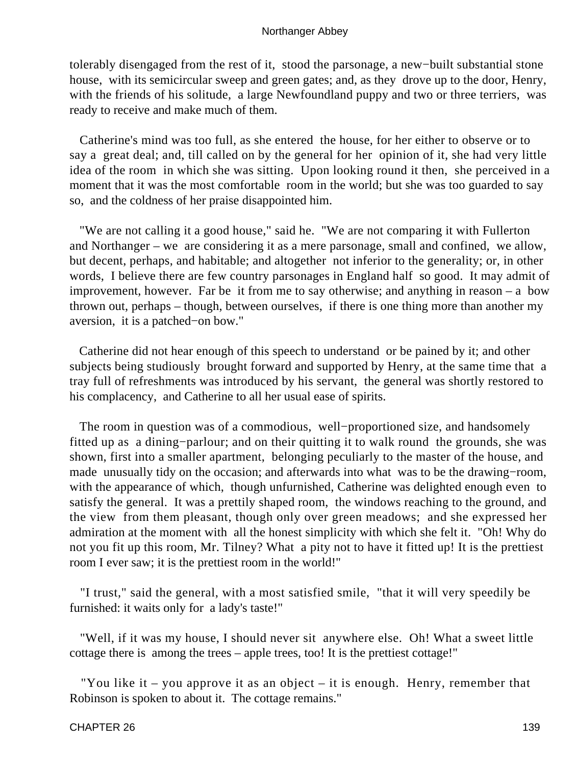tolerably disengaged from the rest of it, stood the parsonage, a new−built substantial stone house, with its semicircular sweep and green gates; and, as they drove up to the door, Henry, with the friends of his solitude, a large Newfoundland puppy and two or three terriers, was ready to receive and make much of them.

Catherine's mind was too full, as she entered the house, for her either to observe or to say a great deal; and, till called on by the general for her opinion of it, she had very little idea of the room in which she was sitting. Upon looking round it then, she perceived in a moment that it was the most comfortable room in the world; but she was too guarded to say so, and the coldness of her praise disappointed him.

"We are not calling it a good house," said he. "We are not comparing it with Fullerton and Northanger – we are considering it as a mere parsonage, small and confined, we allow, but decent, perhaps, and habitable; and altogether not inferior to the generality; or, in other words, I believe there are few country parsonages in England half so good. It may admit of improvement, however. Far be it from me to say otherwise; and anything in reason – a bow thrown out, perhaps – though, between ourselves, if there is one thing more than another my aversion, it is a patched−on bow."

Catherine did not hear enough of this speech to understand or be pained by it; and other subjects being studiously brought forward and supported by Henry, at the same time that a tray full of refreshments was introduced by his servant, the general was shortly restored to his complacency, and Catherine to all her usual ease of spirits.

The room in question was of a commodious, well−proportioned size, and handsomely fitted up as a dining−parlour; and on their quitting it to walk round the grounds, she was shown, first into a smaller apartment, belonging peculiarly to the master of the house, and made unusually tidy on the occasion; and afterwards into what was to be the drawing−room, with the appearance of which, though unfurnished, Catherine was delighted enough even to satisfy the general. It was a prettily shaped room, the windows reaching to the ground, and the view from them pleasant, though only over green meadows; and she expressed her admiration at the moment with all the honest simplicity with which she felt it. "Oh! Why do not you fit up this room, Mr. Tilney? What a pity not to have it fitted up! It is the prettiest room I ever saw; it is the prettiest room in the world!"

"I trust," said the general, with a most satisfied smile, "that it will very speedily be furnished: it waits only for a lady's taste!"

"Well, if it was my house, I should never sit anywhere else. Oh! What a sweet little cottage there is among the trees – apple trees, too! It is the prettiest cottage!"

"You like it – you approve it as an object – it is enough. Henry, remember that Robinson is spoken to about it. The cottage remains."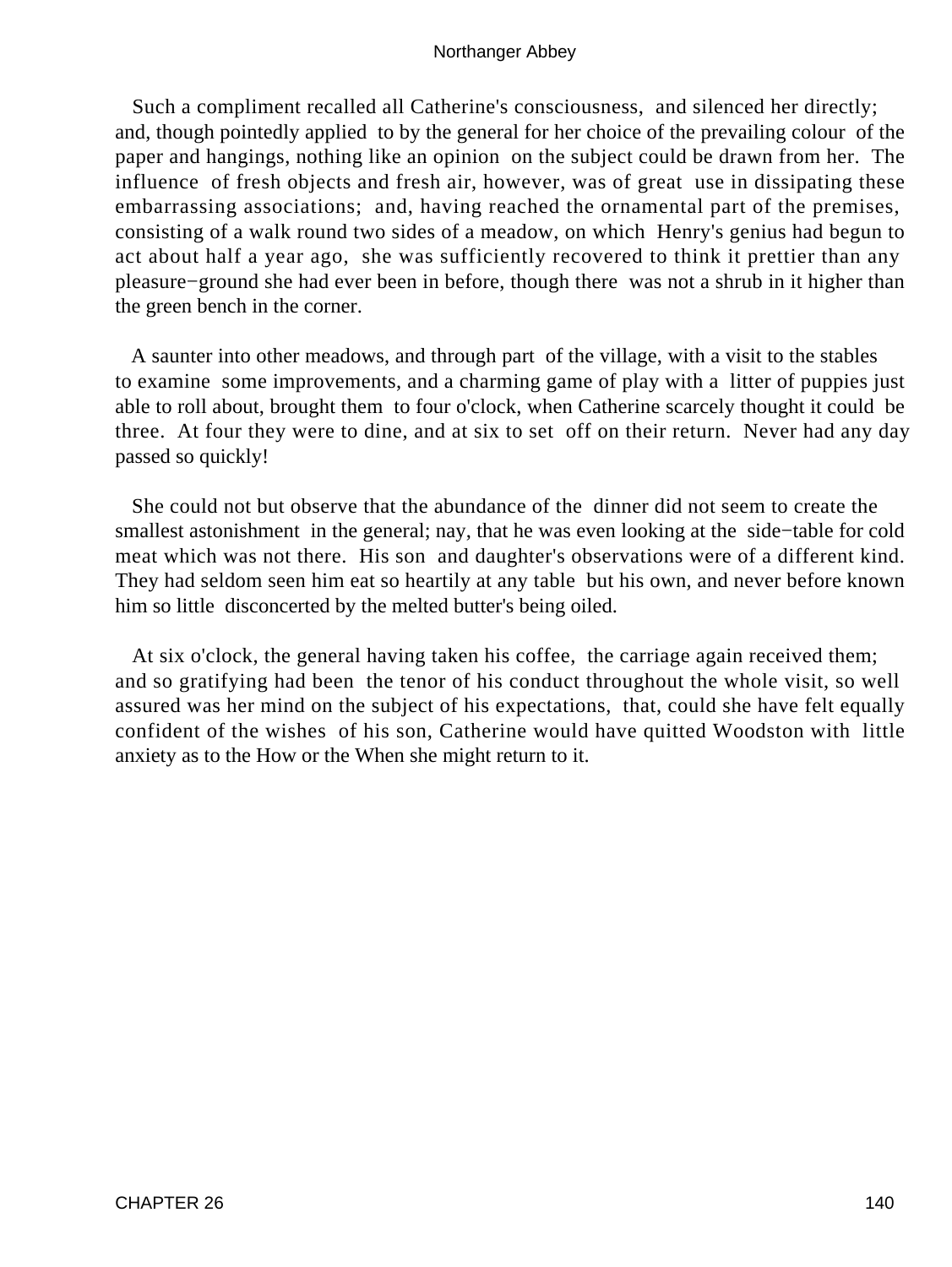Such a compliment recalled all Catherine's consciousness, and silenced her directly; and, though pointedly applied to by the general for her choice of the prevailing colour of the paper and hangings, nothing like an opinion on the subject could be drawn from her. The influence of fresh objects and fresh air, however, was of great use in dissipating these embarrassing associations; and, having reached the ornamental part of the premises, consisting of a walk round two sides of a meadow, on which Henry's genius had begun to act about half a year ago, she was sufficiently recovered to think it prettier than any pleasure−ground she had ever been in before, though there was not a shrub in it higher than the green bench in the corner.

A saunter into other meadows, and through part of the village, with a visit to the stables to examine some improvements, and a charming game of play with a litter of puppies just able to roll about, brought them to four o'clock, when Catherine scarcely thought it could be three. At four they were to dine, and at six to set off on their return. Never had any day passed so quickly!

She could not but observe that the abundance of the dinner did not seem to create the smallest astonishment in the general; nay, that he was even looking at the side−table for cold meat which was not there. His son and daughter's observations were of a different kind. They had seldom seen him eat so heartily at any table but his own, and never before known him so little disconcerted by the melted butter's being oiled.

At six o'clock, the general having taken his coffee, the carriage again received them; and so gratifying had been the tenor of his conduct throughout the whole visit, so well assured was her mind on the subject of his expectations, that, could she have felt equally confident of the wishes of his son, Catherine would have quitted Woodston with little anxiety as to the How or the When she might return to it.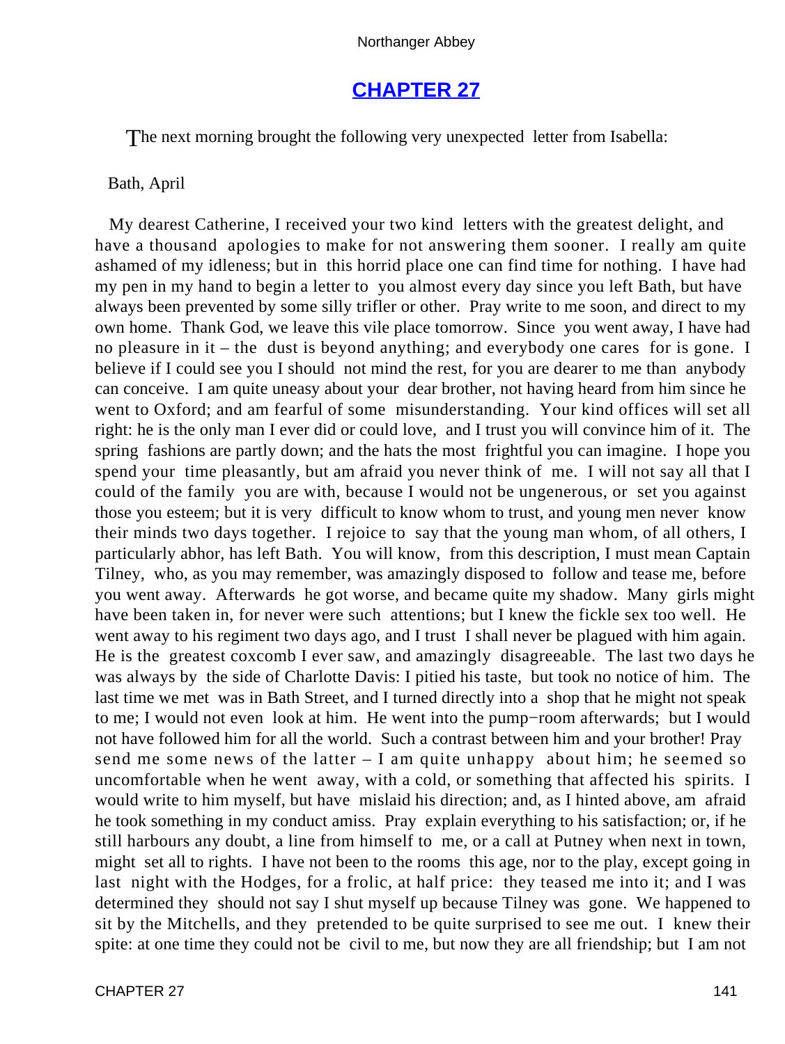# CHAPTER 27

The next morning brought the following very unexpected letter from Isabella:

Bath, April

My dearest Catherine, I received your two kind letters with the greatest delight, and have a thousand apologies to make for not answering them sooner. I really am quite ashamed of my idleness; but in this horrid place one can find time for nothing. I have had my pen in my hand to begin a letter to you almost every day since you left Bath, but have always been prevented by some silly trifler or other. Pray write to me soon, and direct to my own home. Thank God, we leave this vile place tomorrow. Since you went away, I have had no pleasure in it – the dust is beyond anything; and everybody one cares for is gone. I believe if I could see you I should not mind the rest, for you are dearer to me than anybody can conceive. I am quite uneasy about your dear brother, not having heard from him since he went to Oxford; and am fearful of some misunderstanding. Your kind offices will set all right: he is the only man I ever did or could love, and I trust you will convince him of it. The spring fashions are partly down; and the hats the most frightful you can imagine. I hope you spend your time pleasantly, but am afraid you never think of me. I will not say all that I could of the family you are with, because I would not be ungenerous, or set you against those you esteem; but it is very difficult to know whom to trust, and young men never know their minds two days together. I rejoice to say that the young man whom, of all others, I particularly abhor, has left Bath. You will know, from this description, I must mean Captain Tilney, who, as you may remember, was amazingly disposed to follow and tease me, before you went away. Afterwards he got worse, and became quite my shadow. Many girls might have been taken in, for never were such attentions; but I knew the fickle sex too well. He went away to his regiment two days ago, and I trust I shall never be plagued with him again. He is the greatest coxcomb I ever saw, and amazingly disagreeable. The last two days he was always by the side of Charlotte Davis: I pitied his taste, but took no notice of him. The last time we met was in Bath Street, and I turned directly into a shop that he might not speak to me; I would not even look at him. He went into the pump−room afterwards; but I would not have followed him for all the world. Such a contrast between him and your brother! Pray send me some news of the latter – I am quite unhappy about him; he seemed so uncomfortable when he went away, with a cold, or something that affected his spirits. I would write to him myself, but have mislaid his direction; and, as I hinted above, am afraid he took something in my conduct amiss. Pray explain everything to his satisfaction; or, if he still harbours any doubt, a line from himself to me, or a call at Putney when next in town, might set all to rights. I have not been to the rooms this age, nor to the play, except going in last night with the Hodges, for a frolic, at half price: they teased me into it; and I was determined they should not say I shut myself up because Tilney was gone. We happened to sit by the Mitchells, and they pretended to be quite surprised to see me out. I knew their spite: at one time they could not be civil to me, but now they are all friendship; but I am not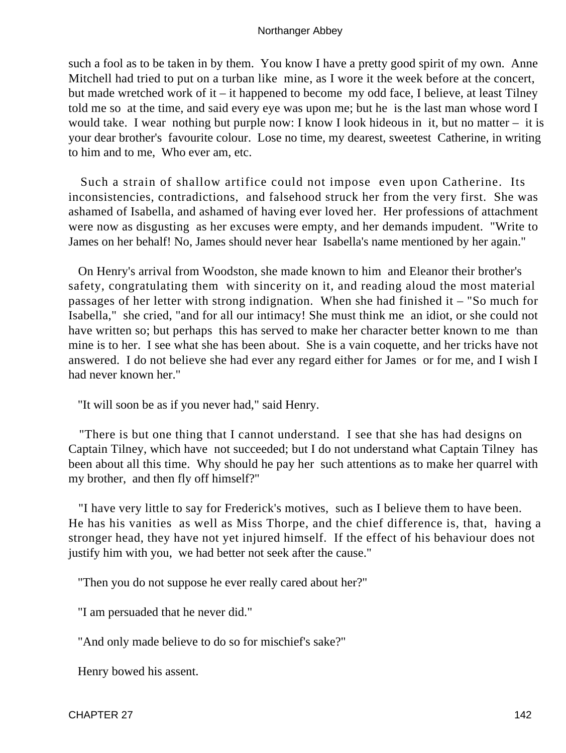such a fool as to be taken in by them. You know I have a pretty good spirit of my own. Anne Mitchell had tried to put on a turban like mine, as I wore it the week before at the concert, but made wretched work of it – it happened to become my odd face, I believe, at least Tilney told me so at the time, and said every eye was upon me; but he is the last man whose word I would take. I wear nothing but purple now: I know I look hideous in it, but no matter – it is your dear brother's favourite colour. Lose no time, my dearest, sweetest Catherine, in writing to him and to me, Who ever am, etc.

Such a strain of shallow artifice could not impose even upon Catherine. Its inconsistencies, contradictions, and falsehood struck her from the very first. She was ashamed of Isabella, and ashamed of having ever loved her. Her professions of attachment were now as disgusting as her excuses were empty, and her demands impudent. "Write to James on her behalf! No, James should never hear Isabella's name mentioned by her again."

On Henry's arrival from Woodston, she made known to him and Eleanor their brother's safety, congratulating them with sincerity on it, and reading aloud the most material passages of her letter with strong indignation. When she had finished it – "So much for Isabella," she cried, "and for all our intimacy! She must think me an idiot, or she could not have written so; but perhaps this has served to make her character better known to me than mine is to her. I see what she has been about. She is a vain coquette, and her tricks have not answered. I do not believe she had ever any regard either for James or for me, and I wish I had never known her."

"It will soon be as if you never had," said Henry.

"There is but one thing that I cannot understand. I see that she has had designs on Captain Tilney, which have not succeeded; but I do not understand what Captain Tilney has been about all this time. Why should he pay her such attentions as to make her quarrel with my brother, and then fly off himself?"

"I have very little to say for Frederick's motives, such as I believe them to have been. He has his vanities as well as Miss Thorpe, and the chief difference is, that, having a stronger head, they have not yet injured himself. If the effect of his behaviour does not justify him with you, we had better not seek after the cause."

"Then you do not suppose he ever really cared about her?"

"I am persuaded that he never did."

"And only made believe to do so for mischief's sake?"

Henry bowed his assent.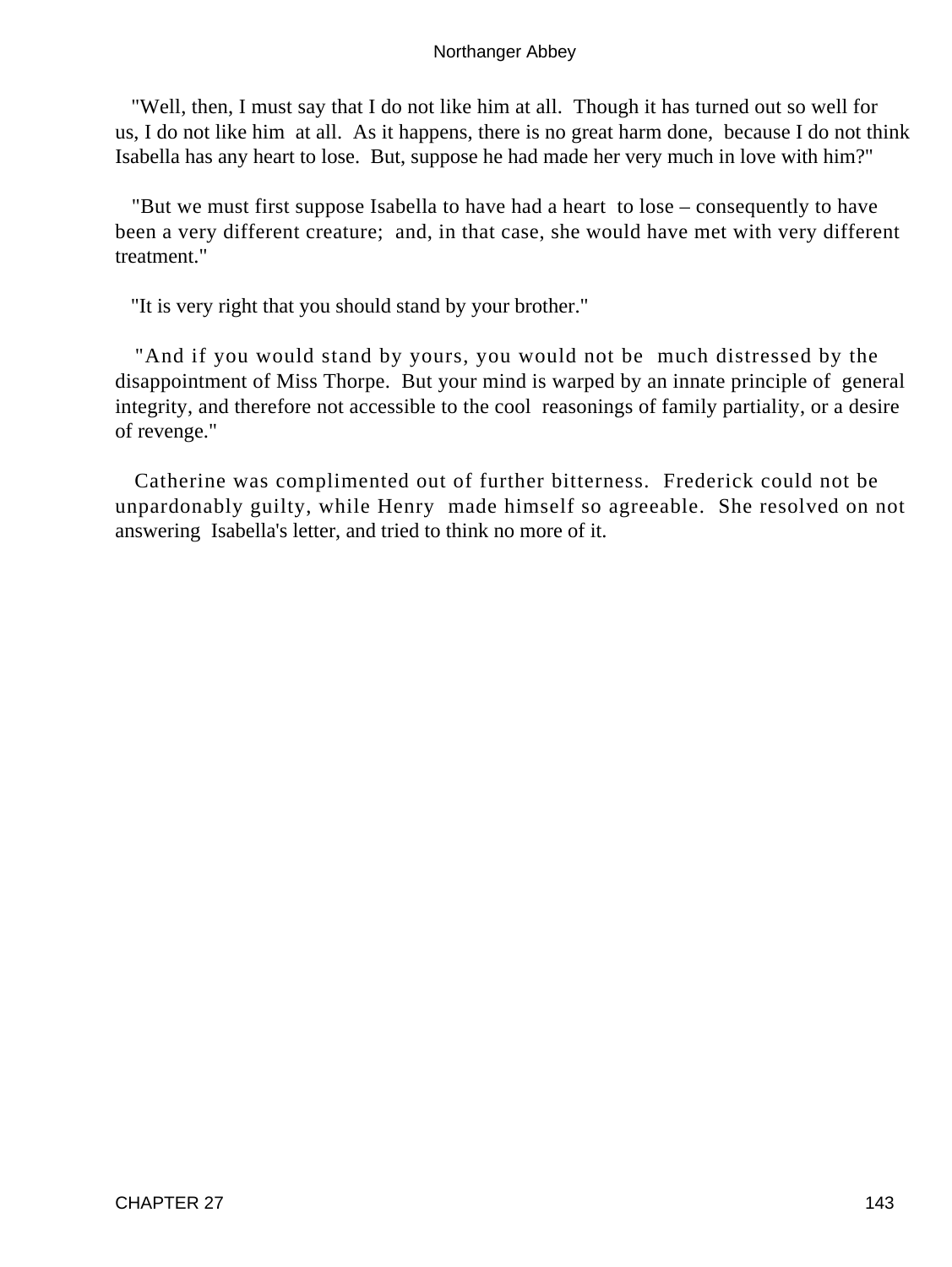"Well, then, I must say that I do not like him at all. Though it has turned out so well for us, I do not like him at all. As it happens, there is no great harm done, because I do not think Isabella has any heart to lose. But, suppose he had made her very much in love with him?"

"But we must first suppose Isabella to have had a heart to lose – consequently to have been a very different creature; and, in that case, she would have met with very different treatment."

"It is very right that you should stand by your brother."

"And if you would stand by yours, you would not be much distressed by the disappointment of Miss Thorpe. But your mind is warped by an innate principle of general integrity, and therefore not accessible to the cool reasonings of family partiality, or a desire of revenge."

Catherine was complimented out of further bitterness. Frederick could not be unpardonably guilty, while Henry made himself so agreeable. She resolved on not answering Isabella's letter, and tried to think no more of it.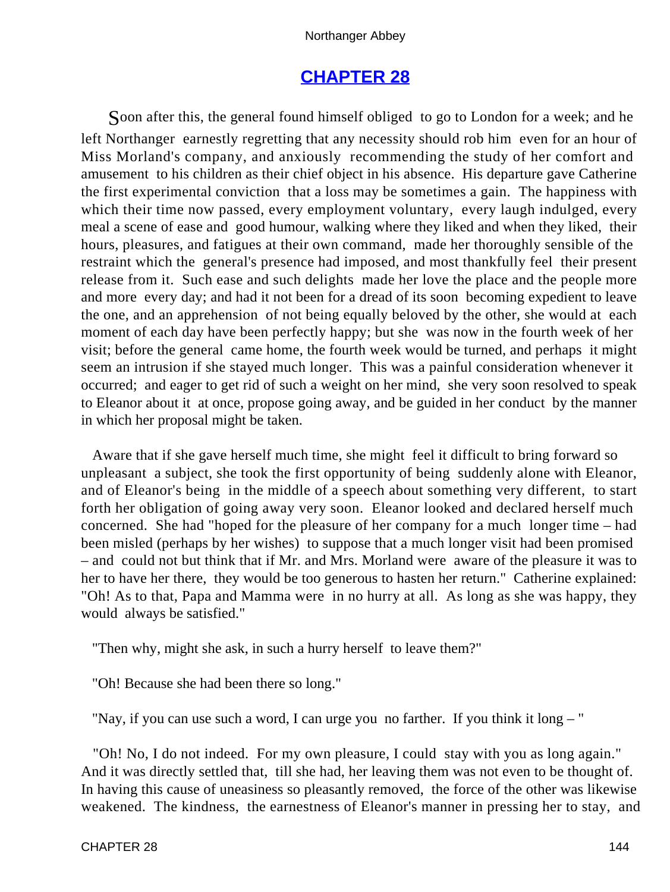# CHAPTER 28

Soon after this, the general found himself obliged to go to London for a week; and he left Northanger earnestly regretting that any necessity should rob him even for an hour of Miss Morland's company, and anxiously recommending the study of her comfort and amusement to his children as their chief object in his absence. His departure gave Catherine the first experimental conviction that a loss may be sometimes a gain. The happiness with which their time now passed, every employment voluntary, every laugh indulged, every meal a scene of ease and good humour, walking where they liked and when they liked, their hours, pleasures, and fatigues at their own command, made her thoroughly sensible of the restraint which the general's presence had imposed, and most thankfully feel their present release from it. Such ease and such delights made her love the place and the people more and more every day; and had it not been for a dread of its soon becoming expedient to leave the one, and an apprehension of not being equally beloved by the other, she would at each moment of each day have been perfectly happy; but she was now in the fourth week of her visit; before the general came home, the fourth week would be turned, and perhaps it might seem an intrusion if she stayed much longer. This was a painful consideration whenever it occurred; and eager to get rid of such a weight on her mind, she very soon resolved to speak to Eleanor about it at once, propose going away, and be guided in her conduct by the manner in which her proposal might be taken.

Aware that if she gave herself much time, she might feel it difficult to bring forward so unpleasant a subject, she took the first opportunity of being suddenly alone with Eleanor, and of Eleanor's being in the middle of a speech about something very different, to start forth her obligation of going away very soon. Eleanor looked and declared herself much concerned. She had "hoped for the pleasure of her company for a much longer time – had been misled (perhaps by her wishes) to suppose that a much longer visit had been promised – and could not but think that if Mr. and Mrs. Morland were aware of the pleasure it was to her to have her there, they would be too generous to hasten her return." Catherine explained: "Oh! As to that, Papa and Mamma were in no hurry at all. As long as she was happy, they would always be satisfied."

"Then why, might she ask, in such a hurry herself to leave them?"

"Oh! Because she had been there so long."

"Nay, if you can use such a word, I can urge you no farther. If you think it long – "

"Oh! No, I do not indeed. For my own pleasure, I could stay with you as long again." And it was directly settled that, till she had, her leaving them was not even to be thought of. In having this cause of uneasiness so pleasantly removed, the force of the other was likewise weakened. The kindness, the earnestness of Eleanor's manner in pressing her to stay, and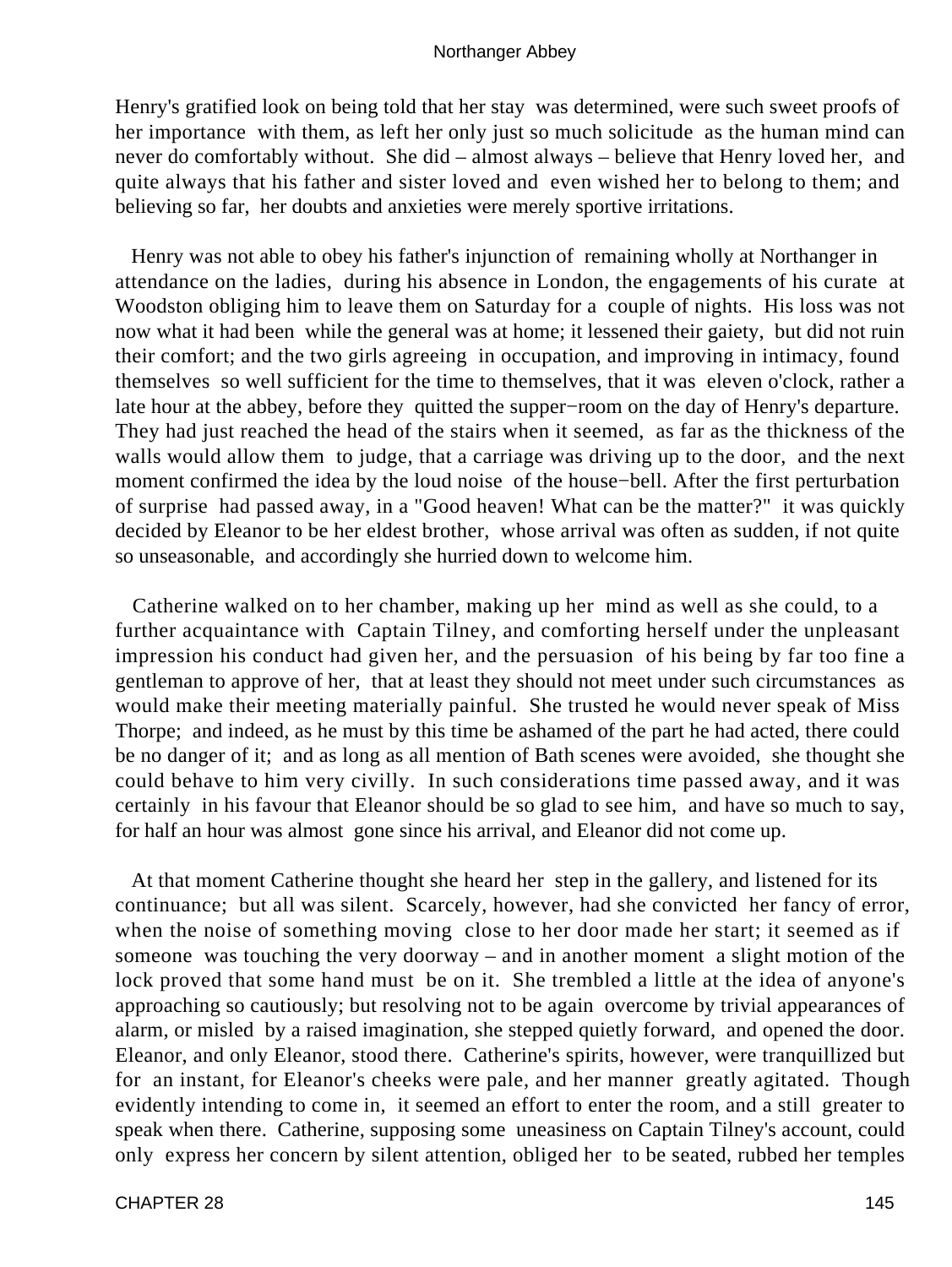Henry's gratified look on being told that her stay was determined, were such sweet proofs of her importance with them, as left her only just so much solicitude as the human mind can never do comfortably without. She did – almost always – believe that Henry loved her, and quite always that his father and sister loved and even wished her to belong to them; and believing so far, her doubts and anxieties were merely sportive irritations.

Henry was not able to obey his father's injunction of remaining wholly at Northanger in attendance on the ladies, during his absence in London, the engagements of his curate at Woodston obliging him to leave them on Saturday for a couple of nights. His loss was not now what it had been while the general was at home; it lessened their gaiety, but did not ruin their comfort; and the two girls agreeing in occupation, and improving in intimacy, found themselves so well sufficient for the time to themselves, that it was eleven o'clock, rather a late hour at the abbey, before they quitted the supper−room on the day of Henry's departure. They had just reached the head of the stairs when it seemed, as far as the thickness of the walls would allow them to judge, that a carriage was driving up to the door, and the next moment confirmed the idea by the loud noise of the house−bell. After the first perturbation of surprise had passed away, in a "Good heaven! What can be the matter?" it was quickly decided by Eleanor to be her eldest brother, whose arrival was often as sudden, if not quite so unseasonable, and accordingly she hurried down to welcome him.

Catherine walked on to her chamber, making up her mind as well as she could, to a further acquaintance with Captain Tilney, and comforting herself under the unpleasant impression his conduct had given her, and the persuasion of his being by far too fine a gentleman to approve of her, that at least they should not meet under such circumstances as would make their meeting materially painful. She trusted he would never speak of Miss Thorpe; and indeed, as he must by this time be ashamed of the part he had acted, there could be no danger of it; and as long as all mention of Bath scenes were avoided, she thought she could behave to him very civilly. In such considerations time passed away, and it was certainly in his favour that Eleanor should be so glad to see him, and have so much to say, for half an hour was almost gone since his arrival, and Eleanor did not come up.

At that moment Catherine thought she heard her step in the gallery, and listened for its continuance; but all was silent. Scarcely, however, had she convicted her fancy of error, when the noise of something moving close to her door made her start; it seemed as if someone was touching the very doorway – and in another moment a slight motion of the lock proved that some hand must be on it. She trembled a little at the idea of anyone's approaching so cautiously; but resolving not to be again overcome by trivial appearances of alarm, or misled by a raised imagination, she stepped quietly forward, and opened the door. Eleanor, and only Eleanor, stood there. Catherine's spirits, however, were tranquillized but for an instant, for Eleanor's cheeks were pale, and her manner greatly agitated. Though evidently intending to come in, it seemed an effort to enter the room, and a still greater to speak when there. Catherine, supposing some uneasiness on Captain Tilney's account, could only express her concern by silent attention, obliged her to be seated, rubbed her temples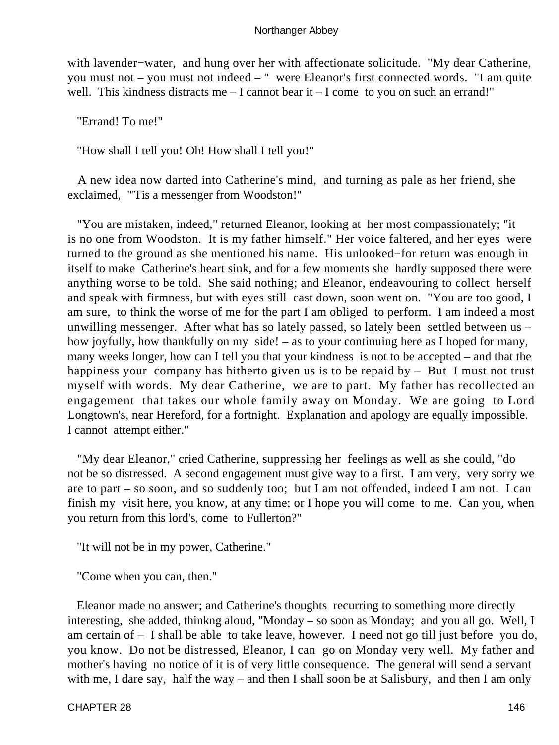with lavender−water, and hung over her with affectionate solicitude. "My dear Catherine, you must not – you must not indeed – " were Eleanor's first connected words. "I am quite well. This kindness distracts me – I cannot bear it – I come to you on such an errand!"

"Errand! To me!"

"How shall I tell you! Oh! How shall I tell you!"

A new idea now darted into Catherine's mind, and turning as pale as her friend, she exclaimed, "'Tis a messenger from Woodston!"

"You are mistaken, indeed," returned Eleanor, looking at her most compassionately; "it is no one from Woodston. It is my father himself." Her voice faltered, and her eyes were turned to the ground as she mentioned his name. His unlooked−for return was enough in itself to make Catherine's heart sink, and for a few moments she hardly supposed there were anything worse to be told. She said nothing; and Eleanor, endeavouring to collect herself and speak with firmness, but with eyes still cast down, soon went on. "You are too good, I am sure, to think the worse of me for the part I am obliged to perform. I am indeed a most unwilling messenger. After what has so lately passed, so lately been settled between us – how joyfully, how thankfully on my side! – as to your continuing here as I hoped for many, many weeks longer, how can I tell you that your kindness is not to be accepted – and that the happiness your company has hitherto given us is to be repaid by – But I must not trust myself with words. My dear Catherine, we are to part. My father has recollected an engagement that takes our whole family away on Monday. We are going to Lord Longtown's, near Hereford, for a fortnight. Explanation and apology are equally impossible. I cannot attempt either."

"My dear Eleanor," cried Catherine, suppressing her feelings as well as she could, "do not be so distressed. A second engagement must give way to a first. I am very, very sorry we are to part – so soon, and so suddenly too; but I am not offended, indeed I am not. I can finish my visit here, you know, at any time; or I hope you will come to me. Can you, when you return from this lord's, come to Fullerton?"

"It will not be in my power, Catherine."

"Come when you can, then."

Eleanor made no answer; and Catherine's thoughts recurring to something more directly interesting, she added, thinkng aloud, "Monday – so soon as Monday; and you all go. Well, I am certain of – I shall be able to take leave, however. I need not go till just before you do, you know. Do not be distressed, Eleanor, I can go on Monday very well. My father and mother's having no notice of it is of very little consequence. The general will send a servant with me, I dare say, half the way – and then I shall soon be at Salisbury, and then I am only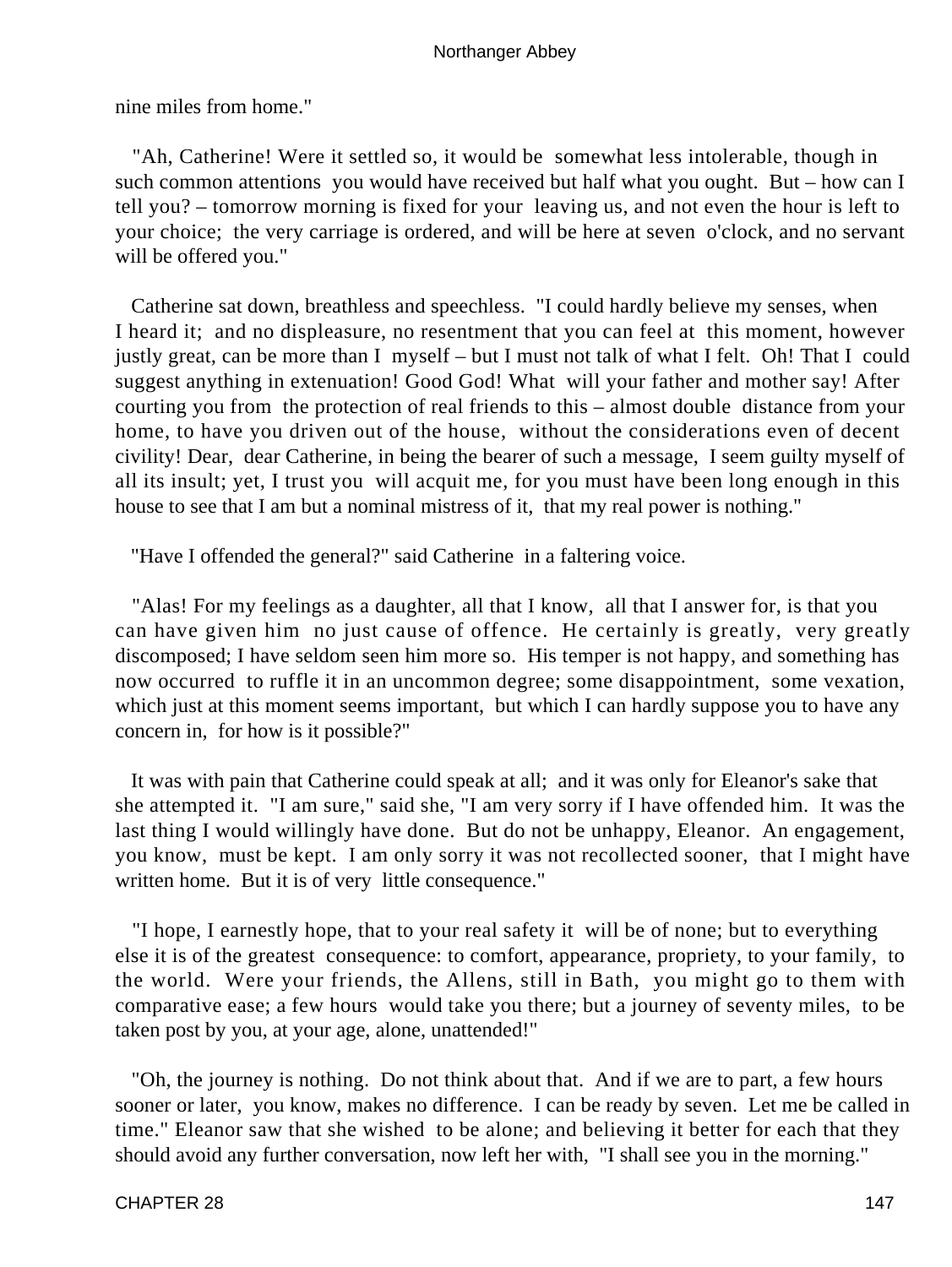nine miles from home."

"Ah, Catherine! Were it settled so, it would be somewhat less intolerable, though in such common attentions you would have received but half what you ought. But – how can I tell you? – tomorrow morning is fixed for your leaving us, and not even the hour is left to your choice; the very carriage is ordered, and will be here at seven o'clock, and no servant will be offered you."

Catherine sat down, breathless and speechless. "I could hardly believe my senses, when I heard it; and no displeasure, no resentment that you can feel at this moment, however justly great, can be more than I myself – but I must not talk of what I felt. Oh! That I could suggest anything in extenuation! Good God! What will your father and mother say! After courting you from the protection of real friends to this – almost double distance from your home, to have you driven out of the house, without the considerations even of decent civility! Dear, dear Catherine, in being the bearer of such a message, I seem guilty myself of all its insult; yet, I trust you will acquit me, for you must have been long enough in this house to see that I am but a nominal mistress of it, that my real power is nothing."

"Have I offended the general?" said Catherine in a faltering voice.

"Alas! For my feelings as a daughter, all that I know, all that I answer for, is that you can have given him no just cause of offence. He certainly is greatly, very greatly discomposed; I have seldom seen him more so. His temper is not happy, and something has now occurred to ruffle it in an uncommon degree; some disappointment, some vexation, which just at this moment seems important, but which I can hardly suppose you to have any concern in, for how is it possible?"

It was with pain that Catherine could speak at all; and it was only for Eleanor's sake that she attempted it. "I am sure," said she, "I am very sorry if I have offended him. It was the last thing I would willingly have done. But do not be unhappy, Eleanor. An engagement, you know, must be kept. I am only sorry it was not recollected sooner, that I might have written home. But it is of very little consequence."

"I hope, I earnestly hope, that to your real safety it will be of none; but to everything else it is of the greatest consequence: to comfort, appearance, propriety, to your family, to the world. Were your friends, the Allens, still in Bath, you might go to them with comparative ease; a few hours would take you there; but a journey of seventy miles, to be taken post by you, at your age, alone, unattended!"

"Oh, the journey is nothing. Do not think about that. And if we are to part, a few hours sooner or later, you know, makes no difference. I can be ready by seven. Let me be called in time." Eleanor saw that she wished to be alone; and believing it better for each that they should avoid any further conversation, now left her with, "I shall see you in the morning."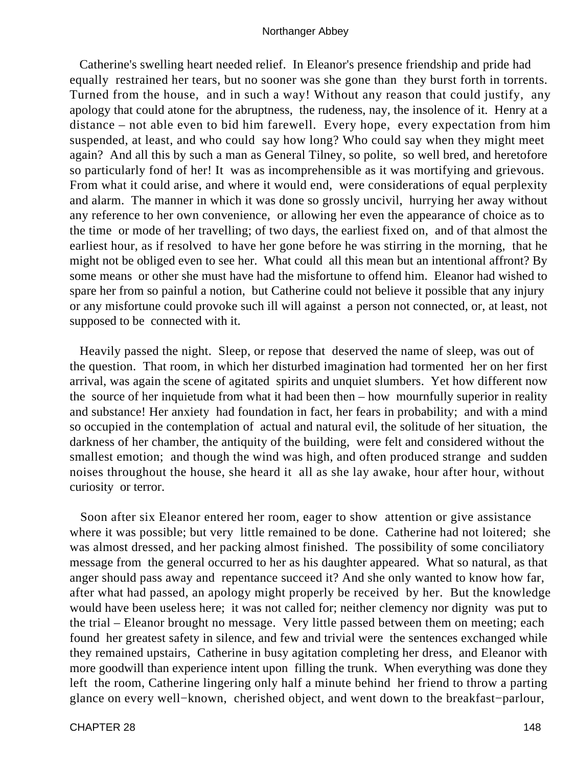Catherine's swelling heart needed relief. In Eleanor's presence friendship and pride had equally restrained her tears, but no sooner was she gone than they burst forth in torrents. Turned from the house, and in such a way! Without any reason that could justify, any apology that could atone for the abruptness, the rudeness, nay, the insolence of it. Henry at a distance – not able even to bid him farewell. Every hope, every expectation from him suspended, at least, and who could say how long? Who could say when they might meet again? And all this by such a man as General Tilney, so polite, so well bred, and heretofore so particularly fond of her! It was as incomprehensible as it was mortifying and grievous. From what it could arise, and where it would end, were considerations of equal perplexity and alarm. The manner in which it was done so grossly uncivil, hurrying her away without any reference to her own convenience, or allowing her even the appearance of choice as to the time or mode of her travelling; of two days, the earliest fixed on, and of that almost the earliest hour, as if resolved to have her gone before he was stirring in the morning, that he might not be obliged even to see her. What could all this mean but an intentional affront? By some means or other she must have had the misfortune to offend him. Eleanor had wished to spare her from so painful a notion, but Catherine could not believe it possible that any injury or any misfortune could provoke such ill will against a person not connected, or, at least, not supposed to be connected with it.

Heavily passed the night. Sleep, or repose that deserved the name of sleep, was out of the question. That room, in which her disturbed imagination had tormented her on her first arrival, was again the scene of agitated spirits and unquiet slumbers. Yet how different now the source of her inquietude from what it had been then – how mournfully superior in reality and substance! Her anxiety had foundation in fact, her fears in probability; and with a mind so occupied in the contemplation of actual and natural evil, the solitude of her situation, the darkness of her chamber, the antiquity of the building, were felt and considered without the smallest emotion; and though the wind was high, and often produced strange and sudden noises throughout the house, she heard it all as she lay awake, hour after hour, without curiosity or terror.

Soon after six Eleanor entered her room, eager to show attention or give assistance where it was possible; but very little remained to be done. Catherine had not loitered; she was almost dressed, and her packing almost finished. The possibility of some conciliatory message from the general occurred to her as his daughter appeared. What so natural, as that anger should pass away and repentance succeed it? And she only wanted to know how far, after what had passed, an apology might properly be received by her. But the knowledge would have been useless here; it was not called for; neither clemency nor dignity was put to the trial – Eleanor brought no message. Very little passed between them on meeting; each found her greatest safety in silence, and few and trivial were the sentences exchanged while they remained upstairs, Catherine in busy agitation completing her dress, and Eleanor with more goodwill than experience intent upon filling the trunk. When everything was done they left the room, Catherine lingering only half a minute behind her friend to throw a parting glance on every well−known, cherished object, and went down to the breakfast−parlour,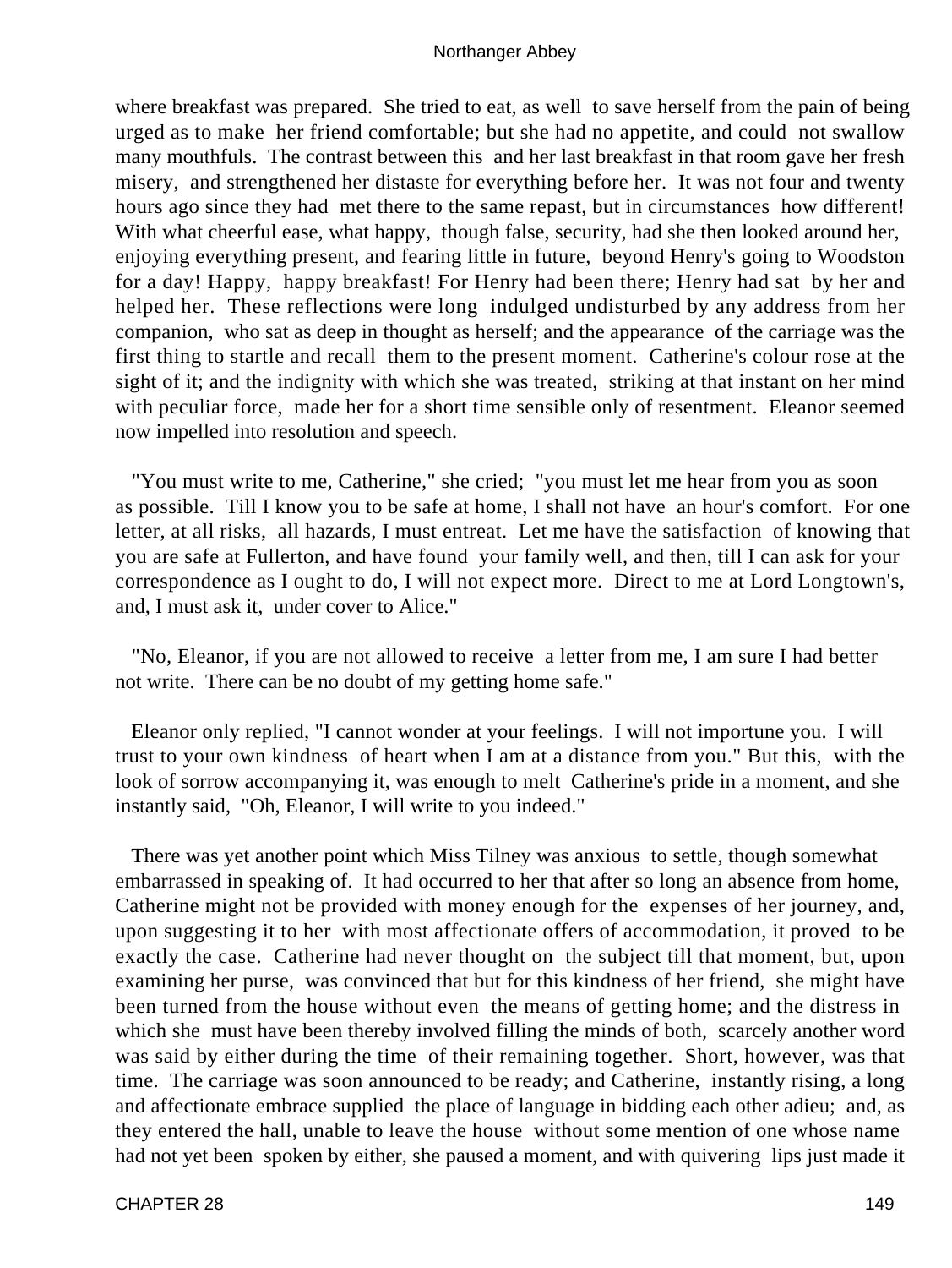where breakfast was prepared. She tried to eat, as well to save herself from the pain of being urged as to make her friend comfortable; but she had no appetite, and could not swallow many mouthfuls. The contrast between this and her last breakfast in that room gave her fresh misery, and strengthened her distaste for everything before her. It was not four and twenty hours ago since they had met there to the same repast, but in circumstances how different! With what cheerful ease, what happy, though false, security, had she then looked around her, enjoying everything present, and fearing little in future, beyond Henry's going to Woodston for a day! Happy, happy breakfast! For Henry had been there; Henry had sat by her and helped her. These reflections were long indulged undisturbed by any address from her companion, who sat as deep in thought as herself; and the appearance of the carriage was the first thing to startle and recall them to the present moment. Catherine's colour rose at the sight of it; and the indignity with which she was treated, striking at that instant on her mind with peculiar force, made her for a short time sensible only of resentment. Eleanor seemed now impelled into resolution and speech.

"You must write to me, Catherine," she cried; "you must let me hear from you as soon as possible. Till I know you to be safe at home, I shall not have an hour's comfort. For one letter, at all risks, all hazards, I must entreat. Let me have the satisfaction of knowing that you are safe at Fullerton, and have found your family well, and then, till I can ask for your correspondence as I ought to do, I will not expect more. Direct to me at Lord Longtown's, and, I must ask it, under cover to Alice."

"No, Eleanor, if you are not allowed to receive a letter from me, I am sure I had better not write. There can be no doubt of my getting home safe."

Eleanor only replied, "I cannot wonder at your feelings. I will not importune you. I will trust to your own kindness of heart when I am at a distance from you." But this, with the look of sorrow accompanying it, was enough to melt Catherine's pride in a moment, and she instantly said, "Oh, Eleanor, I will write to you indeed."

There was yet another point which Miss Tilney was anxious to settle, though somewhat embarrassed in speaking of. It had occurred to her that after so long an absence from home, Catherine might not be provided with money enough for the expenses of her journey, and, upon suggesting it to her with most affectionate offers of accommodation, it proved to be exactly the case. Catherine had never thought on the subject till that moment, but, upon examining her purse, was convinced that but for this kindness of her friend, she might have been turned from the house without even the means of getting home; and the distress in which she must have been thereby involved filling the minds of both, scarcely another word was said by either during the time of their remaining together. Short, however, was that time. The carriage was soon announced to be ready; and Catherine, instantly rising, a long and affectionate embrace supplied the place of language in bidding each other adieu; and, as they entered the hall, unable to leave the house without some mention of one whose name had not yet been spoken by either, she paused a moment, and with quivering lips just made it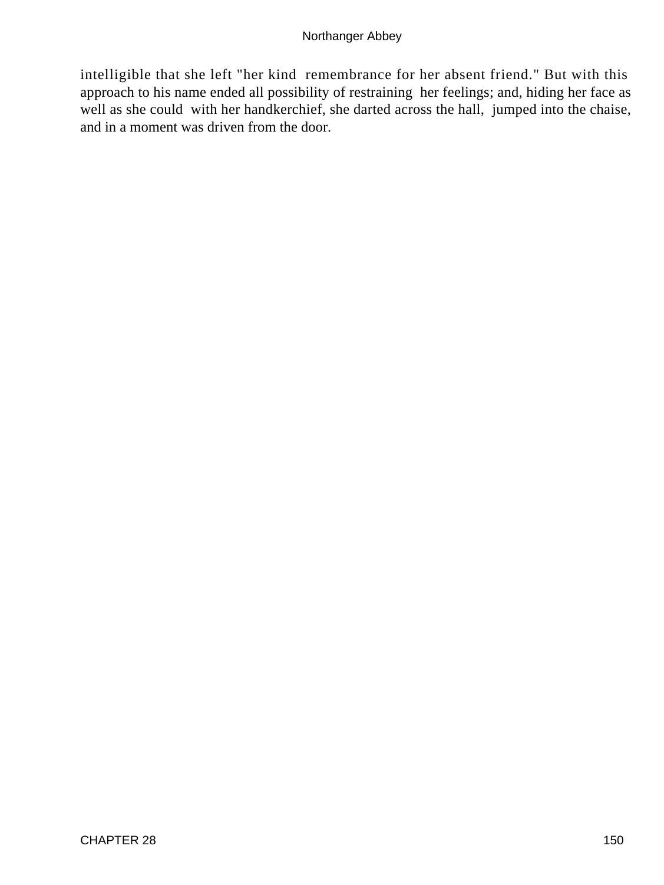intelligible that she left "her kind remembrance for her absent friend." But with this approach to his name ended all possibility of restraining her feelings; and, hiding her face as well as she could with her handkerchief, she darted across the hall, jumped into the chaise, and in a moment was driven from the door.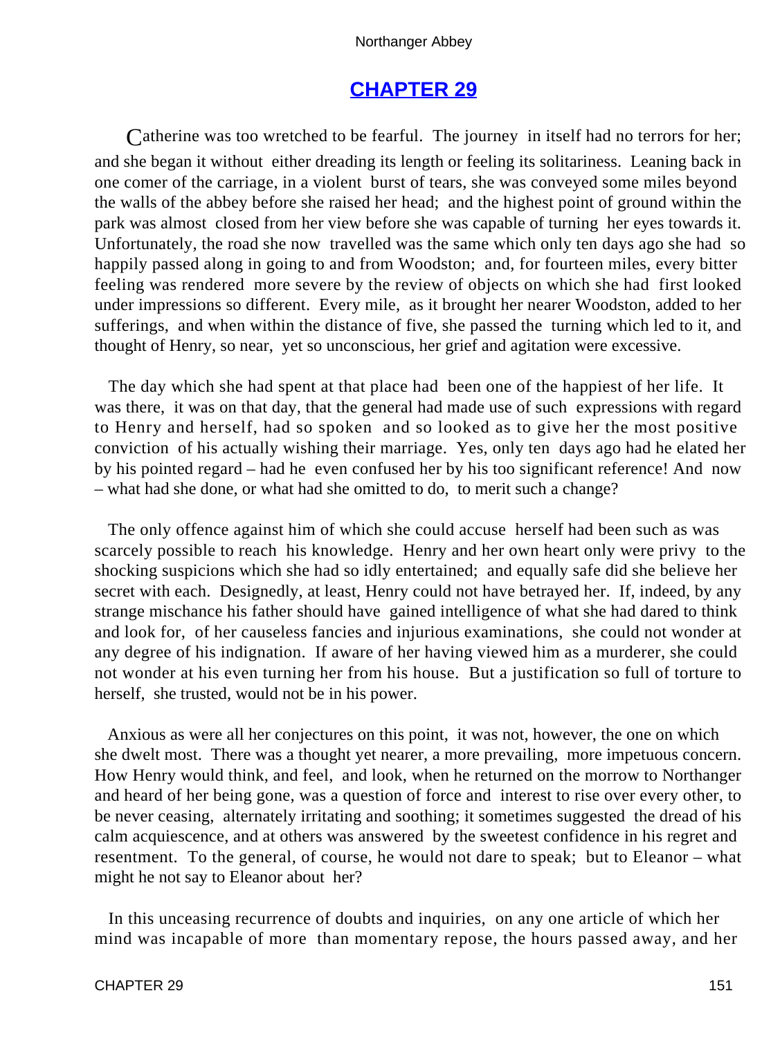## CHAPTER 29

Catherine was too wretched to be fearful. The journey in itself had no terrors for her; and she began it without either dreading its length or feeling its solitariness. Leaning back in one comer of the carriage, in a violent burst of tears, she was conveyed some miles beyond the walls of the abbey before she raised her head; and the highest point of ground within the park was almost closed from her view before she was capable of turning her eyes towards it. Unfortunately, the road she now travelled was the same which only ten days ago she had so happily passed along in going to and from Woodston; and, for fourteen miles, every bitter feeling was rendered more severe by the review of objects on which she had first looked under impressions so different. Every mile, as it brought her nearer Woodston, added to her sufferings, and when within the distance of five, she passed the turning which led to it, and thought of Henry, so near, yet so unconscious, her grief and agitation were excessive.

The day which she had spent at that place had been one of the happiest of her life. It was there, it was on that day, that the general had made use of such expressions with regard to Henry and herself, had so spoken and so looked as to give her the most positive conviction of his actually wishing their marriage. Yes, only ten days ago had he elated her by his pointed regard – had he even confused her by his too significant reference! And now – what had she done, or what had she omitted to do, to merit such a change?

The only offence against him of which she could accuse herself had been such as was scarcely possible to reach his knowledge. Henry and her own heart only were privy to the shocking suspicions which she had so idly entertained; and equally safe did she believe her secret with each. Designedly, at least, Henry could not have betrayed her. If, indeed, by any strange mischance his father should have gained intelligence of what she had dared to think and look for, of her causeless fancies and injurious examinations, she could not wonder at any degree of his indignation. If aware of her having viewed him as a murderer, she could not wonder at his even turning her from his house. But a justification so full of torture to herself, she trusted, would not be in his power.

Anxious as were all her conjectures on this point, it was not, however, the one on which she dwelt most. There was a thought yet nearer, a more prevailing, more impetuous concern. How Henry would think, and feel, and look, when he returned on the morrow to Northanger and heard of her being gone, was a question of force and interest to rise over every other, to be never ceasing, alternately irritating and soothing; it sometimes suggested the dread of his calm acquiescence, and at others was answered by the sweetest confidence in his regret and resentment. To the general, of course, he would not dare to speak; but to Eleanor – what might he not say to Eleanor about her?

In this unceasing recurrence of doubts and inquiries, on any one article of which her mind was incapable of more than momentary repose, the hours passed away, and her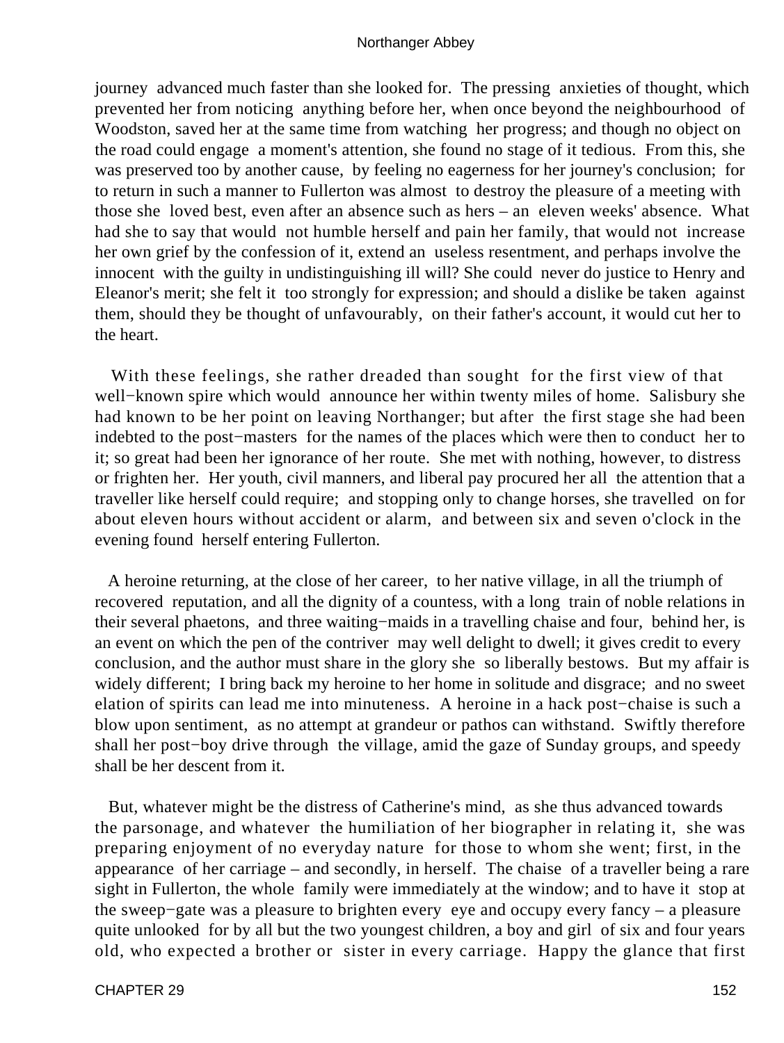journey advanced much faster than she looked for. The pressing anxieties of thought, which prevented her from noticing anything before her, when once beyond the neighbourhood of Woodston, saved her at the same time from watching her progress; and though no object on the road could engage a moment's attention, she found no stage of it tedious. From this, she was preserved too by another cause, by feeling no eagerness for her journey's conclusion; for to return in such a manner to Fullerton was almost to destroy the pleasure of a meeting with those she loved best, even after an absence such as hers – an eleven weeks' absence. What had she to say that would not humble herself and pain her family, that would not increase her own grief by the confession of it, extend an useless resentment, and perhaps involve the innocent with the guilty in undistinguishing ill will? She could never do justice to Henry and Eleanor's merit; she felt it too strongly for expression; and should a dislike be taken against them, should they be thought of unfavourably, on their father's account, it would cut her to the heart.

With these feelings, she rather dreaded than sought for the first view of that well−known spire which would announce her within twenty miles of home. Salisbury she had known to be her point on leaving Northanger; but after the first stage she had been indebted to the post−masters for the names of the places which were then to conduct her to it; so great had been her ignorance of her route. She met with nothing, however, to distress or frighten her. Her youth, civil manners, and liberal pay procured her all the attention that a traveller like herself could require; and stopping only to change horses, she travelled on for about eleven hours without accident or alarm, and between six and seven o'clock in the evening found herself entering Fullerton.

A heroine returning, at the close of her career, to her native village, in all the triumph of recovered reputation, and all the dignity of a countess, with a long train of noble relations in their several phaetons, and three waiting−maids in a travelling chaise and four, behind her, is an event on which the pen of the contriver may well delight to dwell; it gives credit to every conclusion, and the author must share in the glory she so liberally bestows. But my affair is widely different; I bring back my heroine to her home in solitude and disgrace; and no sweet elation of spirits can lead me into minuteness. A heroine in a hack post−chaise is such a blow upon sentiment, as no attempt at grandeur or pathos can withstand. Swiftly therefore shall her post−boy drive through the village, amid the gaze of Sunday groups, and speedy shall be her descent from it.

But, whatever might be the distress of Catherine's mind, as she thus advanced towards the parsonage, and whatever the humiliation of her biographer in relating it, she was preparing enjoyment of no everyday nature for those to whom she went; first, in the appearance of her carriage – and secondly, in herself. The chaise of a traveller being a rare sight in Fullerton, the whole family were immediately at the window; and to have it stop at the sweep−gate was a pleasure to brighten every eye and occupy every fancy – a pleasure quite unlooked for by all but the two youngest children, a boy and girl of six and four years old, who expected a brother or sister in every carriage. Happy the glance that first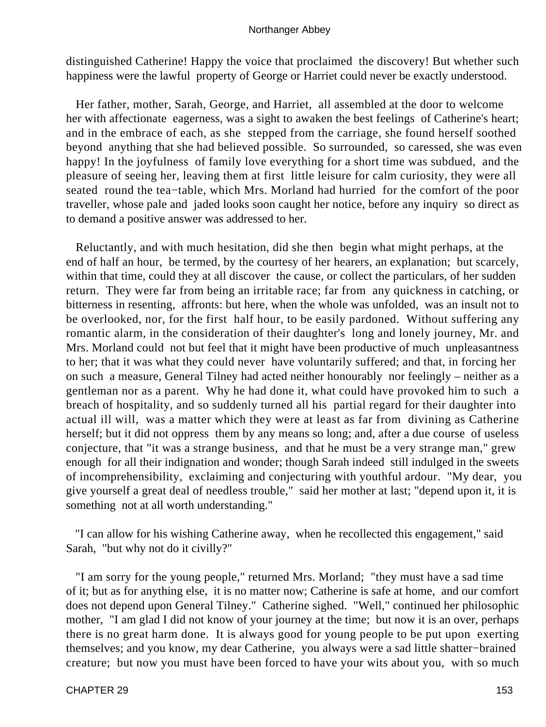distinguished Catherine! Happy the voice that proclaimed the discovery! But whether such happiness were the lawful property of George or Harriet could never be exactly understood.

Her father, mother, Sarah, George, and Harriet, all assembled at the door to welcome her with affectionate eagerness, was a sight to awaken the best feelings of Catherine's heart; and in the embrace of each, as she stepped from the carriage, she found herself soothed beyond anything that she had believed possible. So surrounded, so caressed, she was even happy! In the joyfulness of family love everything for a short time was subdued, and the pleasure of seeing her, leaving them at first little leisure for calm curiosity, they were all seated round the tea−table, which Mrs. Morland had hurried for the comfort of the poor traveller, whose pale and jaded looks soon caught her notice, before any inquiry so direct as to demand a positive answer was addressed to her.

Reluctantly, and with much hesitation, did she then begin what might perhaps, at the end of half an hour, be termed, by the courtesy of her hearers, an explanation; but scarcely, within that time, could they at all discover the cause, or collect the particulars, of her sudden return. They were far from being an irritable race; far from any quickness in catching, or bitterness in resenting, affronts: but here, when the whole was unfolded, was an insult not to be overlooked, nor, for the first half hour, to be easily pardoned. Without suffering any romantic alarm, in the consideration of their daughter's long and lonely journey, Mr. and Mrs. Morland could not but feel that it might have been productive of much unpleasantness to her; that it was what they could never have voluntarily suffered; and that, in forcing her on such a measure, General Tilney had acted neither honourably nor feelingly – neither as a gentleman nor as a parent. Why he had done it, what could have provoked him to such a breach of hospitality, and so suddenly turned all his partial regard for their daughter into actual ill will, was a matter which they were at least as far from divining as Catherine herself; but it did not oppress them by any means so long; and, after a due course of useless conjecture, that "it was a strange business, and that he must be a very strange man," grew enough for all their indignation and wonder; though Sarah indeed still indulged in the sweets of incomprehensibility, exclaiming and conjecturing with youthful ardour. "My dear, you give yourself a great deal of needless trouble," said her mother at last; "depend upon it, it is something not at all worth understanding."

"I can allow for his wishing Catherine away, when he recollected this engagement," said Sarah, "but why not do it civilly?"

"I am sorry for the young people," returned Mrs. Morland; "they must have a sad time of it; but as for anything else, it is no matter now; Catherine is safe at home, and our comfort does not depend upon General Tilney." Catherine sighed. "Well," continued her philosophic mother, "I am glad I did not know of your journey at the time; but now it is an over, perhaps there is no great harm done. It is always good for young people to be put upon exerting themselves; and you know, my dear Catherine, you always were a sad little shatter−brained creature; but now you must have been forced to have your wits about you, with so much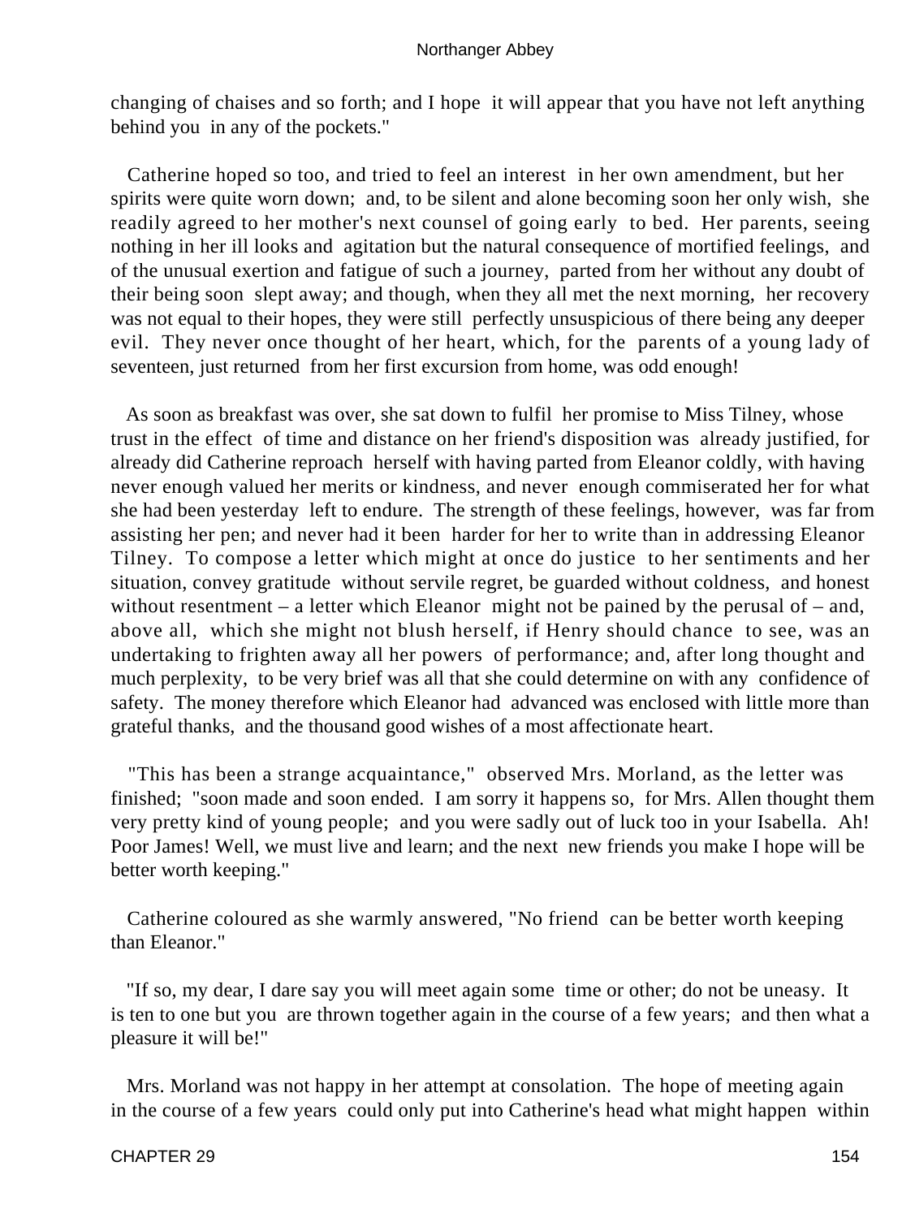changing of chaises and so forth; and I hope it will appear that you have not left anything behind you in any of the pockets."

Catherine hoped so too, and tried to feel an interest in her own amendment, but her spirits were quite worn down; and, to be silent and alone becoming soon her only wish, she readily agreed to her mother's next counsel of going early to bed. Her parents, seeing nothing in her ill looks and agitation but the natural consequence of mortified feelings, and of the unusual exertion and fatigue of such a journey, parted from her without any doubt of their being soon slept away; and though, when they all met the next morning, her recovery was not equal to their hopes, they were still perfectly unsuspicious of there being any deeper evil. They never once thought of her heart, which, for the parents of a young lady of seventeen, just returned from her first excursion from home, was odd enough!

As soon as breakfast was over, she sat down to fulfil her promise to Miss Tilney, whose trust in the effect of time and distance on her friend's disposition was already justified, for already did Catherine reproach herself with having parted from Eleanor coldly, with having never enough valued her merits or kindness, and never enough commiserated her for what she had been yesterday left to endure. The strength of these feelings, however, was far from assisting her pen; and never had it been harder for her to write than in addressing Eleanor Tilney. To compose a letter which might at once do justice to her sentiments and her situation, convey gratitude without servile regret, be guarded without coldness, and honest without resentment – a letter which Eleanor might not be pained by the perusal of – and, above all, which she might not blush herself, if Henry should chance to see, was an undertaking to frighten away all her powers of performance; and, after long thought and much perplexity, to be very brief was all that she could determine on with any confidence of safety. The money therefore which Eleanor had advanced was enclosed with little more than grateful thanks, and the thousand good wishes of a most affectionate heart.

"This has been a strange acquaintance," observed Mrs. Morland, as the letter was finished; "soon made and soon ended. I am sorry it happens so, for Mrs. Allen thought them very pretty kind of young people; and you were sadly out of luck too in your Isabella. Ah! Poor James! Well, we must live and learn; and the next new friends you make I hope will be better worth keeping."

Catherine coloured as she warmly answered, "No friend can be better worth keeping than Eleanor."

"If so, my dear, I dare say you will meet again some time or other; do not be uneasy. It is ten to one but you are thrown together again in the course of a few years; and then what a pleasure it will be!"

Mrs. Morland was not happy in her attempt at consolation. The hope of meeting again in the course of a few years could only put into Catherine's head what might happen within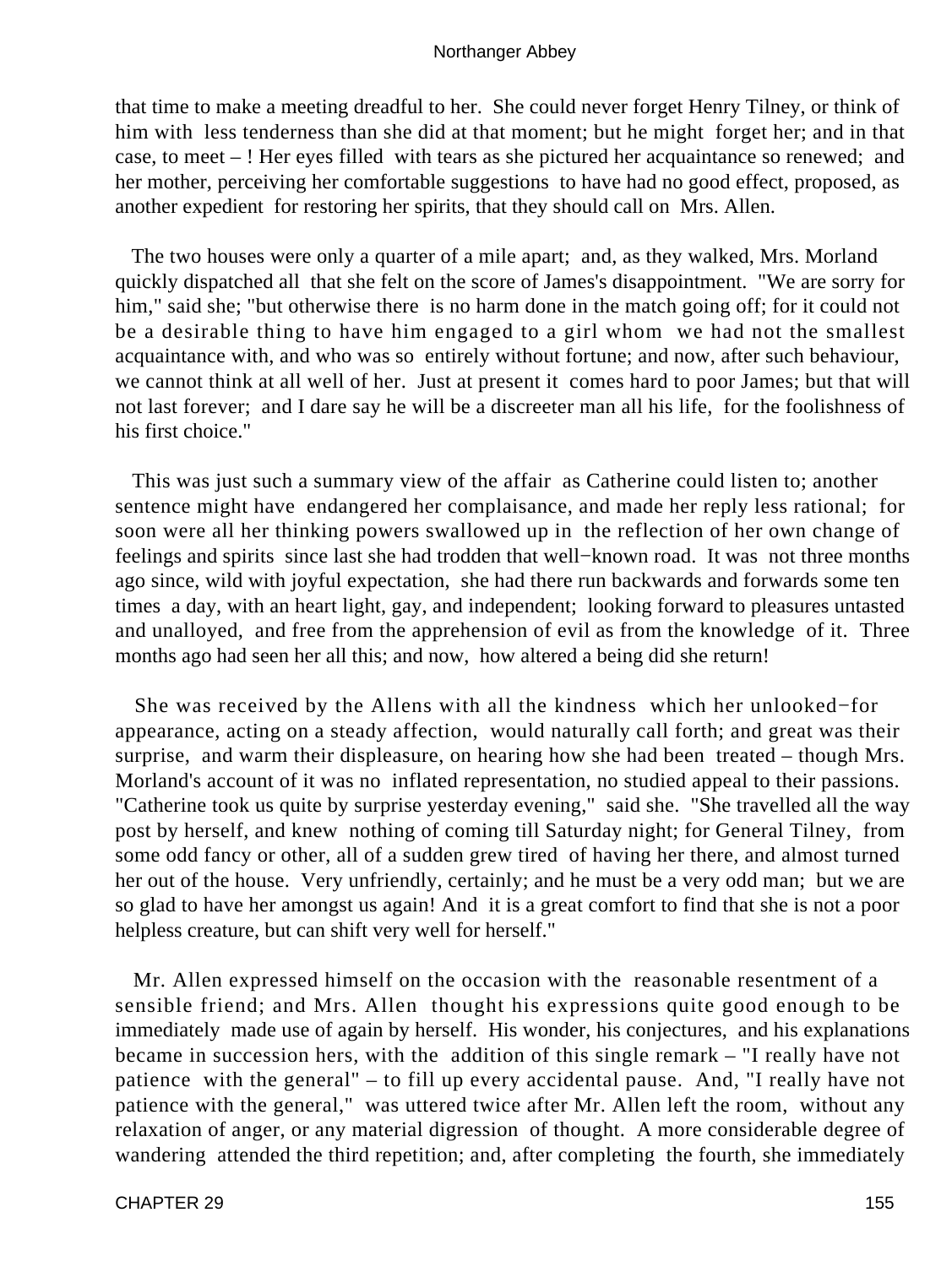that time to make a meeting dreadful to her. She could never forget Henry Tilney, or think of him with less tenderness than she did at that moment; but he might forget her; and in that case, to meet – ! Her eyes filled with tears as she pictured her acquaintance so renewed; and her mother, perceiving her comfortable suggestions to have had no good effect, proposed, as another expedient for restoring her spirits, that they should call on Mrs. Allen.

The two houses were only a quarter of a mile apart; and, as they walked, Mrs. Morland quickly dispatched all that she felt on the score of James's disappointment. "We are sorry for him," said she; "but otherwise there is no harm done in the match going off; for it could not be a desirable thing to have him engaged to a girl whom we had not the smallest acquaintance with, and who was so entirely without fortune; and now, after such behaviour, we cannot think at all well of her. Just at present it comes hard to poor James; but that will not last forever; and I dare say he will be a discreeter man all his life, for the foolishness of his first choice."

This was just such a summary view of the affair as Catherine could listen to; another sentence might have endangered her complaisance, and made her reply less rational; for soon were all her thinking powers swallowed up in the reflection of her own change of feelings and spirits since last she had trodden that well-known road. It was not three months ago since, wild with joyful expectation, she had there run backwards and forwards some ten times a day, with an heart light, gay, and independent; looking forward to pleasures untasted and unalloyed, and free from the apprehension of evil as from the knowledge of it. Three months ago had seen her all this; and now, how altered a being did she return!

She was received by the Allens with all the kindness which her unlooked-for appearance, acting on a steady affection, would naturally call forth; and great was their surprise, and warm their displeasure, on hearing how she had been treated – though Mrs. Morland's account of it was no inflated representation, no studied appeal to their passions. "Catherine took us quite by surprise yesterday evening," said she. "She travelled all the way post by herself, and knew nothing of coming till Saturday night; for General Tilney, from some odd fancy or other, all of a sudden grew tired of having her there, and almost turned her out of the house. Very unfriendly, certainly; and he must be a very odd man; but we are so glad to have her amongst us again! And it is a great comfort to find that she is not a poor helpless creature, but can shift very well for herself."

Mr. Allen expressed himself on the occasion with the reasonable resentment of a sensible friend; and Mrs. Allen thought his expressions quite good enough to be immediately made use of again by herself. His wonder, his conjectures, and his explanations became in succession hers, with the addition of this single remark – "I really have not patience with the general" – to fill up every accidental pause. And, "I really have not patience with the general," was uttered twice after Mr. Allen left the room, without any relaxation of anger, or any material digression of thought. A more considerable degree of wandering attended the third repetition; and, after completing the fourth, she immediately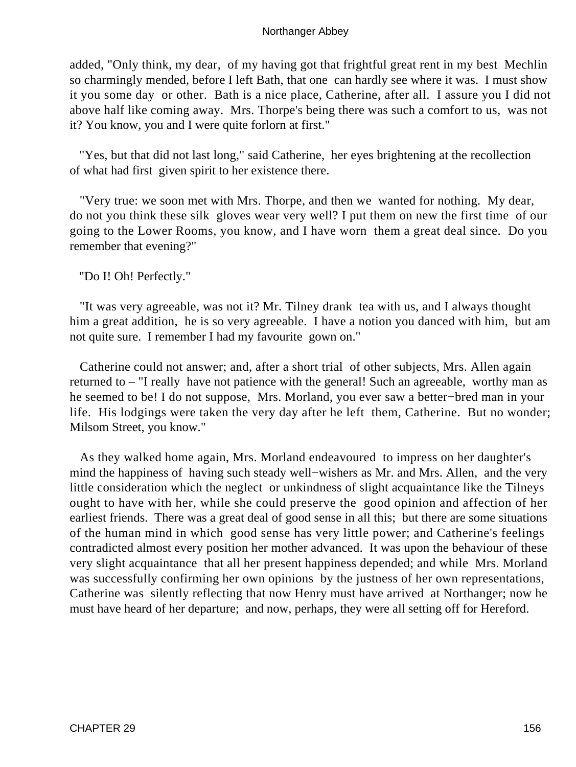added, "Only think, my dear, of my having got that frightful great rent in my best Mechlin so charmingly mended, before I left Bath, that one can hardly see where it was. I must show it you some day or other. Bath is a nice place, Catherine, after all. I assure you I did not above half like coming away. Mrs. Thorpe's being there was such a comfort to us, was not it? You know, you and I were quite forlorn at first."

"Yes, but that did not last long," said Catherine, her eyes brightening at the recollection of what had first given spirit to her existence there.

"Very true: we soon met with Mrs. Thorpe, and then we wanted for nothing. My dear, do not you think these silk gloves wear very well? I put them on new the first time of our going to the Lower Rooms, you know, and I have worn them a great deal since. Do you remember that evening?"

"Do I! Oh! Perfectly."

"It was very agreeable, was not it? Mr. Tilney drank tea with us, and I always thought him a great addition, he is so very agreeable. I have a notion you danced with him, but am not quite sure. I remember I had my favourite gown on."

Catherine could not answer; and, after a short trial of other subjects, Mrs. Allen again returned to – "I really have not patience with the general! Such an agreeable, worthy man as he seemed to be! I do not suppose, Mrs. Morland, you ever saw a better−bred man in your life. His lodgings were taken the very day after he left them, Catherine. But no wonder; Milsom Street, you know."

As they walked home again, Mrs. Morland endeavoured to impress on her daughter's mind the happiness of having such steady well−wishers as Mr. and Mrs. Allen, and the very little consideration which the neglect or unkindness of slight acquaintance like the Tilneys ought to have with her, while she could preserve the good opinion and affection of her earliest friends. There was a great deal of good sense in all this; but there are some situations of the human mind in which good sense has very little power; and Catherine's feelings contradicted almost every position her mother advanced. It was upon the behaviour of these very slight acquaintance that all her present happiness depended; and while Mrs. Morland was successfully confirming her own opinions by the justness of her own representations, Catherine was silently reflecting that now Henry must have arrived at Northanger; now he must have heard of her departure; and now, perhaps, they were all setting off for Hereford.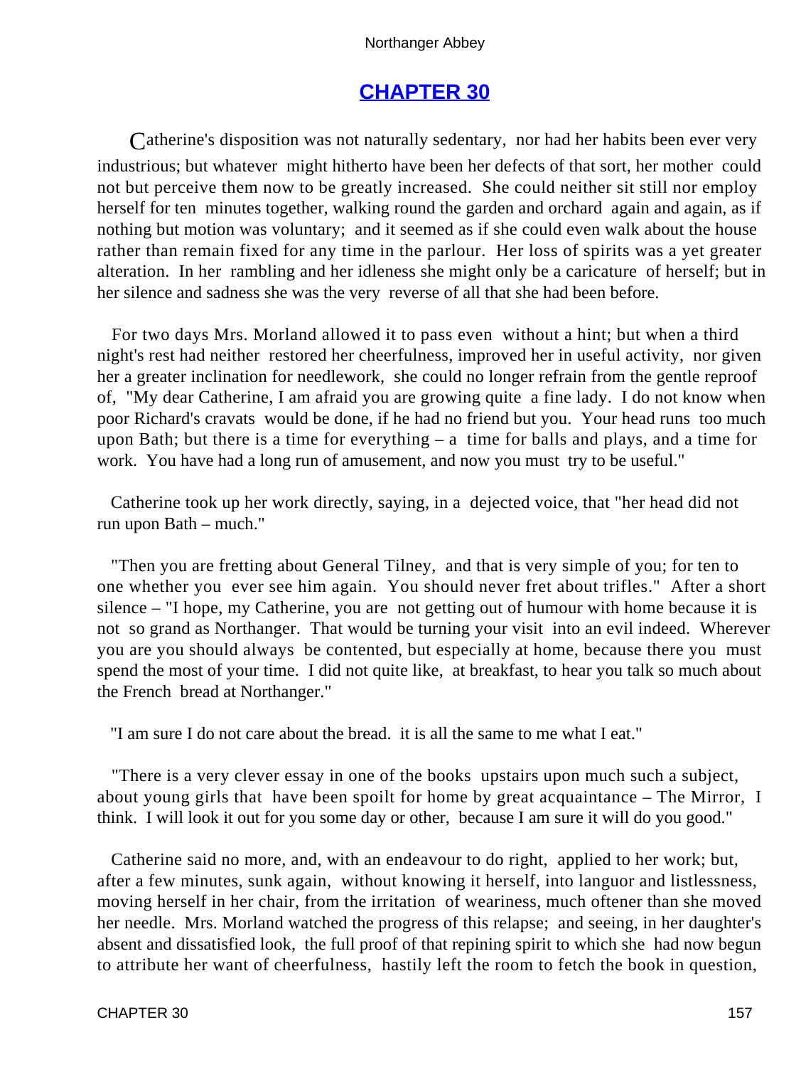## CHAPTER 30

Catherine's disposition was not naturally sedentary, nor had her habits been ever very industrious; but whatever might hitherto have been her defects of that sort, her mother could not but perceive them now to be greatly increased. She could neither sit still nor employ herself for ten minutes together, walking round the garden and orchard again and again, as if nothing but motion was voluntary; and it seemed as if she could even walk about the house rather than remain fixed for any time in the parlour. Her loss of spirits was a yet greater alteration. In her rambling and her idleness she might only be a caricature of herself; but in her silence and sadness she was the very reverse of all that she had been before.

For two days Mrs. Morland allowed it to pass even without a hint; but when a third night's rest had neither restored her cheerfulness, improved her in useful activity, nor given her a greater inclination for needlework, she could no longer refrain from the gentle reproof of, "My dear Catherine, I am afraid you are growing quite a fine lady. I do not know when poor Richard's cravats would be done, if he had no friend but you. Your head runs too much upon Bath; but there is a time for everything – a time for balls and plays, and a time for work. You have had a long run of amusement, and now you must try to be useful."

Catherine took up her work directly, saying, in a dejected voice, that "her head did not run upon Bath – much."

"Then you are fretting about General Tilney, and that is very simple of you; for ten to one whether you ever see him again. You should never fret about trifles." After a short silence – "I hope, my Catherine, you are not getting out of humour with home because it is not so grand as Northanger. That would be turning your visit into an evil indeed. Wherever you are you should always be contented, but especially at home, because there you must spend the most of your time. I did not quite like, at breakfast, to hear you talk so much about the French bread at Northanger."

"I am sure I do not care about the bread. it is all the same to me what I eat."

"There is a very clever essay in one of the books upstairs upon much such a subject, about young girls that have been spoilt for home by great acquaintance – The Mirror, I think. I will look it out for you some day or other, because I am sure it will do you good."

Catherine said no more, and, with an endeavour to do right, applied to her work; but, after a few minutes, sunk again, without knowing it herself, into languor and listlessness, moving herself in her chair, from the irritation of weariness, much oftener than she moved her needle. Mrs. Morland watched the progress of this relapse; and seeing, in her daughter's absent and dissatisfied look, the full proof of that repining spirit to which she had now begun to attribute her want of cheerfulness, hastily left the room to fetch the book in question,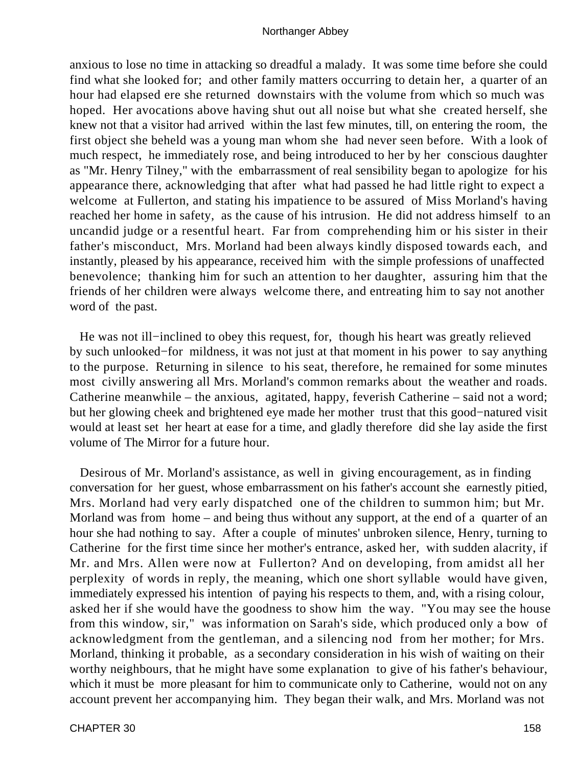anxious to lose no time in attacking so dreadful a malady. It was some time before she could find what she looked for; and other family matters occurring to detain her, a quarter of an hour had elapsed ere she returned downstairs with the volume from which so much was hoped. Her avocations above having shut out all noise but what she created herself, she knew not that a visitor had arrived within the last few minutes, till, on entering the room, the first object she beheld was a young man whom she had never seen before. With a look of much respect, he immediately rose, and being introduced to her by her conscious daughter as "Mr. Henry Tilney," with the embarrassment of real sensibility began to apologize for his appearance there, acknowledging that after what had passed he had little right to expect a welcome at Fullerton, and stating his impatience to be assured of Miss Morland's having reached her home in safety, as the cause of his intrusion. He did not address himself to an uncandid judge or a resentful heart. Far from comprehending him or his sister in their father's misconduct, Mrs. Morland had been always kindly disposed towards each, and instantly, pleased by his appearance, received him with the simple professions of unaffected benevolence; thanking him for such an attention to her daughter, assuring him that the friends of her children were always welcome there, and entreating him to say not another word of the past.

He was not ill−inclined to obey this request, for, though his heart was greatly relieved by such unlooked−for mildness, it was not just at that moment in his power to say anything to the purpose. Returning in silence to his seat, therefore, he remained for some minutes most civilly answering all Mrs. Morland's common remarks about the weather and roads. Catherine meanwhile – the anxious, agitated, happy, feverish Catherine – said not a word; but her glowing cheek and brightened eye made her mother trust that this good−natured visit would at least set her heart at ease for a time, and gladly therefore did she lay aside the first volume of The Mirror for a future hour.

Desirous of Mr. Morland's assistance, as well in giving encouragement, as in finding conversation for her guest, whose embarrassment on his father's account she earnestly pitied, Mrs. Morland had very early dispatched one of the children to summon him; but Mr. Morland was from home – and being thus without any support, at the end of a quarter of an hour she had nothing to say. After a couple of minutes' unbroken silence, Henry, turning to Catherine for the first time since her mother's entrance, asked her, with sudden alacrity, if Mr. and Mrs. Allen were now at Fullerton? And on developing, from amidst all her perplexity of words in reply, the meaning, which one short syllable would have given, immediately expressed his intention of paying his respects to them, and, with a rising colour, asked her if she would have the goodness to show him the way. "You may see the house from this window, sir," was information on Sarah's side, which produced only a bow of acknowledgment from the gentleman, and a silencing nod from her mother; for Mrs. Morland, thinking it probable, as a secondary consideration in his wish of waiting on their worthy neighbours, that he might have some explanation to give of his father's behaviour, which it must be more pleasant for him to communicate only to Catherine, would not on any account prevent her accompanying him. They began their walk, and Mrs. Morland was not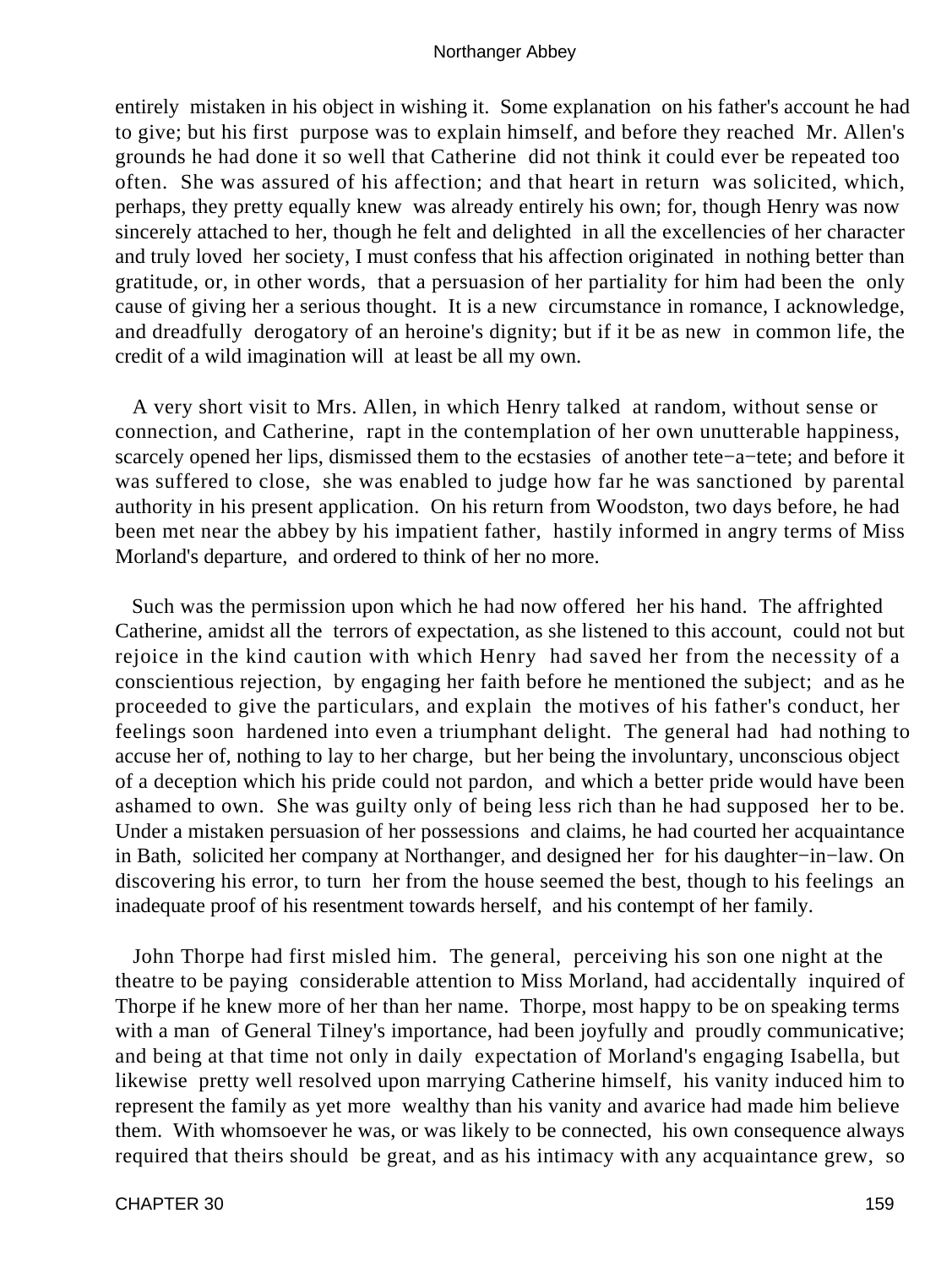entirely mistaken in his object in wishing it. Some explanation on his father's account he had to give; but his first purpose was to explain himself, and before they reached Mr. Allen's grounds he had done it so well that Catherine did not think it could ever be repeated too often. She was assured of his affection; and that heart in return was solicited, which, perhaps, they pretty equally knew was already entirely his own; for, though Henry was now sincerely attached to her, though he felt and delighted in all the excellencies of her character and truly loved her society, I must confess that his affection originated in nothing better than gratitude, or, in other words, that a persuasion of her partiality for him had been the only cause of giving her a serious thought. It is a new circumstance in romance, I acknowledge, and dreadfully derogatory of an heroine's dignity; but if it be as new in common life, the credit of a wild imagination will at least be all my own.

A very short visit to Mrs. Allen, in which Henry talked at random, without sense or connection, and Catherine, rapt in the contemplation of her own unutterable happiness, scarcely opened her lips, dismissed them to the ecstasies of another tete−a−tete; and before it was suffered to close, she was enabled to judge how far he was sanctioned by parental authority in his present application. On his return from Woodston, two days before, he had been met near the abbey by his impatient father, hastily informed in angry terms of Miss Morland's departure, and ordered to think of her no more.

Such was the permission upon which he had now offered her his hand. The affrighted Catherine, amidst all the terrors of expectation, as she listened to this account, could not but rejoice in the kind caution with which Henry had saved her from the necessity of a conscientious rejection, by engaging her faith before he mentioned the subject; and as he proceeded to give the particulars, and explain the motives of his father's conduct, her feelings soon hardened into even a triumphant delight. The general had had nothing to accuse her of, nothing to lay to her charge, but her being the involuntary, unconscious object of a deception which his pride could not pardon, and which a better pride would have been ashamed to own. She was guilty only of being less rich than he had supposed her to be. Under a mistaken persuasion of her possessions and claims, he had courted her acquaintance in Bath, solicited her company at Northanger, and designed her for his daughter−in−law. On discovering his error, to turn her from the house seemed the best, though to his feelings an inadequate proof of his resentment towards herself, and his contempt of her family.

John Thorpe had first misled him. The general, perceiving his son one night at the theatre to be paying considerable attention to Miss Morland, had accidentally inquired of Thorpe if he knew more of her than her name. Thorpe, most happy to be on speaking terms with a man of General Tilney's importance, had been joyfully and proudly communicative; and being at that time not only in daily expectation of Morland's engaging Isabella, but likewise pretty well resolved upon marrying Catherine himself, his vanity induced him to represent the family as yet more wealthy than his vanity and avarice had made him believe them. With whomsoever he was, or was likely to be connected, his own consequence always required that theirs should be great, and as his intimacy with any acquaintance grew, so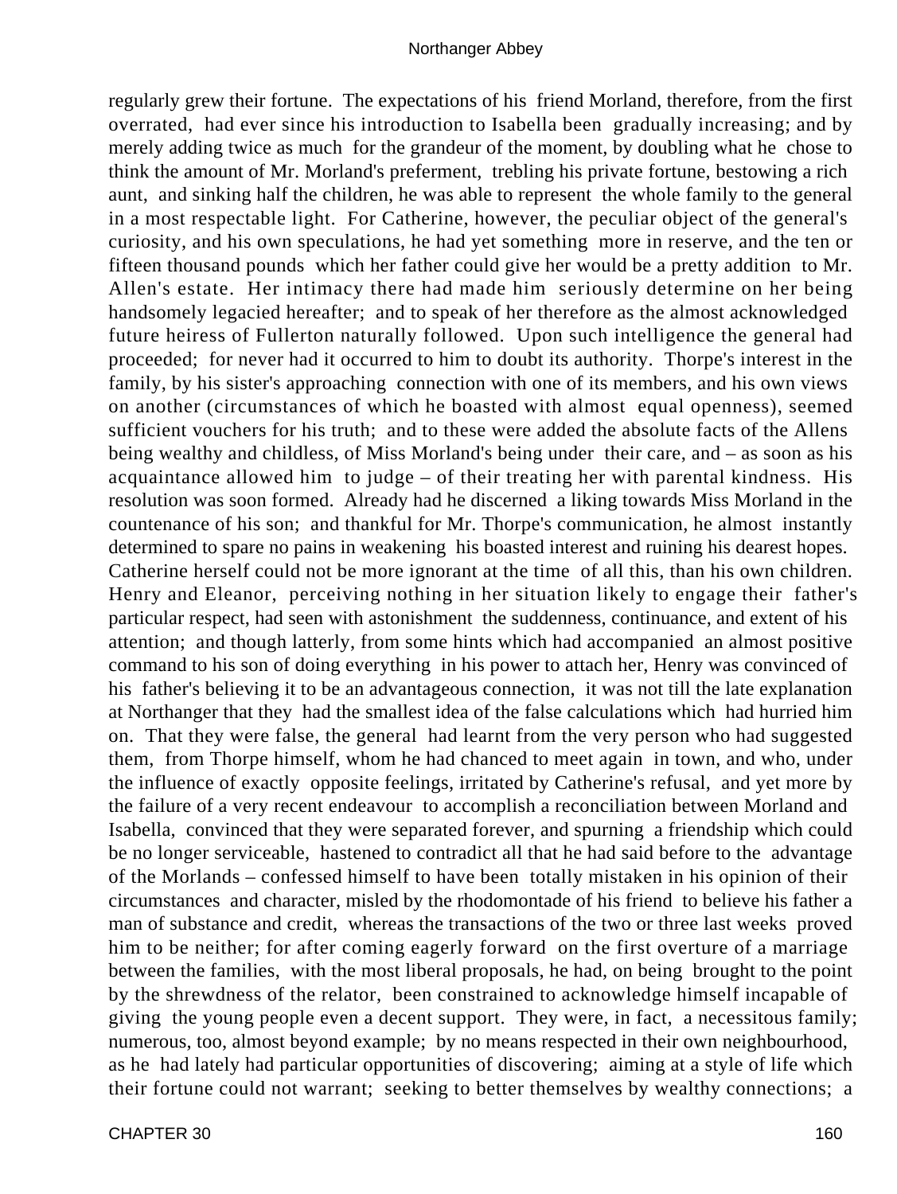regularly grew their fortune. The expectations of his friend Morland, therefore, from the first overrated, had ever since his introduction to Isabella been gradually increasing; and by merely adding twice as much for the grandeur of the moment, by doubling what he chose to think the amount of Mr. Morland's preferment, trebling his private fortune, bestowing a rich aunt, and sinking half the children, he was able to represent the whole family to the general in a most respectable light. For Catherine, however, the peculiar object of the general's curiosity, and his own speculations, he had yet something more in reserve, and the ten or fifteen thousand pounds which her father could give her would be a pretty addition to Mr. Allen's estate. Her intimacy there had made him seriously determine on her being handsomely legacied hereafter; and to speak of her therefore as the almost acknowledged future heiress of Fullerton naturally followed. Upon such intelligence the general had proceeded; for never had it occurred to him to doubt its authority. Thorpe's interest in the family, by his sister's approaching connection with one of its members, and his own views on another (circumstances of which he boasted with almost equal openness), seemed sufficient vouchers for his truth; and to these were added the absolute facts of the Allens being wealthy and childless, of Miss Morland's being under their care, and – as soon as his acquaintance allowed him to judge – of their treating her with parental kindness. His resolution was soon formed. Already had he discerned a liking towards Miss Morland in the countenance of his son; and thankful for Mr. Thorpe's communication, he almost instantly determined to spare no pains in weakening his boasted interest and ruining his dearest hopes. Catherine herself could not be more ignorant at the time of all this, than his own children. Henry and Eleanor, perceiving nothing in her situation likely to engage their father's particular respect, had seen with astonishment the suddenness, continuance, and extent of his attention; and though latterly, from some hints which had accompanied an almost positive command to his son of doing everything in his power to attach her, Henry was convinced of his father's believing it to be an advantageous connection, it was not till the late explanation at Northanger that they had the smallest idea of the false calculations which had hurried him on. That they were false, the general had learnt from the very person who had suggested them, from Thorpe himself, whom he had chanced to meet again in town, and who, under the influence of exactly opposite feelings, irritated by Catherine's refusal, and yet more by the failure of a very recent endeavour to accomplish a reconciliation between Morland and Isabella, convinced that they were separated forever, and spurning a friendship which could be no longer serviceable, hastened to contradict all that he had said before to the advantage of the Morlands – confessed himself to have been totally mistaken in his opinion of their circumstances and character, misled by the rhodomontade of his friend to believe his father a man of substance and credit, whereas the transactions of the two or three last weeks proved him to be neither; for after coming eagerly forward on the first overture of a marriage between the families, with the most liberal proposals, he had, on being brought to the point by the shrewdness of the relator, been constrained to acknowledge himself incapable of giving the young people even a decent support. They were, in fact, a necessitous family; numerous, too, almost beyond example; by no means respected in their own neighbourhood, as he had lately had particular opportunities of discovering; aiming at a style of life which their fortune could not warrant; seeking to better themselves by wealthy connections; a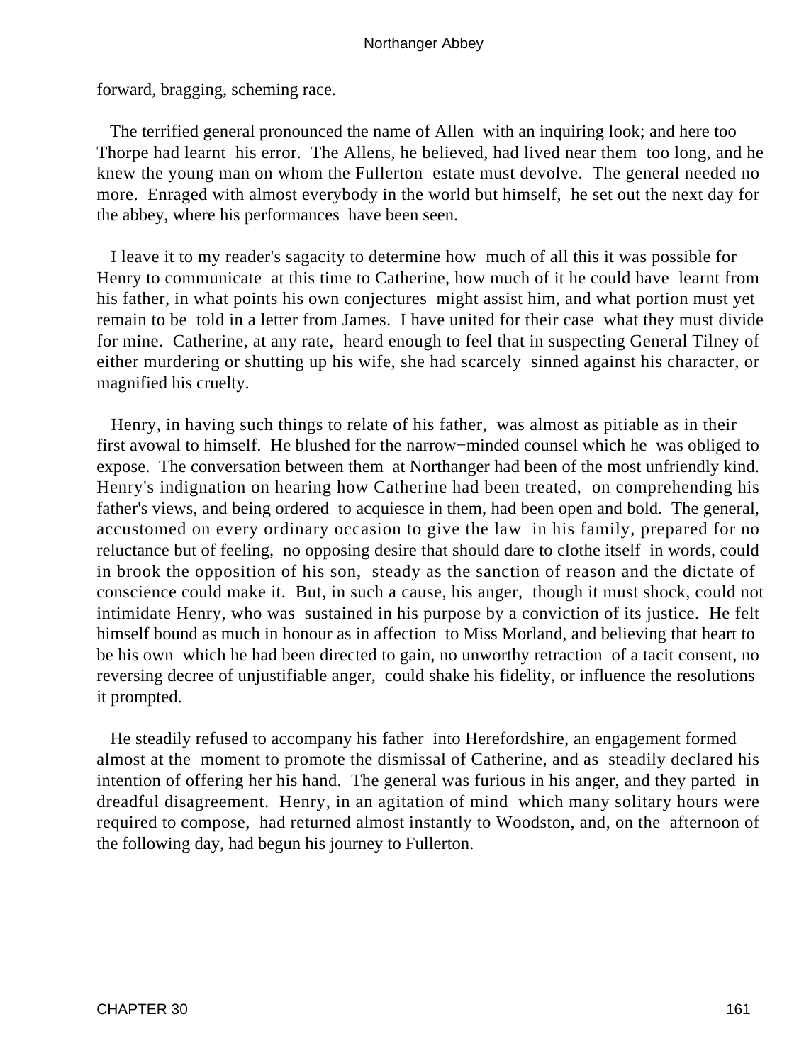forward, bragging, scheming race.

The terrified general pronounced the name of Allen with an inquiring look; and here too Thorpe had learnt his error. The Allens, he believed, had lived near them too long, and he knew the young man on whom the Fullerton estate must devolve. The general needed no more. Enraged with almost everybody in the world but himself, he set out the next day for the abbey, where his performances have been seen.

I leave it to my reader's sagacity to determine how much of all this it was possible for Henry to communicate at this time to Catherine, how much of it he could have learnt from his father, in what points his own conjectures might assist him, and what portion must yet remain to be told in a letter from James. I have united for their case what they must divide for mine. Catherine, at any rate, heard enough to feel that in suspecting General Tilney of either murdering or shutting up his wife, she had scarcely sinned against his character, or magnified his cruelty.

Henry, in having such things to relate of his father, was almost as pitiable as in their first avowal to himself. He blushed for the narrow−minded counsel which he was obliged to expose. The conversation between them at Northanger had been of the most unfriendly kind. Henry's indignation on hearing how Catherine had been treated, on comprehending his father's views, and being ordered to acquiesce in them, had been open and bold. The general, accustomed on every ordinary occasion to give the law in his family, prepared for no reluctance but of feeling, no opposing desire that should dare to clothe itself in words, could in brook the opposition of his son, steady as the sanction of reason and the dictate of conscience could make it. But, in such a cause, his anger, though it must shock, could not intimidate Henry, who was sustained in his purpose by a conviction of its justice. He felt himself bound as much in honour as in affection to Miss Morland, and believing that heart to be his own which he had been directed to gain, no unworthy retraction of a tacit consent, no reversing decree of unjustifiable anger, could shake his fidelity, or influence the resolutions it prompted.

He steadily refused to accompany his father into Herefordshire, an engagement formed almost at the moment to promote the dismissal of Catherine, and as steadily declared his intention of offering her his hand. The general was furious in his anger, and they parted in dreadful disagreement. Henry, in an agitation of mind which many solitary hours were required to compose, had returned almost instantly to Woodston, and, on the afternoon of the following day, had begun his journey to Fullerton.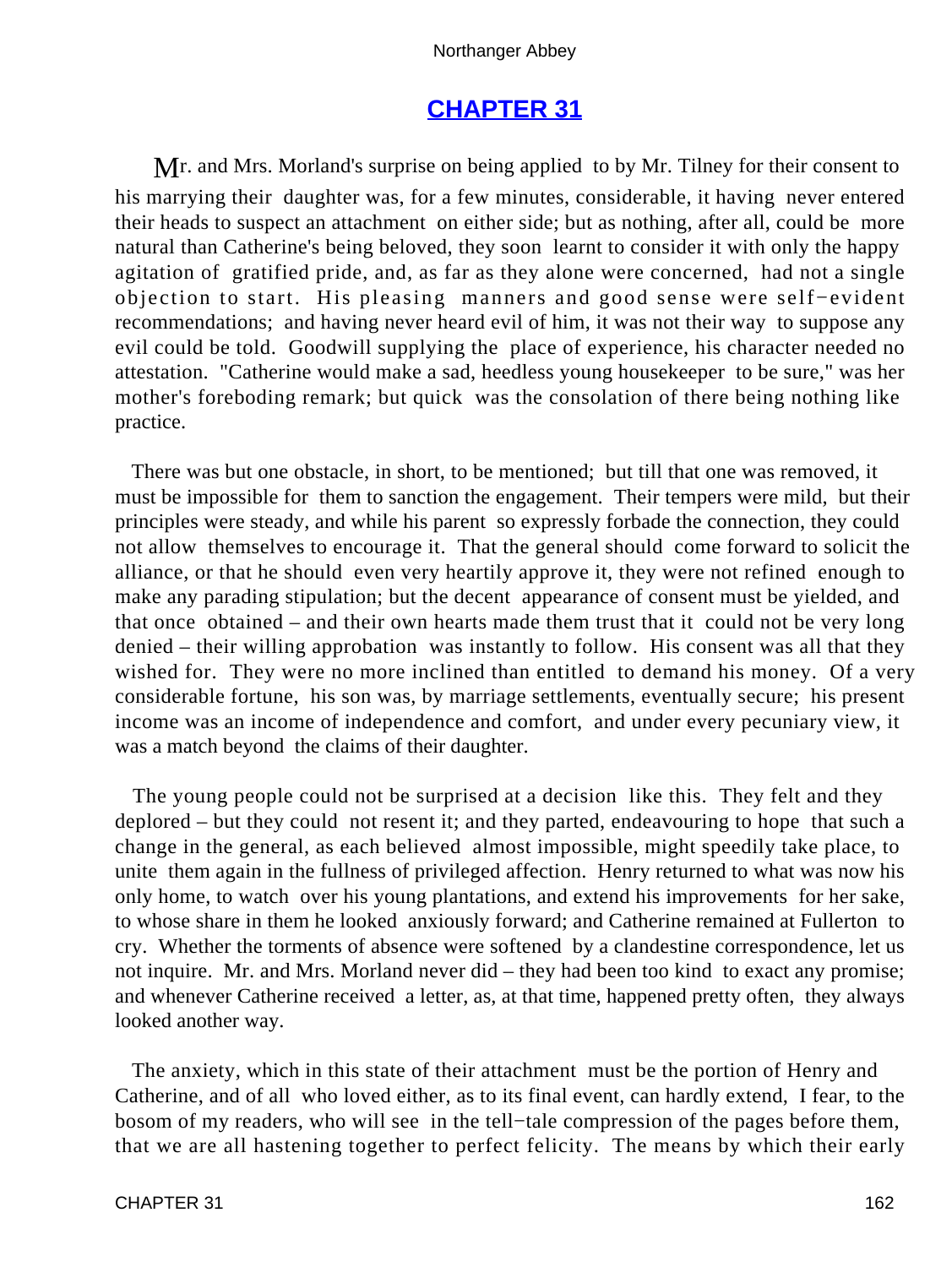## CHAPTER 31

Mr. and Mrs. Morland's surprise on being applied to by Mr. Tilney for their consent to his marrying their daughter was, for a few minutes, considerable, it having never entered their heads to suspect an attachment on either side; but as nothing, after all, could be more natural than Catherine's being beloved, they soon learnt to consider it with only the happy agitation of gratified pride, and, as far as they alone were concerned, had not a single objection to start. His pleasing manners and good sense were self−evident recommendations; and having never heard evil of him, it was not their way to suppose any evil could be told. Goodwill supplying the place of experience, his character needed no attestation. "Catherine would make a sad, heedless young housekeeper to be sure," was her mother's foreboding remark; but quick was the consolation of there being nothing like practice.

There was but one obstacle, in short, to be mentioned; but till that one was removed, it must be impossible for them to sanction the engagement. Their tempers were mild, but their principles were steady, and while his parent so expressly forbade the connection, they could not allow themselves to encourage it. That the general should come forward to solicit the alliance, or that he should even very heartily approve it, they were not refined enough to make any parading stipulation; but the decent appearance of consent must be yielded, and that once obtained – and their own hearts made them trust that it could not be very long denied – their willing approbation was instantly to follow. His consent was all that they wished for. They were no more inclined than entitled to demand his money. Of a very considerable fortune, his son was, by marriage settlements, eventually secure; his present income was an income of independence and comfort, and under every pecuniary view, it was a match beyond the claims of their daughter.

The young people could not be surprised at a decision like this. They felt and they deplored – but they could not resent it; and they parted, endeavouring to hope that such a change in the general, as each believed almost impossible, might speedily take place, to unite them again in the fullness of privileged affection. Henry returned to what was now his only home, to watch over his young plantations, and extend his improvements for her sake, to whose share in them he looked anxiously forward; and Catherine remained at Fullerton to cry. Whether the torments of absence were softened by a clandestine correspondence, let us not inquire. Mr. and Mrs. Morland never did – they had been too kind to exact any promise; and whenever Catherine received a letter, as, at that time, happened pretty often, they always looked another way.

The anxiety, which in this state of their attachment must be the portion of Henry and Catherine, and of all who loved either, as to its final event, can hardly extend, I fear, to the bosom of my readers, who will see in the tell−tale compression of the pages before them, that we are all hastening together to perfect felicity. The means by which their early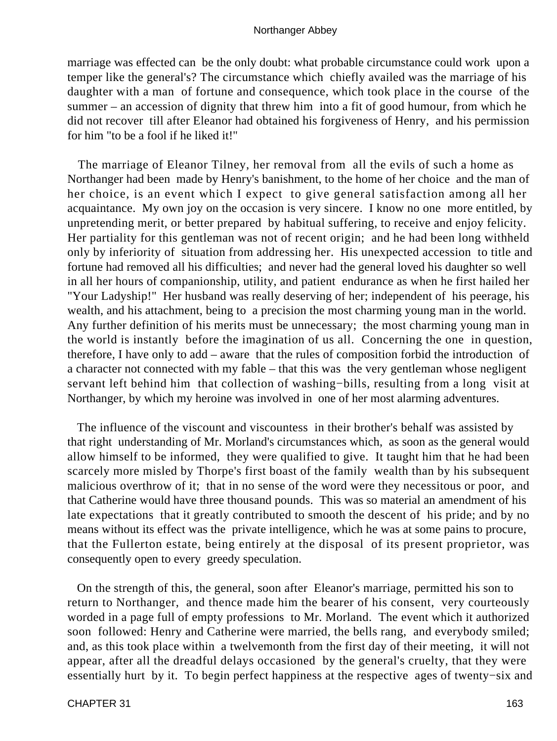marriage was effected can be the only doubt: what probable circumstance could work upon a temper like the general's? The circumstance which chiefly availed was the marriage of his daughter with a man of fortune and consequence, which took place in the course of the summer – an accession of dignity that threw him into a fit of good humour, from which he did not recover till after Eleanor had obtained his forgiveness of Henry, and his permission for him "to be a fool if he liked it!"

The marriage of Eleanor Tilney, her removal from all the evils of such a home as Northanger had been made by Henry's banishment, to the home of her choice and the man of her choice, is an event which I expect to give general satisfaction among all her acquaintance. My own joy on the occasion is very sincere. I know no one more entitled, by unpretending merit, or better prepared by habitual suffering, to receive and enjoy felicity. Her partiality for this gentleman was not of recent origin; and he had been long withheld only by inferiority of situation from addressing her. His unexpected accession to title and fortune had removed all his difficulties; and never had the general loved his daughter so well in all her hours of companionship, utility, and patient endurance as when he first hailed her "Your Ladyship!" Her husband was really deserving of her; independent of his peerage, his wealth, and his attachment, being to a precision the most charming young man in the world. Any further definition of his merits must be unnecessary; the most charming young man in the world is instantly before the imagination of us all. Concerning the one in question, therefore, I have only to add – aware that the rules of composition forbid the introduction of a character not connected with my fable – that this was the very gentleman whose negligent servant left behind him that collection of washing−bills, resulting from a long visit at Northanger, by which my heroine was involved in one of her most alarming adventures.

The influence of the viscount and viscountess in their brother's behalf was assisted by that right understanding of Mr. Morland's circumstances which, as soon as the general would allow himself to be informed, they were qualified to give. It taught him that he had been scarcely more misled by Thorpe's first boast of the family wealth than by his subsequent malicious overthrow of it; that in no sense of the word were they necessitous or poor, and that Catherine would have three thousand pounds. This was so material an amendment of his late expectations that it greatly contributed to smooth the descent of his pride; and by no means without its effect was the private intelligence, which he was at some pains to procure, that the Fullerton estate, being entirely at the disposal of its present proprietor, was consequently open to every greedy speculation.

On the strength of this, the general, soon after Eleanor's marriage, permitted his son to return to Northanger, and thence made him the bearer of his consent, very courteously worded in a page full of empty professions to Mr. Morland. The event which it authorized soon followed: Henry and Catherine were married, the bells rang, and everybody smiled; and, as this took place within a twelvemonth from the first day of their meeting, it will not appear, after all the dreadful delays occasioned by the general's cruelty, that they were essentially hurt by it. To begin perfect happiness at the respective ages of twenty−six and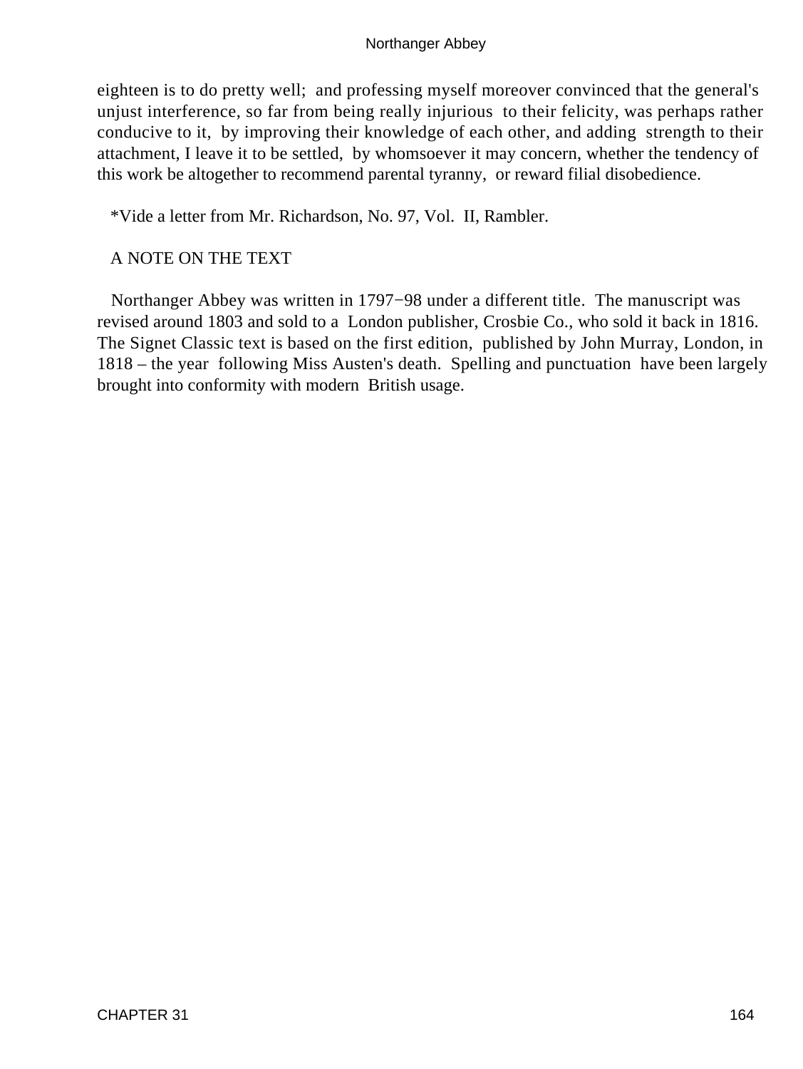eighteen is to do pretty well; and professing myself moreover convinced that the general's unjust interference, so far from being really injurious to their felicity, was perhaps rather conducive to it, by improving their knowledge of each other, and adding strength to their attachment, I leave it to be settled, by whomsoever it may concern, whether the tendency of this work be altogether to recommend parental tyranny, or reward filial disobedience.

*Vide a letter from Mr. Richardson, No. 97, Vol. II, Rambler.

## A NOTE ON THE TEXT

Northanger Abbey was written in 1797−98 under a different title. The manuscript was revised around 1803 and sold to a London publisher, Crosbie Co., who sold it back in 1816. The Signet Classic text is based on the first edition, published by John Murray, London, in 1818 – the year following Miss Austen's death. Spelling and punctuation have been largely brought into conformity with modern British usage.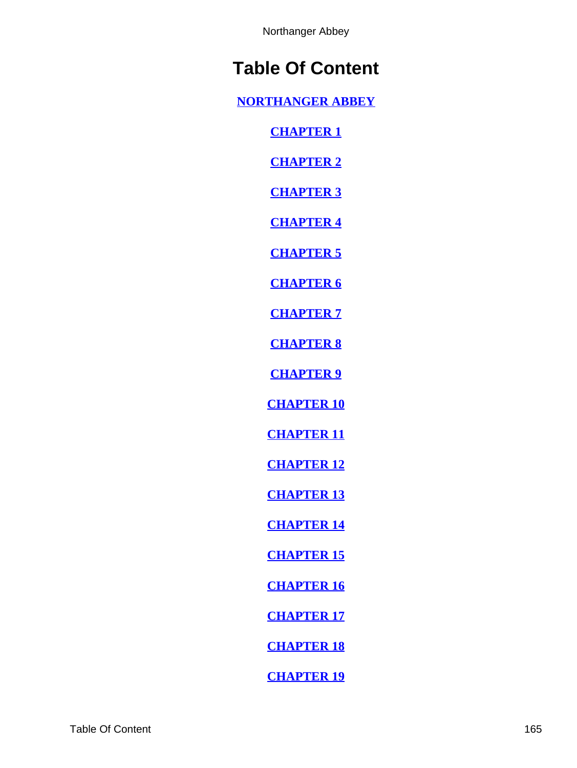# Table Of Content

NORTHANGER ABBEY

CHAPTER 1

CHAPTER 2

CHAPTER 3

CHAPTER 4

CHAPTER 5

CHAPTER 6

CHAPTER 7

CHAPTER 8

CHAPTER 9

CHAPTER 10

CHAPTER 11

CHAPTER 12

CHAPTER 13

CHAPTER 14

CHAPTER 15

CHAPTER 16

CHAPTER 17

CHAPTER 18

CHAPTER 19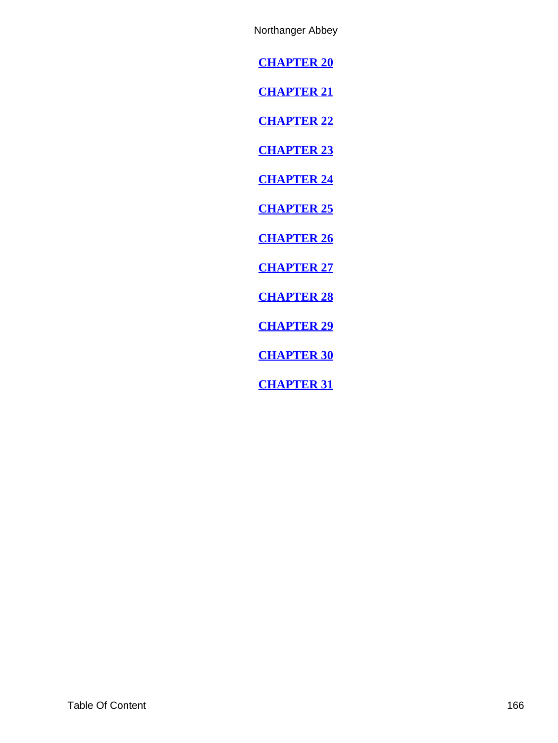**CHAPTER 20**

**CHAPTER 21**

**CHAPTER 22**

**CHAPTER 23**

**CHAPTER 24**

**CHAPTER 25**

**CHAPTER 26**

**CHAPTER 27**

**CHAPTER 28**

**CHAPTER 29**

**CHAPTER 30**

**CHAPTER 31**